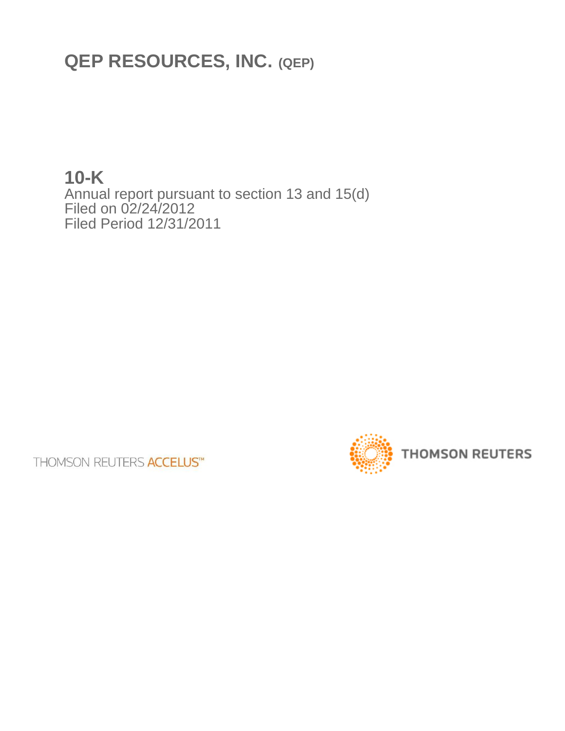# QEP RESOURCES, INC. (QEP)

## 10-K

Annual report pursuant to section 13 and 15(d)
Filed on 02/24/2012
Filed Period 12/31/2011

THOMSON REUTERS ACCELUS™

THOMSON REUTERS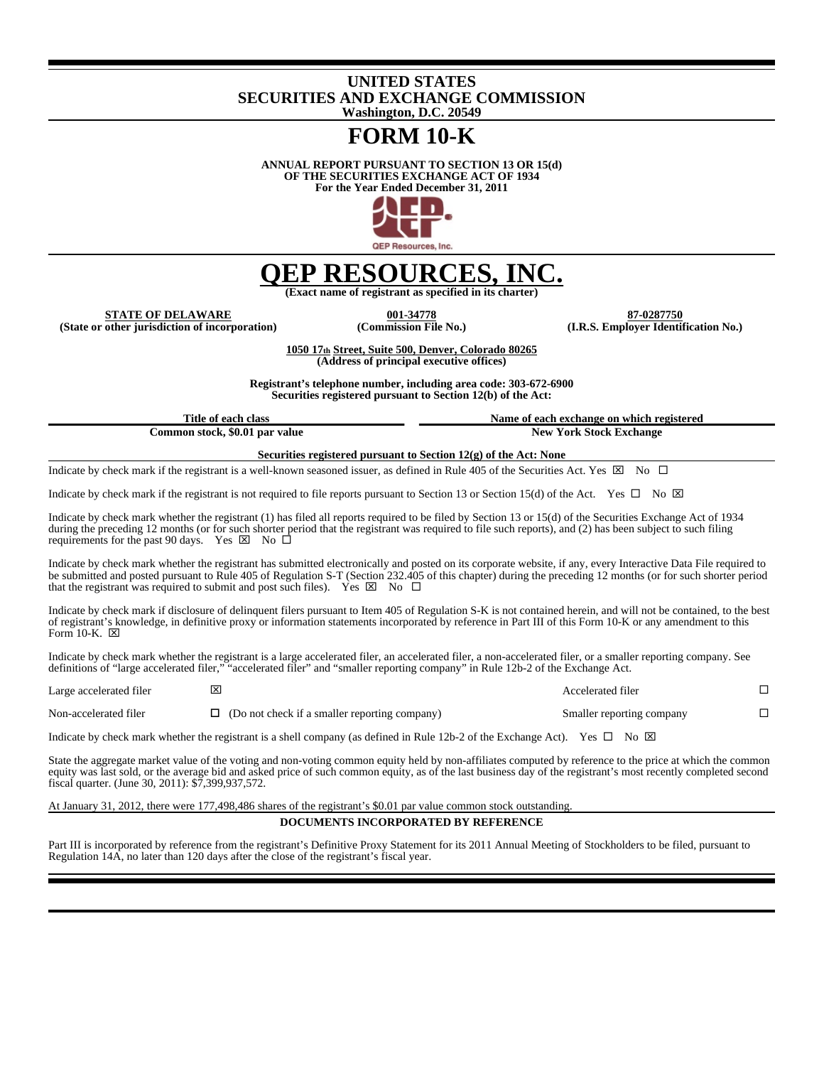# UNITED STATES
# SECURITIES AND EXCHANGE COMMISSION
**Washington, D.C. 20549**

# FORM 10-K

**ANNUAL REPORT PURSUANT TO SECTION 13 OR 15(d)**
**OF THE SECURITIES EXCHANGE ACT OF 1934**
**For the Year Ended December 31, 2011**

QEP Resources, Inc.

# QEP RESOURCES, INC.
**(Exact name of registrant as specified in its charter)**

| STATE OF DELAWARE | 001-34778 | 87-0287750 |
|---|---|---|
| (State or other jurisdiction of incorporation) | (Commission File No.) | (I.R.S. Employer Identification No.) |

**1050 17th Street, Suite 500, Denver, Colorado 80265**
**(Address of principal executive offices)**

**Registrant's telephone number, including area code: 303-672-6900**
**Securities registered pursuant to Section 12(b) of the Act:**

| Title of each class | Name of each exchange on which registered |
|---|---|
| Common stock, $0.01 par value | New York Stock Exchange |

**Securities registered pursuant to Section 12(g) of the Act: None**

Indicate by check mark if the registrant is a well-known seasoned issuer, as defined in Rule 405 of the Securities Act. Yes ☒ No ☐

Indicate by check mark if the registrant is not required to file reports pursuant to Section 13 or Section 15(d) of the Act. Yes ☐ No ☒

Indicate by check mark whether the registrant (1) has filed all reports required to be filed by Section 13 or 15(d) of the Securities Exchange Act of 1934 during the preceding 12 months (or for such shorter period that the registrant was required to file such reports), and (2) has been subject to such filing requirements for the past 90 days. Yes ☒ No ☐

Indicate by check mark whether the registrant has submitted electronically and posted on its corporate website, if any, every Interactive Data File required to be submitted and posted pursuant to Rule 405 of Regulation S-T (Section 232.405 of this chapter) during the preceding 12 months (or for such shorter period that the registrant was required to submit and post such files). Yes ☒ No ☐

Indicate by check mark if disclosure of delinquent filers pursuant to Item 405 of Regulation S-K is not contained herein, and will not be contained, to the best of registrant's knowledge, in definitive proxy or information statements incorporated by reference in Part III of this Form 10-K or any amendment to this Form 10-K. ☒

Indicate by check mark whether the registrant is a large accelerated filer, an accelerated filer, a non-accelerated filer, or a smaller reporting company. See definitions of "large accelerated filer," "accelerated filer" and "smaller reporting company" in Rule 12b-2 of the Exchange Act.

| | | | |
|---|---|---|---|
| Large accelerated filer | ☒ | Accelerated filer | ☐ |
| Non-accelerated filer | ☐ (Do not check if a smaller reporting company) | Smaller reporting company | ☐ |

Indicate by check mark whether the registrant is a shell company (as defined in Rule 12b-2 of the Exchange Act). Yes ☐ No ☒

State the aggregate market value of the voting and non-voting common equity held by non-affiliates computed by reference to the price at which the common equity was last sold, or the average bid and asked price of such common equity, as of the last business day of the registrant's most recently completed second fiscal quarter. (June 30, 2011): $7,399,937,572.

At January 31, 2012, there were 177,498,486 shares of the registrant's $0.01 par value common stock outstanding.

**DOCUMENTS INCORPORATED BY REFERENCE**

Part III is incorporated by reference from the registrant's Definitive Proxy Statement for its 2011 Annual Meeting of Stockholders to be filed, pursuant to Regulation 14A, no later than 120 days after the close of the registrant's fiscal year.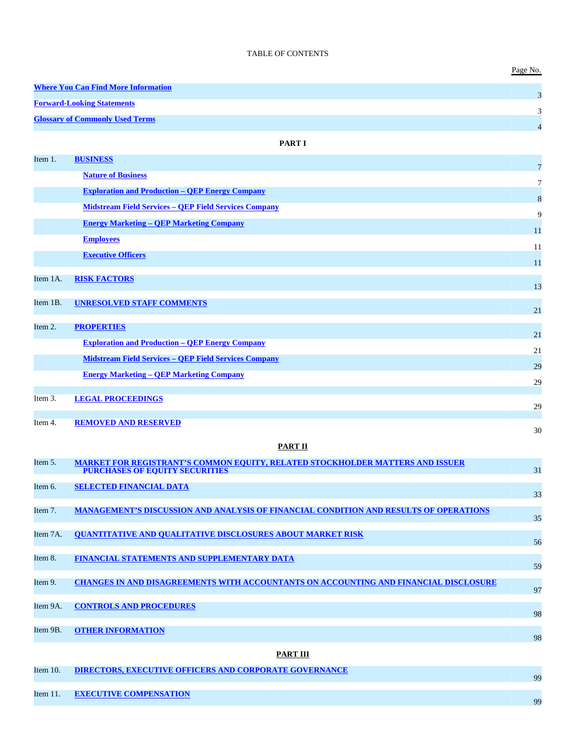# TABLE OF CONTENTS

| | | Page No. |
|---|---|---|
| Where You Can Find More Information | | 3 |
| Forward-Looking Statements | | 3 |
| Glossary of Commonly Used Terms | | 4 |
| | **PART I** | |
| Item 1. | BUSINESS | 7 |
| | Nature of Business | 7 |
| | Exploration and Production – QEP Energy Company | 8 |
| | Midstream Field Services – QEP Field Services Company | 9 |
| | Energy Marketing – QEP Marketing Company | 11 |
| | Employees | 11 |
| | Executive Officers | 11 |
| Item 1A. | RISK FACTORS | 13 |
| Item 1B. | UNRESOLVED STAFF COMMENTS | 21 |
| Item 2. | PROPERTIES | 21 |
| | Exploration and Production – QEP Energy Company | 21 |
| | Midstream Field Services – QEP Field Services Company | 29 |
| | Energy Marketing – QEP Marketing Company | 29 |
| Item 3. | LEGAL PROCEEDINGS | 29 |
| Item 4. | REMOVED AND RESERVED | 30 |
| | **PART II** | |
| Item 5. | MARKET FOR REGISTRANT'S COMMON EQUITY, RELATED STOCKHOLDER MATTERS AND ISSUER PURCHASES OF EQUITY SECURITIES | 31 |
| Item 6. | SELECTED FINANCIAL DATA | 33 |
| Item 7. | MANAGEMENT'S DISCUSSION AND ANALYSIS OF FINANCIAL CONDITION AND RESULTS OF OPERATIONS | 35 |
| Item 7A. | QUANTITATIVE AND QUALITATIVE DISCLOSURES ABOUT MARKET RISK | 56 |
| Item 8. | FINANCIAL STATEMENTS AND SUPPLEMENTARY DATA | 59 |
| Item 9. | CHANGES IN AND DISAGREEMENTS WITH ACCOUNTANTS ON ACCOUNTING AND FINANCIAL DISCLOSURE | 97 |
| Item 9A. | CONTROLS AND PROCEDURES | 98 |
| Item 9B. | OTHER INFORMATION | 98 |
| | **PART III** | |
| Item 10. | DIRECTORS, EXECUTIVE OFFICERS AND CORPORATE GOVERNANCE | 99 |
| Item 11. | EXECUTIVE COMPENSATION | 99 |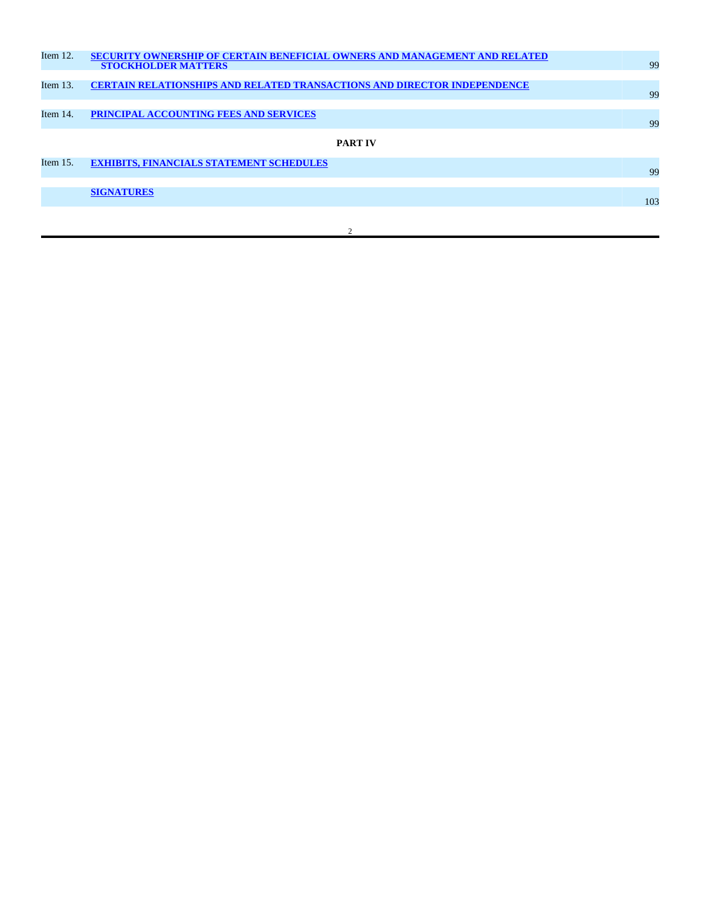| | | |
|---|---|---|
| Item 12. | SECURITY OWNERSHIP OF CERTAIN BENEFICIAL OWNERS AND MANAGEMENT AND RELATED STOCKHOLDER MATTERS | 99 |
| Item 13. | CERTAIN RELATIONSHIPS AND RELATED TRANSACTIONS AND DIRECTOR INDEPENDENCE | 99 |
| Item 14. | PRINCIPAL ACCOUNTING FEES AND SERVICES | 99 |
| | **PART IV** | |
| Item 15. | EXHIBITS, FINANCIALS STATEMENT SCHEDULES | 99 |
| | SIGNATURES | 103 |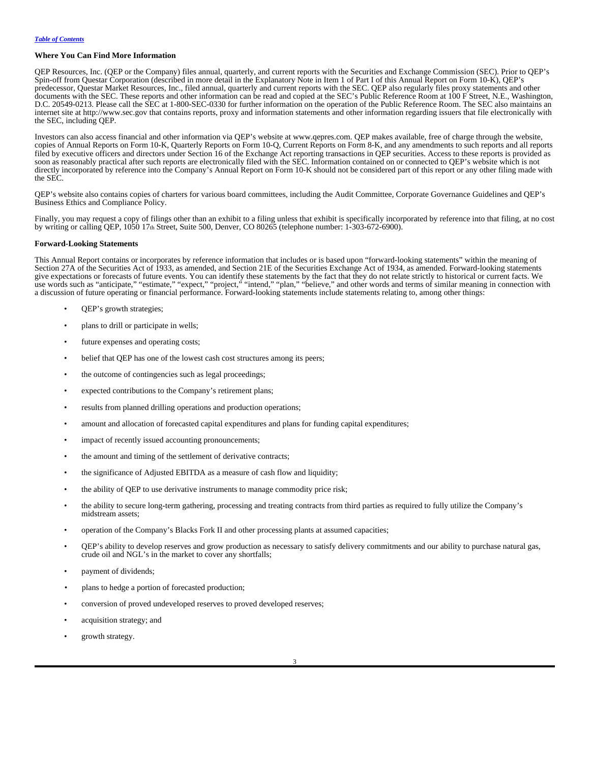*Table of Contents*

**Where You Can Find More Information**

QEP Resources, Inc. (QEP or the Company) files annual, quarterly, and current reports with the Securities and Exchange Commission (SEC). Prior to QEP's Spin-off from Questar Corporation (described in more detail in the Explanatory Note in Item 1 of Part I of this Annual Report on Form 10-K), QEP's predecessor, Questar Market Resources, Inc., filed annual, quarterly and current reports with the SEC. QEP also regularly files proxy statements and other documents with the SEC. These reports and other information can be read and copied at the SEC's Public Reference Room at 100 F Street, N.E., Washington, D.C. 20549-0213. Please call the SEC at 1-800-SEC-0330 for further information on the operation of the Public Reference Room. The SEC also maintains an internet site at http://www.sec.gov that contains reports, proxy and information statements and other information regarding issuers that file electronically with the SEC, including QEP.

Investors can also access financial and other information via QEP's website at www.qepres.com. QEP makes available, free of charge through the website, copies of Annual Reports on Form 10-K, Quarterly Reports on Form 10-Q, Current Reports on Form 8-K, and any amendments to such reports and all reports filed by executive officers and directors under Section 16 of the Exchange Act reporting transactions in QEP securities. Access to these reports is provided as soon as reasonably practical after such reports are electronically filed with the SEC. Information contained on or connected to QEP's website which is not directly incorporated by reference into the Company's Annual Report on Form 10-K should not be considered part of this report or any other filing made with the SEC.

QEP's website also contains copies of charters for various board committees, including the Audit Committee, Corporate Governance Guidelines and QEP's Business Ethics and Compliance Policy.

Finally, you may request a copy of filings other than an exhibit to a filing unless that exhibit is specifically incorporated by reference into that filing, at no cost by writing or calling QEP, 1050 17th Street, Suite 500, Denver, CO 80265 (telephone number: 1-303-672-6900).

**Forward-Looking Statements**

This Annual Report contains or incorporates by reference information that includes or is based upon "forward-looking statements" within the meaning of Section 27A of the Securities Act of 1933, as amended, and Section 21E of the Securities Exchange Act of 1934, as amended. Forward-looking statements give expectations or forecasts of future events. You can identify these statements by the fact that they do not relate strictly to historical or current facts. We use words such as "anticipate," "estimate," "expect," "project," "intend," "plan," "believe," and other words and terms of similar meaning in connection with a discussion of future operating or financial performance. Forward-looking statements include statements relating to, among other things:

- QEP's growth strategies;
- plans to drill or participate in wells;
- future expenses and operating costs;
- belief that QEP has one of the lowest cash cost structures among its peers;
- the outcome of contingencies such as legal proceedings;
- expected contributions to the Company's retirement plans;
- results from planned drilling operations and production operations;
- amount and allocation of forecasted capital expenditures and plans for funding capital expenditures;
- impact of recently issued accounting pronouncements;
- the amount and timing of the settlement of derivative contracts;
- the significance of Adjusted EBITDA as a measure of cash flow and liquidity;
- the ability of QEP to use derivative instruments to manage commodity price risk;
- the ability to secure long-term gathering, processing and treating contracts from third parties as required to fully utilize the Company's midstream assets;
- operation of the Company's Blacks Fork II and other processing plants at assumed capacities;
- QEP's ability to develop reserves and grow production as necessary to satisfy delivery commitments and our ability to purchase natural gas, crude oil and NGL's in the market to cover any shortfalls;
- payment of dividends;
- plans to hedge a portion of forecasted production;
- conversion of proved undeveloped reserves to proved developed reserves;
- acquisition strategy; and
- growth strategy.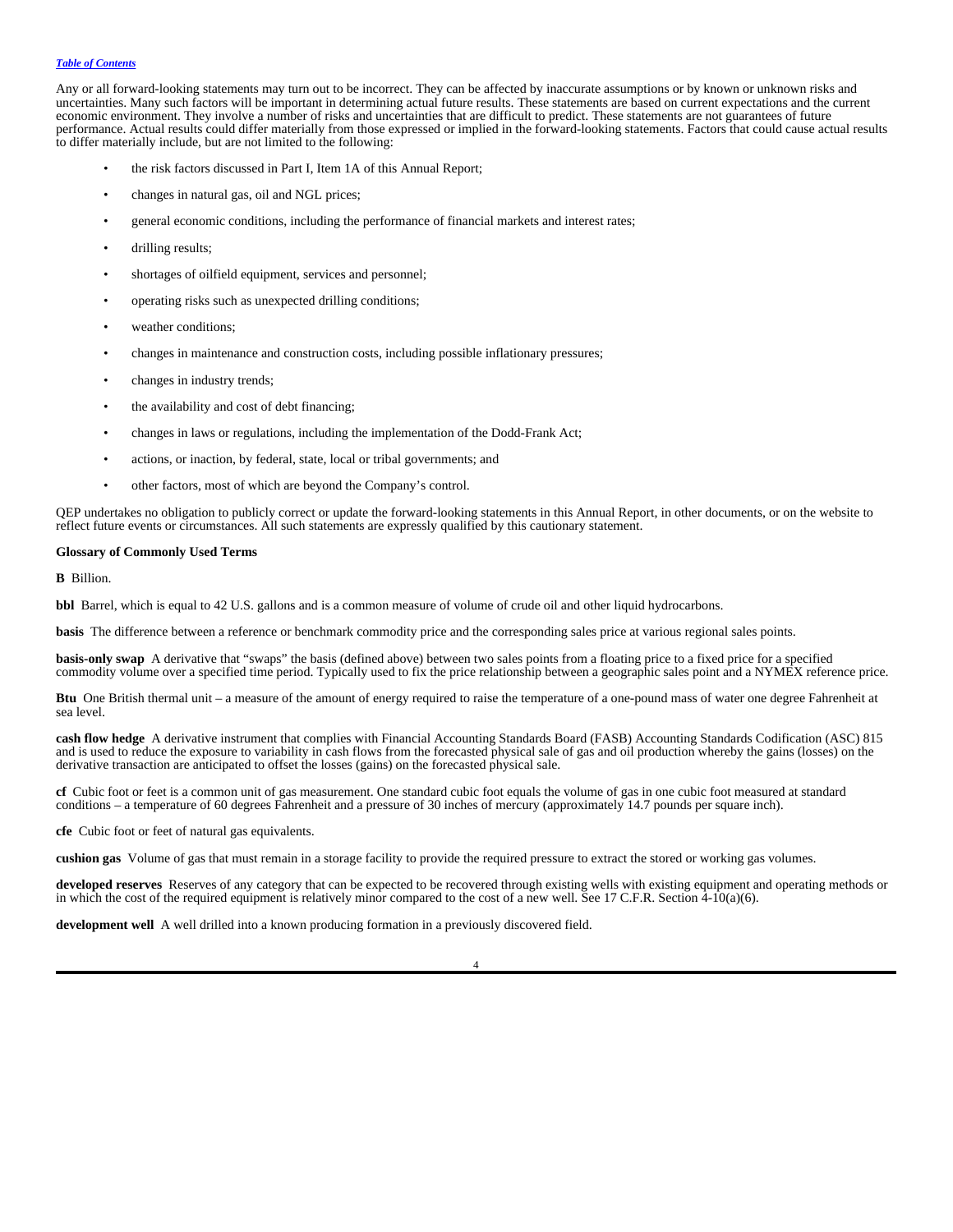Any or all forward-looking statements may turn out to be incorrect. They can be affected by inaccurate assumptions or by known or unknown risks and uncertainties. Many such factors will be important in determining actual future results. These statements are based on current expectations and the current economic environment. They involve a number of risks and uncertainties that are difficult to predict. These statements are not guarantees of future performance. Actual results could differ materially from those expressed or implied in the forward-looking statements. Factors that could cause actual results to differ materially include, but are not limited to the following:

- the risk factors discussed in Part I, Item 1A of this Annual Report;
- changes in natural gas, oil and NGL prices;
- general economic conditions, including the performance of financial markets and interest rates;
- drilling results;
- shortages of oilfield equipment, services and personnel;
- operating risks such as unexpected drilling conditions;
- weather conditions;
- changes in maintenance and construction costs, including possible inflationary pressures;
- changes in industry trends;
- the availability and cost of debt financing;
- changes in laws or regulations, including the implementation of the Dodd-Frank Act;
- actions, or inaction, by federal, state, local or tribal governments; and
- other factors, most of which are beyond the Company's control.

QEP undertakes no obligation to publicly correct or update the forward-looking statements in this Annual Report, in other documents, or on the website to reflect future events or circumstances. All such statements are expressly qualified by this cautionary statement.

**Glossary of Commonly Used Terms**

**B** Billion.

**bbl** Barrel, which is equal to 42 U.S. gallons and is a common measure of volume of crude oil and other liquid hydrocarbons.

**basis** The difference between a reference or benchmark commodity price and the corresponding sales price at various regional sales points.

**basis-only swap** A derivative that "swaps" the basis (defined above) between two sales points from a floating price to a fixed price for a specified commodity volume over a specified time period. Typically used to fix the price relationship between a geographic sales point and a NYMEX reference price.

**Btu** One British thermal unit – a measure of the amount of energy required to raise the temperature of a one-pound mass of water one degree Fahrenheit at sea level.

**cash flow hedge** A derivative instrument that complies with Financial Accounting Standards Board (FASB) Accounting Standards Codification (ASC) 815 and is used to reduce the exposure to variability in cash flows from the forecasted physical sale of gas and oil production whereby the gains (losses) on the derivative transaction are anticipated to offset the losses (gains) on the forecasted physical sale.

**cf** Cubic foot or feet is a common unit of gas measurement. One standard cubic foot equals the volume of gas in one cubic foot measured at standard conditions – a temperature of 60 degrees Fahrenheit and a pressure of 30 inches of mercury (approximately 14.7 pounds per square inch).

**cfe** Cubic foot or feet of natural gas equivalents.

**cushion gas** Volume of gas that must remain in a storage facility to provide the required pressure to extract the stored or working gas volumes.

**developed reserves** Reserves of any category that can be expected to be recovered through existing wells with existing equipment and operating methods or in which the cost of the required equipment is relatively minor compared to the cost of a new well. See 17 C.F.R. Section 4-10(a)(6).

**development well** A well drilled into a known producing formation in a previously discovered field.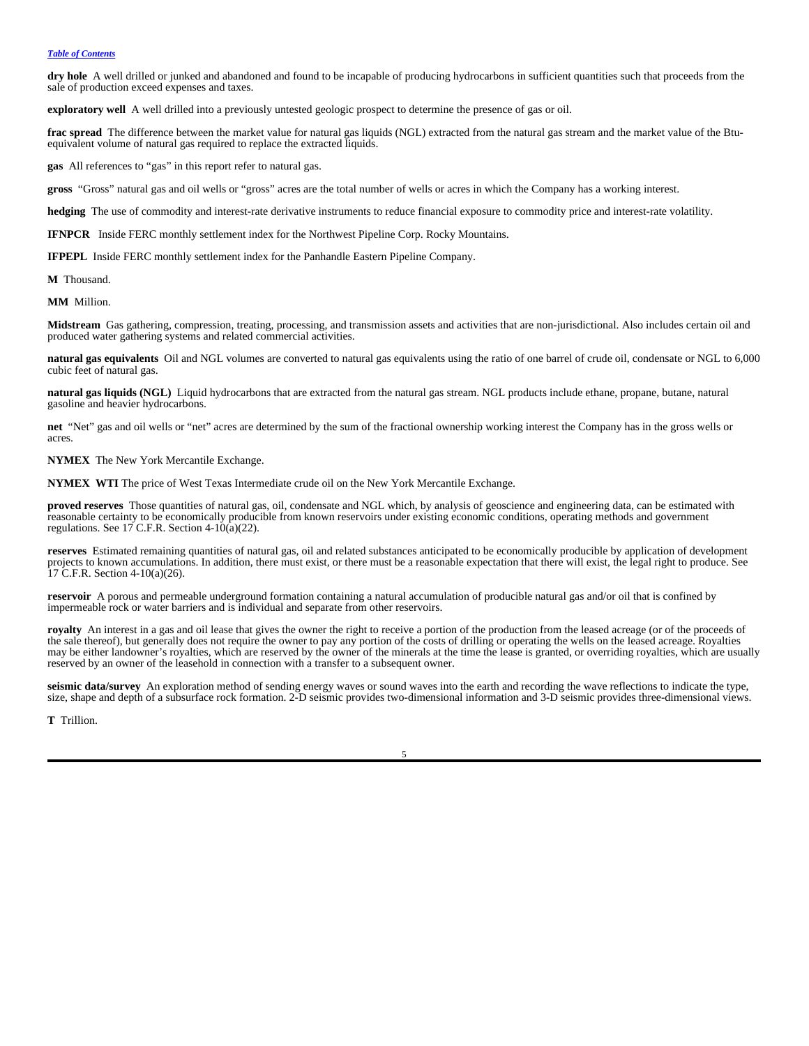[*Table of Contents*](#)

**dry hole** A well drilled or junked and abandoned and found to be incapable of producing hydrocarbons in sufficient quantities such that proceeds from the sale of production exceed expenses and taxes.

**exploratory well** A well drilled into a previously untested geologic prospect to determine the presence of gas or oil.

**frac spread** The difference between the market value for natural gas liquids (NGL) extracted from the natural gas stream and the market value of the Btu-equivalent volume of natural gas required to replace the extracted liquids.

**gas** All references to "gas" in this report refer to natural gas.

**gross** "Gross" natural gas and oil wells or "gross" acres are the total number of wells or acres in which the Company has a working interest.

**hedging** The use of commodity and interest-rate derivative instruments to reduce financial exposure to commodity price and interest-rate volatility.

**IFNPCR** Inside FERC monthly settlement index for the Northwest Pipeline Corp. Rocky Mountains.

**IFPEPL** Inside FERC monthly settlement index for the Panhandle Eastern Pipeline Company.

**M** Thousand.

**MM** Million.

**Midstream** Gas gathering, compression, treating, processing, and transmission assets and activities that are non-jurisdictional. Also includes certain oil and produced water gathering systems and related commercial activities.

**natural gas equivalents** Oil and NGL volumes are converted to natural gas equivalents using the ratio of one barrel of crude oil, condensate or NGL to 6,000 cubic feet of natural gas.

**natural gas liquids (NGL)** Liquid hydrocarbons that are extracted from the natural gas stream. NGL products include ethane, propane, butane, natural gasoline and heavier hydrocarbons.

**net** "Net" gas and oil wells or "net" acres are determined by the sum of the fractional ownership working interest the Company has in the gross wells or acres.

**NYMEX** The New York Mercantile Exchange.

**NYMEX WTI** The price of West Texas Intermediate crude oil on the New York Mercantile Exchange.

**proved reserves** Those quantities of natural gas, oil, condensate and NGL which, by analysis of geoscience and engineering data, can be estimated with reasonable certainty to be economically producible from known reservoirs under existing economic conditions, operating methods and government regulations. See 17 C.F.R. Section 4-10(a)(22).

**reserves** Estimated remaining quantities of natural gas, oil and related substances anticipated to be economically producible by application of development projects to known accumulations. In addition, there must exist, or there must be a reasonable expectation that there will exist, the legal right to produce. See 17 C.F.R. Section 4-10(a)(26).

**reservoir** A porous and permeable underground formation containing a natural accumulation of producible natural gas and/or oil that is confined by impermeable rock or water barriers and is individual and separate from other reservoirs.

**royalty** An interest in a gas and oil lease that gives the owner the right to receive a portion of the production from the leased acreage (or of the proceeds of the sale thereof), but generally does not require the owner to pay any portion of the costs of drilling or operating the wells on the leased acreage. Royalties may be either landowner's royalties, which are reserved by the owner of the minerals at the time the lease is granted, or overriding royalties, which are usually reserved by an owner of the leasehold in connection with a transfer to a subsequent owner.

**seismic data/survey** An exploration method of sending energy waves or sound waves into the earth and recording the wave reflections to indicate the type, size, shape and depth of a subsurface rock formation. 2-D seismic provides two-dimensional information and 3-D seismic provides three-dimensional views.

**T** Trillion.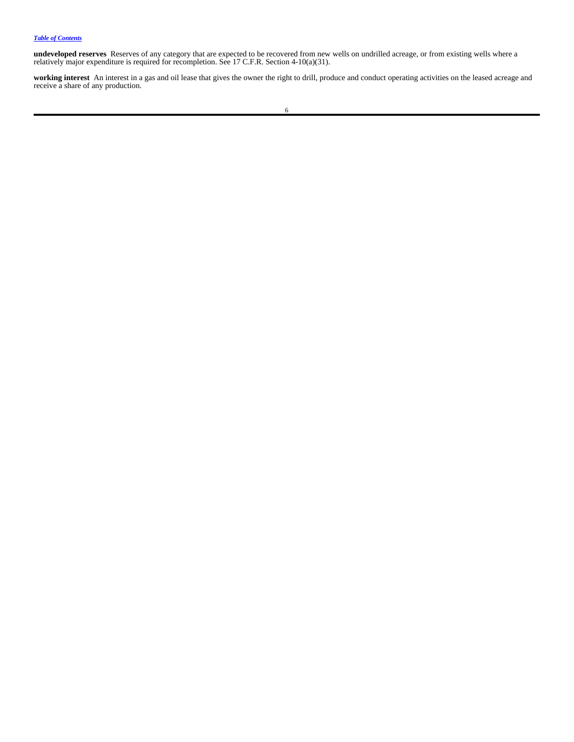**undeveloped reserves** Reserves of any category that are expected to be recovered from new wells on undrilled acreage, or from existing wells where a relatively major expenditure is required for recompletion. See 17 C.F.R. Section 4-10(a)(31).

**working interest** An interest in a gas and oil lease that gives the owner the right to drill, produce and conduct operating activities on the leased acreage and receive a share of any production.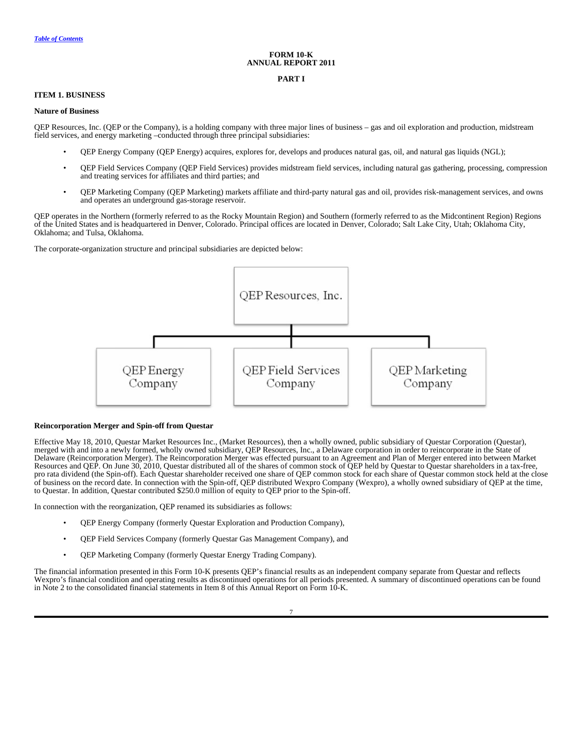[Table of Contents](#)

**FORM 10-K**
**ANNUAL REPORT 2011**

**PART I**

## ITEM 1. BUSINESS

### Nature of Business

QEP Resources, Inc. (QEP or the Company), is a holding company with three major lines of business – gas and oil exploration and production, midstream field services, and energy marketing –conducted through three principal subsidiaries:

- QEP Energy Company (QEP Energy) acquires, explores for, develops and produces natural gas, oil, and natural gas liquids (NGL);
- QEP Field Services Company (QEP Field Services) provides midstream field services, including natural gas gathering, processing, compression and treating services for affiliates and third parties; and
- QEP Marketing Company (QEP Marketing) markets affiliate and third-party natural gas and oil, provides risk-management services, and owns and operates an underground gas-storage reservoir.

QEP operates in the Northern (formerly referred to as the Rocky Mountain Region) and Southern (formerly referred to as the Midcontinent Region) Regions of the United States and is headquartered in Denver, Colorado. Principal offices are located in Denver, Colorado; Salt Lake City, Utah; Oklahoma City, Oklahoma; and Tulsa, Oklahoma.

The corporate-organization structure and principal subsidiaries are depicted below:

QEP Resources, Inc.

- QEP Energy Company
- QEP Field Services Company
- QEP Marketing Company

### Reincorporation Merger and Spin-off from Questar

Effective May 18, 2010, Questar Market Resources Inc., (Market Resources), then a wholly owned, public subsidiary of Questar Corporation (Questar), merged with and into a newly formed, wholly owned subsidiary, QEP Resources, Inc., a Delaware corporation in order to reincorporate in the State of Delaware (Reincorporation Merger). The Reincorporation Merger was effected pursuant to an Agreement and Plan of Merger entered into between Market Resources and QEP. On June 30, 2010, Questar distributed all of the shares of common stock of QEP held by Questar to Questar shareholders in a tax-free, pro rata dividend (the Spin-off). Each Questar shareholder received one share of QEP common stock for each share of Questar common stock held at the close of business on the record date. In connection with the Spin-off, QEP distributed Wexpro Company (Wexpro), a wholly owned subsidiary of QEP at the time, to Questar. In addition, Questar contributed $250.0 million of equity to QEP prior to the Spin-off.

In connection with the reorganization, QEP renamed its subsidiaries as follows:

- QEP Energy Company (formerly Questar Exploration and Production Company),
- QEP Field Services Company (formerly Questar Gas Management Company), and
- QEP Marketing Company (formerly Questar Energy Trading Company).

The financial information presented in this Form 10-K presents QEP's financial results as an independent company separate from Questar and reflects Wexpro's financial condition and operating results as discontinued operations for all periods presented. A summary of discontinued operations can be found in Note 2 to the consolidated financial statements in Item 8 of this Annual Report on Form 10-K.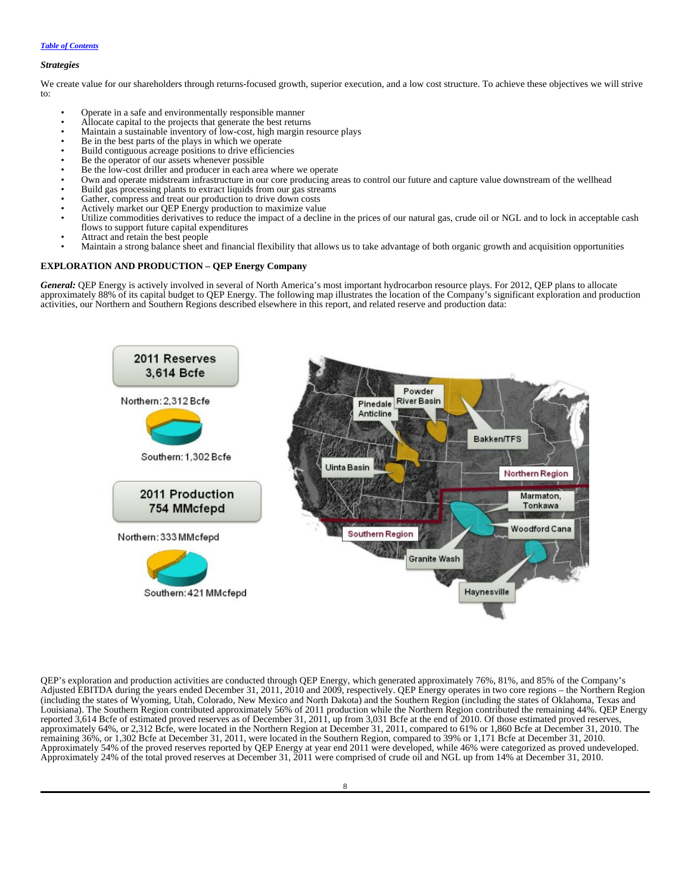[Table of Contents](#)

### *Strategies*

We create value for our shareholders through returns-focused growth, superior execution, and a low cost structure. To achieve these objectives we will strive to:

- Operate in a safe and environmentally responsible manner
- Allocate capital to the projects that generate the best returns
- Maintain a sustainable inventory of low-cost, high margin resource plays
- Be in the best parts of the plays in which we operate
- Build contiguous acreage positions to drive efficiencies
- Be the operator of our assets whenever possible
- Be the low-cost driller and producer in each area where we operate
- Own and operate midstream infrastructure in our core producing areas to control our future and capture value downstream of the wellhead
- Build gas processing plants to extract liquids from our gas streams
- Gather, compress and treat our production to drive down costs
- Actively market our QEP Energy production to maximize value
- Utilize commodities derivatives to reduce the impact of a decline in the prices of our natural gas, crude oil or NGL and to lock in acceptable cash flows to support future capital expenditures
- Attract and retain the best people
- Maintain a strong balance sheet and financial flexibility that allows us to take advantage of both organic growth and acquisition opportunities

## EXPLORATION AND PRODUCTION – QEP Energy Company

***General:*** QEP Energy is actively involved in several of North America's most important hydrocarbon resource plays. For 2012, QEP plans to allocate approximately 88% of its capital budget to QEP Energy. The following map illustrates the location of the Company's significant exploration and production activities, our Northern and Southern Regions described elsewhere in this report, and related reserve and production data:

2011 Reserves 3,614 Bcfe

Northern: 2,312 Bcfe

Southern: 1,302 Bcfe

2011 Production 754 MMcfepd

Northern: 333 MMcfepd

Southern: 421 MMcfepd

Pinedale Anticline, Powder River Basin, Bakken/TFS, Uinta Basin, Northern Region, Marmaton, Tonkawa, Woodford Cana, Southern Region, Granite Wash, Haynesville

QEP's exploration and production activities are conducted through QEP Energy, which generated approximately 76%, 81%, and 85% of the Company's Adjusted EBITDA during the years ended December 31, 2011, 2010 and 2009, respectively. QEP Energy operates in two core regions – the Northern Region (including the states of Wyoming, Utah, Colorado, New Mexico and North Dakota) and the Southern Region (including the states of Oklahoma, Texas and Louisiana). The Southern Region contributed approximately 56% of 2011 production while the Northern Region contributed the remaining 44%. QEP Energy reported 3,614 Bcfe of estimated proved reserves as of December 31, 2011, up from 3,031 Bcfe at the end of 2010. Of those estimated proved reserves, approximately 64%, or 2,312 Bcfe, were located in the Northern Region at December 31, 2011, compared to 61% or 1,860 Bcfe at December 31, 2010. The remaining 36%, or 1,302 Bcfe at December 31, 2011, were located in the Southern Region, compared to 39% or 1,171 Bcfe at December 31, 2010. Approximately 54% of the proved reserves reported by QEP Energy at year end 2011 were developed, while 46% were categorized as proved undeveloped. Approximately 24% of the total proved reserves at December 31, 2011 were comprised of crude oil and NGL up from 14% at December 31, 2010.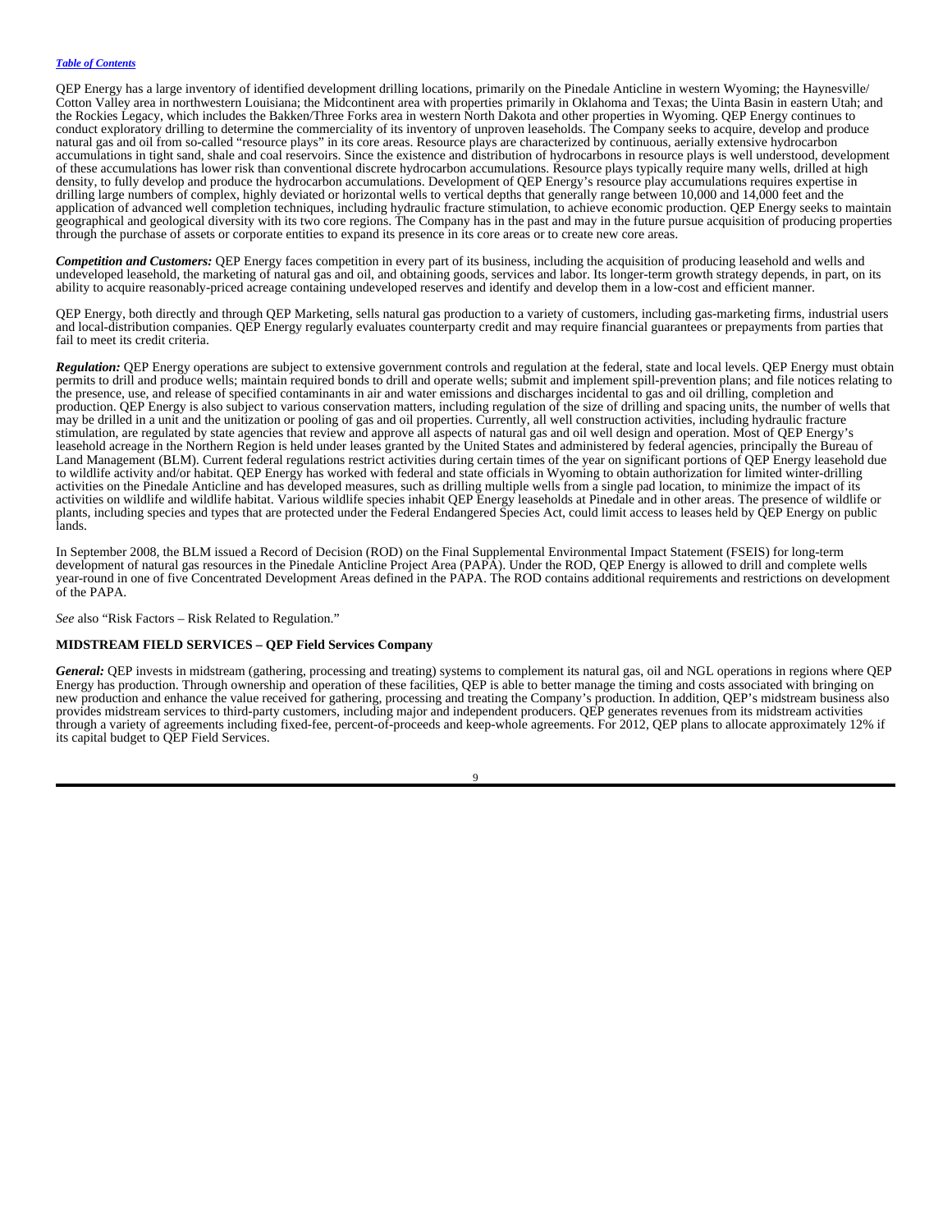QEP Energy has a large inventory of identified development drilling locations, primarily on the Pinedale Anticline in western Wyoming; the Haynesville/ Cotton Valley area in northwestern Louisiana; the Midcontinent area with properties primarily in Oklahoma and Texas; the Uinta Basin in eastern Utah; and the Rockies Legacy, which includes the Bakken/Three Forks area in western North Dakota and other properties in Wyoming. QEP Energy continues to conduct exploratory drilling to determine the commerciality of its inventory of unproven leaseholds. The Company seeks to acquire, develop and produce natural gas and oil from so-called "resource plays" in its core areas. Resource plays are characterized by continuous, aerially extensive hydrocarbon accumulations in tight sand, shale and coal reservoirs. Since the existence and distribution of hydrocarbons in resource plays is well understood, development of these accumulations has lower risk than conventional discrete hydrocarbon accumulations. Resource plays typically require many wells, drilled at high density, to fully develop and produce the hydrocarbon accumulations. Development of QEP Energy's resource play accumulations requires expertise in drilling large numbers of complex, highly deviated or horizontal wells to vertical depths that generally range between 10,000 and 14,000 feet and the application of advanced well completion techniques, including hydraulic fracture stimulation, to achieve economic production. QEP Energy seeks to maintain geographical and geological diversity with its two core regions. The Company has in the past and may in the future pursue acquisition of producing properties through the purchase of assets or corporate entities to expand its presence in its core areas or to create new core areas.

***Competition and Customers:*** QEP Energy faces competition in every part of its business, including the acquisition of producing leasehold and wells and undeveloped leasehold, the marketing of natural gas and oil, and obtaining goods, services and labor. Its longer-term growth strategy depends, in part, on its ability to acquire reasonably-priced acreage containing undeveloped reserves and identify and develop them in a low-cost and efficient manner.

QEP Energy, both directly and through QEP Marketing, sells natural gas production to a variety of customers, including gas-marketing firms, industrial users and local-distribution companies. QEP Energy regularly evaluates counterparty credit and may require financial guarantees or prepayments from parties that fail to meet its credit criteria.

***Regulation:*** QEP Energy operations are subject to extensive government controls and regulation at the federal, state and local levels. QEP Energy must obtain permits to drill and produce wells; maintain required bonds to drill and operate wells; submit and implement spill-prevention plans; and file notices relating to the presence, use, and release of specified contaminants in air and water emissions and discharges incidental to gas and oil drilling, completion and production. QEP Energy is also subject to various conservation matters, including regulation of the size of drilling and spacing units, the number of wells that may be drilled in a unit and the unitization or pooling of gas and oil properties. Currently, all well construction activities, including hydraulic fracture stimulation, are regulated by state agencies that review and approve all aspects of natural gas and oil well design and operation. Most of QEP Energy's leasehold acreage in the Northern Region is held under leases granted by the United States and administered by federal agencies, principally the Bureau of Land Management (BLM). Current federal regulations restrict activities during certain times of the year on significant portions of QEP Energy leasehold due to wildlife activity and/or habitat. QEP Energy has worked with federal and state officials in Wyoming to obtain authorization for limited winter-drilling activities on the Pinedale Anticline and has developed measures, such as drilling multiple wells from a single pad location, to minimize the impact of its activities on wildlife and wildlife habitat. Various wildlife species inhabit QEP Energy leaseholds at Pinedale and in other areas. The presence of wildlife or plants, including species and types that are protected under the Federal Endangered Species Act, could limit access to leases held by QEP Energy on public lands.

In September 2008, the BLM issued a Record of Decision (ROD) on the Final Supplemental Environmental Impact Statement (FSEIS) for long-term development of natural gas resources in the Pinedale Anticline Project Area (PAPA). Under the ROD, QEP Energy is allowed to drill and complete wells year-round in one of five Concentrated Development Areas defined in the PAPA. The ROD contains additional requirements and restrictions on development of the PAPA.

*See* also "Risk Factors – Risk Related to Regulation."

**MIDSTREAM FIELD SERVICES – QEP Field Services Company**

***General:*** QEP invests in midstream (gathering, processing and treating) systems to complement its natural gas, oil and NGL operations in regions where QEP Energy has production. Through ownership and operation of these facilities, QEP is able to better manage the timing and costs associated with bringing on new production and enhance the value received for gathering, processing and treating the Company's production. In addition, QEP's midstream business also provides midstream services to third-party customers, including major and independent producers. QEP generates revenues from its midstream activities through a variety of agreements including fixed-fee, percent-of-proceeds and keep-whole agreements. For 2012, QEP plans to allocate approximately 12% if its capital budget to QEP Field Services.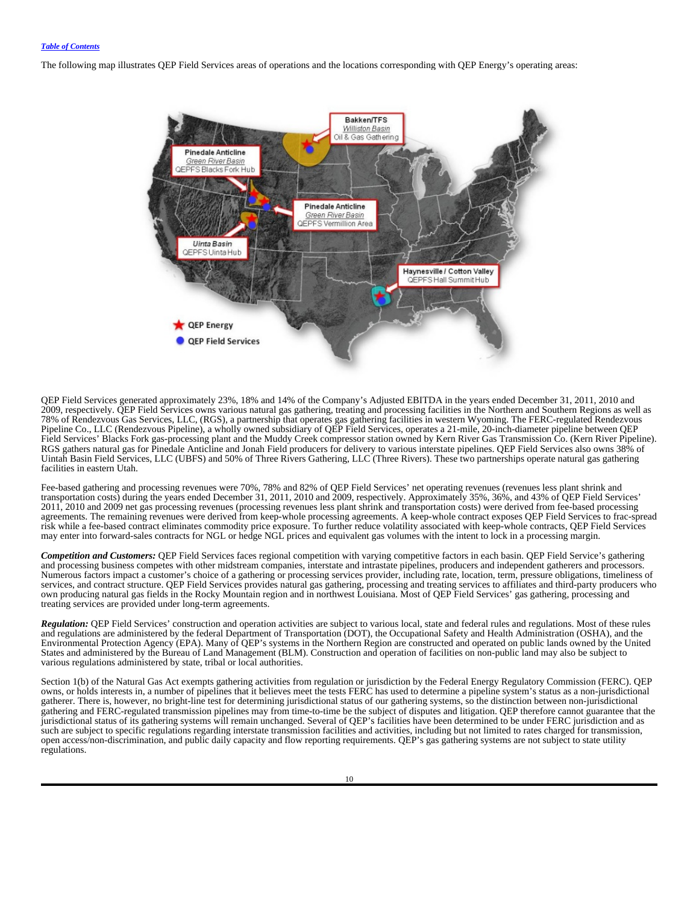The following map illustrates QEP Field Services areas of operations and the locations corresponding with QEP Energy's operating areas:

QEP Field Services generated approximately 23%, 18% and 14% of the Company's Adjusted EBITDA in the years ended December 31, 2011, 2010 and 2009, respectively. QEP Field Services owns various natural gas gathering, treating and processing facilities in the Northern and Southern Regions as well as 78% of Rendezvous Gas Services, LLC, (RGS), a partnership that operates gas gathering facilities in western Wyoming. The FERC-regulated Rendezvous Pipeline Co., LLC (Rendezvous Pipeline), a wholly owned subsidiary of QEP Field Services, operates a 21-mile, 20-inch-diameter pipeline between QEP Field Services' Blacks Fork gas-processing plant and the Muddy Creek compressor station owned by Kern River Gas Transmission Co. (Kern River Pipeline). RGS gathers natural gas for Pinedale Anticline and Jonah Field producers for delivery to various interstate pipelines. QEP Field Services also owns 38% of Uintah Basin Field Services, LLC (UBFS) and 50% of Three Rivers Gathering, LLC (Three Rivers). These two partnerships operate natural gas gathering facilities in eastern Utah.

Fee-based gathering and processing revenues were 70%, 78% and 82% of QEP Field Services' net operating revenues (revenues less plant shrink and transportation costs) during the years ended December 31, 2011, 2010 and 2009, respectively. Approximately 35%, 36%, and 43% of QEP Field Services' 2011, 2010 and 2009 net gas processing revenues (processing revenues less plant shrink and transportation costs) were derived from fee-based processing agreements. The remaining revenues were derived from keep-whole processing agreements. A keep-whole contract exposes QEP Field Services to frac-spread risk while a fee-based contract eliminates commodity price exposure. To further reduce volatility associated with keep-whole contracts, QEP Field Services may enter into forward-sales contracts for NGL or hedge NGL prices and equivalent gas volumes with the intent to lock in a processing margin.

***Competition and Customers:*** QEP Field Services faces regional competition with varying competitive factors in each basin. QEP Field Service's gathering and processing business competes with other midstream companies, interstate and intrastate pipelines, producers and independent gatherers and processors. Numerous factors impact a customer's choice of a gathering or processing services provider, including rate, location, term, pressure obligations, timeliness of services, and contract structure. QEP Field Services provides natural gas gathering, processing and treating services to affiliates and third-party producers who own producing natural gas fields in the Rocky Mountain region and in northwest Louisiana. Most of QEP Field Services' gas gathering, processing and treating services are provided under long-term agreements.

***Regulation:*** QEP Field Services' construction and operation activities are subject to various local, state and federal rules and regulations. Most of these rules and regulations are administered by the federal Department of Transportation (DOT), the Occupational Safety and Health Administration (OSHA), and the Environmental Protection Agency (EPA). Many of QEP's systems in the Northern Region are constructed and operated on public lands owned by the United States and administered by the Bureau of Land Management (BLM). Construction and operation of facilities on non-public land may also be subject to various regulations administered by state, tribal or local authorities.

Section 1(b) of the Natural Gas Act exempts gathering activities from regulation or jurisdiction by the Federal Energy Regulatory Commission (FERC). QEP owns, or holds interests in, a number of pipelines that it believes meet the tests FERC has used to determine a pipeline system's status as a non-jurisdictional gatherer. There is, however, no bright-line test for determining jurisdictional status of our gathering systems, so the distinction between non-jurisdictional gathering and FERC-regulated transmission pipelines may from time-to-time be the subject of disputes and litigation. QEP therefore cannot guarantee that the jurisdictional status of its gathering systems will remain unchanged. Several of QEP's facilities have been determined to be under FERC jurisdiction and as such are subject to specific regulations regarding interstate transmission facilities and activities, including but not limited to rates charged for transmission, open access/non-discrimination, and public daily capacity and flow reporting requirements. QEP's gas gathering systems are not subject to state utility regulations.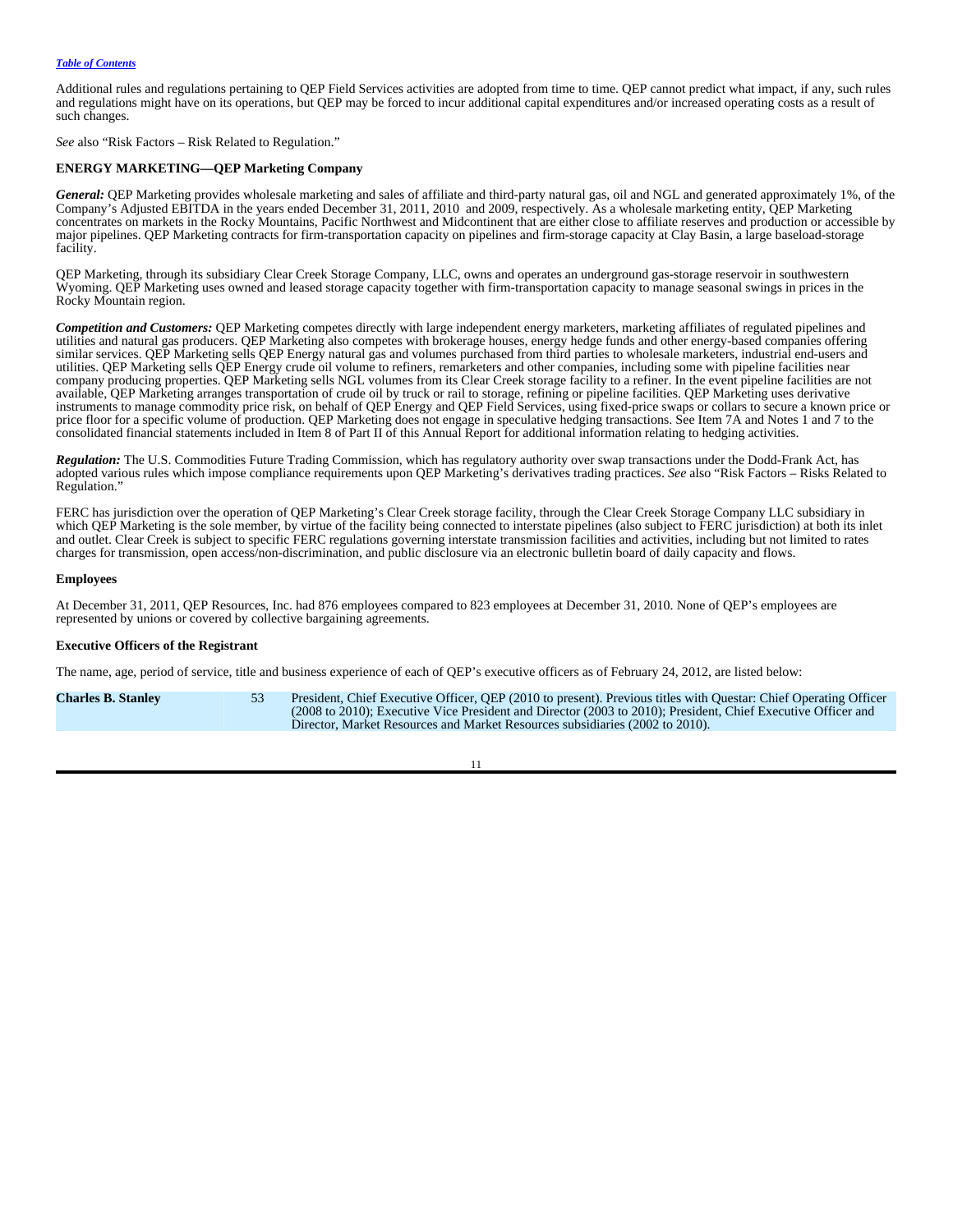Additional rules and regulations pertaining to QEP Field Services activities are adopted from time to time. QEP cannot predict what impact, if any, such rules and regulations might have on its operations, but QEP may be forced to incur additional capital expenditures and/or increased operating costs as a result of such changes.

*See* also "Risk Factors – Risk Related to Regulation."

**ENERGY MARKETING—QEP Marketing Company**

***General:*** QEP Marketing provides wholesale marketing and sales of affiliate and third-party natural gas, oil and NGL and generated approximately 1%, of the Company's Adjusted EBITDA in the years ended December 31, 2011, 2010 and 2009, respectively. As a wholesale marketing entity, QEP Marketing concentrates on markets in the Rocky Mountains, Pacific Northwest and Midcontinent that are either close to affiliate reserves and production or accessible by major pipelines. QEP Marketing contracts for firm-transportation capacity on pipelines and firm-storage capacity at Clay Basin, a large baseload-storage facility.

QEP Marketing, through its subsidiary Clear Creek Storage Company, LLC, owns and operates an underground gas-storage reservoir in southwestern Wyoming. QEP Marketing uses owned and leased storage capacity together with firm-transportation capacity to manage seasonal swings in prices in the Rocky Mountain region.

***Competition and Customers:*** QEP Marketing competes directly with large independent energy marketers, marketing affiliates of regulated pipelines and utilities and natural gas producers. QEP Marketing also competes with brokerage houses, energy hedge funds and other energy-based companies offering similar services. QEP Marketing sells QEP Energy natural gas and volumes purchased from third parties to wholesale marketers, industrial end-users and utilities. QEP Marketing sells QEP Energy crude oil volume to refiners, remarketers and other companies, including some with pipeline facilities near company producing properties. QEP Marketing sells NGL volumes from its Clear Creek storage facility to a refiner. In the event pipeline facilities are not available, QEP Marketing arranges transportation of crude oil by truck or rail to storage, refining or pipeline facilities. QEP Marketing uses derivative instruments to manage commodity price risk, on behalf of QEP Energy and QEP Field Services, using fixed-price swaps or collars to secure a known price or price floor for a specific volume of production. QEP Marketing does not engage in speculative hedging transactions. See Item 7A and Notes 1 and 7 to the consolidated financial statements included in Item 8 of Part II of this Annual Report for additional information relating to hedging activities.

***Regulation:*** The U.S. Commodities Future Trading Commission, which has regulatory authority over swap transactions under the Dodd-Frank Act, has adopted various rules which impose compliance requirements upon QEP Marketing's derivatives trading practices. *See* also "Risk Factors – Risks Related to Regulation."

FERC has jurisdiction over the operation of QEP Marketing's Clear Creek storage facility, through the Clear Creek Storage Company LLC subsidiary in which QEP Marketing is the sole member, by virtue of the facility being connected to interstate pipelines (also subject to FERC jurisdiction) at both its inlet and outlet. Clear Creek is subject to specific FERC regulations governing interstate transmission facilities and activities, including but not limited to rates charges for transmission, open access/non-discrimination, and public disclosure via an electronic bulletin board of daily capacity and flows.

**Employees**

At December 31, 2011, QEP Resources, Inc. had 876 employees compared to 823 employees at December 31, 2010. None of QEP's employees are represented by unions or covered by collective bargaining agreements.

**Executive Officers of the Registrant**

The name, age, period of service, title and business experience of each of QEP's executive officers as of February 24, 2012, are listed below:

| | | |
|---|---|---|
| **Charles B. Stanley** | 53 | President, Chief Executive Officer, QEP (2010 to present). Previous titles with Questar: Chief Operating Officer (2008 to 2010); Executive Vice President and Director (2003 to 2010); President, Chief Executive Officer and Director, Market Resources and Market Resources subsidiaries (2002 to 2010). |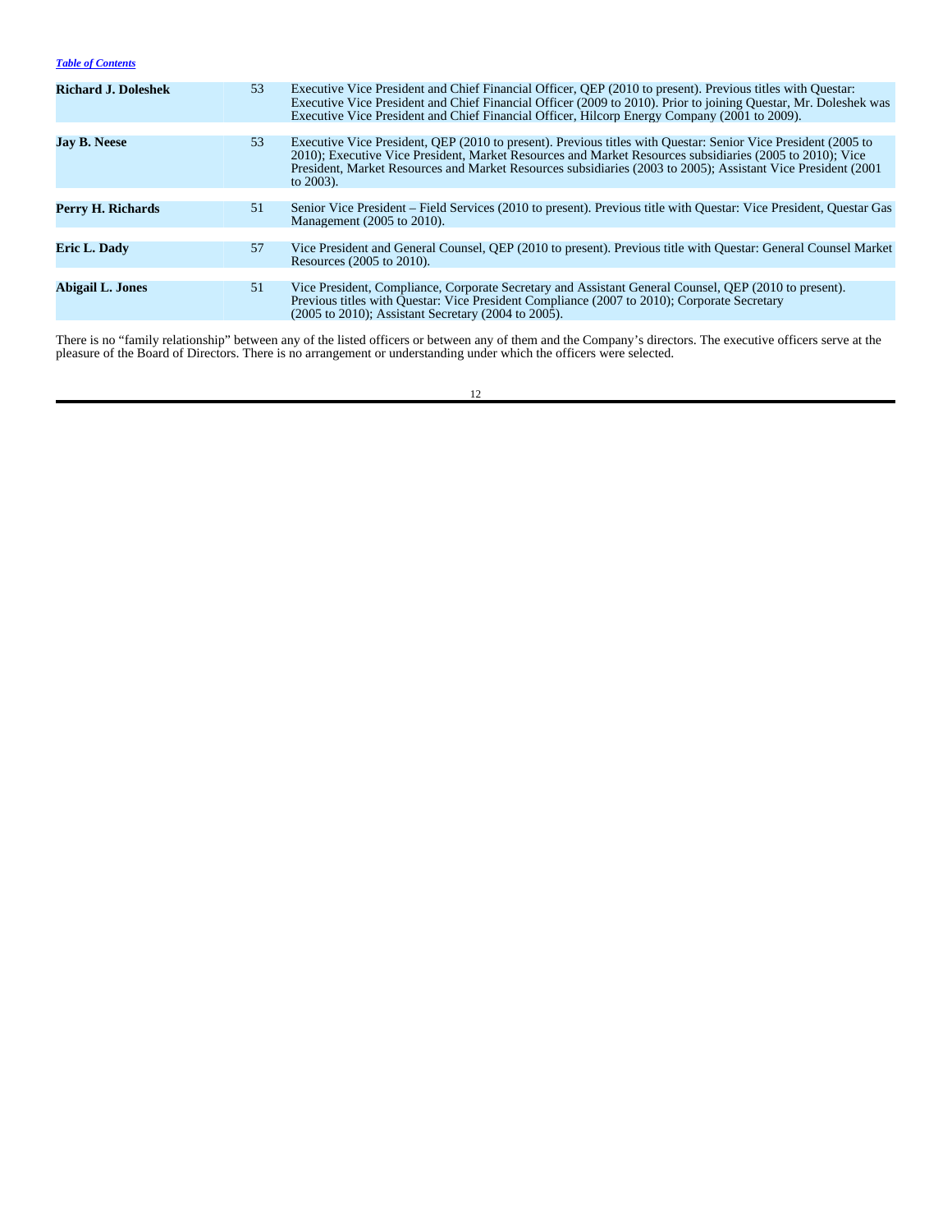| | | |
|---|---|---|
| **Richard J. Doleshek** | 53 | Executive Vice President and Chief Financial Officer, QEP (2010 to present). Previous titles with Questar: Executive Vice President and Chief Financial Officer (2009 to 2010). Prior to joining Questar, Mr. Doleshek was Executive Vice President and Chief Financial Officer, Hilcorp Energy Company (2001 to 2009). |
| **Jay B. Neese** | 53 | Executive Vice President, QEP (2010 to present). Previous titles with Questar: Senior Vice President (2005 to 2010); Executive Vice President, Market Resources and Market Resources subsidiaries (2005 to 2010); Vice President, Market Resources and Market Resources subsidiaries (2003 to 2005); Assistant Vice President (2001 to 2003). |
| **Perry H. Richards** | 51 | Senior Vice President – Field Services (2010 to present). Previous title with Questar: Vice President, Questar Gas Management (2005 to 2010). |
| **Eric L. Dady** | 57 | Vice President and General Counsel, QEP (2010 to present). Previous title with Questar: General Counsel Market Resources (2005 to 2010). |
| **Abigail L. Jones** | 51 | Vice President, Compliance, Corporate Secretary and Assistant General Counsel, QEP (2010 to present). Previous titles with Questar: Vice President Compliance (2007 to 2010); Corporate Secretary (2005 to 2010); Assistant Secretary (2004 to 2005). |

There is no "family relationship" between any of the listed officers or between any of them and the Company's directors. The executive officers serve at the pleasure of the Board of Directors. There is no arrangement or understanding under which the officers were selected.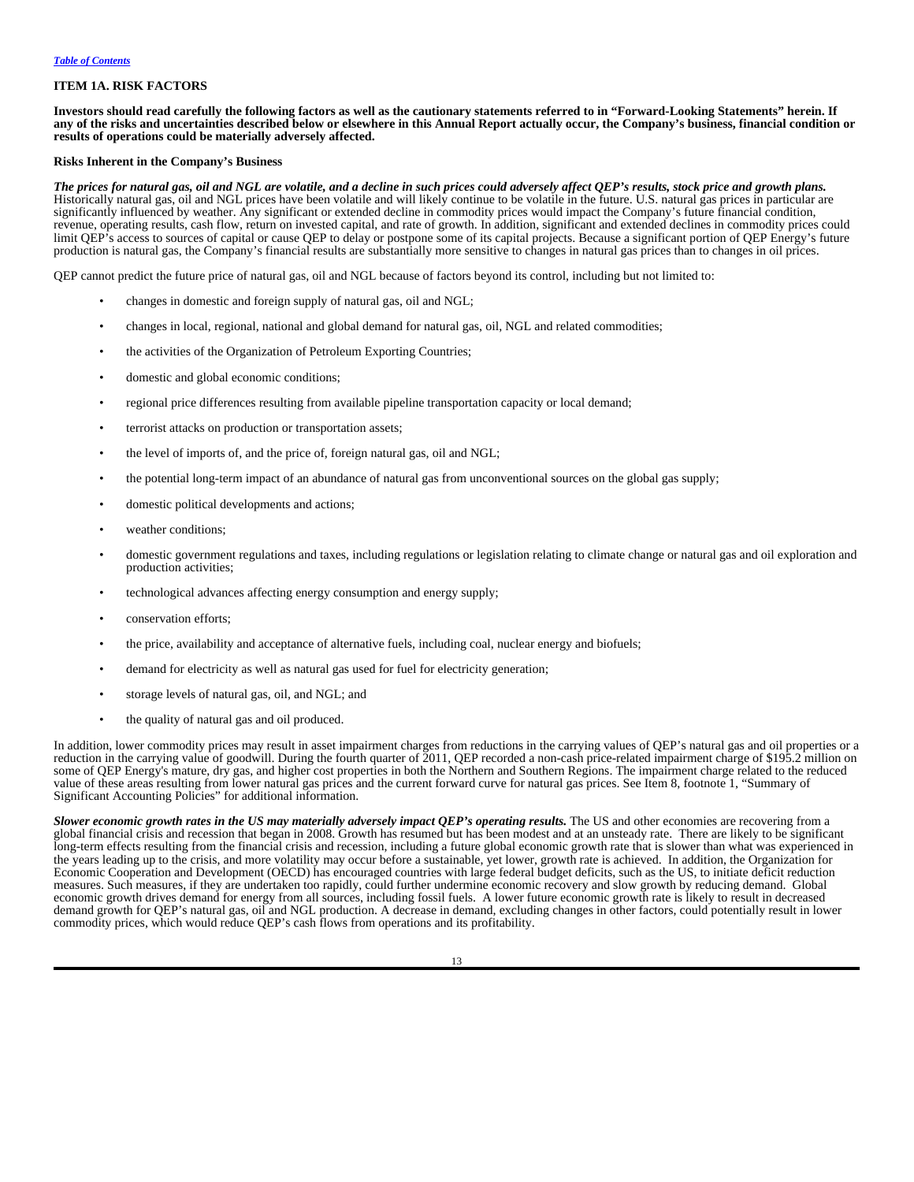## ITEM 1A. RISK FACTORS

**Investors should read carefully the following factors as well as the cautionary statements referred to in "Forward-Looking Statements" herein. If any of the risks and uncertainties described below or elsewhere in this Annual Report actually occur, the Company's business, financial condition or results of operations could be materially adversely affected.**

### Risks Inherent in the Company's Business

***The prices for natural gas, oil and NGL are volatile, and a decline in such prices could adversely affect QEP's results, stock price and growth plans.*** Historically natural gas, oil and NGL prices have been volatile and will likely continue to be volatile in the future. U.S. natural gas prices in particular are significantly influenced by weather. Any significant or extended decline in commodity prices would impact the Company's future financial condition, revenue, operating results, cash flow, return on invested capital, and rate of growth. In addition, significant and extended declines in commodity prices could limit QEP's access to sources of capital or cause QEP to delay or postpone some of its capital projects. Because a significant portion of QEP Energy's future production is natural gas, the Company's financial results are substantially more sensitive to changes in natural gas prices than to changes in oil prices.

QEP cannot predict the future price of natural gas, oil and NGL because of factors beyond its control, including but not limited to:

- changes in domestic and foreign supply of natural gas, oil and NGL;
- changes in local, regional, national and global demand for natural gas, oil, NGL and related commodities;
- the activities of the Organization of Petroleum Exporting Countries;
- domestic and global economic conditions;
- regional price differences resulting from available pipeline transportation capacity or local demand;
- terrorist attacks on production or transportation assets;
- the level of imports of, and the price of, foreign natural gas, oil and NGL;
- the potential long-term impact of an abundance of natural gas from unconventional sources on the global gas supply;
- domestic political developments and actions;
- weather conditions;
- domestic government regulations and taxes, including regulations or legislation relating to climate change or natural gas and oil exploration and production activities;
- technological advances affecting energy consumption and energy supply;
- conservation efforts;
- the price, availability and acceptance of alternative fuels, including coal, nuclear energy and biofuels;
- demand for electricity as well as natural gas used for fuel for electricity generation;
- storage levels of natural gas, oil, and NGL; and
- the quality of natural gas and oil produced.

In addition, lower commodity prices may result in asset impairment charges from reductions in the carrying values of QEP's natural gas and oil properties or a reduction in the carrying value of goodwill. During the fourth quarter of 2011, QEP recorded a non-cash price-related impairment charge of $195.2 million on some of QEP Energy's mature, dry gas, and higher cost properties in both the Northern and Southern Regions. The impairment charge related to the reduced value of these areas resulting from lower natural gas prices and the current forward curve for natural gas prices. See Item 8, footnote 1, "Summary of Significant Accounting Policies" for additional information.

***Slower economic growth rates in the US may materially adversely impact QEP's operating results.*** The US and other economies are recovering from a global financial crisis and recession that began in 2008. Growth has resumed but has been modest and at an unsteady rate. There are likely to be significant long-term effects resulting from the financial crisis and recession, including a future global economic growth rate that is slower than what was experienced in the years leading up to the crisis, and more volatility may occur before a sustainable, yet lower, growth rate is achieved. In addition, the Organization for Economic Cooperation and Development (OECD) has encouraged countries with large federal budget deficits, such as the US, to initiate deficit reduction measures. Such measures, if they are undertaken too rapidly, could further undermine economic recovery and slow growth by reducing demand. Global economic growth drives demand for energy from all sources, including fossil fuels. A lower future economic growth rate is likely to result in decreased demand growth for QEP's natural gas, oil and NGL production. A decrease in demand, excluding changes in other factors, could potentially result in lower commodity prices, which would reduce QEP's cash flows from operations and its profitability.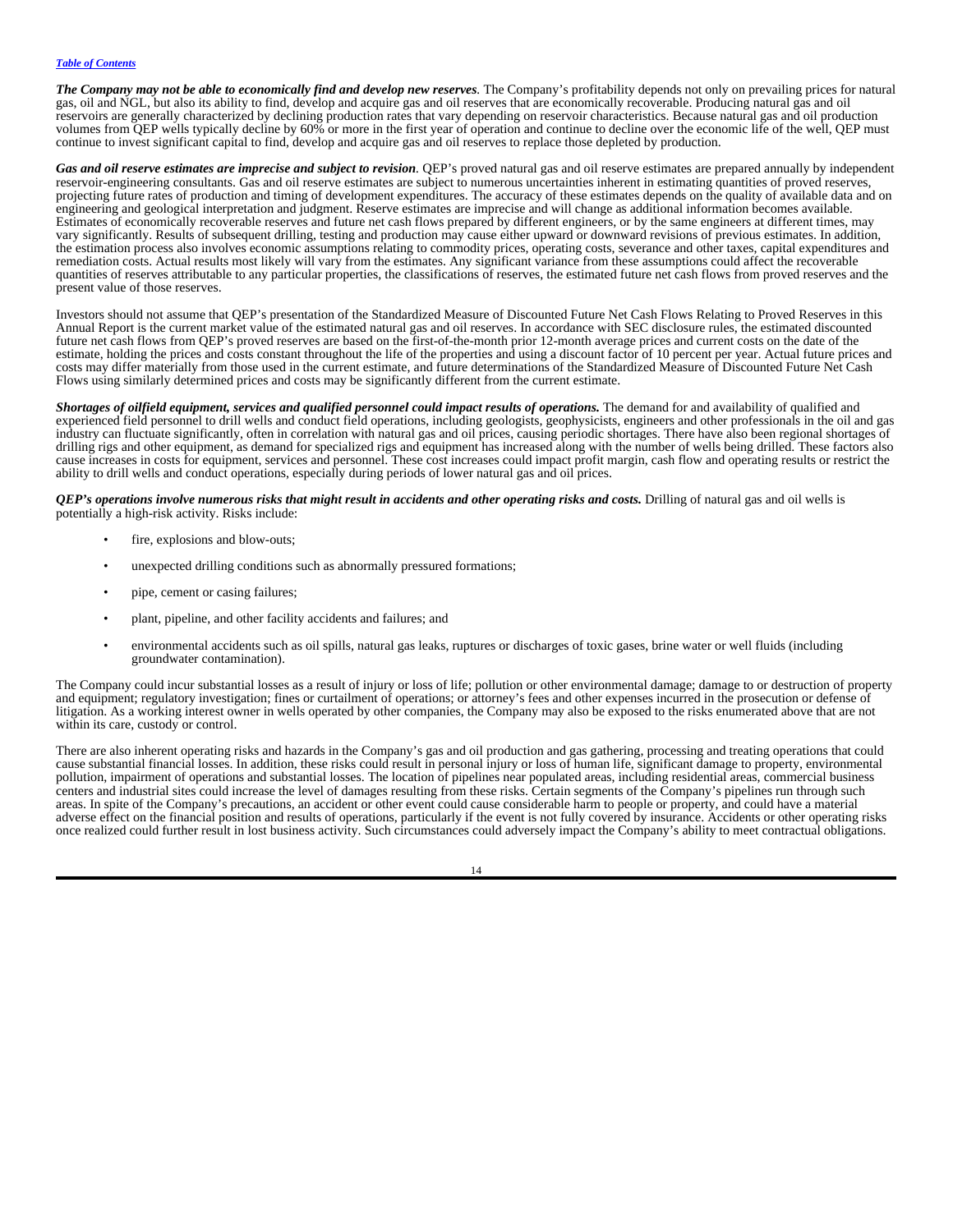***The Company may not be able to economically find and develop new reserves*.** The Company's profitability depends not only on prevailing prices for natural gas, oil and NGL, but also its ability to find, develop and acquire gas and oil reserves that are economically recoverable. Producing natural gas and oil reservoirs are generally characterized by declining production rates that vary depending on reservoir characteristics. Because natural gas and oil production volumes from QEP wells typically decline by 60% or more in the first year of operation and continue to decline over the economic life of the well, QEP must continue to invest significant capital to find, develop and acquire gas and oil reserves to replace those depleted by production.

***Gas and oil reserve estimates are imprecise and subject to revision*.** QEP's proved natural gas and oil reserve estimates are prepared annually by independent reservoir-engineering consultants. Gas and oil reserve estimates are subject to numerous uncertainties inherent in estimating quantities of proved reserves, projecting future rates of production and timing of development expenditures. The accuracy of these estimates depends on the quality of available data and on engineering and geological interpretation and judgment. Reserve estimates are imprecise and will change as additional information becomes available. Estimates of economically recoverable reserves and future net cash flows prepared by different engineers, or by the same engineers at different times, may vary significantly. Results of subsequent drilling, testing and production may cause either upward or downward revisions of previous estimates. In addition, the estimation process also involves economic assumptions relating to commodity prices, operating costs, severance and other taxes, capital expenditures and remediation costs. Actual results most likely will vary from the estimates. Any significant variance from these assumptions could affect the recoverable quantities of reserves attributable to any particular properties, the classifications of reserves, the estimated future net cash flows from proved reserves and the present value of those reserves.

Investors should not assume that QEP's presentation of the Standardized Measure of Discounted Future Net Cash Flows Relating to Proved Reserves in this Annual Report is the current market value of the estimated natural gas and oil reserves. In accordance with SEC disclosure rules, the estimated discounted future net cash flows from QEP's proved reserves are based on the first-of-the-month prior 12-month average prices and current costs on the date of the estimate, holding the prices and costs constant throughout the life of the properties and using a discount factor of 10 percent per year. Actual future prices and costs may differ materially from those used in the current estimate, and future determinations of the Standardized Measure of Discounted Future Net Cash Flows using similarly determined prices and costs may be significantly different from the current estimate.

***Shortages of oilfield equipment, services and qualified personnel could impact results of operations.*** The demand for and availability of qualified and experienced field personnel to drill wells and conduct field operations, including geologists, geophysicists, engineers and other professionals in the oil and gas industry can fluctuate significantly, often in correlation with natural gas and oil prices, causing periodic shortages. There have also been regional shortages of drilling rigs and other equipment, as demand for specialized rigs and equipment has increased along with the number of wells being drilled. These factors also cause increases in costs for equipment, services and personnel. These cost increases could impact profit margin, cash flow and operating results or restrict the ability to drill wells and conduct operations, especially during periods of lower natural gas and oil prices.

***QEP's operations involve numerous risks that might result in accidents and other operating risks and costs.*** Drilling of natural gas and oil wells is potentially a high-risk activity. Risks include:

- fire, explosions and blow-outs;
- unexpected drilling conditions such as abnormally pressured formations;
- pipe, cement or casing failures;
- plant, pipeline, and other facility accidents and failures; and
- environmental accidents such as oil spills, natural gas leaks, ruptures or discharges of toxic gases, brine water or well fluids (including groundwater contamination).

The Company could incur substantial losses as a result of injury or loss of life; pollution or other environmental damage; damage to or destruction of property and equipment; regulatory investigation; fines or curtailment of operations; or attorney's fees and other expenses incurred in the prosecution or defense of litigation. As a working interest owner in wells operated by other companies, the Company may also be exposed to the risks enumerated above that are not within its care, custody or control.

There are also inherent operating risks and hazards in the Company's gas and oil production and gas gathering, processing and treating operations that could cause substantial financial losses. In addition, these risks could result in personal injury or loss of human life, significant damage to property, environmental pollution, impairment of operations and substantial losses. The location of pipelines near populated areas, including residential areas, commercial business centers and industrial sites could increase the level of damages resulting from these risks. Certain segments of the Company's pipelines run through such areas. In spite of the Company's precautions, an accident or other event could cause considerable harm to people or property, and could have a material adverse effect on the financial position and results of operations, particularly if the event is not fully covered by insurance. Accidents or other operating risks once realized could further result in lost business activity. Such circumstances could adversely impact the Company's ability to meet contractual obligations.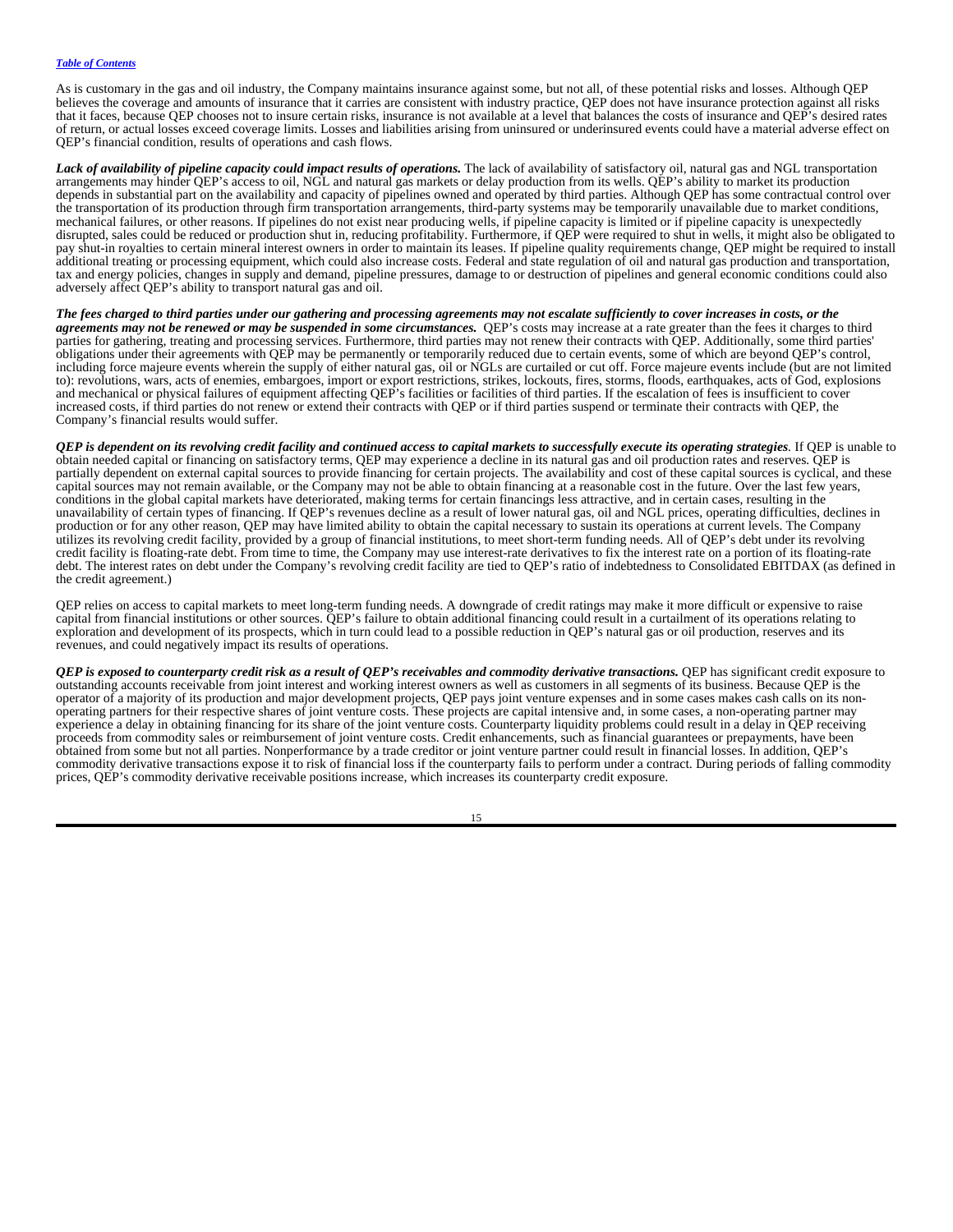As is customary in the gas and oil industry, the Company maintains insurance against some, but not all, of these potential risks and losses. Although QEP believes the coverage and amounts of insurance that it carries are consistent with industry practice, QEP does not have insurance protection against all risks that it faces, because QEP chooses not to insure certain risks, insurance is not available at a level that balances the costs of insurance and QEP's desired rates of return, or actual losses exceed coverage limits. Losses and liabilities arising from uninsured or underinsured events could have a material adverse effect on QEP's financial condition, results of operations and cash flows.

***Lack of availability of pipeline capacity could impact results of operations.*** The lack of availability of satisfactory oil, natural gas and NGL transportation arrangements may hinder QEP's access to oil, NGL and natural gas markets or delay production from its wells. QEP's ability to market its production depends in substantial part on the availability and capacity of pipelines owned and operated by third parties. Although QEP has some contractual control over the transportation of its production through firm transportation arrangements, third-party systems may be temporarily unavailable due to market conditions, mechanical failures, or other reasons. If pipelines do not exist near producing wells, if pipeline capacity is limited or if pipeline capacity is unexpectedly disrupted, sales could be reduced or production shut in, reducing profitability. Furthermore, if QEP were required to shut in wells, it might also be obligated to pay shut-in royalties to certain mineral interest owners in order to maintain its leases. If pipeline quality requirements change, QEP might be required to install additional treating or processing equipment, which could also increase costs. Federal and state regulation of oil and natural gas production and transportation, tax and energy policies, changes in supply and demand, pipeline pressures, damage to or destruction of pipelines and general economic conditions could also adversely affect QEP's ability to transport natural gas and oil.

***The fees charged to third parties under our gathering and processing agreements may not escalate sufficiently to cover increases in costs, or the agreements may not be renewed or may be suspended in some circumstances.*** QEP's costs may increase at a rate greater than the fees it charges to third parties for gathering, treating and processing services. Furthermore, third parties may not renew their contracts with QEP. Additionally, some third parties' obligations under their agreements with QEP may be permanently or temporarily reduced due to certain events, some of which are beyond QEP's control, including force majeure events wherein the supply of either natural gas, oil or NGLs are curtailed or cut off. Force majeure events include (but are not limited to): revolutions, wars, acts of enemies, embargoes, import or export restrictions, strikes, lockouts, fires, storms, floods, earthquakes, acts of God, explosions and mechanical or physical failures of equipment affecting QEP's facilities or facilities of third parties. If the escalation of fees is insufficient to cover increased costs, if third parties do not renew or extend their contracts with QEP or if third parties suspend or terminate their contracts with QEP, the Company's financial results would suffer.

***QEP is dependent on its revolving credit facility and continued access to capital markets to successfully execute its operating strategies***. If QEP is unable to obtain needed capital or financing on satisfactory terms, QEP may experience a decline in its natural gas and oil production rates and reserves. QEP is partially dependent on external capital sources to provide financing for certain projects. The availability and cost of these capital sources is cyclical, and these capital sources may not remain available, or the Company may not be able to obtain financing at a reasonable cost in the future. Over the last few years, conditions in the global capital markets have deteriorated, making terms for certain financings less attractive, and in certain cases, resulting in the unavailability of certain types of financing. If QEP's revenues decline as a result of lower natural gas, oil and NGL prices, operating difficulties, declines in production or for any other reason, QEP may have limited ability to obtain the capital necessary to sustain its operations at current levels. The Company utilizes its revolving credit facility, provided by a group of financial institutions, to meet short-term funding needs. All of QEP's debt under its revolving credit facility is floating-rate debt. From time to time, the Company may use interest-rate derivatives to fix the interest rate on a portion of its floating-rate debt. The interest rates on debt under the Company's revolving credit facility are tied to QEP's ratio of indebtedness to Consolidated EBITDAX (as defined in the credit agreement.)

QEP relies on access to capital markets to meet long-term funding needs. A downgrade of credit ratings may make it more difficult or expensive to raise capital from financial institutions or other sources. QEP's failure to obtain additional financing could result in a curtailment of its operations relating to exploration and development of its prospects, which in turn could lead to a possible reduction in QEP's natural gas or oil production, reserves and its revenues, and could negatively impact its results of operations.

***QEP is exposed to counterparty credit risk as a result of QEP's receivables and commodity derivative transactions.*** QEP has significant credit exposure to outstanding accounts receivable from joint interest and working interest owners as well as customers in all segments of its business. Because QEP is the operator of a majority of its production and major development projects, QEP pays joint venture expenses and in some cases makes cash calls on its non-operating partners for their respective shares of joint venture costs. These projects are capital intensive and, in some cases, a non-operating partner may experience a delay in obtaining financing for its share of the joint venture costs. Counterparty liquidity problems could result in a delay in QEP receiving proceeds from commodity sales or reimbursement of joint venture costs. Credit enhancements, such as financial guarantees or prepayments, have been obtained from some but not all parties. Nonperformance by a trade creditor or joint venture partner could result in financial losses. In addition, QEP's commodity derivative transactions expose it to risk of financial loss if the counterparty fails to perform under a contract. During periods of falling commodity prices, QEP's commodity derivative receivable positions increase, which increases its counterparty credit exposure.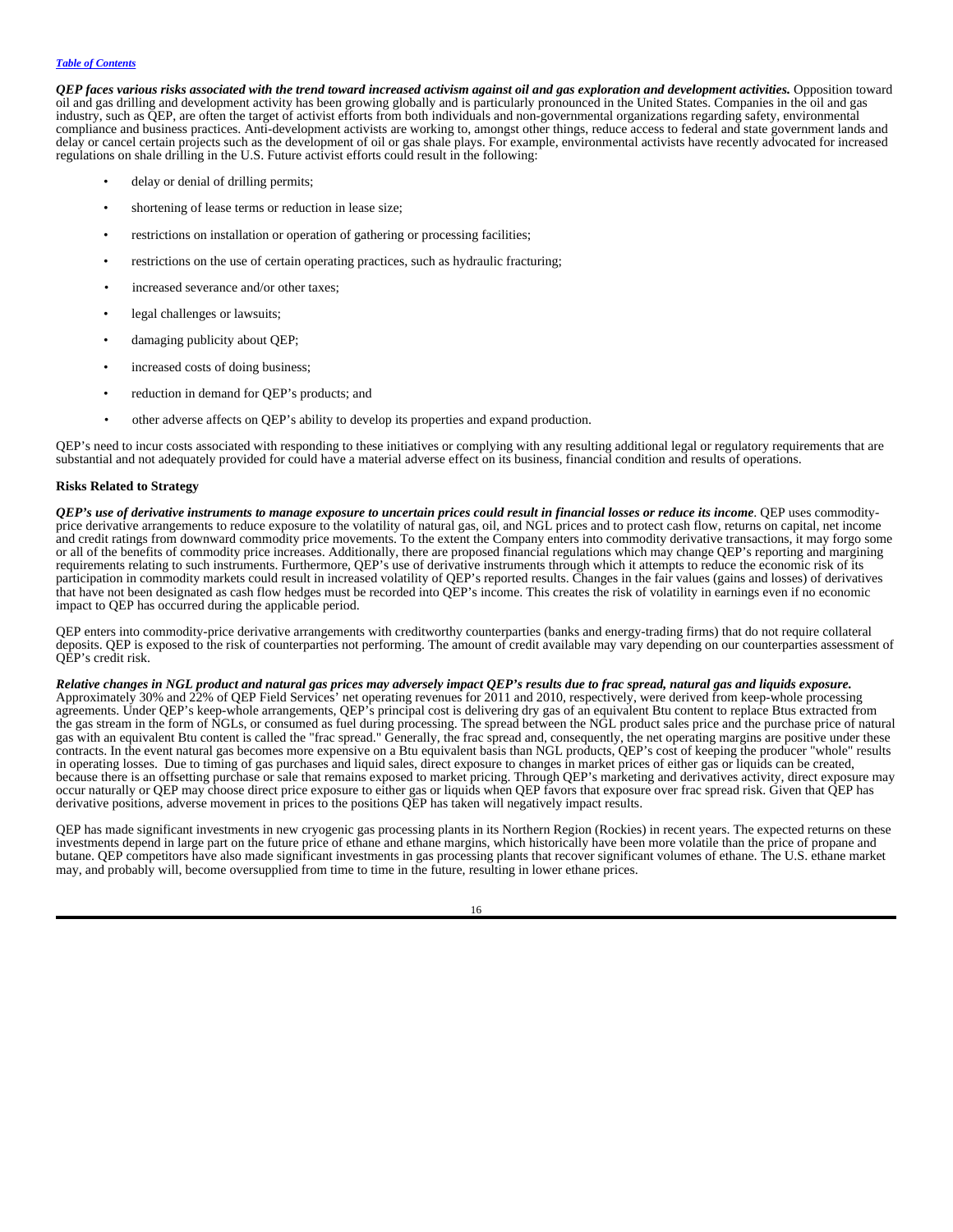***QEP faces various risks associated with the trend toward increased activism against oil and gas exploration and development activities.*** Opposition toward oil and gas drilling and development activity has been growing globally and is particularly pronounced in the United States. Companies in the oil and gas industry, such as QEP, are often the target of activist efforts from both individuals and non-governmental organizations regarding safety, environmental compliance and business practices. Anti-development activists are working to, amongst other things, reduce access to federal and state government lands and delay or cancel certain projects such as the development of oil or gas shale plays. For example, environmental activists have recently advocated for increased regulations on shale drilling in the U.S. Future activist efforts could result in the following:

- delay or denial of drilling permits;
- shortening of lease terms or reduction in lease size;
- restrictions on installation or operation of gathering or processing facilities;
- restrictions on the use of certain operating practices, such as hydraulic fracturing;
- increased severance and/or other taxes;
- legal challenges or lawsuits;
- damaging publicity about QEP;
- increased costs of doing business;
- reduction in demand for QEP's products; and
- other adverse affects on QEP's ability to develop its properties and expand production.

QEP's need to incur costs associated with responding to these initiatives or complying with any resulting additional legal or regulatory requirements that are substantial and not adequately provided for could have a material adverse effect on its business, financial condition and results of operations.

**Risks Related to Strategy**

***QEP's use of derivative instruments to manage exposure to uncertain prices could result in financial losses or reduce its income***. QEP uses commodity-price derivative arrangements to reduce exposure to the volatility of natural gas, oil, and NGL prices and to protect cash flow, returns on capital, net income and credit ratings from downward commodity price movements. To the extent the Company enters into commodity derivative transactions, it may forgo some or all of the benefits of commodity price increases. Additionally, there are proposed financial regulations which may change QEP's reporting and margining requirements relating to such instruments. Furthermore, QEP's use of derivative instruments through which it attempts to reduce the economic risk of its participation in commodity markets could result in increased volatility of QEP's reported results. Changes in the fair values (gains and losses) of derivatives that have not been designated as cash flow hedges must be recorded into QEP's income. This creates the risk of volatility in earnings even if no economic impact to QEP has occurred during the applicable period.

QEP enters into commodity-price derivative arrangements with creditworthy counterparties (banks and energy-trading firms) that do not require collateral deposits. QEP is exposed to the risk of counterparties not performing. The amount of credit available may vary depending on our counterparties assessment of QEP's credit risk.

***Relative changes in NGL product and natural gas prices may adversely impact QEP's results due to frac spread, natural gas and liquids exposure.*** Approximately 30% and 22% of QEP Field Services' net operating revenues for 2011 and 2010, respectively, were derived from keep-whole processing agreements. Under QEP's keep-whole arrangements, QEP's principal cost is delivering dry gas of an equivalent Btu content to replace Btus extracted from the gas stream in the form of NGLs, or consumed as fuel during processing. The spread between the NGL product sales price and the purchase price of natural gas with an equivalent Btu content is called the "frac spread." Generally, the frac spread and, consequently, the net operating margins are positive under these contracts. In the event natural gas becomes more expensive on a Btu equivalent basis than NGL products, QEP's cost of keeping the producer "whole" results in operating losses. Due to timing of gas purchases and liquid sales, direct exposure to changes in market prices of either gas or liquids can be created, because there is an offsetting purchase or sale that remains exposed to market pricing. Through QEP's marketing and derivatives activity, direct exposure may occur naturally or QEP may choose direct price exposure to either gas or liquids when QEP favors that exposure over frac spread risk. Given that QEP has derivative positions, adverse movement in prices to the positions QEP has taken will negatively impact results.

QEP has made significant investments in new cryogenic gas processing plants in its Northern Region (Rockies) in recent years. The expected returns on these investments depend in large part on the future price of ethane and ethane margins, which historically have been more volatile than the price of propane and butane. QEP competitors have also made significant investments in gas processing plants that recover significant volumes of ethane. The U.S. ethane market may, and probably will, become oversupplied from time to time in the future, resulting in lower ethane prices.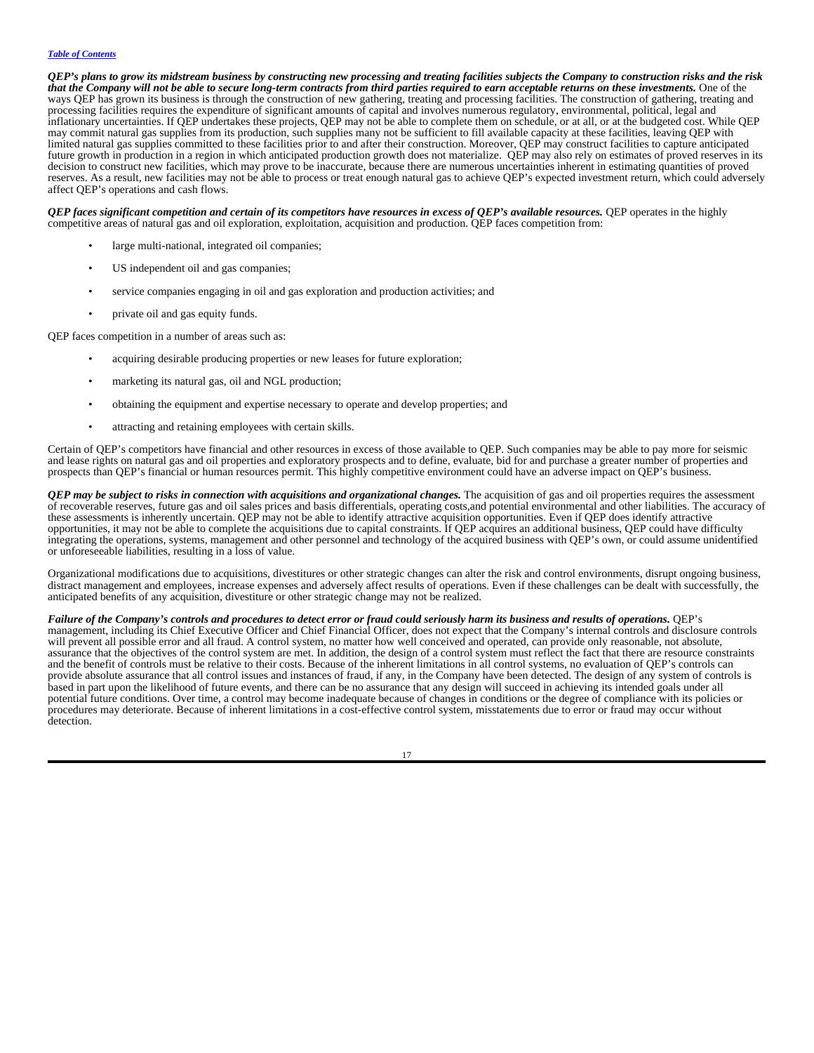***QEP's plans to grow its midstream business by constructing new processing and treating facilities subjects the Company to construction risks and the risk that the Company will not be able to secure long-term contracts from third parties required to earn acceptable returns on these investments.*** One of the ways QEP has grown its business is through the construction of new gathering, treating and processing facilities. The construction of gathering, treating and processing facilities requires the expenditure of significant amounts of capital and involves numerous regulatory, environmental, political, legal and inflationary uncertainties. If QEP undertakes these projects, QEP may not be able to complete them on schedule, or at all, or at the budgeted cost. While QEP may commit natural gas supplies from its production, such supplies many not be sufficient to fill available capacity at these facilities, leaving QEP with limited natural gas supplies committed to these facilities prior to and after their construction. Moreover, QEP may construct facilities to capture anticipated future growth in production in a region in which anticipated production growth does not materialize. QEP may also rely on estimates of proved reserves in its decision to construct new facilities, which may prove to be inaccurate, because there are numerous uncertainties inherent in estimating quantities of proved reserves. As a result, new facilities may not be able to process or treat enough natural gas to achieve QEP's expected investment return, which could adversely affect QEP's operations and cash flows.

***QEP faces significant competition and certain of its competitors have resources in excess of QEP's available resources.*** QEP operates in the highly competitive areas of natural gas and oil exploration, exploitation, acquisition and production. QEP faces competition from:

- large multi-national, integrated oil companies;
- US independent oil and gas companies;
- service companies engaging in oil and gas exploration and production activities; and
- private oil and gas equity funds.

QEP faces competition in a number of areas such as:

- acquiring desirable producing properties or new leases for future exploration;
- marketing its natural gas, oil and NGL production;
- obtaining the equipment and expertise necessary to operate and develop properties; and
- attracting and retaining employees with certain skills.

Certain of QEP's competitors have financial and other resources in excess of those available to QEP. Such companies may be able to pay more for seismic and lease rights on natural gas and oil properties and exploratory prospects and to define, evaluate, bid for and purchase a greater number of properties and prospects than QEP's financial or human resources permit. This highly competitive environment could have an adverse impact on QEP's business.

***QEP may be subject to risks in connection with acquisitions and organizational changes.*** The acquisition of gas and oil properties requires the assessment of recoverable reserves, future gas and oil sales prices and basis differentials, operating costs,and potential environmental and other liabilities. The accuracy of these assessments is inherently uncertain. QEP may not be able to identify attractive acquisition opportunities. Even if QEP does identify attractive opportunities, it may not be able to complete the acquisitions due to capital constraints. If QEP acquires an additional business, QEP could have difficulty integrating the operations, systems, management and other personnel and technology of the acquired business with QEP's own, or could assume unidentified or unforeseeable liabilities, resulting in a loss of value.

Organizational modifications due to acquisitions, divestitures or other strategic changes can alter the risk and control environments, disrupt ongoing business, distract management and employees, increase expenses and adversely affect results of operations. Even if these challenges can be dealt with successfully, the anticipated benefits of any acquisition, divestiture or other strategic change may not be realized.

***Failure of the Company's controls and procedures to detect error or fraud could seriously harm its business and results of operations.*** QEP's management, including its Chief Executive Officer and Chief Financial Officer, does not expect that the Company's internal controls and disclosure controls will prevent all possible error and all fraud. A control system, no matter how well conceived and operated, can provide only reasonable, not absolute, assurance that the objectives of the control system are met. In addition, the design of a control system must reflect the fact that there are resource constraints and the benefit of controls must be relative to their costs. Because of the inherent limitations in all control systems, no evaluation of QEP's controls can provide absolute assurance that all control issues and instances of fraud, if any, in the Company have been detected. The design of any system of controls is based in part upon the likelihood of future events, and there can be no assurance that any design will succeed in achieving its intended goals under all potential future conditions. Over time, a control may become inadequate because of changes in conditions or the degree of compliance with its policies or procedures may deteriorate. Because of inherent limitations in a cost-effective control system, misstatements due to error or fraud may occur without detection.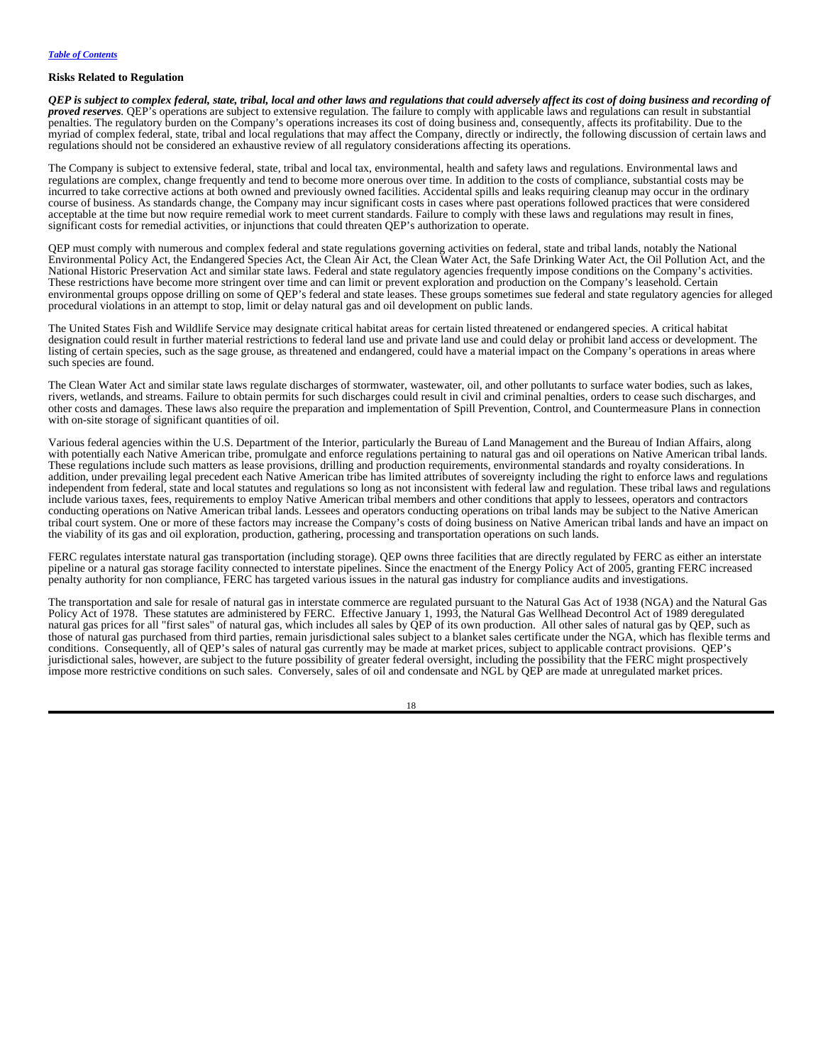**Risks Related to Regulation**

***QEP is subject to complex federal, state, tribal, local and other laws and regulations that could adversely affect its cost of doing business and recording of proved reserves.*** QEP's operations are subject to extensive regulation. The failure to comply with applicable laws and regulations can result in substantial penalties. The regulatory burden on the Company's operations increases its cost of doing business and, consequently, affects its profitability. Due to the myriad of complex federal, state, tribal and local regulations that may affect the Company, directly or indirectly, the following discussion of certain laws and regulations should not be considered an exhaustive review of all regulatory considerations affecting its operations.

The Company is subject to extensive federal, state, tribal and local tax, environmental, health and safety laws and regulations. Environmental laws and regulations are complex, change frequently and tend to become more onerous over time. In addition to the costs of compliance, substantial costs may be incurred to take corrective actions at both owned and previously owned facilities. Accidental spills and leaks requiring cleanup may occur in the ordinary course of business. As standards change, the Company may incur significant costs in cases where past operations followed practices that were considered acceptable at the time but now require remedial work to meet current standards. Failure to comply with these laws and regulations may result in fines, significant costs for remedial activities, or injunctions that could threaten QEP's authorization to operate.

QEP must comply with numerous and complex federal and state regulations governing activities on federal, state and tribal lands, notably the National Environmental Policy Act, the Endangered Species Act, the Clean Air Act, the Clean Water Act, the Safe Drinking Water Act, the Oil Pollution Act, and the National Historic Preservation Act and similar state laws. Federal and state regulatory agencies frequently impose conditions on the Company's activities. These restrictions have become more stringent over time and can limit or prevent exploration and production on the Company's leasehold. Certain environmental groups oppose drilling on some of QEP's federal and state leases. These groups sometimes sue federal and state regulatory agencies for alleged procedural violations in an attempt to stop, limit or delay natural gas and oil development on public lands.

The United States Fish and Wildlife Service may designate critical habitat areas for certain listed threatened or endangered species. A critical habitat designation could result in further material restrictions to federal land use and private land use and could delay or prohibit land access or development. The listing of certain species, such as the sage grouse, as threatened and endangered, could have a material impact on the Company's operations in areas where such species are found.

The Clean Water Act and similar state laws regulate discharges of stormwater, wastewater, oil, and other pollutants to surface water bodies, such as lakes, rivers, wetlands, and streams. Failure to obtain permits for such discharges could result in civil and criminal penalties, orders to cease such discharges, and other costs and damages. These laws also require the preparation and implementation of Spill Prevention, Control, and Countermeasure Plans in connection with on-site storage of significant quantities of oil.

Various federal agencies within the U.S. Department of the Interior, particularly the Bureau of Land Management and the Bureau of Indian Affairs, along with potentially each Native American tribe, promulgate and enforce regulations pertaining to natural gas and oil operations on Native American tribal lands. These regulations include such matters as lease provisions, drilling and production requirements, environmental standards and royalty considerations. In addition, under prevailing legal precedent each Native American tribe has limited attributes of sovereignty including the right to enforce laws and regulations independent from federal, state and local statutes and regulations so long as not inconsistent with federal law and regulation. These tribal laws and regulations include various taxes, fees, requirements to employ Native American tribal members and other conditions that apply to lessees, operators and contractors conducting operations on Native American tribal lands. Lessees and operators conducting operations on tribal lands may be subject to the Native American tribal court system. One or more of these factors may increase the Company's costs of doing business on Native American tribal lands and have an impact on the viability of its gas and oil exploration, production, gathering, processing and transportation operations on such lands.

FERC regulates interstate natural gas transportation (including storage). QEP owns three facilities that are directly regulated by FERC as either an interstate pipeline or a natural gas storage facility connected to interstate pipelines. Since the enactment of the Energy Policy Act of 2005, granting FERC increased penalty authority for non compliance, FERC has targeted various issues in the natural gas industry for compliance audits and investigations.

The transportation and sale for resale of natural gas in interstate commerce are regulated pursuant to the Natural Gas Act of 1938 (NGA) and the Natural Gas Policy Act of 1978. These statutes are administered by FERC. Effective January 1, 1993, the Natural Gas Wellhead Decontrol Act of 1989 deregulated natural gas prices for all "first sales" of natural gas, which includes all sales by QEP of its own production. All other sales of natural gas by QEP, such as those of natural gas purchased from third parties, remain jurisdictional sales subject to a blanket sales certificate under the NGA, which has flexible terms and conditions. Consequently, all of QEP's sales of natural gas currently may be made at market prices, subject to applicable contract provisions. QEP's jurisdictional sales, however, are subject to the future possibility of greater federal oversight, including the possibility that the FERC might prospectively impose more restrictive conditions on such sales. Conversely, sales of oil and condensate and NGL by QEP are made at unregulated market prices.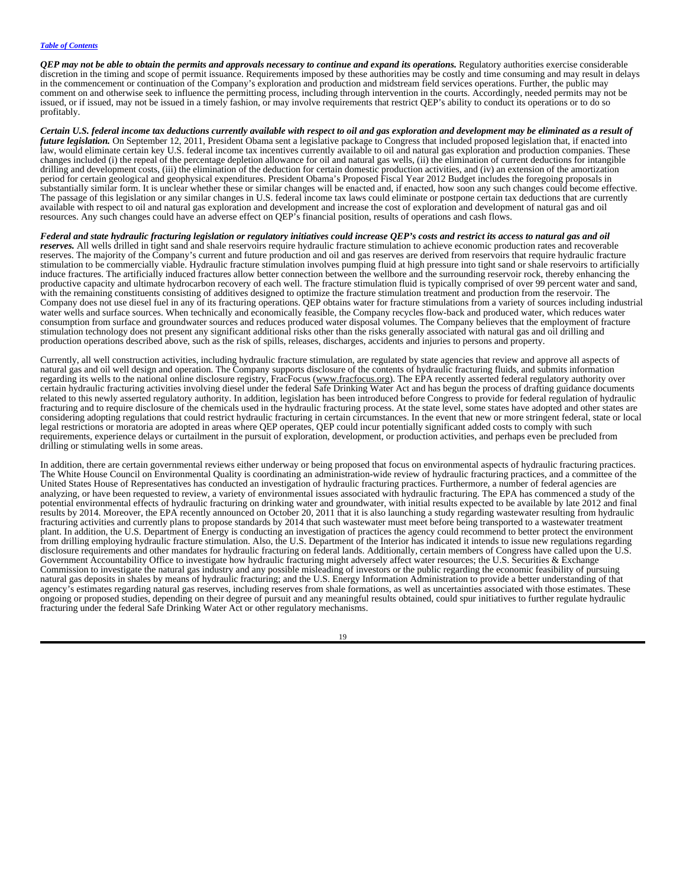***QEP may not be able to obtain the permits and approvals necessary to continue and expand its operations.*** Regulatory authorities exercise considerable discretion in the timing and scope of permit issuance. Requirements imposed by these authorities may be costly and time consuming and may result in delays in the commencement or continuation of the Company's exploration and production and midstream field services operations. Further, the public may comment on and otherwise seek to influence the permitting process, including through intervention in the courts. Accordingly, needed permits may not be issued, or if issued, may not be issued in a timely fashion, or may involve requirements that restrict QEP's ability to conduct its operations or to do so profitably.

***Certain U.S. federal income tax deductions currently available with respect to oil and gas exploration and development may be eliminated as a result of future legislation.*** On September 12, 2011, President Obama sent a legislative package to Congress that included proposed legislation that, if enacted into law, would eliminate certain key U.S. federal income tax incentives currently available to oil and natural gas exploration and production companies. These changes included (i) the repeal of the percentage depletion allowance for oil and natural gas wells, (ii) the elimination of current deductions for intangible drilling and development costs, (iii) the elimination of the deduction for certain domestic production activities, and (iv) an extension of the amortization period for certain geological and geophysical expenditures. President Obama's Proposed Fiscal Year 2012 Budget includes the foregoing proposals in substantially similar form. It is unclear whether these or similar changes will be enacted and, if enacted, how soon any such changes could become effective. The passage of this legislation or any similar changes in U.S. federal income tax laws could eliminate or postpone certain tax deductions that are currently available with respect to oil and natural gas exploration and development and increase the cost of exploration and development of natural gas and oil resources. Any such changes could have an adverse effect on QEP's financial position, results of operations and cash flows.

***Federal and state hydraulic fracturing legislation or regulatory initiatives could increase QEP's costs and restrict its access to natural gas and oil reserves.*** All wells drilled in tight sand and shale reservoirs require hydraulic fracture stimulation to achieve economic production rates and recoverable reserves. The majority of the Company's current and future production and oil and gas reserves are derived from reservoirs that require hydraulic fracture stimulation to be commercially viable. Hydraulic fracture stimulation involves pumping fluid at high pressure into tight sand or shale reservoirs to artificially induce fractures. The artificially induced fractures allow better connection between the wellbore and the surrounding reservoir rock, thereby enhancing the productive capacity and ultimate hydrocarbon recovery of each well. The fracture stimulation fluid is typically comprised of over 99 percent water and sand, with the remaining constituents consisting of additives designed to optimize the fracture stimulation treatment and production from the reservoir. The Company does not use diesel fuel in any of its fracturing operations. QEP obtains water for fracture stimulations from a variety of sources including industrial water wells and surface sources. When technically and economically feasible, the Company recycles flow-back and produced water, which reduces water consumption from surface and groundwater sources and reduces produced water disposal volumes. The Company believes that the employment of fracture stimulation technology does not present any significant additional risks other than the risks generally associated with natural gas and oil drilling and production operations described above, such as the risk of spills, releases, discharges, accidents and injuries to persons and property.

Currently, all well construction activities, including hydraulic fracture stimulation, are regulated by state agencies that review and approve all aspects of natural gas and oil well design and operation. The Company supports disclosure of the contents of hydraulic fracturing fluids, and submits information regarding its wells to the national online disclosure registry, FracFocus (www.fracfocus.org). The EPA recently asserted federal regulatory authority over certain hydraulic fracturing activities involving diesel under the federal Safe Drinking Water Act and has begun the process of drafting guidance documents related to this newly asserted regulatory authority. In addition, legislation has been introduced before Congress to provide for federal regulation of hydraulic fracturing and to require disclosure of the chemicals used in the hydraulic fracturing process. At the state level, some states have adopted and other states are considering adopting regulations that could restrict hydraulic fracturing in certain circumstances. In the event that new or more stringent federal, state or local legal restrictions or moratoria are adopted in areas where QEP operates, QEP could incur potentially significant added costs to comply with such requirements, experience delays or curtailment in the pursuit of exploration, development, or production activities, and perhaps even be precluded from drilling or stimulating wells in some areas.

In addition, there are certain governmental reviews either underway or being proposed that focus on environmental aspects of hydraulic fracturing practices. The White House Council on Environmental Quality is coordinating an administration-wide review of hydraulic fracturing practices, and a committee of the United States House of Representatives has conducted an investigation of hydraulic fracturing practices. Furthermore, a number of federal agencies are analyzing, or have been requested to review, a variety of environmental issues associated with hydraulic fracturing. The EPA has commenced a study of the potential environmental effects of hydraulic fracturing on drinking water and groundwater, with initial results expected to be available by late 2012 and final results by 2014. Moreover, the EPA recently announced on October 20, 2011 that it is also launching a study regarding wastewater resulting from hydraulic fracturing activities and currently plans to propose standards by 2014 that such wastewater must meet before being transported to a wastewater treatment plant. In addition, the U.S. Department of Energy is conducting an investigation of practices the agency could recommend to better protect the environment from drilling employing hydraulic fracture stimulation. Also, the U.S. Department of the Interior has indicated it intends to issue new regulations regarding disclosure requirements and other mandates for hydraulic fracturing on federal lands. Additionally, certain members of Congress have called upon the U.S. Government Accountability Office to investigate how hydraulic fracturing might adversely affect water resources; the U.S. Securities & Exchange Commission to investigate the natural gas industry and any possible misleading of investors or the public regarding the economic feasibility of pursuing natural gas deposits in shales by means of hydraulic fracturing; and the U.S. Energy Information Administration to provide a better understanding of that agency's estimates regarding natural gas reserves, including reserves from shale formations, as well as uncertainties associated with those estimates. These ongoing or proposed studies, depending on their degree of pursuit and any meaningful results obtained, could spur initiatives to further regulate hydraulic fracturing under the federal Safe Drinking Water Act or other regulatory mechanisms.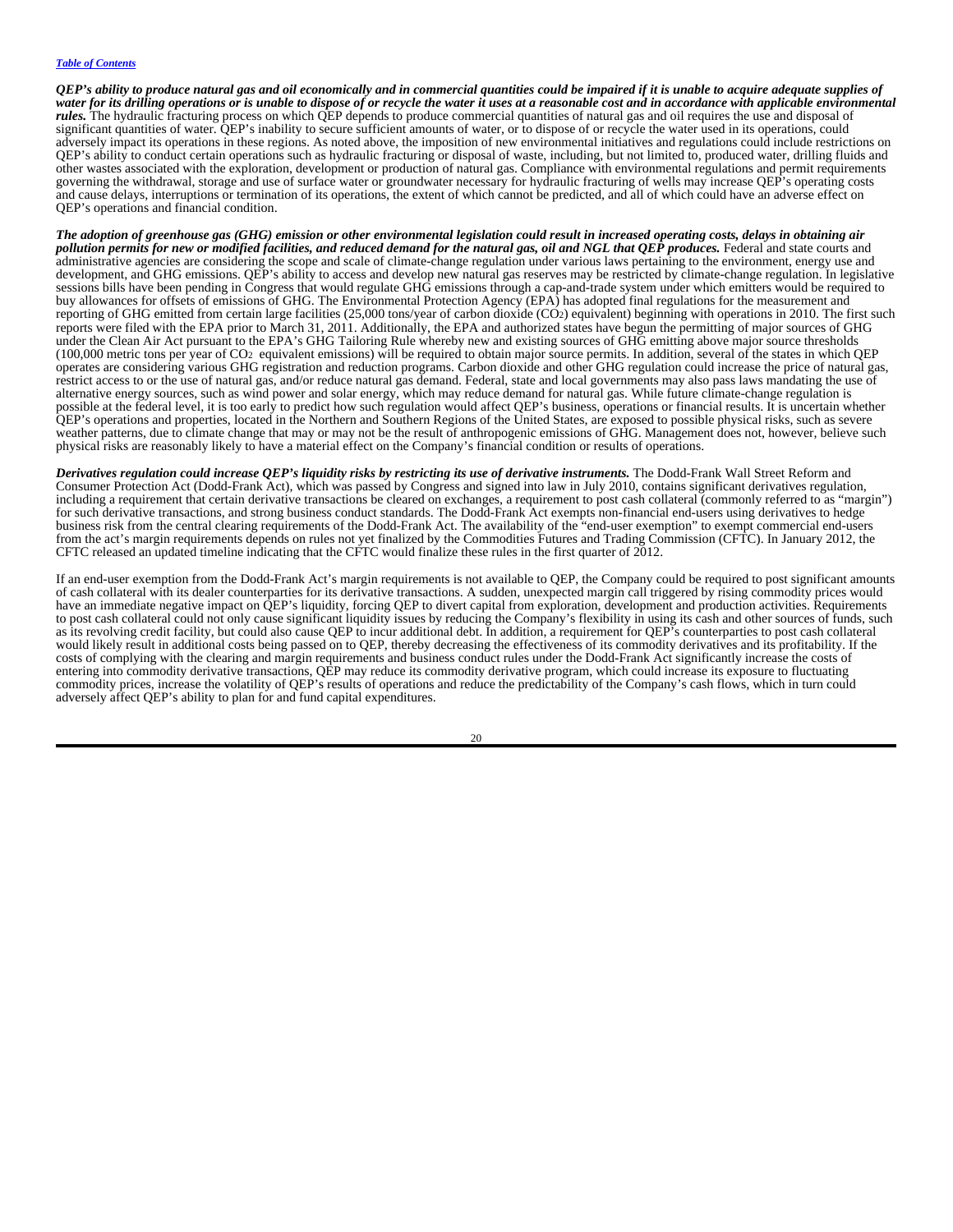***QEP's ability to produce natural gas and oil economically and in commercial quantities could be impaired if it is unable to acquire adequate supplies of water for its drilling operations or is unable to dispose of or recycle the water it uses at a reasonable cost and in accordance with applicable environmental rules.*** The hydraulic fracturing process on which QEP depends to produce commercial quantities of natural gas and oil requires the use and disposal of significant quantities of water. QEP's inability to secure sufficient amounts of water, or to dispose of or recycle the water used in its operations, could adversely impact its operations in these regions. As noted above, the imposition of new environmental initiatives and regulations could include restrictions on QEP's ability to conduct certain operations such as hydraulic fracturing or disposal of waste, including, but not limited to, produced water, drilling fluids and other wastes associated with the exploration, development or production of natural gas. Compliance with environmental regulations and permit requirements governing the withdrawal, storage and use of surface water or groundwater necessary for hydraulic fracturing of wells may increase QEP's operating costs and cause delays, interruptions or termination of its operations, the extent of which cannot be predicted, and all of which could have an adverse effect on QEP's operations and financial condition.

***The adoption of greenhouse gas (GHG) emission or other environmental legislation could result in increased operating costs, delays in obtaining air pollution permits for new or modified facilities, and reduced demand for the natural gas, oil and NGL that QEP produces.*** Federal and state courts and administrative agencies are considering the scope and scale of climate-change regulation under various laws pertaining to the environment, energy use and development, and GHG emissions. QEP's ability to access and develop new natural gas reserves may be restricted by climate-change regulation. In legislative sessions bills have been pending in Congress that would regulate GHG emissions through a cap-and-trade system under which emitters would be required to buy allowances for offsets of emissions of GHG. The Environmental Protection Agency (EPA) has adopted final regulations for the measurement and reporting of GHG emitted from certain large facilities (25,000 tons/year of carbon dioxide ($CO_2$) equivalent) beginning with operations in 2010. The first such reports were filed with the EPA prior to March 31, 2011. Additionally, the EPA and authorized states have begun the permitting of major sources of GHG under the Clean Air Act pursuant to the EPA's GHG Tailoring Rule whereby new and existing sources of GHG emitting above major source thresholds (100,000 metric tons per year of $CO_2$ equivalent emissions) will be required to obtain major source permits. In addition, several of the states in which QEP operates are considering various GHG registration and reduction programs. Carbon dioxide and other GHG regulation could increase the price of natural gas, restrict access to or the use of natural gas, and/or reduce natural gas demand. Federal, state and local governments may also pass laws mandating the use of alternative energy sources, such as wind power and solar energy, which may reduce demand for natural gas. While future climate-change regulation is possible at the federal level, it is too early to predict how such regulation would affect QEP's business, operations or financial results. It is uncertain whether QEP's operations and properties, located in the Northern and Southern Regions of the United States, are exposed to possible physical risks, such as severe weather patterns, due to climate change that may or may not be the result of anthropogenic emissions of GHG. Management does not, however, believe such physical risks are reasonably likely to have a material effect on the Company's financial condition or results of operations.

***Derivatives regulation could increase QEP's liquidity risks by restricting its use of derivative instruments.*** The Dodd-Frank Wall Street Reform and Consumer Protection Act (Dodd-Frank Act), which was passed by Congress and signed into law in July 2010, contains significant derivatives regulation, including a requirement that certain derivative transactions be cleared on exchanges, a requirement to post cash collateral (commonly referred to as "margin") for such derivative transactions, and strong business conduct standards. The Dodd-Frank Act exempts non-financial end-users using derivatives to hedge business risk from the central clearing requirements of the Dodd-Frank Act. The availability of the "end-user exemption" to exempt commercial end-users from the act's margin requirements depends on rules not yet finalized by the Commodities Futures and Trading Commission (CFTC). In January 2012, the CFTC released an updated timeline indicating that the CFTC would finalize these rules in the first quarter of 2012.

If an end-user exemption from the Dodd-Frank Act's margin requirements is not available to QEP, the Company could be required to post significant amounts of cash collateral with its dealer counterparties for its derivative transactions. A sudden, unexpected margin call triggered by rising commodity prices would have an immediate negative impact on QEP's liquidity, forcing QEP to divert capital from exploration, development and production activities. Requirements to post cash collateral could not only cause significant liquidity issues by reducing the Company's flexibility in using its cash and other sources of funds, such as its revolving credit facility, but could also cause QEP to incur additional debt. In addition, a requirement for QEP's counterparties to post cash collateral would likely result in additional costs being passed on to QEP, thereby decreasing the effectiveness of its commodity derivatives and its profitability. If the costs of complying with the clearing and margin requirements and business conduct rules under the Dodd-Frank Act significantly increase the costs of entering into commodity derivative transactions, QEP may reduce its commodity derivative program, which could increase its exposure to fluctuating commodity prices, increase the volatility of QEP's results of operations and reduce the predictability of the Company's cash flows, which in turn could adversely affect QEP's ability to plan for and fund capital expenditures.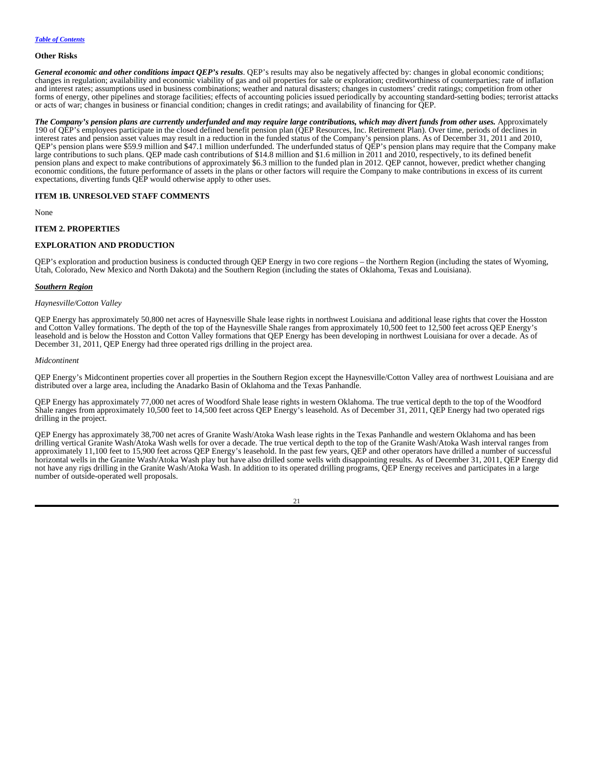[Table of Contents](#)

### Other Risks

***General economic and other conditions impact QEP's results***. QEP's results may also be negatively affected by: changes in global economic conditions; changes in regulation; availability and economic viability of gas and oil properties for sale or exploration; creditworthiness of counterparties; rate of inflation and interest rates; assumptions used in business combinations; weather and natural disasters; changes in customers' credit ratings; competition from other forms of energy, other pipelines and storage facilities; effects of accounting policies issued periodically by accounting standard-setting bodies; terrorist attacks or acts of war; changes in business or financial condition; changes in credit ratings; and availability of financing for QEP.

***The Company's pension plans are currently underfunded and may require large contributions, which may divert funds from other uses.*** Approximately 190 of QEP's employees participate in the closed defined benefit pension plan (QEP Resources, Inc. Retirement Plan). Over time, periods of declines in interest rates and pension asset values may result in a reduction in the funded status of the Company's pension plans. As of December 31, 2011 and 2010, QEP's pension plans were $59.9 million and $47.1 million underfunded. The underfunded status of QEP's pension plans may require that the Company make large contributions to such plans. QEP made cash contributions of $14.8 million and $1.6 million in 2011 and 2010, respectively, to its defined benefit pension plans and expect to make contributions of approximately $6.3 million to the funded plan in 2012. QEP cannot, however, predict whether changing economic conditions, the future performance of assets in the plans or other factors will require the Company to make contributions in excess of its current expectations, diverting funds QEP would otherwise apply to other uses.

## ITEM 1B. UNRESOLVED STAFF COMMENTS

None

## ITEM 2. PROPERTIES

### EXPLORATION AND PRODUCTION

QEP's exploration and production business is conducted through QEP Energy in two core regions – the Northern Region (including the states of Wyoming, Utah, Colorado, New Mexico and North Dakota) and the Southern Region (including the states of Oklahoma, Texas and Louisiana).

***Southern Region***

*Haynesville/Cotton Valley*

QEP Energy has approximately 50,800 net acres of Haynesville Shale lease rights in northwest Louisiana and additional lease rights that cover the Hosston and Cotton Valley formations. The depth of the top of the Haynesville Shale ranges from approximately 10,500 feet to 12,500 feet across QEP Energy's leasehold and is below the Hosston and Cotton Valley formations that QEP Energy has been developing in northwest Louisiana for over a decade. As of December 31, 2011, QEP Energy had three operated rigs drilling in the project area.

*Midcontinent*

QEP Energy's Midcontinent properties cover all properties in the Southern Region except the Haynesville/Cotton Valley area of northwest Louisiana and are distributed over a large area, including the Anadarko Basin of Oklahoma and the Texas Panhandle.

QEP Energy has approximately 77,000 net acres of Woodford Shale lease rights in western Oklahoma. The true vertical depth to the top of the Woodford Shale ranges from approximately 10,500 feet to 14,500 feet across QEP Energy's leasehold. As of December 31, 2011, QEP Energy had two operated rigs drilling in the project.

QEP Energy has approximately 38,700 net acres of Granite Wash/Atoka Wash lease rights in the Texas Panhandle and western Oklahoma and has been drilling vertical Granite Wash/Atoka Wash wells for over a decade. The true vertical depth to the top of the Granite Wash/Atoka Wash interval ranges from approximately 11,100 feet to 15,900 feet across QEP Energy's leasehold. In the past few years, QEP and other operators have drilled a number of successful horizontal wells in the Granite Wash/Atoka Wash play but have also drilled some wells with disappointing results. As of December 31, 2011, QEP Energy did not have any rigs drilling in the Granite Wash/Atoka Wash. In addition to its operated drilling programs, QEP Energy receives and participates in a large number of outside-operated well proposals.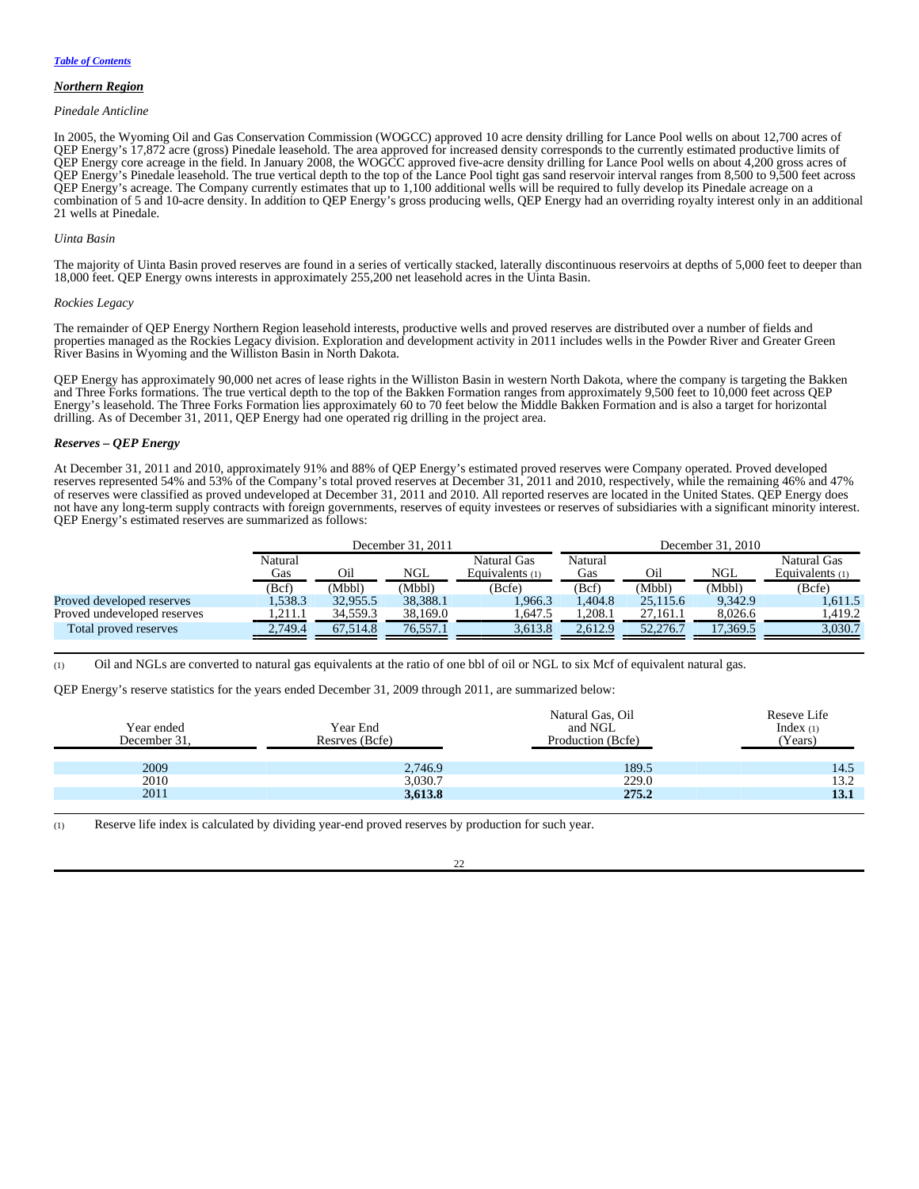[Table of Contents](#)

***Northern Region***

*Pinedale Anticline*

In 2005, the Wyoming Oil and Gas Conservation Commission (WOGCC) approved 10 acre density drilling for Lance Pool wells on about 12,700 acres of QEP Energy's 17,872 acre (gross) Pinedale leasehold. The area approved for increased density corresponds to the currently estimated productive limits of QEP Energy core acreage in the field. In January 2008, the WOGCC approved five-acre density drilling for Lance Pool wells on about 4,200 gross acres of QEP Energy's Pinedale leasehold. The true vertical depth to the top of the Lance Pool tight gas sand reservoir interval ranges from 8,500 to 9,500 feet across QEP Energy's acreage. The Company currently estimates that up to 1,100 additional wells will be required to fully develop its Pinedale acreage on a combination of 5 and 10-acre density. In addition to QEP Energy's gross producing wells, QEP Energy had an overriding royalty interest only in an additional 21 wells at Pinedale.

*Uinta Basin*

The majority of Uinta Basin proved reserves are found in a series of vertically stacked, laterally discontinuous reservoirs at depths of 5,000 feet to deeper than 18,000 feet. QEP Energy owns interests in approximately 255,200 net leasehold acres in the Uinta Basin.

*Rockies Legacy*

The remainder of QEP Energy Northern Region leasehold interests, productive wells and proved reserves are distributed over a number of fields and properties managed as the Rockies Legacy division. Exploration and development activity in 2011 includes wells in the Powder River and Greater Green River Basins in Wyoming and the Williston Basin in North Dakota.

QEP Energy has approximately 90,000 net acres of lease rights in the Williston Basin in western North Dakota, where the company is targeting the Bakken and Three Forks formations. The true vertical depth to the top of the Bakken Formation ranges from approximately 9,500 feet to 10,000 feet across QEP Energy's leasehold. The Three Forks Formation lies approximately 60 to 70 feet below the Middle Bakken Formation and is also a target for horizontal drilling. As of December 31, 2011, QEP Energy had one operated rig drilling in the project area.

***Reserves – QEP Energy***

At December 31, 2011 and 2010, approximately 91% and 88% of QEP Energy's estimated proved reserves were Company operated. Proved developed reserves represented 54% and 53% of the Company's total proved reserves at December 31, 2011 and 2010, respectively, while the remaining 46% and 47% of reserves were classified as proved undeveloped at December 31, 2011 and 2010. All reported reserves are located in the United States. QEP Energy does not have any long-term supply contracts with foreign governments, reserves of equity investees or reserves of subsidiaries with a significant minority interest. QEP Energy's estimated reserves are summarized as follows:

| | December 31, 2011 | | | | December 31, 2010 | | | |
|---|---|---|---|---|---|---|---|---|
| | Natural Gas | Oil | NGL | Natural Gas Equivalents (1) | Natural Gas | Oil | NGL | Natural Gas Equivalents (1) |
| | (Bcf) | (Mbbl) | (Mbbl) | (Bcfe) | (Bcf) | (Mbbl) | (Mbbl) | (Bcfe) |
| Proved developed reserves | 1,538.3 | 32,955.5 | 38,388.1 | 1,966.3 | 1,404.8 | 25,115.6 | 9,342.9 | 1,611.5 |
| Proved undeveloped reserves | 1,211.1 | 34,559.3 | 38,169.0 | 1,647.5 | 1,208.1 | 27,161.1 | 8,026.6 | 1,419.2 |
| Total proved reserves | 2,749.4 | 67,514.8 | 76,557.1 | 3,613.8 | 2,612.9 | 52,276.7 | 17,369.5 | 3,030.7 |

(1) Oil and NGLs are converted to natural gas equivalents at the ratio of one bbl of oil or NGL to six Mcf of equivalent natural gas.

QEP Energy's reserve statistics for the years ended December 31, 2009 through 2011, are summarized below:

| Year ended December 31, | Year End Resrves (Bcfe) | Natural Gas, Oil and NGL Production (Bcfe) | Reseve Life Index (1) (Years) |
|---|---|---|---|
| 2009 | 2,746.9 | 189.5 | 14.5 |
| 2010 | 3,030.7 | 229.0 | 13.2 |
| 2011 | **3,613.8** | **275.2** | **13.1** |

(1) Reserve life index is calculated by dividing year-end proved reserves by production for such year.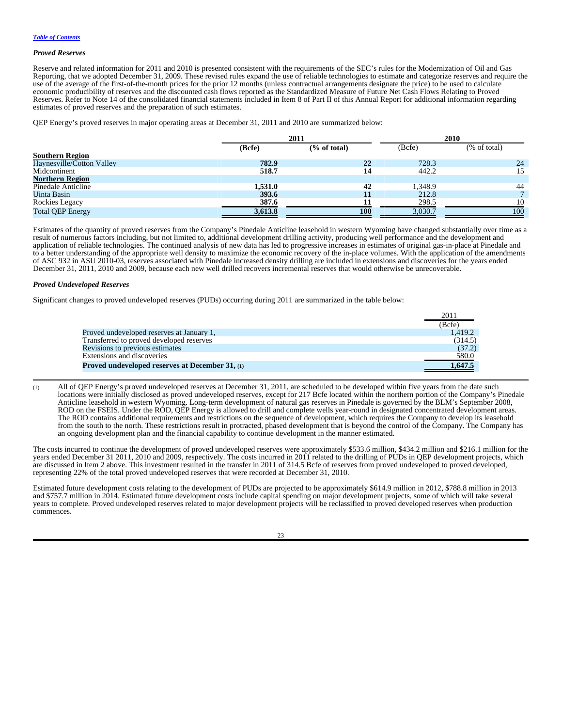*Proved Reserves*

Reserve and related information for 2011 and 2010 is presented consistent with the requirements of the SEC's rules for the Modernization of Oil and Gas Reporting, that we adopted December 31, 2009. These revised rules expand the use of reliable technologies to estimate and categorize reserves and require the use of the average of the first-of-the-month prices for the prior 12 months (unless contractual arrangements designate the price) to be used to calculate economic producibility of reserves and the discounted cash flows reported as the Standardized Measure of Future Net Cash Flows Relating to Proved Reserves. Refer to Note 14 of the consolidated financial statements included in Item 8 of Part II of this Annual Report for additional information regarding estimates of proved reserves and the preparation of such estimates.

QEP Energy's proved reserves in major operating areas at December 31, 2011 and 2010 are summarized below:

| | 2011 | | 2010 | |
|---|---|---|---|---|
| | **(Bcfe)** | **(% of total)** | (Bcfe) | (% of total) |
| **Southern Region** | | | | |
| Haynesville/Cotton Valley | **782.9** | **22** | 728.3 | 24 |
| Midcontinent | **518.7** | **14** | 442.2 | 15 |
| **Northern Region** | | | | |
| Pinedale Anticline | **1,531.0** | **42** | 1,348.9 | 44 |
| Uinta Basin | **393.6** | **11** | 212.8 | 7 |
| Rockies Legacy | **387.6** | **11** | 298.5 | 10 |
| Total QEP Energy | **3,613.8** | **100** | 3,030.7 | 100 |

Estimates of the quantity of proved reserves from the Company's Pinedale Anticline leasehold in western Wyoming have changed substantially over time as a result of numerous factors including, but not limited to, additional development drilling activity, producing well performance and the development and application of reliable technologies. The continued analysis of new data has led to progressive increases in estimates of original gas-in-place at Pinedale and to a better understanding of the appropriate well density to maximize the economic recovery of the in-place volumes. With the application of the amendments of ASC 932 in ASU 2010-03, reserves associated with Pinedale increased density drilling are included in extensions and discoveries for the years ended December 31, 2011, 2010 and 2009, because each new well drilled recovers incremental reserves that would otherwise be unrecoverable.

*Proved Undeveloped Reserves*

Significant changes to proved undeveloped reserves (PUDs) occurring during 2011 are summarized in the table below:

| | 2011 |
|---|---|
| | (Bcfe) |
| Proved undeveloped reserves at January 1, | 1,419.2 |
| Transferred to proved developed reserves | (314.5) |
| Revisions to previous estimates | (37.2) |
| Extensions and discoveries | 580.0 |
| **Proved undeveloped reserves at December 31,** (1) | **1,647.5** |

(1) All of QEP Energy's proved undeveloped reserves at December 31, 2011, are scheduled to be developed within five years from the date such locations were initially disclosed as proved undeveloped reserves, except for 217 Bcfe located within the northern portion of the Company's Pinedale Anticline leasehold in western Wyoming. Long-term development of natural gas reserves in Pinedale is governed by the BLM's September 2008, ROD on the FSEIS. Under the ROD, QEP Energy is allowed to drill and complete wells year-round in designated concentrated development areas. The ROD contains additional requirements and restrictions on the sequence of development, which requires the Company to develop its leasehold from the south to the north. These restrictions result in protracted, phased development that is beyond the control of the Company. The Company has an ongoing development plan and the financial capability to continue development in the manner estimated.

The costs incurred to continue the development of proved undeveloped reserves were approximately $533.6 million, $434.2 million and $216.1 million for the years ended December 31 2011, 2010 and 2009, respectively. The costs incurred in 2011 related to the drilling of PUDs in QEP development projects, which are discussed in Item 2 above. This investment resulted in the transfer in 2011 of 314.5 Bcfe of reserves from proved undeveloped to proved developed, representing 22% of the total proved undeveloped reserves that were recorded at December 31, 2010.

Estimated future development costs relating to the development of PUDs are projected to be approximately $614.9 million in 2012, $788.8 million in 2013 and $757.7 million in 2014. Estimated future development costs include capital spending on major development projects, some of which will take several years to complete. Proved undeveloped reserves related to major development projects will be reclassified to proved developed reserves when production commences.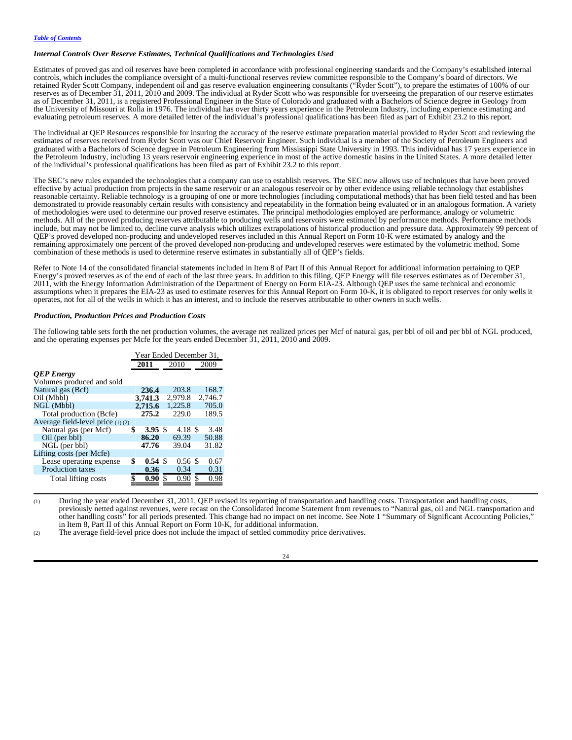### *Internal Controls Over Reserve Estimates, Technical Qualifications and Technologies Used*

Estimates of proved gas and oil reserves have been completed in accordance with professional engineering standards and the Company's established internal controls, which includes the compliance oversight of a multi-functional reserves review committee responsible to the Company's board of directors. We retained Ryder Scott Company, independent oil and gas reserve evaluation engineering consultants ("Ryder Scott"), to prepare the estimates of 100% of our reserves as of December 31, 2011, 2010 and 2009. The individual at Ryder Scott who was responsible for overseeing the preparation of our reserve estimates as of December 31, 2011, is a registered Professional Engineer in the State of Colorado and graduated with a Bachelors of Science degree in Geology from the University of Missouri at Rolla in 1976. The individual has over thirty years experience in the Petroleum Industry, including experience estimating and evaluating petroleum reserves. A more detailed letter of the individual's professional qualifications has been filed as part of Exhibit 23.2 to this report.

The individual at QEP Resources responsible for insuring the accuracy of the reserve estimate preparation material provided to Ryder Scott and reviewing the estimates of reserves received from Ryder Scott was our Chief Reservoir Engineer. Such individual is a member of the Society of Petroleum Engineers and graduated with a Bachelors of Science degree in Petroleum Engineering from Mississippi State University in 1993. This individual has 17 years experience in the Petroleum Industry, including 13 years reservoir engineering experience in most of the active domestic basins in the United States. A more detailed letter of the individual's professional qualifications has been filed as part of Exhibit 23.2 to this report.

The SEC's new rules expanded the technologies that a company can use to establish reserves. The SEC now allows use of techniques that have been proved effective by actual production from projects in the same reservoir or an analogous reservoir or by other evidence using reliable technology that establishes reasonable certainty. Reliable technology is a grouping of one or more technologies (including computational methods) that has been field tested and has been demonstrated to provide reasonably certain results with consistency and repeatability in the formation being evaluated or in an analogous formation. A variety of methodologies were used to determine our proved reserve estimates. The principal methodologies employed are performance, analogy or volumetric methods. All of the proved producing reserves attributable to producing wells and reservoirs were estimated by performance methods. Performance methods include, but may not be limited to, decline curve analysis which utilizes extrapolations of historical production and pressure data. Approximately 99 percent of QEP's proved developed non-producing and undeveloped reserves included in this Annual Report on Form 10-K were estimated by analogy and the remaining approximately one percent of the proved developed non-producing and undeveloped reserves were estimated by the volumetric method. Some combination of these methods is used to determine reserve estimates in substantially all of QEP's fields.

Refer to Note 14 of the consolidated financial statements included in Item 8 of Part II of this Annual Report for additional information pertaining to QEP Energy's proved reserves as of the end of each of the last three years. In addition to this filing, QEP Energy will file reserves estimates as of December 31, 2011, with the Energy Information Administration of the Department of Energy on Form EIA-23. Although QEP uses the same technical and economic assumptions when it prepares the EIA-23 as used to estimate reserves for this Annual Report on Form 10-K, it is obligated to report reserves for only wells it operates, not for all of the wells in which it has an interest, and to include the reserves attributable to other owners in such wells.

### *Production, Production Prices and Production Costs*

The following table sets forth the net production volumes, the average net realized prices per Mcf of natural gas, per bbl of oil and per bbl of NGL produced, and the operating expenses per Mcfe for the years ended December 31, 2011, 2010 and 2009.

| | Year Ended December 31, | | |
|---|---|---|---|
| | **2011** | 2010 | 2009 |
| ***QEP Energy*** | | | |
| Volumes produced and sold | | | |
| Natural gas (Bcf) | **236.4** | 203.8 | 168.7 |
| Oil (Mbbl) | **3,741.3** | 2,979.8 | 2,746.7 |
| NGL (Mbbl) | **2,715.6** | 1,225.8 | 705.0 |
| Total production (Bcfe) | **275.2** | 229.0 | 189.5 |
| Average field-level price (1) (2) | | | |
| Natural gas (per Mcf) | **$ 3.95** | $ 4.18 | $ 3.48 |
| Oil (per bbl) | **86.20** | 69.39 | 50.88 |
| NGL (per bbl) | **47.76** | 39.04 | 31.82 |
| Lifting costs (per Mcfe) | | | |
| Lease operating expense | **$ 0.54** | $ 0.56 | $ 0.67 |
| Production taxes | **0.36** | 0.34 | 0.31 |
| Total lifting costs | **$ 0.90** | $ 0.90 | $ 0.98 |

(1) During the year ended December 31, 2011, QEP revised its reporting of transportation and handling costs. Transportation and handling costs, previously netted against revenues, were recast on the Consolidated Income Statement from revenues to "Natural gas, oil and NGL transportation and other handling costs" for all periods presented. This change had no impact on net income. See Note 1 "Summary of Significant Accounting Policies," in Item 8, Part II of this Annual Report on Form 10-K, for additional information.

(2) The average field-level price does not include the impact of settled commodity price derivatives.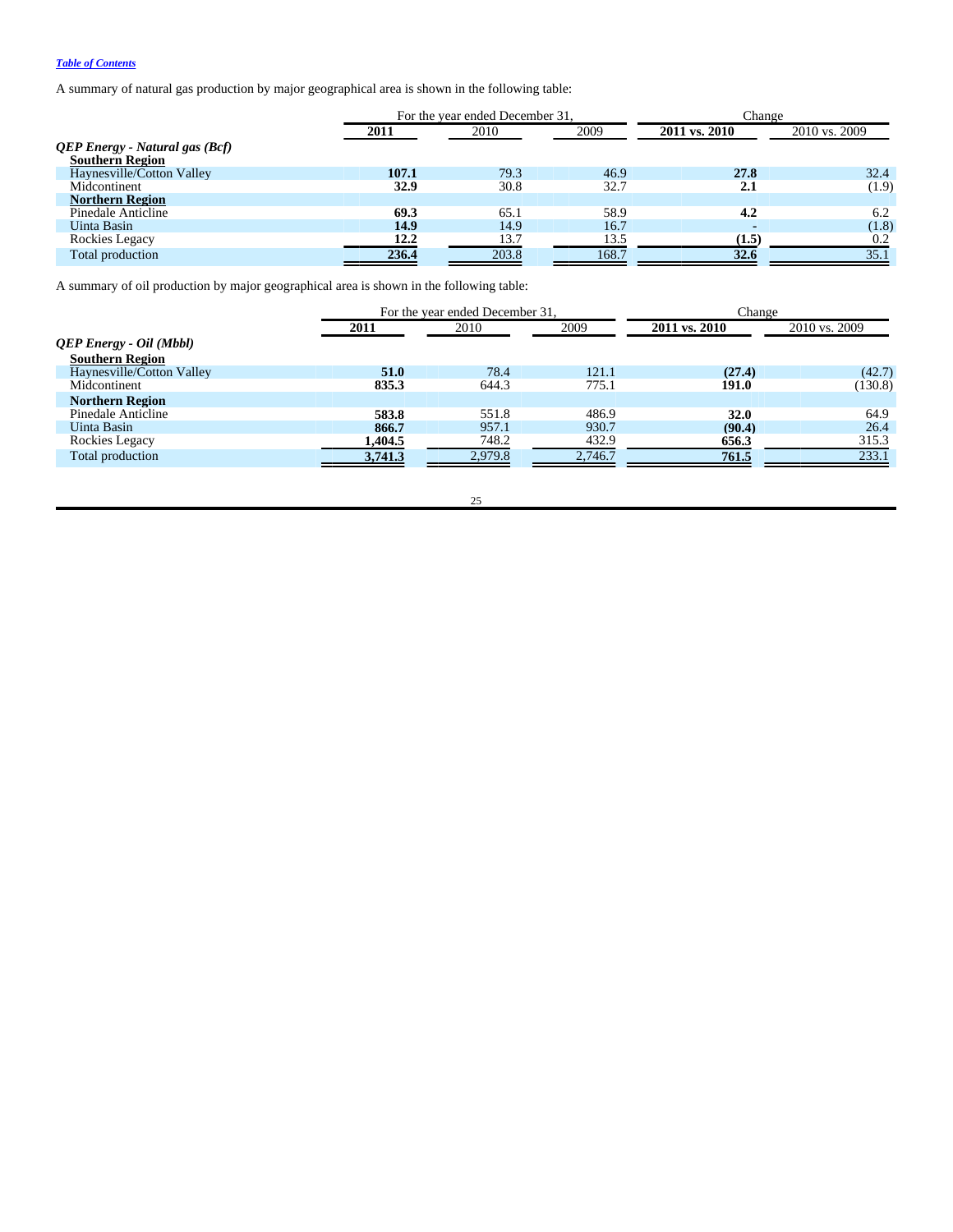A summary of natural gas production by major geographical area is shown in the following table:

| | For the year ended December 31, | | | Change | |
|---|---|---|---|---|---|
| | **2011** | 2010 | 2009 | **2011 vs. 2010** | 2010 vs. 2009 |
| ***QEP Energy - Natural gas (Bcf)*** | | | | | |
| **Southern Region** | | | | | |
| Haynesville/Cotton Valley | **107.1** | 79.3 | 46.9 | **27.8** | 32.4 |
| Midcontinent | **32.9** | 30.8 | 32.7 | **2.1** | (1.9) |
| **Northern Region** | | | | | |
| Pinedale Anticline | **69.3** | 65.1 | 58.9 | **4.2** | 6.2 |
| Uinta Basin | **14.9** | 14.9 | 16.7 | **-** | (1.8) |
| Rockies Legacy | **12.2** | 13.7 | 13.5 | **(1.5)** | 0.2 |
| Total production | **236.4** | 203.8 | 168.7 | **32.6** | 35.1 |

A summary of oil production by major geographical area is shown in the following table:

| | For the year ended December 31, | | | Change | |
|---|---|---|---|---|---|
| | **2011** | 2010 | 2009 | **2011 vs. 2010** | 2010 vs. 2009 |
| ***QEP Energy - Oil (Mbbl)*** | | | | | |
| **Southern Region** | | | | | |
| Haynesville/Cotton Valley | **51.0** | 78.4 | 121.1 | **(27.4)** | (42.7) |
| Midcontinent | **835.3** | 644.3 | 775.1 | **191.0** | (130.8) |
| **Northern Region** | | | | | |
| Pinedale Anticline | **583.8** | 551.8 | 486.9 | **32.0** | 64.9 |
| Uinta Basin | **866.7** | 957.1 | 930.7 | **(90.4)** | 26.4 |
| Rockies Legacy | **1,404.5** | 748.2 | 432.9 | **656.3** | 315.3 |
| Total production | **3,741.3** | 2,979.8 | 2,746.7 | **761.5** | 233.1 |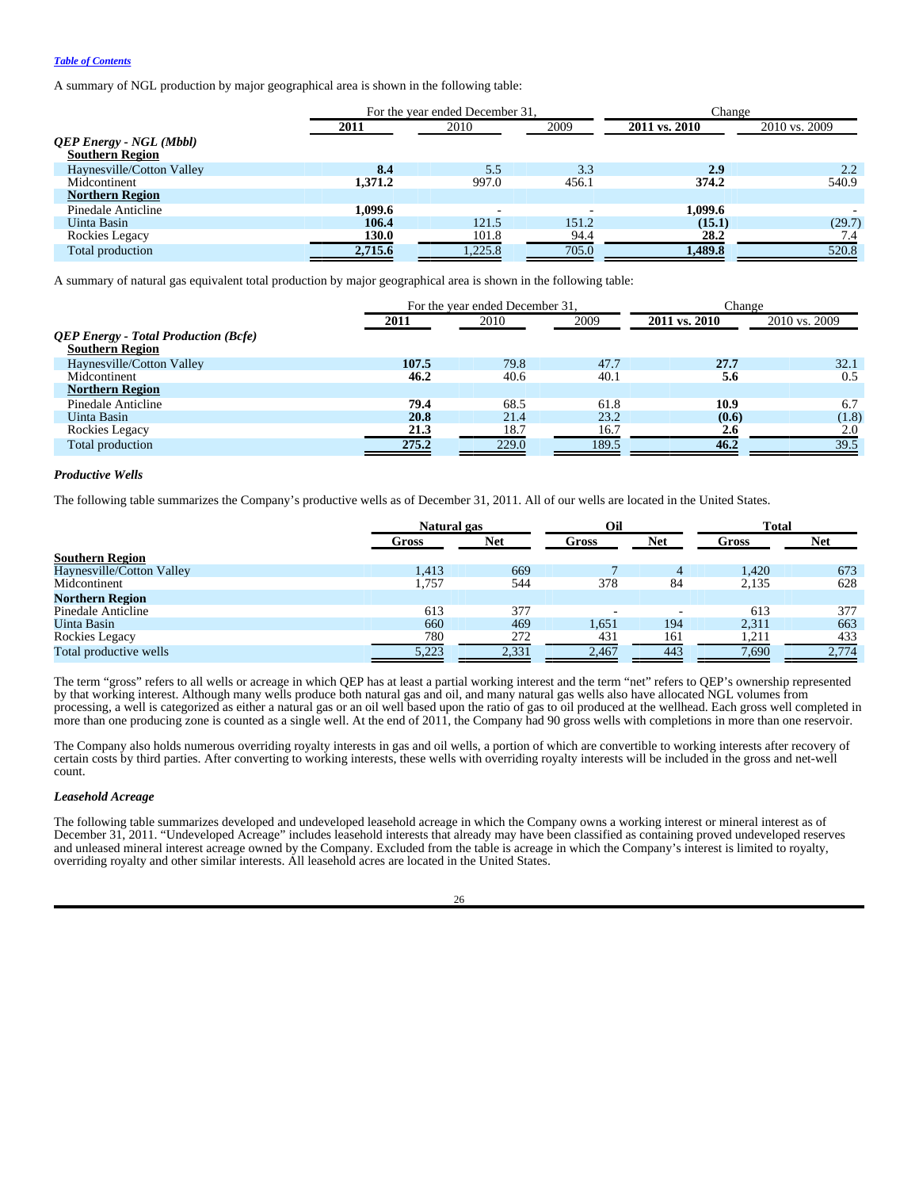[Table of Contents](#)

A summary of NGL production by major geographical area is shown in the following table:

| | For the year ended December 31, | | | Change | |
|---|---|---|---|---|---|
| | **2011** | 2010 | 2009 | **2011 vs. 2010** | 2010 vs. 2009 |
| ***QEP Energy - NGL (Mbbl)*** | | | | | |
| **Southern Region** | | | | | |
| Haynesville/Cotton Valley | **8.4** | 5.5 | 3.3 | **2.9** | 2.2 |
| Midcontinent | **1,371.2** | 997.0 | 456.1 | **374.2** | 540.9 |
| **Northern Region** | | | | | |
| Pinedale Anticline | **1,099.6** | - | - | **1,099.6** | - |
| Uinta Basin | **106.4** | 121.5 | 151.2 | **(15.1)** | (29.7) |
| Rockies Legacy | **130.0** | 101.8 | 94.4 | **28.2** | 7.4 |
| Total production | **2,715.6** | 1,225.8 | 705.0 | **1,489.8** | 520.8 |

A summary of natural gas equivalent total production by major geographical area is shown in the following table:

| | For the year ended December 31, | | | Change | |
|---|---|---|---|---|---|
| | **2011** | 2010 | 2009 | **2011 vs. 2010** | 2010 vs. 2009 |
| ***QEP Energy - Total Production (Bcfe)*** | | | | | |
| **Southern Region** | | | | | |
| Haynesville/Cotton Valley | **107.5** | 79.8 | 47.7 | **27.7** | 32.1 |
| Midcontinent | **46.2** | 40.6 | 40.1 | **5.6** | 0.5 |
| **Northern Region** | | | | | |
| Pinedale Anticline | **79.4** | 68.5 | 61.8 | **10.9** | 6.7 |
| Uinta Basin | **20.8** | 21.4 | 23.2 | **(0.6)** | (1.8) |
| Rockies Legacy | **21.3** | 18.7 | 16.7 | **2.6** | 2.0 |
| Total production | **275.2** | 229.0 | 189.5 | **46.2** | 39.5 |

### *Productive Wells*

The following table summarizes the Company's productive wells as of December 31, 2011. All of our wells are located in the United States.

| | Natural gas | | Oil | | Total | |
|---|---|---|---|---|---|---|
| | **Gross** | **Net** | **Gross** | **Net** | **Gross** | **Net** |
| **Southern Region** | | | | | | |
| Haynesville/Cotton Valley | 1,413 | 669 | 7 | 4 | 1,420 | 673 |
| Midcontinent | 1,757 | 544 | 378 | 84 | 2,135 | 628 |
| **Northern Region** | | | | | | |
| Pinedale Anticline | 613 | 377 | - | - | 613 | 377 |
| Uinta Basin | 660 | 469 | 1,651 | 194 | 2,311 | 663 |
| Rockies Legacy | 780 | 272 | 431 | 161 | 1,211 | 433 |
| Total productive wells | 5,223 | 2,331 | 2,467 | 443 | 7,690 | 2,774 |

The term "gross" refers to all wells or acreage in which QEP has at least a partial working interest and the term "net" refers to QEP's ownership represented by that working interest. Although many wells produce both natural gas and oil, and many natural gas wells also have allocated NGL volumes from processing, a well is categorized as either a natural gas or an oil well based upon the ratio of gas to oil produced at the wellhead. Each gross well completed in more than one producing zone is counted as a single well. At the end of 2011, the Company had 90 gross wells with completions in more than one reservoir.

The Company also holds numerous overriding royalty interests in gas and oil wells, a portion of which are convertible to working interests after recovery of certain costs by third parties. After converting to working interests, these wells with overriding royalty interests will be included in the gross and net-well count.

### *Leasehold Acreage*

The following table summarizes developed and undeveloped leasehold acreage in which the Company owns a working interest or mineral interest as of December 31, 2011. "Undeveloped Acreage" includes leasehold interests that already may have been classified as containing proved undeveloped reserves and unleased mineral interest acreage owned by the Company. Excluded from the table is acreage in which the Company's interest is limited to royalty, overriding royalty and other similar interests. All leasehold acres are located in the United States.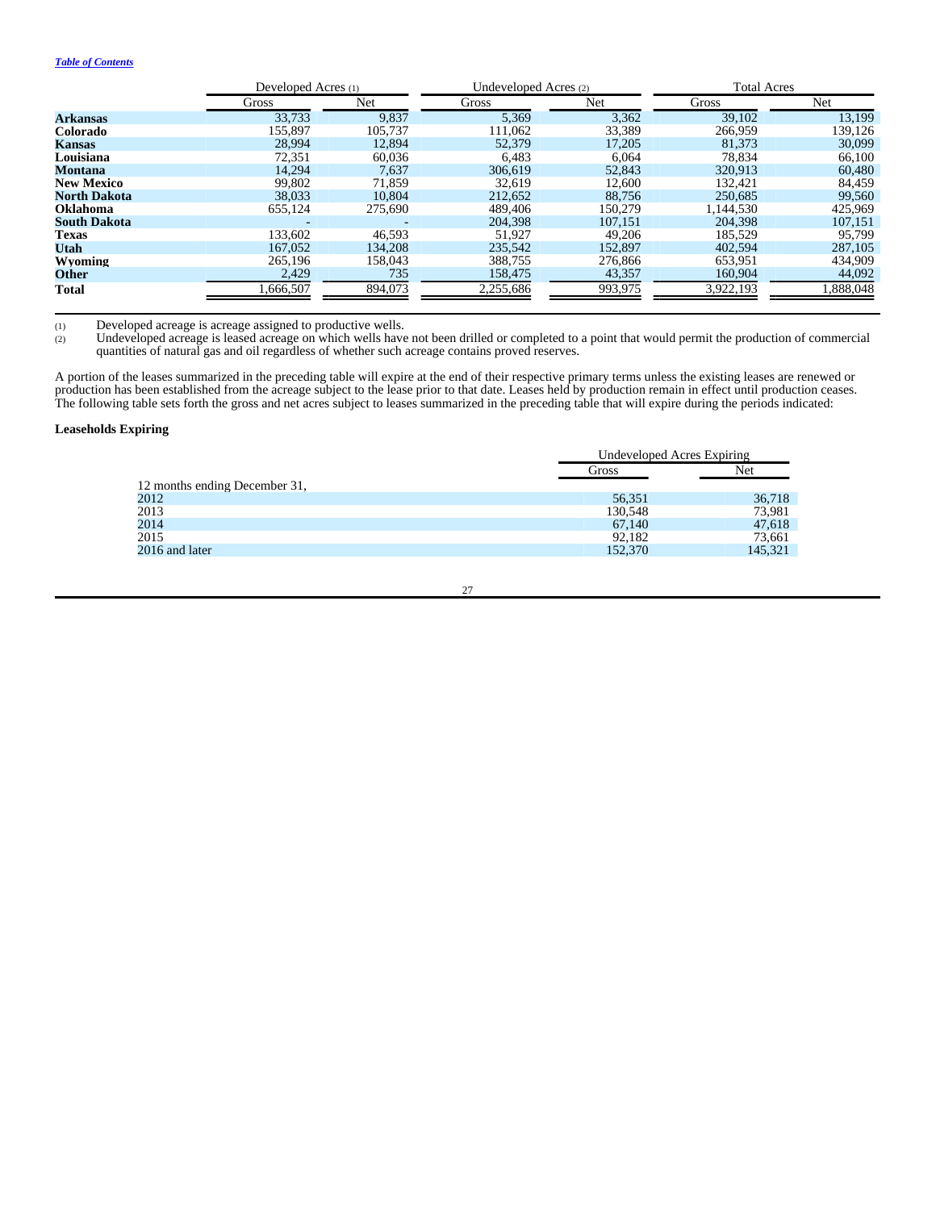[Table of Contents](#)

| | Developed Acres (1) | | Undeveloped Acres (2) | | Total Acres | |
|---|---|---|---|---|---|---|
| | Gross | Net | Gross | Net | Gross | Net |
| **Arkansas** | 33,733 | 9,837 | 5,369 | 3,362 | 39,102 | 13,199 |
| **Colorado** | 155,897 | 105,737 | 111,062 | 33,389 | 266,959 | 139,126 |
| **Kansas** | 28,994 | 12,894 | 52,379 | 17,205 | 81,373 | 30,099 |
| **Louisiana** | 72,351 | 60,036 | 6,483 | 6,064 | 78,834 | 66,100 |
| **Montana** | 14,294 | 7,637 | 306,619 | 52,843 | 320,913 | 60,480 |
| **New Mexico** | 99,802 | 71,859 | 32,619 | 12,600 | 132,421 | 84,459 |
| **North Dakota** | 38,033 | 10,804 | 212,652 | 88,756 | 250,685 | 99,560 |
| **Oklahoma** | 655,124 | 275,690 | 489,406 | 150,279 | 1,144,530 | 425,969 |
| **South Dakota** | - | - | 204,398 | 107,151 | 204,398 | 107,151 |
| **Texas** | 133,602 | 46,593 | 51,927 | 49,206 | 185,529 | 95,799 |
| **Utah** | 167,052 | 134,208 | 235,542 | 152,897 | 402,594 | 287,105 |
| **Wyoming** | 265,196 | 158,043 | 388,755 | 276,866 | 653,951 | 434,909 |
| **Other** | 2,429 | 735 | 158,475 | 43,357 | 160,904 | 44,092 |
| **Total** | 1,666,507 | 894,073 | 2,255,686 | 993,975 | 3,922,193 | 1,888,048 |

(1) Developed acreage is acreage assigned to productive wells.

(2) Undeveloped acreage is leased acreage on which wells have not been drilled or completed to a point that would permit the production of commercial quantities of natural gas and oil regardless of whether such acreage contains proved reserves.

A portion of the leases summarized in the preceding table will expire at the end of their respective primary terms unless the existing leases are renewed or production has been established from the acreage subject to the lease prior to that date. Leases held by production remain in effect until production ceases. The following table sets forth the gross and net acres subject to leases summarized in the preceding table that will expire during the periods indicated:

**Leaseholds Expiring**

| | Undeveloped Acres Expiring | |
|---|---|---|
| | Gross | Net |
| 12 months ending December 31, | | |
| 2012 | 56,351 | 36,718 |
| 2013 | 130,548 | 73,981 |
| 2014 | 67,140 | 47,618 |
| 2015 | 92,182 | 73,661 |
| 2016 and later | 152,370 | 145,321 |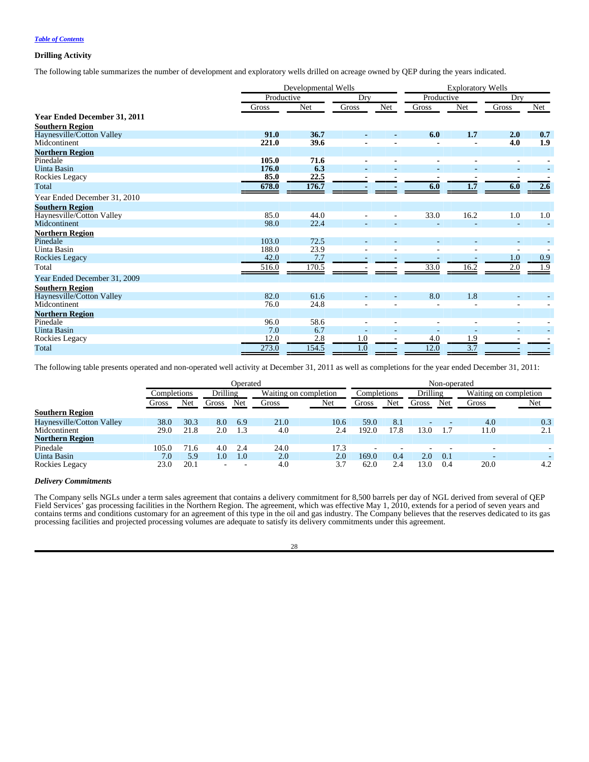*Table of Contents*

**Drilling Activity**

The following table summarizes the number of development and exploratory wells drilled on acreage owned by QEP during the years indicated.

| | Developmental Wells | | | | Exploratory Wells | | | |
|---|---|---|---|---|---|---|---|---|
| | Productive | | Dry | | Productive | | Dry | |
| | Gross | Net | Gross | Net | Gross | Net | Gross | Net |
| **Year Ended December 31, 2011** | | | | | | | | |
| **Southern Region** | | | | | | | | |
| Haynesville/Cotton Valley | **91.0** | **36.7** | **-** | **-** | **6.0** | **1.7** | **2.0** | **0.7** |
| Midcontinent | **221.0** | **39.6** | **-** | **-** | **-** | **-** | **4.0** | **1.9** |
| **Northern Region** | | | | | | | | |
| Pinedale | **105.0** | **71.6** | **-** | **-** | **-** | **-** | **-** | **-** |
| Uinta Basin | **176.0** | **6.3** | **-** | **-** | **-** | **-** | **-** | **-** |
| Rockies Legacy | **85.0** | **22.5** | **-** | **-** | **-** | **-** | **-** | **-** |
| Total | **678.0** | **176.7** | **-** | **-** | **6.0** | **1.7** | **6.0** | **2.6** |
| Year Ended December 31, 2010 | | | | | | | | |
| **Southern Region** | | | | | | | | |
| Haynesville/Cotton Valley | 85.0 | 44.0 | - | - | 33.0 | 16.2 | 1.0 | 1.0 |
| Midcontinent | 98.0 | 22.4 | - | - | - | - | - | - |
| **Northern Region** | | | | | | | | |
| Pinedale | 103.0 | 72.5 | - | - | - | - | - | - |
| Uinta Basin | 188.0 | 23.9 | - | - | - | - | - | - |
| Rockies Legacy | 42.0 | 7.7 | - | - | - | - | 1.0 | 0.9 |
| Total | 516.0 | 170.5 | - | - | 33.0 | 16.2 | 2.0 | 1.9 |
| Year Ended December 31, 2009 | | | | | | | | |
| **Southern Region** | | | | | | | | |
| Haynesville/Cotton Valley | 82.0 | 61.6 | - | - | 8.0 | 1.8 | - | - |
| Midcontinent | 76.0 | 24.8 | - | - | - | - | - | - |
| **Northern Region** | | | | | | | | |
| Pinedale | 96.0 | 58.6 | - | - | - | - | - | - |
| Uinta Basin | 7.0 | 6.7 | - | - | - | - | - | - |
| Rockies Legacy | 12.0 | 2.8 | 1.0 | - | 4.0 | 1.9 | - | - |
| Total | 273.0 | 154.5 | 1.0 | - | 12.0 | 3.7 | - | - |

The following table presents operated and non-operated well activity at December 31, 2011 as well as completions for the year ended December 31, 2011:

| | Operated | | | | | | Non-operated | | | | | |
|---|---|---|---|---|---|---|---|---|---|---|---|---|
| | Completions | | Drilling | | Waiting on completion | | Completions | | Drilling | | Waiting on completion | |
| | Gross | Net | Gross | Net | Gross | Net | Gross | Net | Gross | Net | Gross | Net |
| **Southern Region** | | | | | | | | | | | | |
| Haynesville/Cotton Valley | 38.0 | 30.3 | 8.0 | 6.9 | 21.0 | 10.6 | 59.0 | 8.1 | - | - | 4.0 | 0.3 |
| Midcontinent | 29.0 | 21.8 | 2.0 | 1.3 | 4.0 | 2.4 | 192.0 | 17.8 | 13.0 | 1.7 | 11.0 | 2.1 |
| **Northern Region** | | | | | | | | | | | | |
| Pinedale | 105.0 | 71.6 | 4.0 | 2.4 | 24.0 | 17.3 | - | - | - | - | - | - |
| Uinta Basin | 7.0 | 5.9 | 1.0 | 1.0 | 2.0 | 2.0 | 169.0 | 0.4 | 2.0 | 0.1 | - | - |
| Rockies Legacy | 23.0 | 20.1 | - | - | 4.0 | 3.7 | 62.0 | 2.4 | 13.0 | 0.4 | 20.0 | 4.2 |

***Delivery Commitments***

The Company sells NGLs under a term sales agreement that contains a delivery commitment for 8,500 barrels per day of NGL derived from several of QEP Field Services' gas processing facilities in the Northern Region. The agreement, which was effective May 1, 2010, extends for a period of seven years and contains terms and conditions customary for an agreement of this type in the oil and gas industry. The Company believes that the reserves dedicated to its gas processing facilities and projected processing volumes are adequate to satisfy its delivery commitments under this agreement.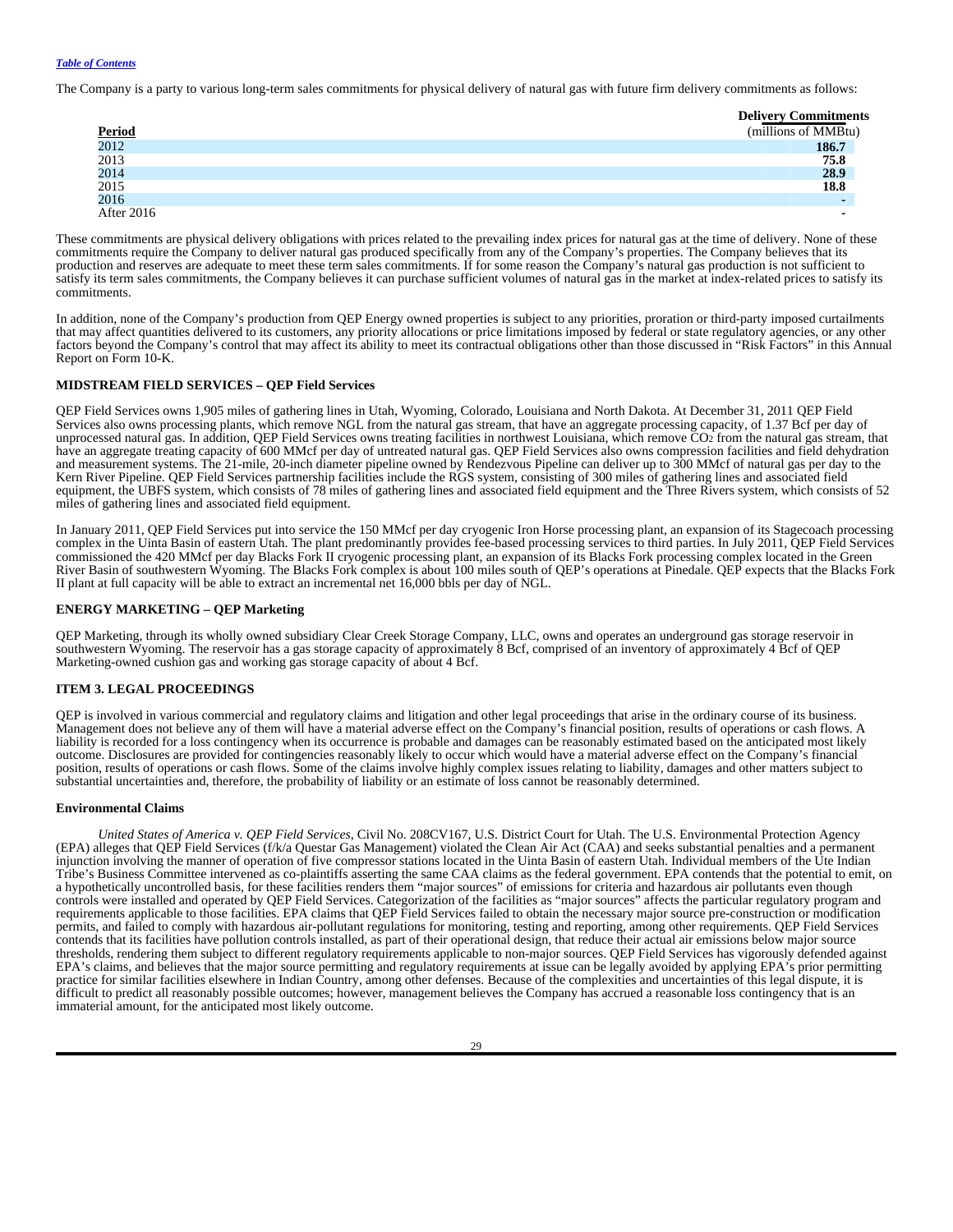The Company is a party to various long-term sales commitments for physical delivery of natural gas with future firm delivery commitments as follows:

| Period | Delivery Commitments (millions of MMBtu) |
|---|---|
| 2012 | **186.7** |
| 2013 | **75.8** |
| 2014 | **28.9** |
| 2015 | **18.8** |
| 2016 | **-** |
| After 2016 | **-** |

These commitments are physical delivery obligations with prices related to the prevailing index prices for natural gas at the time of delivery. None of these commitments require the Company to deliver natural gas produced specifically from any of the Company's properties. The Company believes that its production and reserves are adequate to meet these term sales commitments. If for some reason the Company's natural gas production is not sufficient to satisfy its term sales commitments, the Company believes it can purchase sufficient volumes of natural gas in the market at index-related prices to satisfy its commitments.

In addition, none of the Company's production from QEP Energy owned properties is subject to any priorities, proration or third-party imposed curtailments that may affect quantities delivered to its customers, any priority allocations or price limitations imposed by federal or state regulatory agencies, or any other factors beyond the Company's control that may affect its ability to meet its contractual obligations other than those discussed in "Risk Factors" in this Annual Report on Form 10-K.

**MIDSTREAM FIELD SERVICES – QEP Field Services**

QEP Field Services owns 1,905 miles of gathering lines in Utah, Wyoming, Colorado, Louisiana and North Dakota. At December 31, 2011 QEP Field Services also owns processing plants, which remove NGL from the natural gas stream, that have an aggregate processing capacity, of 1.37 Bcf per day of unprocessed natural gas. In addition, QEP Field Services owns treating facilities in northwest Louisiana, which remove $CO_2$ from the natural gas stream, that have an aggregate treating capacity of 600 MMcf per day of untreated natural gas. QEP Field Services also owns compression facilities and field dehydration and measurement systems. The 21-mile, 20-inch diameter pipeline owned by Rendezvous Pipeline can deliver up to 300 MMcf of natural gas per day to the Kern River Pipeline. QEP Field Services partnership facilities include the RGS system, consisting of 300 miles of gathering lines and associated field equipment, the UBFS system, which consists of 78 miles of gathering lines and associated field equipment and the Three Rivers system, which consists of 52 miles of gathering lines and associated field equipment.

In January 2011, QEP Field Services put into service the 150 MMcf per day cryogenic Iron Horse processing plant, an expansion of its Stagecoach processing complex in the Uinta Basin of eastern Utah. The plant predominantly provides fee-based processing services to third parties. In July 2011, QEP Field Services commissioned the 420 MMcf per day Blacks Fork II cryogenic processing plant, an expansion of its Blacks Fork processing complex located in the Green River Basin of southwestern Wyoming. The Blacks Fork complex is about 100 miles south of QEP's operations at Pinedale. QEP expects that the Blacks Fork II plant at full capacity will be able to extract an incremental net 16,000 bbls per day of NGL.

**ENERGY MARKETING – QEP Marketing**

QEP Marketing, through its wholly owned subsidiary Clear Creek Storage Company, LLC, owns and operates an underground gas storage reservoir in southwestern Wyoming. The reservoir has a gas storage capacity of approximately 8 Bcf, comprised of an inventory of approximately 4 Bcf of QEP Marketing-owned cushion gas and working gas storage capacity of about 4 Bcf.

**ITEM 3. LEGAL PROCEEDINGS**

QEP is involved in various commercial and regulatory claims and litigation and other legal proceedings that arise in the ordinary course of its business. Management does not believe any of them will have a material adverse effect on the Company's financial position, results of operations or cash flows. A liability is recorded for a loss contingency when its occurrence is probable and damages can be reasonably estimated based on the anticipated most likely outcome. Disclosures are provided for contingencies reasonably likely to occur which would have a material adverse effect on the Company's financial position, results of operations or cash flows. Some of the claims involve highly complex issues relating to liability, damages and other matters subject to substantial uncertainties and, therefore, the probability of liability or an estimate of loss cannot be reasonably determined.

**Environmental Claims**

*United States of America v. QEP Field Services*, Civil No. 208CV167, U.S. District Court for Utah. The U.S. Environmental Protection Agency (EPA) alleges that QEP Field Services (f/k/a Questar Gas Management) violated the Clean Air Act (CAA) and seeks substantial penalties and a permanent injunction involving the manner of operation of five compressor stations located in the Uinta Basin of eastern Utah. Individual members of the Ute Indian Tribe's Business Committee intervened as co-plaintiffs asserting the same CAA claims as the federal government. EPA contends that the potential to emit, on a hypothetically uncontrolled basis, for these facilities renders them "major sources" of emissions for criteria and hazardous air pollutants even though controls were installed and operated by QEP Field Services. Categorization of the facilities as "major sources" affects the particular regulatory program and requirements applicable to those facilities. EPA claims that QEP Field Services failed to obtain the necessary major source pre-construction or modification permits, and failed to comply with hazardous air-pollutant regulations for monitoring, testing and reporting, among other requirements. QEP Field Services contends that its facilities have pollution controls installed, as part of their operational design, that reduce their actual air emissions below major source thresholds, rendering them subject to different regulatory requirements applicable to non-major sources. QEP Field Services has vigorously defended against EPA's claims, and believes that the major source permitting and regulatory requirements at issue can be legally avoided by applying EPA's prior permitting practice for similar facilities elsewhere in Indian Country, among other defenses. Because of the complexities and uncertainties of this legal dispute, it is difficult to predict all reasonably possible outcomes; however, management believes the Company has accrued a reasonable loss contingency that is an immaterial amount, for the anticipated most likely outcome.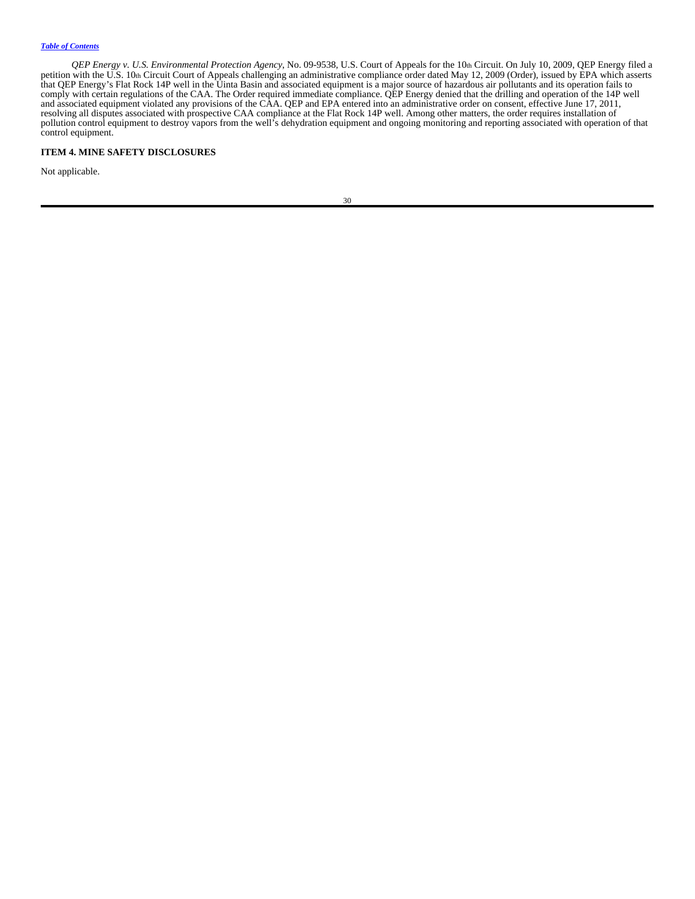*QEP Energy v. U.S. Environmental Protection Agency*, No. 09-9538, U.S. Court of Appeals for the 10th Circuit. On July 10, 2009, QEP Energy filed a petition with the U.S. 10th Circuit Court of Appeals challenging an administrative compliance order dated May 12, 2009 (Order), issued by EPA which asserts that QEP Energy's Flat Rock 14P well in the Uinta Basin and associated equipment is a major source of hazardous air pollutants and its operation fails to comply with certain regulations of the CAA. The Order required immediate compliance. QEP Energy denied that the drilling and operation of the 14P well and associated equipment violated any provisions of the CAA. QEP and EPA entered into an administrative order on consent, effective June 17, 2011, resolving all disputes associated with prospective CAA compliance at the Flat Rock 14P well. Among other matters, the order requires installation of pollution control equipment to destroy vapors from the well's dehydration equipment and ongoing monitoring and reporting associated with operation of that control equipment.

**ITEM 4. MINE SAFETY DISCLOSURES**

Not applicable.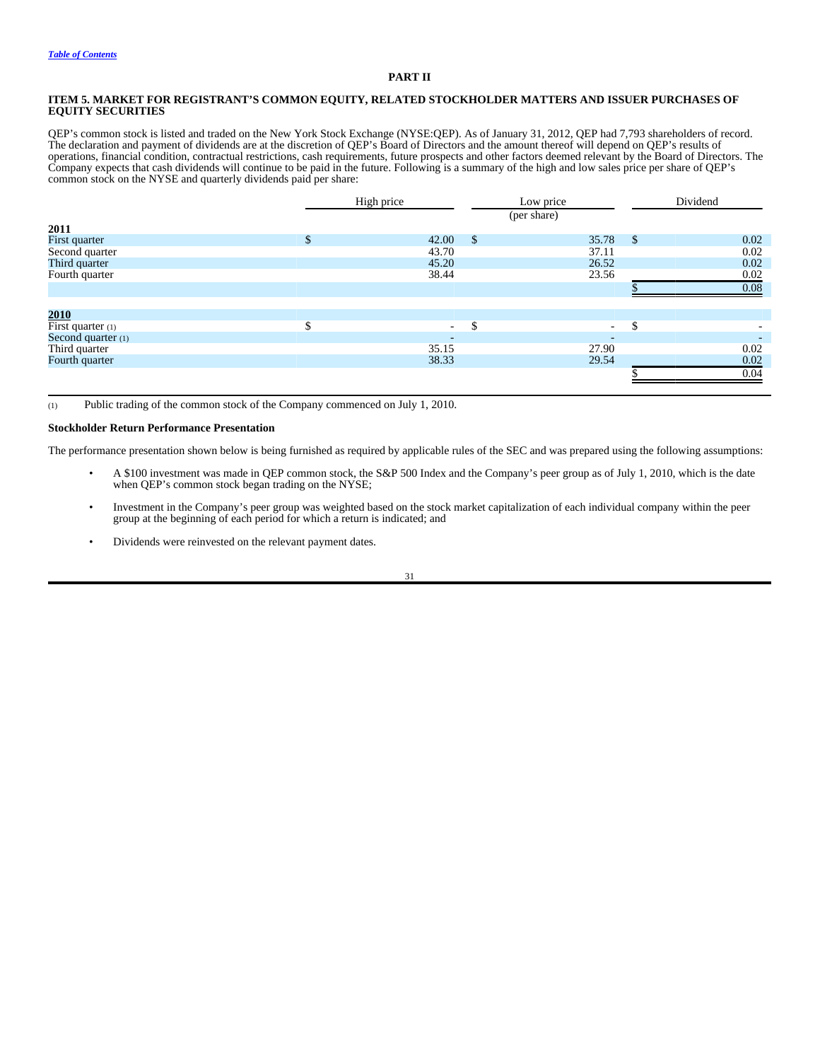## PART II

### ITEM 5. MARKET FOR REGISTRANT'S COMMON EQUITY, RELATED STOCKHOLDER MATTERS AND ISSUER PURCHASES OF EQUITY SECURITIES

QEP's common stock is listed and traded on the New York Stock Exchange (NYSE:QEP). As of January 31, 2012, QEP had 7,793 shareholders of record. The declaration and payment of dividends are at the discretion of QEP's Board of Directors and the amount thereof will depend on QEP's results of operations, financial condition, contractual restrictions, cash requirements, future prospects and other factors deemed relevant by the Board of Directors. The Company expects that cash dividends will continue to be paid in the future. Following is a summary of the high and low sales price per share of QEP's common stock on the NYSE and quarterly dividends paid per share:

| | High price | Low price | Dividend |
|---|---|---|---|
| | | (per share) | |
| **2011** | | | |
| First quarter | $ 42.00 | $ 35.78 | $ 0.02 |
| Second quarter | 43.70 | 37.11 | 0.02 |
| Third quarter | 45.20 | 26.52 | 0.02 |
| Fourth quarter | 38.44 | 23.56 | 0.02 |
| | | | $ 0.08 |
| **2010** | | | |
| First quarter (1) | $ - | $ - | $ - |
| Second quarter (1) | - | - | - |
| Third quarter | 35.15 | 27.90 | 0.02 |
| Fourth quarter | 38.33 | 29.54 | 0.02 |
| | | | $ 0.04 |

(1) Public trading of the common stock of the Company commenced on July 1, 2010.

**Stockholder Return Performance Presentation**

The performance presentation shown below is being furnished as required by applicable rules of the SEC and was prepared using the following assumptions:

- A $100 investment was made in QEP common stock, the S&P 500 Index and the Company's peer group as of July 1, 2010, which is the date when QEP's common stock began trading on the NYSE;
- Investment in the Company's peer group was weighted based on the stock market capitalization of each individual company within the peer group at the beginning of each period for which a return is indicated; and
- Dividends were reinvested on the relevant payment dates.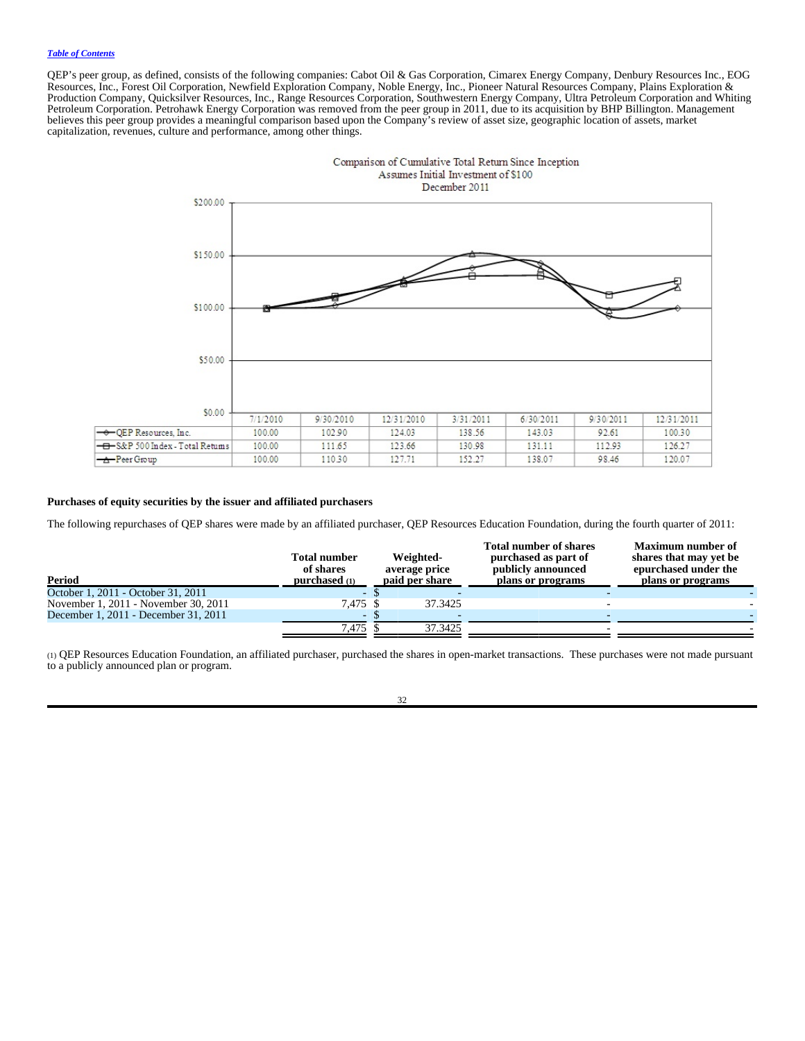QEP's peer group, as defined, consists of the following companies: Cabot Oil & Gas Corporation, Cimarex Energy Company, Denbury Resources Inc., EOG Resources, Inc., Forest Oil Corporation, Newfield Exploration Company, Noble Energy, Inc., Pioneer Natural Resources Company, Plains Exploration & Production Company, Quicksilver Resources, Inc., Range Resources Corporation, Southwestern Energy Company, Ultra Petroleum Corporation and Whiting Petroleum Corporation. Petrohawk Energy Corporation was removed from the peer group in 2011, due to its acquisition by BHP Billington. Management believes this peer group provides a meaningful comparison based upon the Company's review of asset size, geographic location of assets, market capitalization, revenues, culture and performance, among other things.

Comparison of Cumulative Total Return Since Inception
Assumes Initial Investment of $100
December 2011

| | 7/1/2010 | 9/30/2010 | 12/31/2010 | 3/31/2011 | 6/30/2011 | 9/30/2011 | 12/31/2011 |
|---|---|---|---|---|---|---|---|
| QEP Resources, Inc. | 100.00 | 102.90 | 124.03 | 138.56 | 143.03 | 92.61 | 100.30 |
| S&P 500 Index - Total Returns | 100.00 | 111.65 | 123.66 | 130.98 | 131.11 | 112.93 | 126.27 |
| Peer Group | 100.00 | 110.30 | 127.71 | 152.27 | 138.07 | 98.46 | 120.07 |

**Purchases of equity securities by the issuer and affiliated purchasers**

The following repurchases of QEP shares were made by an affiliated purchaser, QEP Resources Education Foundation, during the fourth quarter of 2011:

| Period | Total number of shares purchased (1) | Weighted-average price paid per share | Total number of shares purchased as part of publicly announced plans or programs | Maximum number of shares that may yet be epurchased under the plans or programs |
|---|---|---|---|---|
| October 1, 2011 - October 31, 2011 | - | $ - | - | - |
| November 1, 2011 - November 30, 2011 | 7,475 | $ 37.3425 | - | - |
| December 1, 2011 - December 31, 2011 | - | $ - | - | - |
| | 7,475 | $ 37.3425 | - | - |

(1) QEP Resources Education Foundation, an affiliated purchaser, purchased the shares in open-market transactions. These purchases were not made pursuant to a publicly announced plan or program.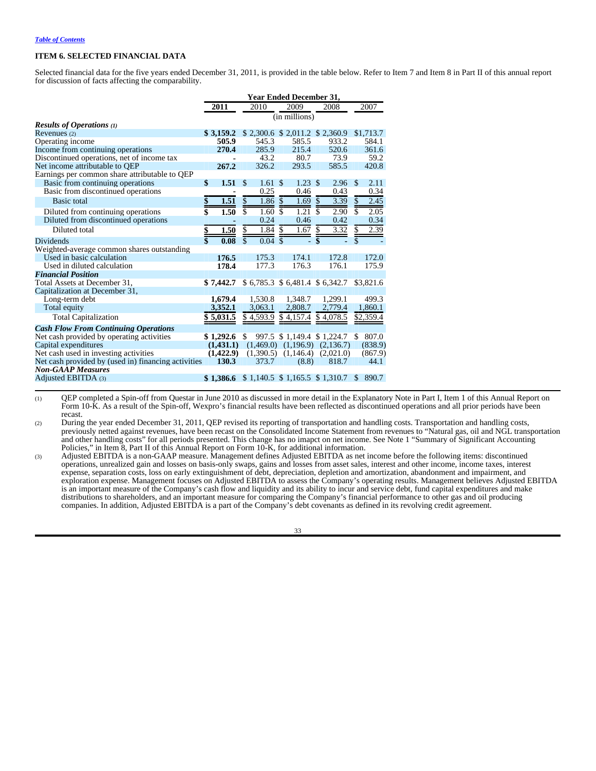[Table of Contents](#)

## ITEM 6. SELECTED FINANCIAL DATA

Selected financial data for the five years ended December 31, 2011, is provided in the table below. Refer to Item 7 and Item 8 in Part II of this annual report for discussion of facts affecting the comparability.

| | Year Ended December 31, | | | | |
|---|---|---|---|---|---|
| | **2011** | 2010 | 2009 | 2008 | 2007 |
| | (in millions) | | | | |
| ***Results of Operations*** (1) | | | | | |
| Revenues (2) | **$ 3,159.2** | $ 2,300.6 | $ 2,011.2 | $ 2,360.9 | $1,713.7 |
| Operating income | **505.9** | 545.3 | 585.5 | 933.2 | 584.1 |
| Income from continuing operations | **270.4** | 285.9 | 215.4 | 520.6 | 361.6 |
| Discontinued operations, net of income tax | **-** | 43.2 | 80.7 | 73.9 | 59.2 |
| Net income attributable to QEP | **267.2** | 326.2 | 293.5 | 585.5 | 420.8 |
| Earnings per common share attributable to QEP | | | | | |
| Basic from continuing operations | **$ 1.51** | $ 1.61 | $ 1.23 | $ 2.96 | $ 2.11 |
| Basic from discontinued operations | **-** | 0.25 | 0.46 | 0.43 | 0.34 |
| Basic total | **$ 1.51** | $ 1.86 | $ 1.69 | $ 3.39 | $ 2.45 |
| Diluted from continuing operations | **$ 1.50** | $ 1.60 | $ 1.21 | $ 2.90 | $ 2.05 |
| Diluted from discontinued operations | **-** | 0.24 | 0.46 | 0.42 | 0.34 |
| Diluted total | **$ 1.50** | $ 1.84 | $ 1.67 | $ 3.32 | $ 2.39 |
| Dividends | **$ 0.08** | $ 0.04 | $ - | $ - | $ - |
| Weighted-average common shares outstanding | | | | | |
| Used in basic calculation | **176.5** | 175.3 | 174.1 | 172.8 | 172.0 |
| Used in diluted calculation | **178.4** | 177.3 | 176.3 | 176.1 | 175.9 |
| ***Financial Position*** | | | | | |
| Total Assets at December 31, | **$ 7,442.7** | $ 6,785.3 | $ 6,481.4 | $ 6,342.7 | $3,821.6 |
| Capitalization at December 31, | | | | | |
| Long-term debt | **1,679.4** | 1,530.8 | 1,348.7 | 1,299.1 | 499.3 |
| Total equity | **3,352.1** | 3,063.1 | 2,808.7 | 2,779.4 | 1,860.1 |
| Total Capitalization | **$ 5,031.5** | $ 4,593.9 | $ 4,157.4 | $ 4,078.5 | $2,359.4 |
| ***Cash Flow From Continuing Operations*** | | | | | |
| Net cash provided by operating activities | **$ 1,292.6** | $ 997.5 | $ 1,149.4 | $ 1,224.7 | $ 807.0 |
| Capital expenditures | **(1,431.1)** | (1,469.0) | (1,196.9) | (2,136.7) | (838.9) |
| Net cash used in investing activities | **(1,422.9)** | (1,390.5) | (1,146.4) | (2,021.0) | (867.9) |
| Net cash provided by (used in) financing activities | **130.3** | 373.7 | (8.8) | 818.7 | 44.1 |
| ***Non-GAAP Measures*** | | | | | |
| Adjusted EBITDA (3) | **$ 1,386.6** | $ 1,140.5 | $ 1,165.5 | $ 1,310.7 | $ 890.7 |

(1) QEP completed a Spin-off from Questar in June 2010 as discussed in more detail in the Explanatory Note in Part I, Item 1 of this Annual Report on Form 10-K. As a result of the Spin-off, Wexpro's financial results have been reflected as discontinued operations and all prior periods have been recast.

(2) During the year ended December 31, 2011, QEP revised its reporting of transportation and handling costs. Transportation and handling costs, previously netted against revenues, have been recast on the Consolidated Income Statement from revenues to "Natural gas, oil and NGL transportation and other handling costs" for all periods presented. This change has no imapct on net income. See Note 1 "Summary of Significant Accounting Policies," in Item 8, Part II of this Annual Report on Form 10-K, for additional information.

(3) Adjusted EBITDA is a non-GAAP measure. Management defines Adjusted EBITDA as net income before the following items: discontinued operations, unrealized gain and losses on basis-only swaps, gains and losses from asset sales, interest and other income, income taxes, interest expense, separation costs, loss on early extinguishment of debt, depreciation, depletion and amortization, abandonment and impairment, and exploration expense. Management focuses on Adjusted EBITDA to assess the Company's operating results. Management believes Adjusted EBITDA is an important measure of the Company's cash flow and liquidity and its ability to incur and service debt, fund capital expenditures and make distributions to shareholders, and an important measure for comparing the Company's financial performance to other gas and oil producing companies. In addition, Adjusted EBITDA is a part of the Company's debt covenants as defined in its revolving credit agreement.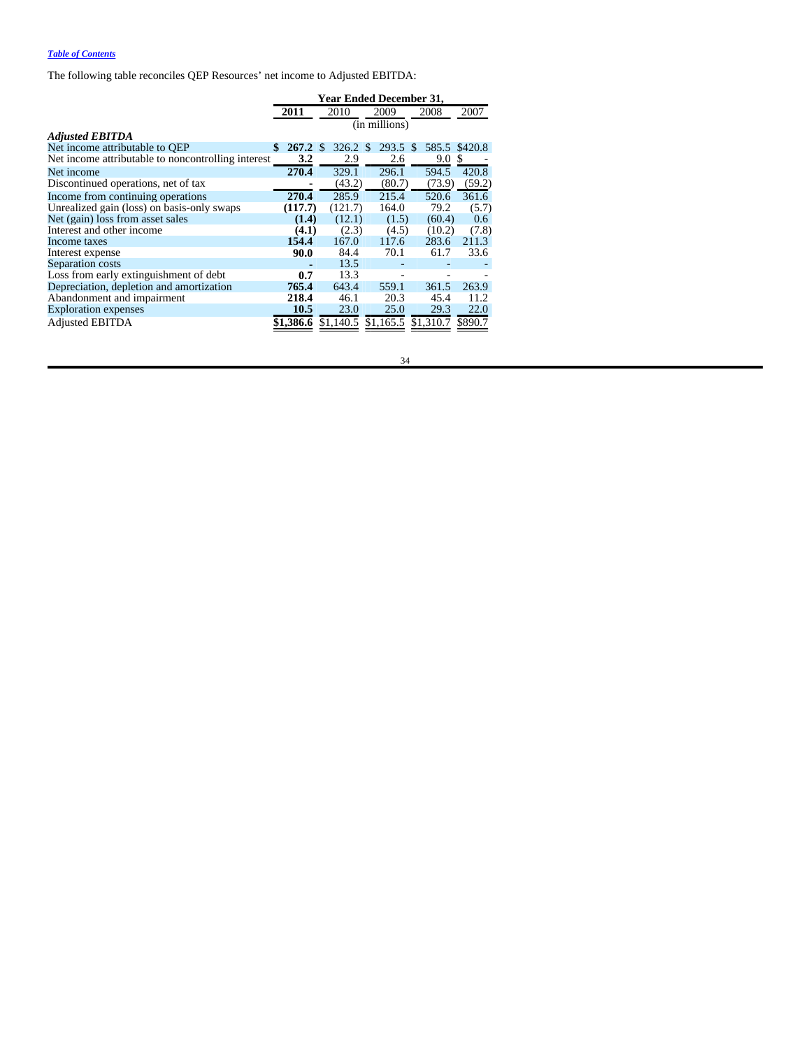*Table of Contents*

The following table reconciles QEP Resources' net income to Adjusted EBITDA:

| | Year Ended December 31, | | | | |
|---|---|---|---|---|---|
| | **2011** | 2010 | 2009 | 2008 | 2007 |
| | (in millions) | | | | |
| ***Adjusted EBITDA*** | | | | | |
| Net income attributable to QEP | **$ 267.2** | $ 326.2 | $ 293.5 | $ 585.5 | $420.8 |
| Net income attributable to noncontrolling interest | **3.2** | 2.9 | 2.6 | 9.0 | $ - |
| Net income | **270.4** | 329.1 | 296.1 | 594.5 | 420.8 |
| Discontinued operations, net of tax | - | (43.2) | (80.7) | (73.9) | (59.2) |
| Income from continuing operations | **270.4** | 285.9 | 215.4 | 520.6 | 361.6 |
| Unrealized gain (loss) on basis-only swaps | **(117.7)** | (121.7) | 164.0 | 79.2 | (5.7) |
| Net (gain) loss from asset sales | **(1.4)** | (12.1) | (1.5) | (60.4) | 0.6 |
| Interest and other income | **(4.1)** | (2.3) | (4.5) | (10.2) | (7.8) |
| Income taxes | **154.4** | 167.0 | 117.6 | 283.6 | 211.3 |
| Interest expense | **90.0** | 84.4 | 70.1 | 61.7 | 33.6 |
| Separation costs | **-** | 13.5 | - | - | - |
| Loss from early extinguishment of debt | **0.7** | 13.3 | - | - | - |
| Depreciation, depletion and amortization | **765.4** | 643.4 | 559.1 | 361.5 | 263.9 |
| Abandonment and impairment | **218.4** | 46.1 | 20.3 | 45.4 | 11.2 |
| Exploration expenses | **10.5** | 23.0 | 25.0 | 29.3 | 22.0 |
| Adjusted EBITDA | **$1,386.6** | $1,140.5 | $1,165.5 | $1,310.7 | $890.7 |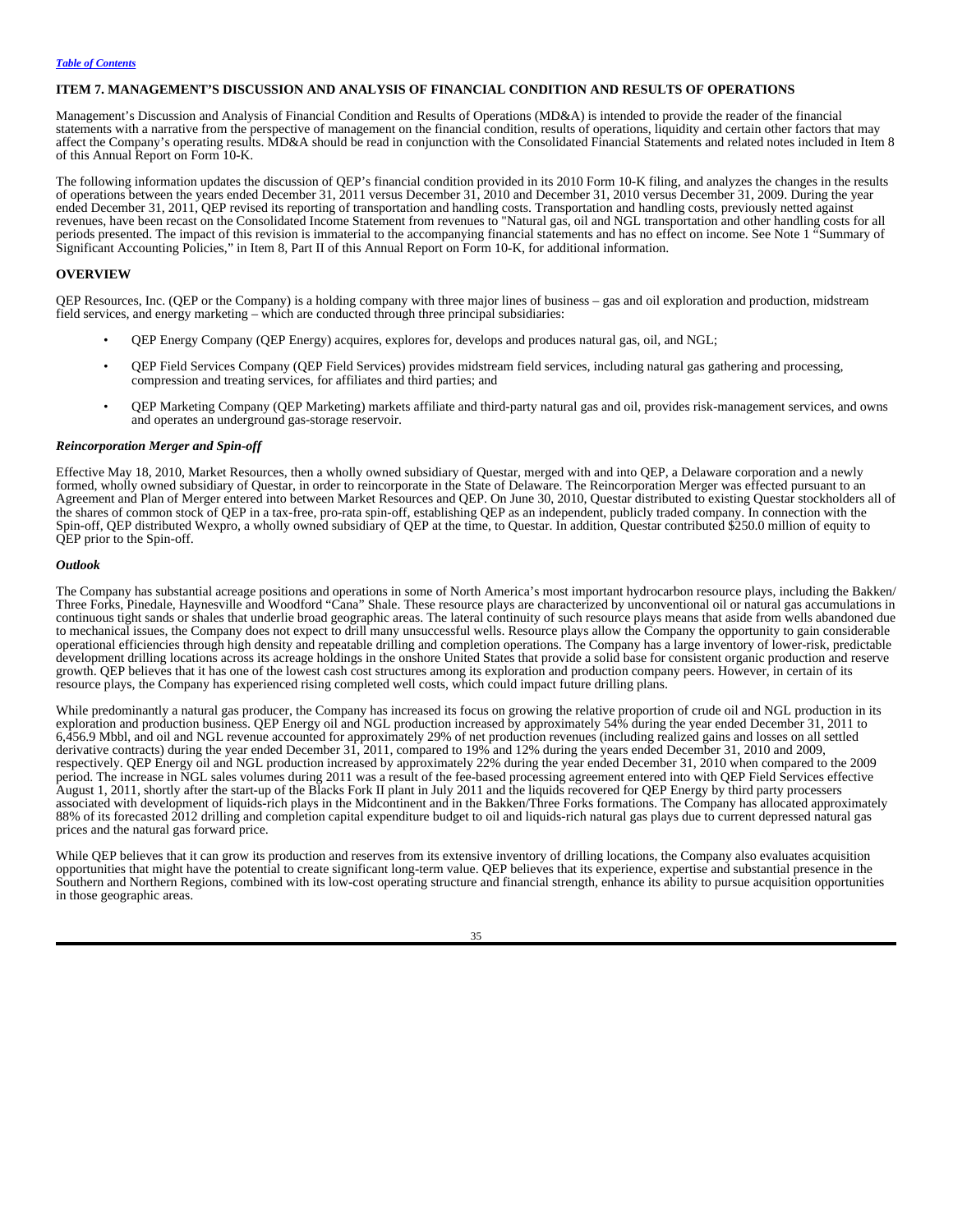*Table of Contents*

## ITEM 7. MANAGEMENT'S DISCUSSION AND ANALYSIS OF FINANCIAL CONDITION AND RESULTS OF OPERATIONS

Management's Discussion and Analysis of Financial Condition and Results of Operations (MD&A) is intended to provide the reader of the financial statements with a narrative from the perspective of management on the financial condition, results of operations, liquidity and certain other factors that may affect the Company's operating results. MD&A should be read in conjunction with the Consolidated Financial Statements and related notes included in Item 8 of this Annual Report on Form 10-K.

The following information updates the discussion of QEP's financial condition provided in its 2010 Form 10-K filing, and analyzes the changes in the results of operations between the years ended December 31, 2011 versus December 31, 2010 and December 31, 2010 versus December 31, 2009. During the year ended December 31, 2011, QEP revised its reporting of transportation and handling costs. Transportation and handling costs, previously netted against revenues, have been recast on the Consolidated Income Statement from revenues to "Natural gas, oil and NGL transportation and other handling costs for all periods presented. The impact of this revision is immaterial to the accompanying financial statements and has no effect on income. See Note 1 "Summary of Significant Accounting Policies," in Item 8, Part II of this Annual Report on Form 10-K, for additional information.

### OVERVIEW

QEP Resources, Inc. (QEP or the Company) is a holding company with three major lines of business – gas and oil exploration and production, midstream field services, and energy marketing – which are conducted through three principal subsidiaries:

- QEP Energy Company (QEP Energy) acquires, explores for, develops and produces natural gas, oil, and NGL;
- QEP Field Services Company (QEP Field Services) provides midstream field services, including natural gas gathering and processing, compression and treating services, for affiliates and third parties; and
- QEP Marketing Company (QEP Marketing) markets affiliate and third-party natural gas and oil, provides risk-management services, and owns and operates an underground gas-storage reservoir.

#### *Reincorporation Merger and Spin-off*

Effective May 18, 2010, Market Resources, then a wholly owned subsidiary of Questar, merged with and into QEP, a Delaware corporation and a newly formed, wholly owned subsidiary of Questar, in order to reincorporate in the State of Delaware. The Reincorporation Merger was effected pursuant to an Agreement and Plan of Merger entered into between Market Resources and QEP. On June 30, 2010, Questar distributed to existing Questar stockholders all of the shares of common stock of QEP in a tax-free, pro-rata spin-off, establishing QEP as an independent, publicly traded company. In connection with the Spin-off, QEP distributed Wexpro, a wholly owned subsidiary of QEP at the time, to Questar. In addition, Questar contributed $250.0 million of equity to QEP prior to the Spin-off.

#### *Outlook*

The Company has substantial acreage positions and operations in some of North America's most important hydrocarbon resource plays, including the Bakken/ Three Forks, Pinedale, Haynesville and Woodford "Cana" Shale. These resource plays are characterized by unconventional oil or natural gas accumulations in continuous tight sands or shales that underlie broad geographic areas. The lateral continuity of such resource plays means that aside from wells abandoned due to mechanical issues, the Company does not expect to drill many unsuccessful wells. Resource plays allow the Company the opportunity to gain considerable operational efficiencies through high density and repeatable drilling and completion operations. The Company has a large inventory of lower-risk, predictable development drilling locations across its acreage holdings in the onshore United States that provide a solid base for consistent organic production and reserve growth. QEP believes that it has one of the lowest cash cost structures among its exploration and production company peers. However, in certain of its resource plays, the Company has experienced rising completed well costs, which could impact future drilling plans.

While predominantly a natural gas producer, the Company has increased its focus on growing the relative proportion of crude oil and NGL production in its exploration and production business. QEP Energy oil and NGL production increased by approximately 54% during the year ended December 31, 2011 to 6,456.9 Mbbl, and oil and NGL revenue accounted for approximately 29% of net production revenues (including realized gains and losses on all settled derivative contracts) during the year ended December 31, 2011, compared to 19% and 12% during the years ended December 31, 2010 and 2009, respectively. QEP Energy oil and NGL production increased by approximately 22% during the year ended December 31, 2010 when compared to the 2009 period. The increase in NGL sales volumes during 2011 was a result of the fee-based processing agreement entered into with QEP Field Services effective August 1, 2011, shortly after the start-up of the Blacks Fork II plant in July 2011 and the liquids recovered for QEP Energy by third party processers associated with development of liquids-rich plays in the Midcontinent and in the Bakken/Three Forks formations. The Company has allocated approximately 88% of its forecasted 2012 drilling and completion capital expenditure budget to oil and liquids-rich natural gas plays due to current depressed natural gas prices and the natural gas forward price.

While QEP believes that it can grow its production and reserves from its extensive inventory of drilling locations, the Company also evaluates acquisition opportunities that might have the potential to create significant long-term value. QEP believes that its experience, expertise and substantial presence in the Southern and Northern Regions, combined with its low-cost operating structure and financial strength, enhance its ability to pursue acquisition opportunities in those geographic areas.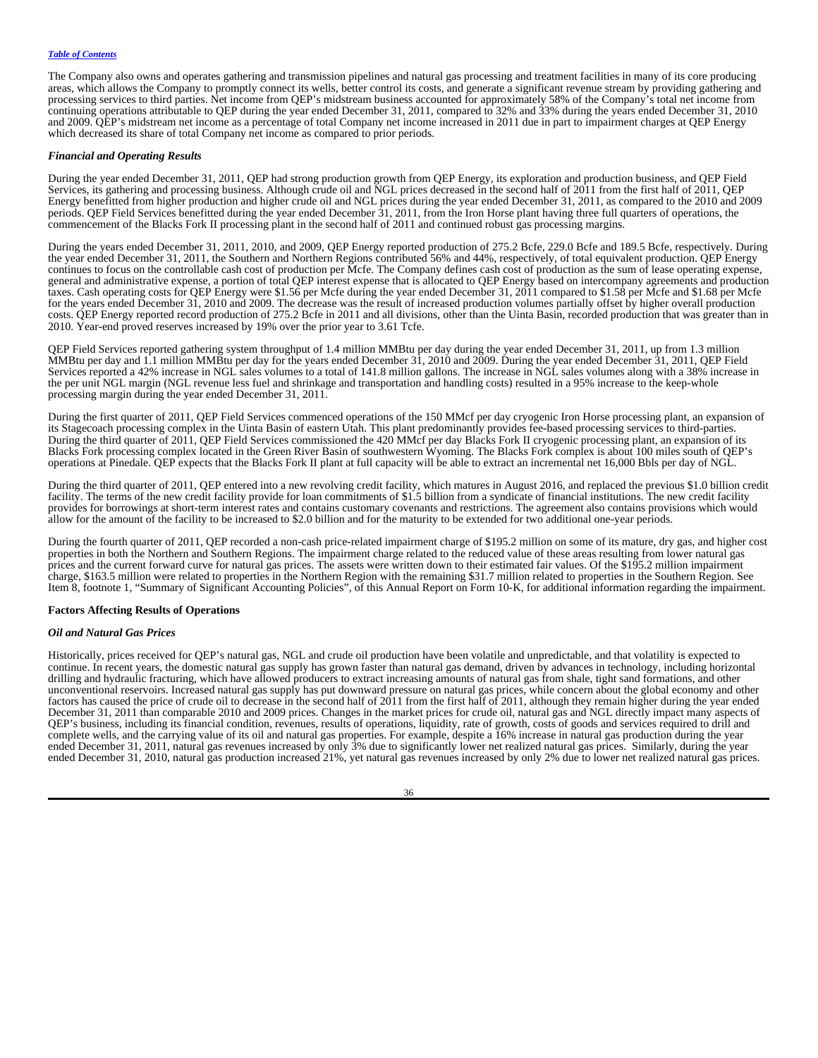The Company also owns and operates gathering and transmission pipelines and natural gas processing and treatment facilities in many of its core producing areas, which allows the Company to promptly connect its wells, better control its costs, and generate a significant revenue stream by providing gathering and processing services to third parties. Net income from QEP's midstream business accounted for approximately 58% of the Company's total net income from continuing operations attributable to QEP during the year ended December 31, 2011, compared to 32% and 33% during the years ended December 31, 2010 and 2009. QEP's midstream net income as a percentage of total Company net income increased in 2011 due in part to impairment charges at QEP Energy which decreased its share of total Company net income as compared to prior periods.

### *Financial and Operating Results*

During the year ended December 31, 2011, QEP had strong production growth from QEP Energy, its exploration and production business, and QEP Field Services, its gathering and processing business. Although crude oil and NGL prices decreased in the second half of 2011 from the first half of 2011, QEP Energy benefitted from higher production and higher crude oil and NGL prices during the year ended December 31, 2011, as compared to the 2010 and 2009 periods. QEP Field Services benefitted during the year ended December 31, 2011, from the Iron Horse plant having three full quarters of operations, the commencement of the Blacks Fork II processing plant in the second half of 2011 and continued robust gas processing margins.

During the years ended December 31, 2011, 2010, and 2009, QEP Energy reported production of 275.2 Bcfe, 229.0 Bcfe and 189.5 Bcfe, respectively. During the year ended December 31, 2011, the Southern and Northern Regions contributed 56% and 44%, respectively, of total equivalent production. QEP Energy continues to focus on the controllable cash cost of production per Mcfe. The Company defines cash cost of production as the sum of lease operating expense, general and administrative expense, a portion of total QEP interest expense that is allocated to QEP Energy based on intercompany agreements and production taxes. Cash operating costs for QEP Energy were $1.56 per Mcfe during the year ended December 31, 2011 compared to $1.58 per Mcfe and $1.68 per Mcfe for the years ended December 31, 2010 and 2009. The decrease was the result of increased production volumes partially offset by higher overall production costs. QEP Energy reported record production of 275.2 Bcfe in 2011 and all divisions, other than the Uinta Basin, recorded production that was greater than in 2010. Year-end proved reserves increased by 19% over the prior year to 3.61 Tcfe.

QEP Field Services reported gathering system throughput of 1.4 million MMBtu per day during the year ended December 31, 2011, up from 1.3 million MMBtu per day and 1.1 million MMBtu per day for the years ended December 31, 2010 and 2009. During the year ended December 31, 2011, QEP Field Services reported a 42% increase in NGL sales volumes to a total of 141.8 million gallons. The increase in NGL sales volumes along with a 38% increase in the per unit NGL margin (NGL revenue less fuel and shrinkage and transportation and handling costs) resulted in a 95% increase to the keep-whole processing margin during the year ended December 31, 2011.

During the first quarter of 2011, QEP Field Services commenced operations of the 150 MMcf per day cryogenic Iron Horse processing plant, an expansion of its Stagecoach processing complex in the Uinta Basin of eastern Utah. This plant predominantly provides fee-based processing services to third-parties. During the third quarter of 2011, QEP Field Services commissioned the 420 MMcf per day Blacks Fork II cryogenic processing plant, an expansion of its Blacks Fork processing complex located in the Green River Basin of southwestern Wyoming. The Blacks Fork complex is about 100 miles south of QEP's operations at Pinedale. QEP expects that the Blacks Fork II plant at full capacity will be able to extract an incremental net 16,000 Bbls per day of NGL.

During the third quarter of 2011, QEP entered into a new revolving credit facility, which matures in August 2016, and replaced the previous $1.0 billion credit facility. The terms of the new credit facility provide for loan commitments of $1.5 billion from a syndicate of financial institutions. The new credit facility provides for borrowings at short-term interest rates and contains customary covenants and restrictions. The agreement also contains provisions which would allow for the amount of the facility to be increased to $2.0 billion and for the maturity to be extended for two additional one-year periods.

During the fourth quarter of 2011, QEP recorded a non-cash price-related impairment charge of $195.2 million on some of its mature, dry gas, and higher cost properties in both the Northern and Southern Regions. The impairment charge related to the reduced value of these areas resulting from lower natural gas prices and the current forward curve for natural gas prices. The assets were written down to their estimated fair values. Of the $195.2 million impairment charge, $163.5 million were related to properties in the Northern Region with the remaining $31.7 million related to properties in the Southern Region. See Item 8, footnote 1, "Summary of Significant Accounting Policies", of this Annual Report on Form 10-K, for additional information regarding the impairment.

## Factors Affecting Results of Operations

### *Oil and Natural Gas Prices*

Historically, prices received for QEP's natural gas, NGL and crude oil production have been volatile and unpredictable, and that volatility is expected to continue. In recent years, the domestic natural gas supply has grown faster than natural gas demand, driven by advances in technology, including horizontal drilling and hydraulic fracturing, which have allowed producers to extract increasing amounts of natural gas from shale, tight sand formations, and other unconventional reservoirs. Increased natural gas supply has put downward pressure on natural gas prices, while concern about the global economy and other factors has caused the price of crude oil to decrease in the second half of 2011 from the first half of 2011, although they remain higher during the year ended December 31, 2011 than comparable 2010 and 2009 prices. Changes in the market prices for crude oil, natural gas and NGL directly impact many aspects of QEP's business, including its financial condition, revenues, results of operations, liquidity, rate of growth, costs of goods and services required to drill and complete wells, and the carrying value of its oil and natural gas properties. For example, despite a 16% increase in natural gas production during the year ended December 31, 2011, natural gas revenues increased by only 3% due to significantly lower net realized natural gas prices. Similarly, during the year ended December 31, 2010, natural gas production increased 21%, yet natural gas revenues increased by only 2% due to lower net realized natural gas prices.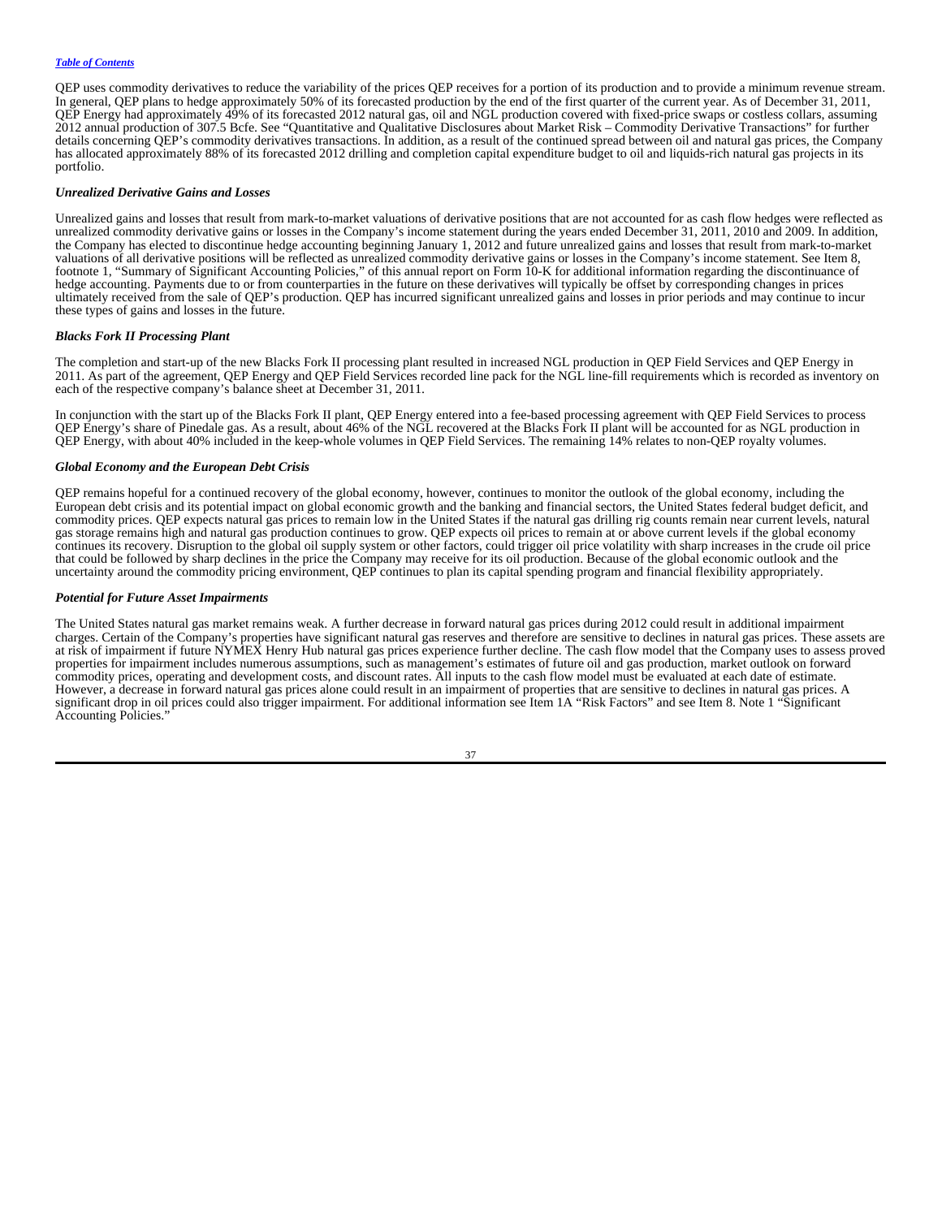QEP uses commodity derivatives to reduce the variability of the prices QEP receives for a portion of its production and to provide a minimum revenue stream. In general, QEP plans to hedge approximately 50% of its forecasted production by the end of the first quarter of the current year. As of December 31, 2011, QEP Energy had approximately 49% of its forecasted 2012 natural gas, oil and NGL production covered with fixed-price swaps or costless collars, assuming 2012 annual production of 307.5 Bcfe. See "Quantitative and Qualitative Disclosures about Market Risk – Commodity Derivative Transactions" for further details concerning QEP's commodity derivatives transactions. In addition, as a result of the continued spread between oil and natural gas prices, the Company has allocated approximately 88% of its forecasted 2012 drilling and completion capital expenditure budget to oil and liquids-rich natural gas projects in its portfolio.

### *Unrealized Derivative Gains and Losses*

Unrealized gains and losses that result from mark-to-market valuations of derivative positions that are not accounted for as cash flow hedges were reflected as unrealized commodity derivative gains or losses in the Company's income statement during the years ended December 31, 2011, 2010 and 2009. In addition, the Company has elected to discontinue hedge accounting beginning January 1, 2012 and future unrealized gains and losses that result from mark-to-market valuations of all derivative positions will be reflected as unrealized commodity derivative gains or losses in the Company's income statement. See Item 8, footnote 1, "Summary of Significant Accounting Policies," of this annual report on Form 10-K for additional information regarding the discontinuance of hedge accounting. Payments due to or from counterparties in the future on these derivatives will typically be offset by corresponding changes in prices ultimately received from the sale of QEP's production. QEP has incurred significant unrealized gains and losses in prior periods and may continue to incur these types of gains and losses in the future.

### *Blacks Fork II Processing Plant*

The completion and start-up of the new Blacks Fork II processing plant resulted in increased NGL production in QEP Field Services and QEP Energy in 2011. As part of the agreement, QEP Energy and QEP Field Services recorded line pack for the NGL line-fill requirements which is recorded as inventory on each of the respective company's balance sheet at December 31, 2011.

In conjunction with the start up of the Blacks Fork II plant, QEP Energy entered into a fee-based processing agreement with QEP Field Services to process QEP Energy's share of Pinedale gas. As a result, about 46% of the NGL recovered at the Blacks Fork II plant will be accounted for as NGL production in QEP Energy, with about 40% included in the keep-whole volumes in QEP Field Services. The remaining 14% relates to non-QEP royalty volumes.

### *Global Economy and the European Debt Crisis*

QEP remains hopeful for a continued recovery of the global economy, however, continues to monitor the outlook of the global economy, including the European debt crisis and its potential impact on global economic growth and the banking and financial sectors, the United States federal budget deficit, and commodity prices. QEP expects natural gas prices to remain low in the United States if the natural gas drilling rig counts remain near current levels, natural gas storage remains high and natural gas production continues to grow. QEP expects oil prices to remain at or above current levels if the global economy continues its recovery. Disruption to the global oil supply system or other factors, could trigger oil price volatility with sharp increases in the crude oil price that could be followed by sharp declines in the price the Company may receive for its oil production. Because of the global economic outlook and the uncertainty around the commodity pricing environment, QEP continues to plan its capital spending program and financial flexibility appropriately.

### *Potential for Future Asset Impairments*

The United States natural gas market remains weak. A further decrease in forward natural gas prices during 2012 could result in additional impairment charges. Certain of the Company's properties have significant natural gas reserves and therefore are sensitive to declines in natural gas prices. These assets are at risk of impairment if future NYMEX Henry Hub natural gas prices experience further decline. The cash flow model that the Company uses to assess proved properties for impairment includes numerous assumptions, such as management's estimates of future oil and gas production, market outlook on forward commodity prices, operating and development costs, and discount rates. All inputs to the cash flow model must be evaluated at each date of estimate. However, a decrease in forward natural gas prices alone could result in an impairment of properties that are sensitive to declines in natural gas prices. A significant drop in oil prices could also trigger impairment. For additional information see Item 1A "Risk Factors" and see Item 8. Note 1 "Significant Accounting Policies."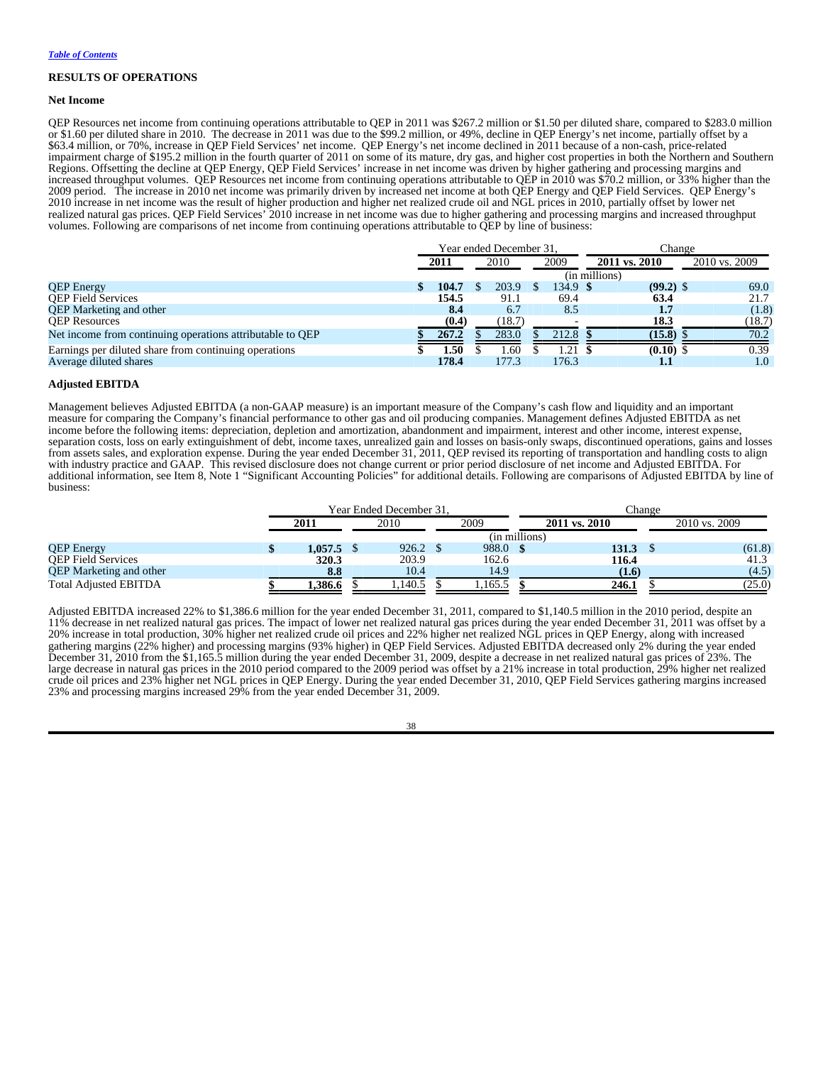*Table of Contents*

## RESULTS OF OPERATIONS

### Net Income

QEP Resources net income from continuing operations attributable to QEP in 2011 was $267.2 million or $1.50 per diluted share, compared to $283.0 million or $1.60 per diluted share in 2010. The decrease in 2011 was due to the $99.2 million, or 49%, decline in QEP Energy's net income, partially offset by a $63.4 million, or 70%, increase in QEP Field Services' net income. QEP Energy's net income declined in 2011 because of a non-cash, price-related impairment charge of $195.2 million in the fourth quarter of 2011 on some of its mature, dry gas, and higher cost properties in both the Northern and Southern Regions. Offsetting the decline at QEP Energy, QEP Field Services' increase in net income was driven by higher gathering and processing margins and increased throughput volumes. QEP Resources net income from continuing operations attributable to QEP in 2010 was $70.2 million, or 33% higher than the 2009 period. The increase in 2010 net income was primarily driven by increased net income at both QEP Energy and QEP Field Services. QEP Energy's 2010 increase in net income was the result of higher production and higher net realized crude oil and NGL prices in 2010, partially offset by lower net realized natural gas prices. QEP Field Services' 2010 increase in net income was due to higher gathering and processing margins and increased throughput volumes. Following are comparisons of net income from continuing operations attributable to QEP by line of business:

| | Year ended December 31, | | | Change | |
|---|---|---|---|---|---|
| | **2011** | 2010 | 2009 | **2011 vs. 2010** | 2010 vs. 2009 |
| | (in millions) | | | | |
| QEP Energy | **$ 104.7** | $ 203.9 | $ 134.9 | **$ (99.2)** | $ 69.0 |
| QEP Field Services | **154.5** | 91.1 | 69.4 | **63.4** | 21.7 |
| QEP Marketing and other | **8.4** | 6.7 | 8.5 | **1.7** | (1.8) |
| QEP Resources | **(0.4)** | (18.7) | - | **18.3** | (18.7) |
| Net income from continuing operations attributable to QEP | **$ 267.2** | $ 283.0 | $ 212.8 | **$ (15.8)** | $ 70.2 |
| Earnings per diluted share from continuing operations | **$ 1.50** | $ 1.60 | $ 1.21 | **$ (0.10)** | $ 0.39 |
| Average diluted shares | **178.4** | 177.3 | 176.3 | **1.1** | 1.0 |

### Adjusted EBITDA

Management believes Adjusted EBITDA (a non-GAAP measure) is an important measure of the Company's cash flow and liquidity and an important measure for comparing the Company's financial performance to other gas and oil producing companies. Management defines Adjusted EBITDA as net income before the following items: depreciation, depletion and amortization, abandonment and impairment, interest and other income, interest expense, separation costs, loss on early extinguishment of debt, income taxes, unrealized gain and losses on basis-only swaps, discontinued operations, gains and losses from assets sales, and exploration expense. During the year ended December 31, 2011, QEP revised its reporting of transportation and handling costs to align with industry practice and GAAP. This revised disclosure does not change current or prior period disclosure of net income and Adjusted EBITDA. For additional information, see Item 8, Note 1 "Significant Accounting Policies" for additional details. Following are comparisons of Adjusted EBITDA by line of business:

| | Year Ended December 31, | | | Change | |
|---|---|---|---|---|---|
| | **2011** | 2010 | 2009 | **2011 vs. 2010** | 2010 vs. 2009 |
| | (in millions) | | | | |
| QEP Energy | **$ 1,057.5** | $ 926.2 | $ 988.0 | **$ 131.3** | $ (61.8) |
| QEP Field Services | **320.3** | 203.9 | 162.6 | **116.4** | 41.3 |
| QEP Marketing and other | **8.8** | 10.4 | 14.9 | **(1.6)** | (4.5) |
| Total Adjusted EBITDA | **$ 1,386.6** | $ 1,140.5 | $ 1,165.5 | **$ 246.1** | $ (25.0) |

Adjusted EBITDA increased 22% to $1,386.6 million for the year ended December 31, 2011, compared to $1,140.5 million in the 2010 period, despite an 11% decrease in net realized natural gas prices. The impact of lower net realized natural gas prices during the year ended December 31, 2011 was offset by a 20% increase in total production, 30% higher net realized crude oil prices and 22% higher net realized NGL prices in QEP Energy, along with increased gathering margins (22% higher) and processing margins (93% higher) in QEP Field Services. Adjusted EBITDA decreased only 2% during the year ended December 31, 2010 from the $1,165.5 million during the year ended December 31, 2009, despite a decrease in net realized natural gas prices of 23%. The large decrease in natural gas prices in the 2010 period compared to the 2009 period was offset by a 21% increase in total production, 29% higher net realized crude oil prices and 23% higher net NGL prices in QEP Energy. During the year ended December 31, 2010, QEP Field Services gathering margins increased 23% and processing margins increased 29% from the year ended December 31, 2009.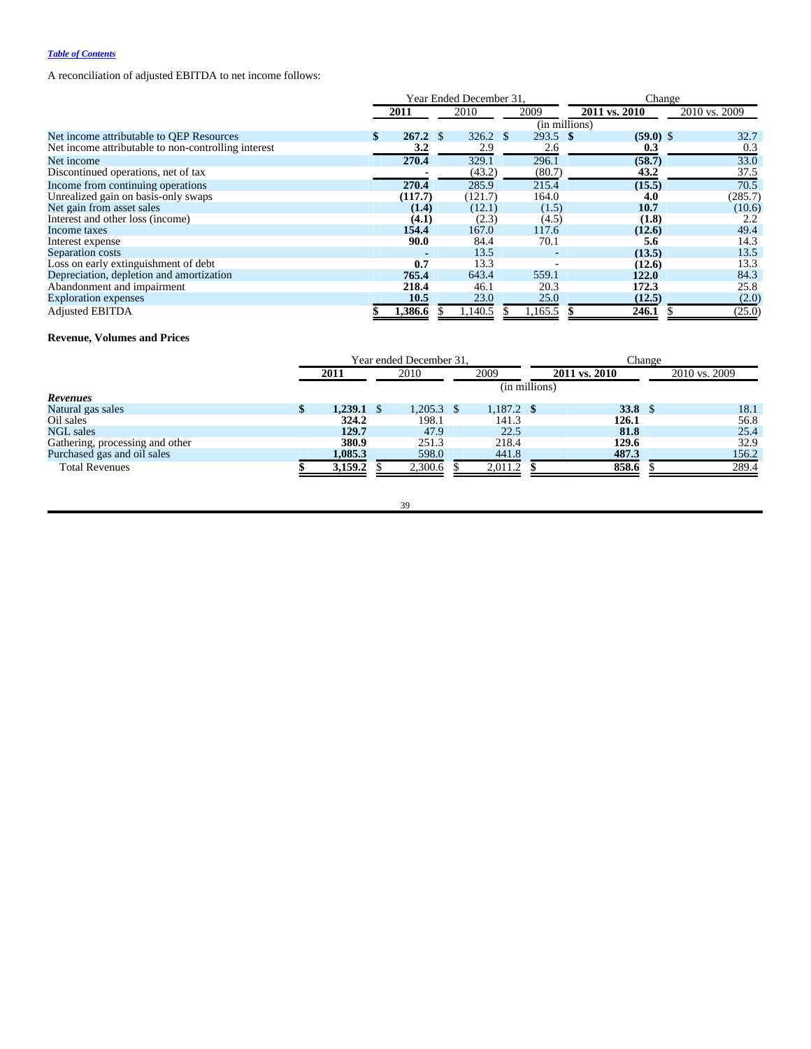[Table of Contents](#)

A reconciliation of adjusted EBITDA to net income follows:

| | Year Ended December 31, | | | Change | |
|---|---|---|---|---|---|
| | **2011** | 2010 | 2009 | **2011 vs. 2010** | 2010 vs. 2009 |
| | (in millions) | | | | |
| Net income attributable to QEP Resources | **$ 267.2** | $ 326.2 | $ 293.5 | **$ (59.0)** | $ 32.7 |
| Net income attributable to non-controlling interest | **3.2** | 2.9 | 2.6 | **0.3** | 0.3 |
| Net income | **270.4** | 329.1 | 296.1 | **(58.7)** | 33.0 |
| Discontinued operations, net of tax | **-** | (43.2) | (80.7) | **43.2** | 37.5 |
| Income from continuing operations | **270.4** | 285.9 | 215.4 | **(15.5)** | 70.5 |
| Unrealized gain on basis-only swaps | **(117.7)** | (121.7) | 164.0 | **4.0** | (285.7) |
| Net gain from asset sales | **(1.4)** | (12.1) | (1.5) | **10.7** | (10.6) |
| Interest and other loss (income) | **(4.1)** | (2.3) | (4.5) | **(1.8)** | 2.2 |
| Income taxes | **154.4** | 167.0 | 117.6 | **(12.6)** | 49.4 |
| Interest expense | **90.0** | 84.4 | 70.1 | **5.6** | 14.3 |
| Separation costs | **-** | 13.5 | - | **(13.5)** | 13.5 |
| Loss on early extinguishment of debt | **0.7** | 13.3 | - | **(12.6)** | 13.3 |
| Depreciation, depletion and amortization | **765.4** | 643.4 | 559.1 | **122.0** | 84.3 |
| Abandonment and impairment | **218.4** | 46.1 | 20.3 | **172.3** | 25.8 |
| Exploration expenses | **10.5** | 23.0 | 25.0 | **(12.5)** | (2.0) |
| Adjusted EBITDA | **$ 1,386.6** | $ 1,140.5 | $ 1,165.5 | **$ 246.1** | $ (25.0) |

**Revenue, Volumes and Prices**

| | Year ended December 31, | | | Change | |
|---|---|---|---|---|---|
| | **2011** | 2010 | 2009 | **2011 vs. 2010** | 2010 vs. 2009 |
| | (in millions) | | | | |
| ***Revenues*** | | | | | |
| Natural gas sales | **$ 1,239.1** | $ 1,205.3 | $ 1,187.2 | **$ 33.8** | $ 18.1 |
| Oil sales | **324.2** | 198.1 | 141.3 | **126.1** | 56.8 |
| NGL sales | **129.7** | 47.9 | 22.5 | **81.8** | 25.4 |
| Gathering, processing and other | **380.9** | 251.3 | 218.4 | **129.6** | 32.9 |
| Purchased gas and oil sales | **1,085.3** | 598.0 | 441.8 | **487.3** | 156.2 |
| Total Revenues | **$ 3,159.2** | $ 2,300.6 | $ 2,011.2 | **$ 858.6** | $ 289.4 |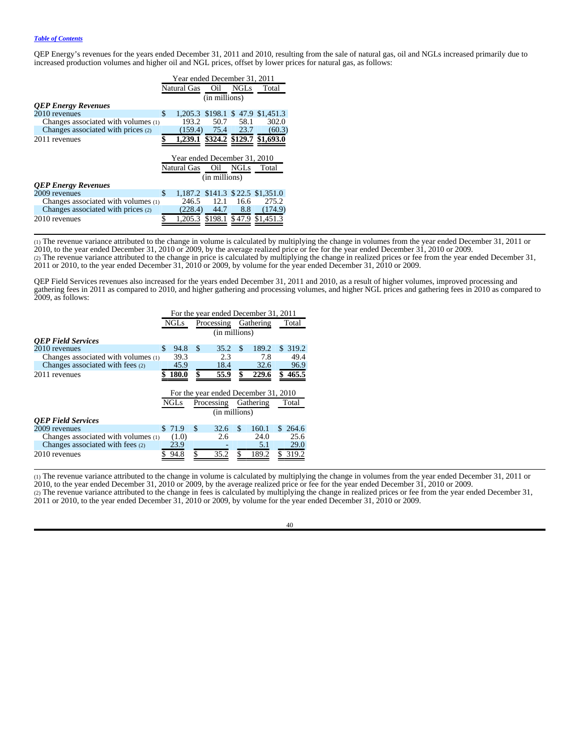QEP Energy's revenues for the years ended December 31, 2011 and 2010, resulting from the sale of natural gas, oil and NGLs increased primarily due to increased production volumes and higher oil and NGL prices, offset by lower prices for natural gas, as follows:

| | Year ended December 31, 2011 | | | |
|---|---|---|---|---|
| | Natural Gas | Oil | NGLs | Total |
| | (in millions) | | | |
| ***QEP Energy Revenues*** | | | | |
| 2010 revenues | $ 1,205.3 | $198.1 | $ 47.9 | $1,451.3 |
| Changes associated with volumes (1) | 193.2 | 50.7 | 58.1 | 302.0 |
| Changes associated with prices (2) | (159.4) | 75.4 | 23.7 | (60.3) |
| 2011 revenues | **$ 1,239.1** | **$324.2** | **$129.7** | **$1,693.0** |

| | Year ended December 31, 2010 | | | |
|---|---|---|---|---|
| | Natural Gas | Oil | NGLs | Total |
| | (in millions) | | | |
| ***QEP Energy Revenues*** | | | | |
| 2009 revenues | $ 1,187.2 | $141.3 | $ 22.5 | $1,351.0 |
| Changes associated with volumes (1) | 246.5 | 12.1 | 16.6 | 275.2 |
| Changes associated with prices (2) | (228.4) | 44.7 | 8.8 | (174.9) |
| 2010 revenues | $ 1,205.3 | $198.1 | $47.9 | $1,451.3 |

(1) The revenue variance attributed to the change in volume is calculated by multiplying the change in volumes from the year ended December 31, 2011 or 2010, to the year ended December 31, 2010 or 2009, by the average realized price or fee for the year ended December 31, 2010 or 2009.
(2) The revenue variance attributed to the change in price is calculated by multiplying the change in realized prices or fee from the year ended December 31, 2011 or 2010, to the year ended December 31, 2010 or 2009, by volume for the year ended December 31, 2010 or 2009.

QEP Field Services revenues also increased for the years ended December 31, 2011 and 2010, as a result of higher volumes, improved processing and gathering fees in 2011 as compared to 2010, and higher gathering and processing volumes, and higher NGL prices and gathering fees in 2010 as compared to 2009, as follows:

| | For the year ended December 31, 2011 | | | |
|---|---|---|---|---|
| | NGLs | Processing | Gathering | Total |
| | (in millions) | | | |
| ***QEP Field Services*** | | | | |
| 2010 revenues | $ 94.8 | $ 35.2 | $ 189.2 | $ 319.2 |
| Changes associated with volumes (1) | 39.3 | 2.3 | 7.8 | 49.4 |
| Changes associated with fees (2) | 45.9 | 18.4 | 32.6 | 96.9 |
| 2011 revenues | **$ 180.0** | **$ 55.9** | **$ 229.6** | **$ 465.5** |

| | For the year ended December 31, 2010 | | | |
|---|---|---|---|---|
| | NGLs | Processing | Gathering | Total |
| | (in millions) | | | |
| ***QEP Field Services*** | | | | |
| 2009 revenues | $ 71.9 | $ 32.6 | $ 160.1 | $ 264.6 |
| Changes associated with volumes (1) | (1.0) | 2.6 | 24.0 | 25.6 |
| Changes associated with fees (2) | 23.9 | - | 5.1 | 29.0 |
| 2010 revenues | $ 94.8 | $ 35.2 | $ 189.2 | $ 319.2 |

(1) The revenue variance attributed to the change in volume is calculated by multiplying the change in volumes from the year ended December 31, 2011 or 2010, to the year ended December 31, 2010 or 2009, by the average realized price or fee for the year ended December 31, 2010 or 2009.
(2) The revenue variance attributed to the change in fees is calculated by multiplying the change in realized prices or fee from the year ended December 31, 2011 or 2010, to the year ended December 31, 2010 or 2009, by volume for the year ended December 31, 2010 or 2009.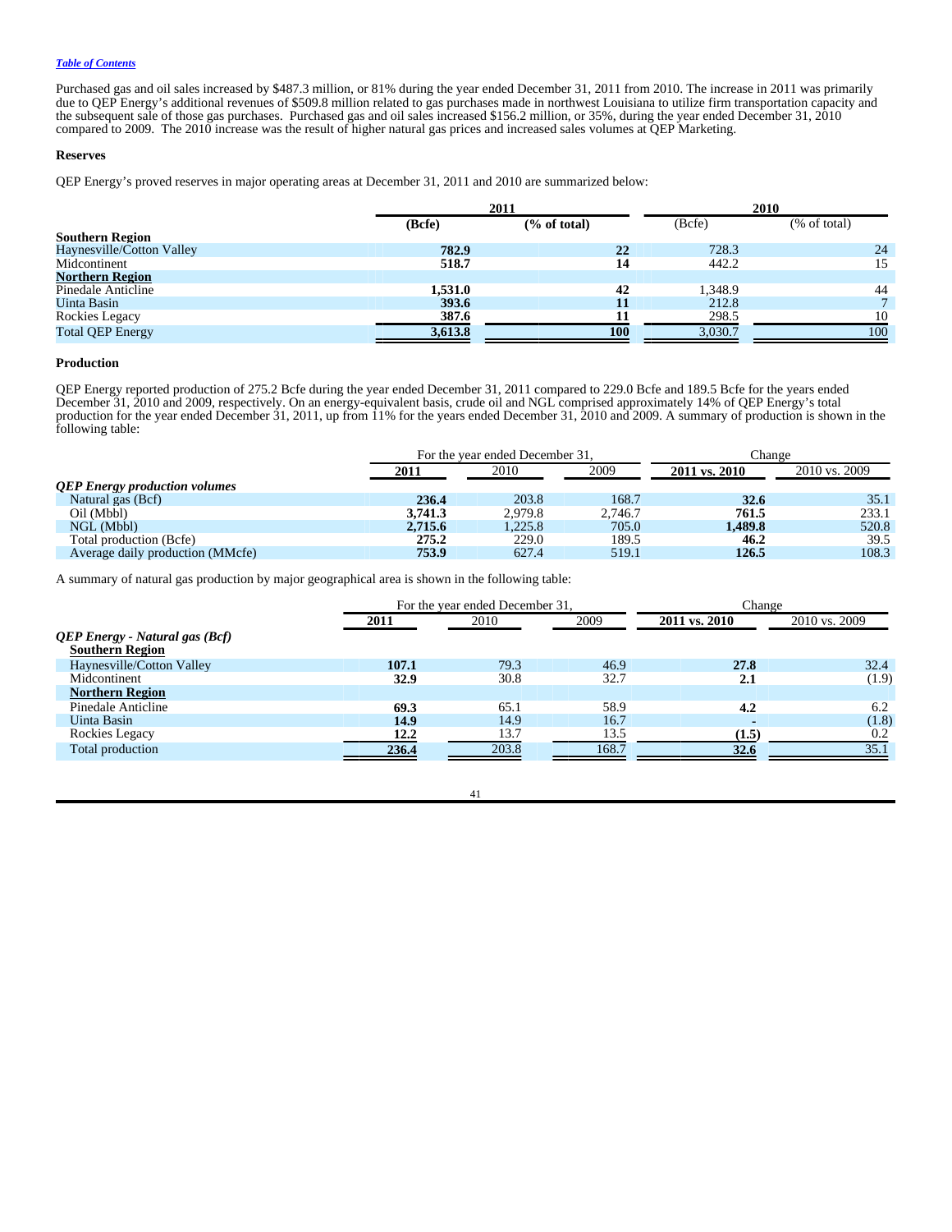Purchased gas and oil sales increased by $487.3 million, or 81% during the year ended December 31, 2011 from 2010. The increase in 2011 was primarily due to QEP Energy's additional revenues of $509.8 million related to gas purchases made in northwest Louisiana to utilize firm transportation capacity and the subsequent sale of those gas purchases. Purchased gas and oil sales increased $156.2 million, or 35%, during the year ended December 31, 2010 compared to 2009. The 2010 increase was the result of higher natural gas prices and increased sales volumes at QEP Marketing.

**Reserves**

QEP Energy's proved reserves in major operating areas at December 31, 2011 and 2010 are summarized below:

| | 2011 | | 2010 | |
|---|---|---|---|---|
| | (Bcfe) | (% of total) | (Bcfe) | (% of total) |
| **Southern Region** | | | | |
| Haynesville/Cotton Valley | 782.9 | 22 | 728.3 | 24 |
| Midcontinent | 518.7 | 14 | 442.2 | 15 |
| **Northern Region** | | | | |
| Pinedale Anticline | 1,531.0 | 42 | 1,348.9 | 44 |
| Uinta Basin | 393.6 | 11 | 212.8 | 7 |
| Rockies Legacy | 387.6 | 11 | 298.5 | 10 |
| Total QEP Energy | 3,613.8 | 100 | 3,030.7 | 100 |

**Production**

QEP Energy reported production of 275.2 Bcfe during the year ended December 31, 2011 compared to 229.0 Bcfe and 189.5 Bcfe for the years ended December 31, 2010 and 2009, respectively. On an energy-equivalent basis, crude oil and NGL comprised approximately 14% of QEP Energy's total production for the year ended December 31, 2011, up from 11% for the years ended December 31, 2010 and 2009. A summary of production is shown in the following table:

| | For the year ended December 31, | | | Change | |
|---|---|---|---|---|---|
| | 2011 | 2010 | 2009 | 2011 vs. 2010 | 2010 vs. 2009 |
| ***QEP Energy production volumes*** | | | | | |
| Natural gas (Bcf) | 236.4 | 203.8 | 168.7 | 32.6 | 35.1 |
| Oil (Mbbl) | 3,741.3 | 2,979.8 | 2,746.7 | 761.5 | 233.1 |
| NGL (Mbbl) | 2,715.6 | 1,225.8 | 705.0 | 1,489.8 | 520.8 |
| Total production (Bcfe) | 275.2 | 229.0 | 189.5 | 46.2 | 39.5 |
| Average daily production (MMcfe) | 753.9 | 627.4 | 519.1 | 126.5 | 108.3 |

A summary of natural gas production by major geographical area is shown in the following table:

| | For the year ended December 31, | | | Change | |
|---|---|---|---|---|---|
| | 2011 | 2010 | 2009 | 2011 vs. 2010 | 2010 vs. 2009 |
| ***QEP Energy - Natural gas (Bcf)*** | | | | | |
| **Southern Region** | | | | | |
| Haynesville/Cotton Valley | 107.1 | 79.3 | 46.9 | 27.8 | 32.4 |
| Midcontinent | 32.9 | 30.8 | 32.7 | 2.1 | (1.9) |
| **Northern Region** | | | | | |
| Pinedale Anticline | 69.3 | 65.1 | 58.9 | 4.2 | 6.2 |
| Uinta Basin | 14.9 | 14.9 | 16.7 | - | (1.8) |
| Rockies Legacy | 12.2 | 13.7 | 13.5 | (1.5) | 0.2 |
| Total production | 236.4 | 203.8 | 168.7 | 32.6 | 35.1 |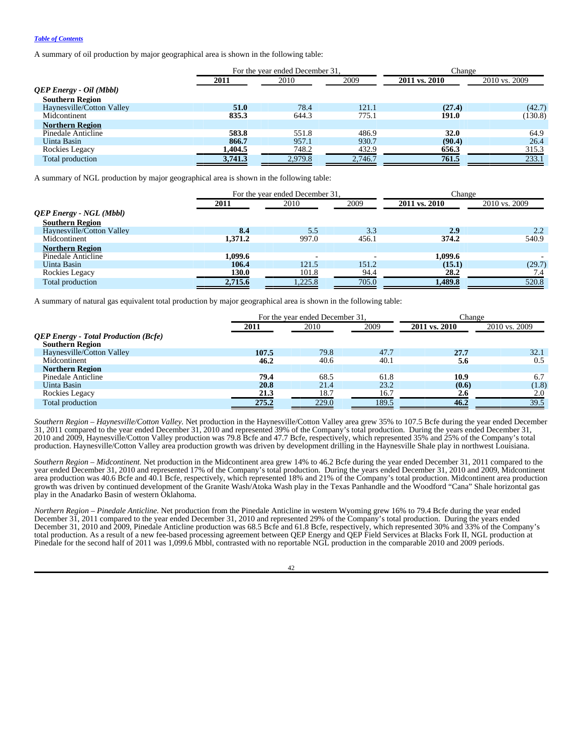*Table of Contents*

A summary of oil production by major geographical area is shown in the following table:

| | For the year ended December 31, | | | Change | |
|---|---|---|---|---|---|
| | **2011** | 2010 | 2009 | **2011 vs. 2010** | 2010 vs. 2009 |
| ***QEP Energy - Oil (Mbbl)*** | | | | | |
| **Southern Region** | | | | | |
| Haynesville/Cotton Valley | **51.0** | 78.4 | 121.1 | **(27.4)** | (42.7) |
| Midcontinent | **835.3** | 644.3 | 775.1 | **191.0** | (130.8) |
| **Northern Region** | | | | | |
| Pinedale Anticline | **583.8** | 551.8 | 486.9 | **32.0** | 64.9 |
| Uinta Basin | **866.7** | 957.1 | 930.7 | **(90.4)** | 26.4 |
| Rockies Legacy | **1,404.5** | 748.2 | 432.9 | **656.3** | 315.3 |
| Total production | **3,741.3** | 2,979.8 | 2,746.7 | **761.5** | 233.1 |

A summary of NGL production by major geographical area is shown in the following table:

| | For the year ended December 31, | | | Change | |
|---|---|---|---|---|---|
| | **2011** | 2010 | 2009 | **2011 vs. 2010** | 2010 vs. 2009 |
| ***QEP Energy - NGL (Mbbl)*** | | | | | |
| **Southern Region** | | | | | |
| Haynesville/Cotton Valley | **8.4** | 5.5 | 3.3 | **2.9** | 2.2 |
| Midcontinent | **1,371.2** | 997.0 | 456.1 | **374.2** | 540.9 |
| **Northern Region** | | | | | |
| Pinedale Anticline | **1,099.6** | - | - | **1,099.6** | - |
| Uinta Basin | **106.4** | 121.5 | 151.2 | **(15.1)** | (29.7) |
| Rockies Legacy | **130.0** | 101.8 | 94.4 | **28.2** | 7.4 |
| Total production | **2,715.6** | 1,225.8 | 705.0 | **1,489.8** | 520.8 |

A summary of natural gas equivalent total production by major geographical area is shown in the following table:

| | For the year ended December 31, | | | Change | |
|---|---|---|---|---|---|
| | **2011** | 2010 | 2009 | **2011 vs. 2010** | 2010 vs. 2009 |
| ***QEP Energy - Total Production (Bcfe)*** | | | | | |
| **Southern Region** | | | | | |
| Haynesville/Cotton Valley | **107.5** | 79.8 | 47.7 | **27.7** | 32.1 |
| Midcontinent | **46.2** | 40.6 | 40.1 | **5.6** | 0.5 |
| **Northern Region** | | | | | |
| Pinedale Anticline | **79.4** | 68.5 | 61.8 | **10.9** | 6.7 |
| Uinta Basin | **20.8** | 21.4 | 23.2 | **(0.6)** | (1.8) |
| Rockies Legacy | **21.3** | 18.7 | 16.7 | **2.6** | 2.0 |
| Total production | **275.2** | 229.0 | 189.5 | **46.2** | 39.5 |

*Southern Region – Haynesville/Cotton Valley.* Net production in the Haynesville/Cotton Valley area grew 35% to 107.5 Bcfe during the year ended December 31, 2011 compared to the year ended December 31, 2010 and represented 39% of the Company's total production. During the years ended December 31, 2010 and 2009, Haynesville/Cotton Valley production was 79.8 Bcfe and 47.7 Bcfe, respectively, which represented 35% and 25% of the Company's total production. Haynesville/Cotton Valley area production growth was driven by development drilling in the Haynesville Shale play in northwest Louisiana.

*Southern Region – Midcontinent.* Net production in the Midcontinent area grew 14% to 46.2 Bcfe during the year ended December 31, 2011 compared to the year ended December 31, 2010 and represented 17% of the Company's total production. During the years ended December 31, 2010 and 2009, Midcontinent area production was 40.6 Bcfe and 40.1 Bcfe, respectively, which represented 18% and 21% of the Company's total production. Midcontinent area production growth was driven by continued development of the Granite Wash/Atoka Wash play in the Texas Panhandle and the Woodford "Cana" Shale horizontal gas play in the Anadarko Basin of western Oklahoma.

*Northern Region – Pinedale Anticline.* Net production from the Pinedale Anticline in western Wyoming grew 16% to 79.4 Bcfe during the year ended December 31, 2011 compared to the year ended December 31, 2010 and represented 29% of the Company's total production. During the years ended December 31, 2010 and 2009, Pinedale Anticline production was 68.5 Bcfe and 61.8 Bcfe, respectively, which represented 30% and 33% of the Company's total production. As a result of a new fee-based processing agreement between QEP Energy and QEP Field Services at Blacks Fork II, NGL production at Pinedale for the second half of 2011 was 1,099.6 Mbbl, contrasted with no reportable NGL production in the comparable 2010 and 2009 periods.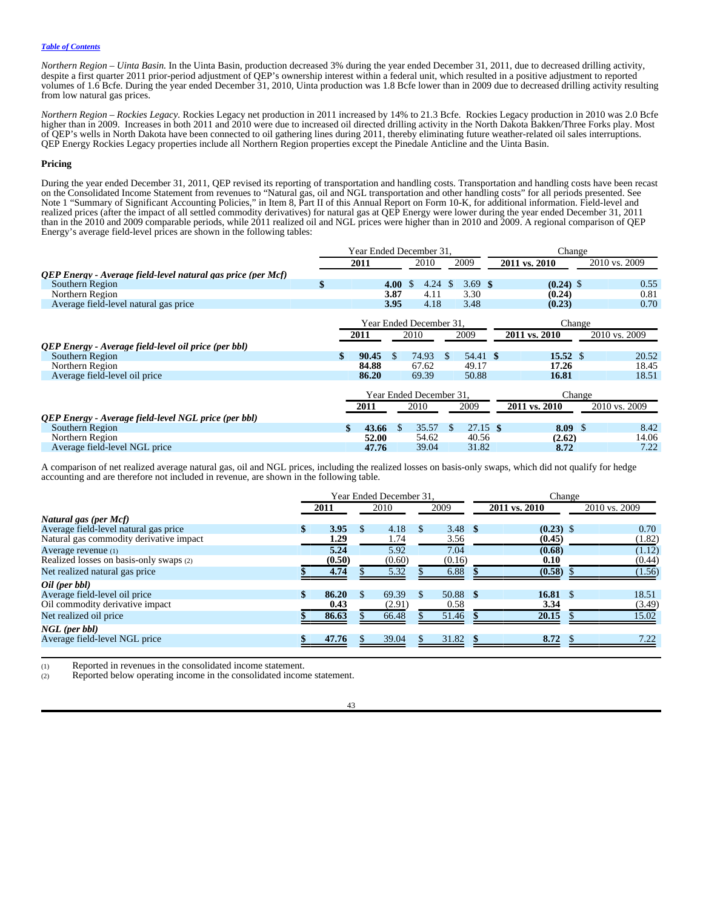*Northern Region – Uinta Basin.* In the Uinta Basin, production decreased 3% during the year ended December 31, 2011, due to decreased drilling activity, despite a first quarter 2011 prior-period adjustment of QEP's ownership interest within a federal unit, which resulted in a positive adjustment to reported volumes of 1.6 Bcfe. During the year ended December 31, 2010, Uinta production was 1.8 Bcfe lower than in 2009 due to decreased drilling activity resulting from low natural gas prices.

*Northern Region – Rockies Legacy.* Rockies Legacy net production in 2011 increased by 14% to 21.3 Bcfe. Rockies Legacy production in 2010 was 2.0 Bcfe higher than in 2009. Increases in both 2011 and 2010 were due to increased oil directed drilling activity in the North Dakota Bakken/Three Forks play. Most of QEP's wells in North Dakota have been connected to oil gathering lines during 2011, thereby eliminating future weather-related oil sales interruptions. QEP Energy Rockies Legacy properties include all Northern Region properties except the Pinedale Anticline and the Uinta Basin.

**Pricing**

During the year ended December 31, 2011, QEP revised its reporting of transportation and handling costs. Transportation and handling costs have been recast on the Consolidated Income Statement from revenues to "Natural gas, oil and NGL transportation and other handling costs" for all periods presented. See Note 1 "Summary of Significant Accounting Policies," in Item 8, Part II of this Annual Report on Form 10-K, for additional information. Field-level and realized prices (after the impact of all settled commodity derivatives) for natural gas at QEP Energy were lower during the year ended December 31, 2011 than in the 2010 and 2009 comparable periods, while 2011 realized oil and NGL prices were higher than in 2010 and 2009. A regional comparison of QEP Energy's average field-level prices are shown in the following tables:

| | Year Ended December 31, | | | Change | |
|---|---|---|---|---|---|
| | **2011** | 2010 | 2009 | **2011 vs. 2010** | 2010 vs. 2009 |
| ***QEP Energy - Average field-level natural gas price (per Mcf)*** | | | | | |
| Southern Region | **$ 4.00** | $ 4.24 | $ 3.69 | **$ (0.24)** | $ 0.55 |
| Northern Region | **3.87** | 4.11 | 3.30 | **(0.24)** | 0.81 |
| Average field-level natural gas price | **3.95** | 4.18 | 3.48 | **(0.23)** | 0.70 |

| | Year Ended December 31, | | | Change | |
|---|---|---|---|---|---|
| | **2011** | 2010 | 2009 | **2011 vs. 2010** | 2010 vs. 2009 |
| ***QEP Energy - Average field-level oil price (per bbl)*** | | | | | |
| Southern Region | **$ 90.45** | $ 74.93 | $ 54.41 | **$ 15.52** | $ 20.52 |
| Northern Region | **84.88** | 67.62 | 49.17 | **17.26** | 18.45 |
| Average field-level oil price | **86.20** | 69.39 | 50.88 | **16.81** | 18.51 |

| | Year Ended December 31, | | | Change | |
|---|---|---|---|---|---|
| | **2011** | 2010 | 2009 | **2011 vs. 2010** | 2010 vs. 2009 |
| ***QEP Energy - Average field-level NGL price (per bbl)*** | | | | | |
| Southern Region | **$ 43.66** | $ 35.57 | $ 27.15 | **$ 8.09** | $ 8.42 |
| Northern Region | **52.00** | 54.62 | 40.56 | **(2.62)** | 14.06 |
| Average field-level NGL price | **47.76** | 39.04 | 31.82 | **8.72** | 7.22 |

A comparison of net realized average natural gas, oil and NGL prices, including the realized losses on basis-only swaps, which did not qualify for hedge accounting and are therefore not included in revenue, are shown in the following table.

| | Year Ended December 31, | | | Change | |
|---|---|---|---|---|---|
| | **2011** | 2010 | 2009 | **2011 vs. 2010** | 2010 vs. 2009 |
| ***Natural gas (per Mcf)*** | | | | | |
| Average field-level natural gas price | **$ 3.95** | $ 4.18 | $ 3.48 | **$ (0.23)** | $ 0.70 |
| Natural gas commodity derivative impact | **1.29** | 1.74 | 3.56 | **(0.45)** | (1.82) |
| Average revenue (1) | **5.24** | 5.92 | 7.04 | **(0.68)** | (1.12) |
| Realized losses on basis-only swaps (2) | **(0.50)** | (0.60) | (0.16) | **0.10** | (0.44) |
| Net realized natural gas price | **$ 4.74** | $ 5.32 | $ 6.88 | **$ (0.58)** | $ (1.56) |
| ***Oil (per bbl)*** | | | | | |
| Average field-level oil price | **$ 86.20** | $ 69.39 | $ 50.88 | **$ 16.81** | $ 18.51 |
| Oil commodity derivative impact | **0.43** | (2.91) | 0.58 | **3.34** | (3.49) |
| Net realized oil price | **$ 86.63** | $ 66.48 | $ 51.46 | **$ 20.15** | $ 15.02 |
| ***NGL (per bbl)*** | | | | | |
| Average field-level NGL price | **$ 47.76** | $ 39.04 | $ 31.82 | **$ 8.72** | $ 7.22 |

(1) Reported in revenues in the consolidated income statement.

(2) Reported below operating income in the consolidated income statement.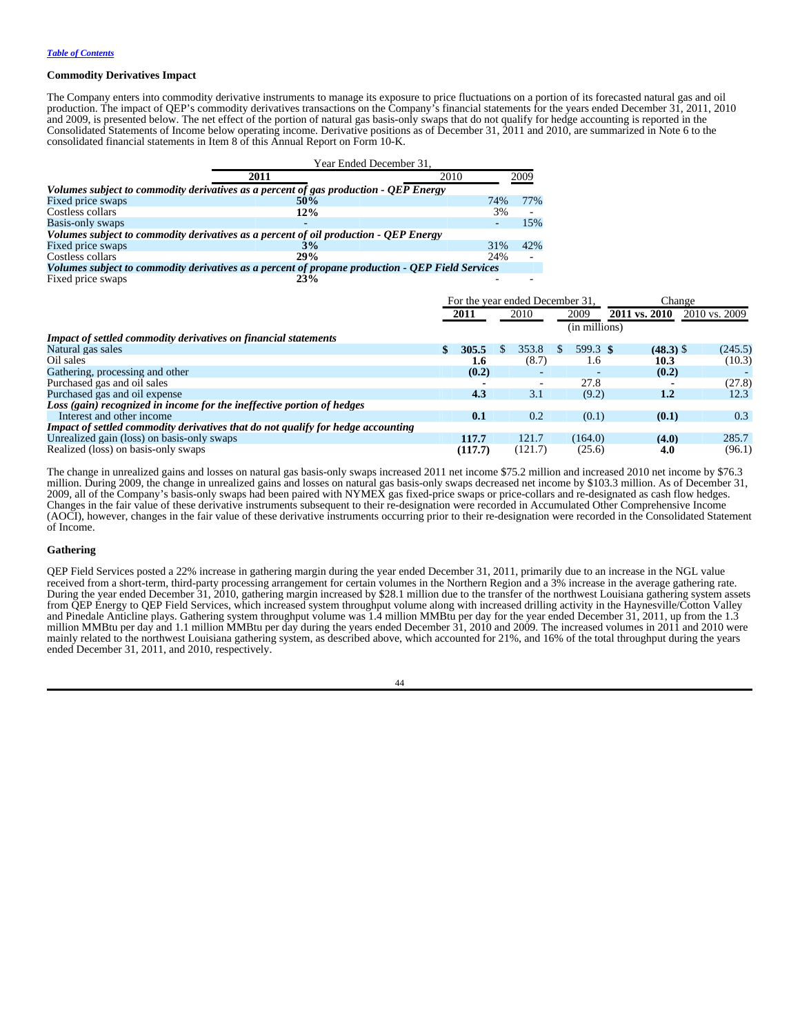*Table of Contents*

### Commodity Derivatives Impact

The Company enters into commodity derivative instruments to manage its exposure to price fluctuations on a portion of its forecasted natural gas and oil production. The impact of QEP's commodity derivatives transactions on the Company's financial statements for the years ended December 31, 2011, 2010 and 2009, is presented below. The net effect of the portion of natural gas basis-only swaps that do not qualify for hedge accounting is reported in the Consolidated Statements of Income below operating income. Derivative positions as of December 31, 2011 and 2010, are summarized in Note 6 to the consolidated financial statements in Item 8 of this Annual Report on Form 10-K.

| | Year Ended December 31, | | |
|---|---|---|---|
| | **2011** | 2010 | 2009 |
| ***Volumes subject to commodity derivatives as a percent of gas production - QEP Energy*** | | | |
| Fixed price swaps | **50%** | 74% | 77% |
| Costless collars | **12%** | 3% | - |
| Basis-only swaps | **-** | - | 15% |
| ***Volumes subject to commodity derivatives as a percent of oil production - QEP Energy*** | | | |
| Fixed price swaps | **3%** | 31% | 42% |
| Costless collars | **29%** | 24% | - |
| ***Volumes subject to commodity derivatives as a percent of propane production - QEP Field Services*** | | | |
| Fixed price swaps | **23%** | - | - |

| | For the year ended December 31, | | | Change | |
|---|---|---|---|---|---|
| | **2011** | 2010 | 2009 | **2011 vs. 2010** | 2010 vs. 2009 |
| | | | (in millions) | | |
| ***Impact of settled commodity derivatives on financial statements*** | | | | | |
| Natural gas sales | **$ 305.5** | $ 353.8 | $ 599.3 | **$ (48.3)** | $ (245.5) |
| Oil sales | **1.6** | (8.7) | 1.6 | **10.3** | (10.3) |
| Gathering, processing and other | **(0.2)** | - | - | **(0.2)** | - |
| Purchased gas and oil sales | **-** | - | 27.8 | **-** | (27.8) |
| Purchased gas and oil expense | **4.3** | 3.1 | (9.2) | **1.2** | 12.3 |
| ***Loss (gain) recognized in income for the ineffective portion of hedges*** | | | | | |
| Interest and other income | **0.1** | 0.2 | (0.1) | **(0.1)** | 0.3 |
| ***Impact of settled commodity derivatives that do not qualify for hedge accounting*** | | | | | |
| Unrealized gain (loss) on basis-only swaps | **117.7** | 121.7 | (164.0) | **(4.0)** | 285.7 |
| Realized (loss) on basis-only swaps | **(117.7)** | (121.7) | (25.6) | **4.0** | (96.1) |

The change in unrealized gains and losses on natural gas basis-only swaps increased 2011 net income $75.2 million and increased 2010 net income by $76.3 million. During 2009, the change in unrealized gains and losses on natural gas basis-only swaps decreased net income by $103.3 million. As of December 31, 2009, all of the Company's basis-only swaps had been paired with NYMEX gas fixed-price swaps or price-collars and re-designated as cash flow hedges. Changes in the fair value of these derivative instruments subsequent to their re-designation were recorded in Accumulated Other Comprehensive Income (AOCI), however, changes in the fair value of these derivative instruments occurring prior to their re-designation were recorded in the Consolidated Statement of Income.

### Gathering

QEP Field Services posted a 22% increase in gathering margin during the year ended December 31, 2011, primarily due to an increase in the NGL value received from a short-term, third-party processing arrangement for certain volumes in the Northern Region and a 3% increase in the average gathering rate. During the year ended December 31, 2010, gathering margin increased by $28.1 million due to the transfer of the northwest Louisiana gathering system assets from QEP Energy to QEP Field Services, which increased system throughput volume along with increased drilling activity in the Haynesville/Cotton Valley and Pinedale Anticline plays. Gathering system throughput volume was 1.4 million MMBtu per day for the year ended December 31, 2011, up from the 1.3 million MMBtu per day and 1.1 million MMBtu per day during the years ended December 31, 2010 and 2009. The increased volumes in 2011 and 2010 were mainly related to the northwest Louisiana gathering system, as described above, which accounted for 21%, and 16% of the total throughput during the years ended December 31, 2011, and 2010, respectively.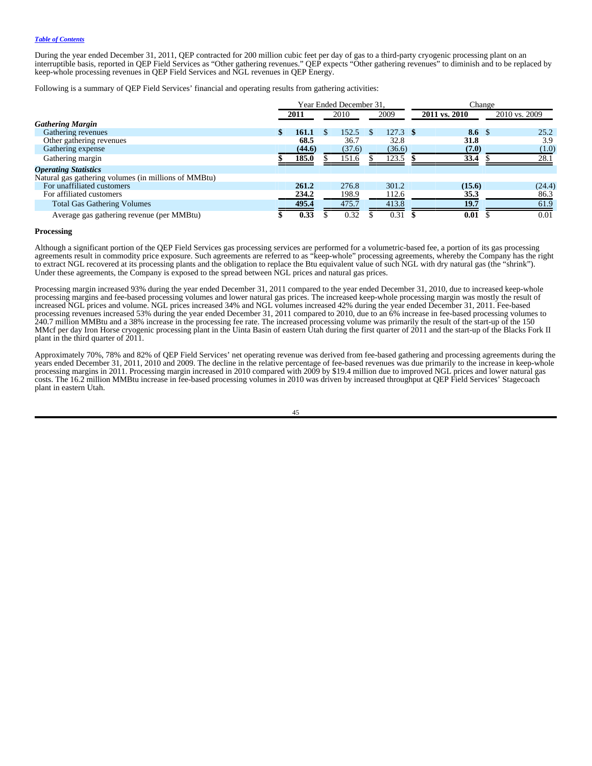*Table of Contents*

During the year ended December 31, 2011, QEP contracted for 200 million cubic feet per day of gas to a third-party cryogenic processing plant on an interruptible basis, reported in QEP Field Services as "Other gathering revenues." QEP expects "Other gathering revenues" to diminish and to be replaced by keep-whole processing revenues in QEP Field Services and NGL revenues in QEP Energy.

Following is a summary of QEP Field Services' financial and operating results from gathering activities:

| | Year Ended December 31, | | | Change | |
|---|---|---|---|---|---|
| | **2011** | 2010 | 2009 | **2011 vs. 2010** | 2010 vs. 2009 |
| ***Gathering Margin*** | | | | | |
| Gathering revenues | **$ 161.1** | $ 152.5 | $ 127.3 | **$ 8.6** | $ 25.2 |
| Other gathering revenues | **68.5** | 36.7 | 32.8 | **31.8** | 3.9 |
| Gathering expense | **(44.6)** | (37.6) | (36.6) | **(7.0)** | (1.0) |
| Gathering margin | **$ 185.0** | $ 151.6 | $ 123.5 | **$ 33.4** | $ 28.1 |
| ***Operating Statistics*** | | | | | |
| Natural gas gathering volumes (in millions of MMBtu) | | | | | |
| For unaffiliated customers | **261.2** | 276.8 | 301.2 | **(15.6)** | (24.4) |
| For affiliated customers | **234.2** | 198.9 | 112.6 | **35.3** | 86.3 |
| Total Gas Gathering Volumes | **495.4** | 475.7 | 413.8 | **19.7** | 61.9 |
| Average gas gathering revenue (per MMBtu) | **$ 0.33** | $ 0.32 | $ 0.31 | **$ 0.01** | $ 0.01 |

**Processing**

Although a significant portion of the QEP Field Services gas processing services are performed for a volumetric-based fee, a portion of its gas processing agreements result in commodity price exposure. Such agreements are referred to as "keep-whole" processing agreements, whereby the Company has the right to extract NGL recovered at its processing plants and the obligation to replace the Btu equivalent value of such NGL with dry natural gas (the "shrink"). Under these agreements, the Company is exposed to the spread between NGL prices and natural gas prices.

Processing margin increased 93% during the year ended December 31, 2011 compared to the year ended December 31, 2010, due to increased keep-whole processing margins and fee-based processing volumes and lower natural gas prices. The increased keep-whole processing margin was mostly the result of increased NGL prices and volume. NGL prices increased 34% and NGL volumes increased 42% during the year ended December 31, 2011. Fee-based processing revenues increased 53% during the year ended December 31, 2011 compared to 2010, due to an 6% increase in fee-based processing volumes to 240.7 million MMBtu and a 38% increase in the processing fee rate. The increased processing volume was primarily the result of the start-up of the 150 MMcf per day Iron Horse cryogenic processing plant in the Uinta Basin of eastern Utah during the first quarter of 2011 and the start-up of the Blacks Fork II plant in the third quarter of 2011.

Approximately 70%, 78% and 82% of QEP Field Services' net operating revenue was derived from fee-based gathering and processing agreements during the years ended December 31, 2011, 2010 and 2009. The decline in the relative percentage of fee-based revenues was due primarily to the increase in keep-whole processing margins in 2011. Processing margin increased in 2010 compared with 2009 by $19.4 million due to improved NGL prices and lower natural gas costs. The 16.2 million MMBtu increase in fee-based processing volumes in 2010 was driven by increased throughput at QEP Field Services' Stagecoach plant in eastern Utah.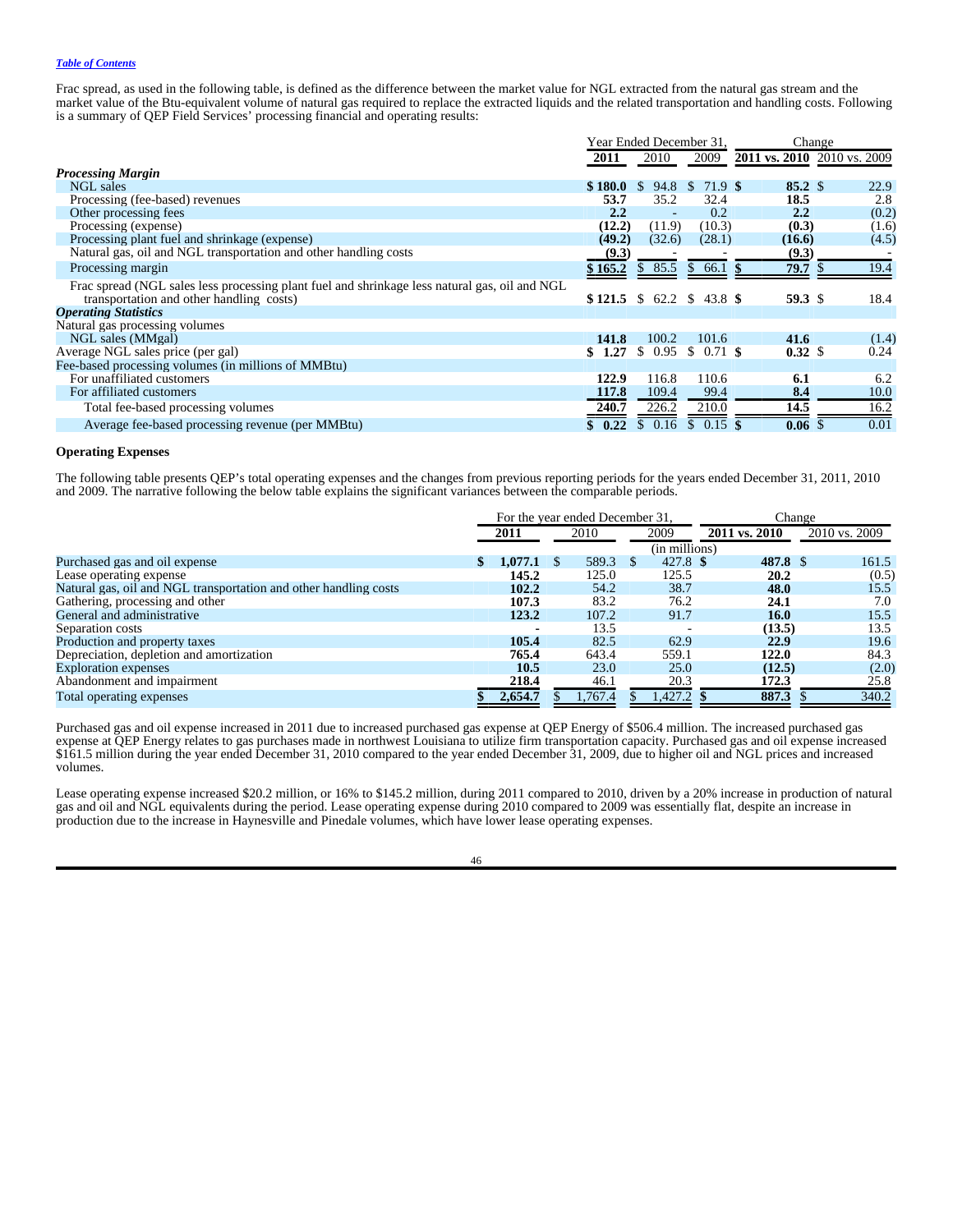Frac spread, as used in the following table, is defined as the difference between the market value for NGL extracted from the natural gas stream and the market value of the Btu-equivalent volume of natural gas required to replace the extracted liquids and the related transportation and handling costs. Following is a summary of QEP Field Services' processing financial and operating results:

| | Year Ended December 31, | | | Change | |
|---|---|---|---|---|---|
| | **2011** | 2010 | 2009 | **2011 vs. 2010** | 2010 vs. 2009 |
| ***Processing Margin*** | | | | | |
| NGL sales | **$ 180.0** | $ 94.8 | $ 71.9 | **$ 85.2** | $ 22.9 |
| Processing (fee-based) revenues | **53.7** | 35.2 | 32.4 | **18.5** | 2.8 |
| Other processing fees | **2.2** | - | 0.2 | **2.2** | (0.2) |
| Processing (expense) | **(12.2)** | (11.9) | (10.3) | **(0.3)** | (1.6) |
| Processing plant fuel and shrinkage (expense) | **(49.2)** | (32.6) | (28.1) | **(16.6)** | (4.5) |
| Natural gas, oil and NGL transportation and other handling costs | **(9.3)** | - | - | **(9.3)** | - |
| Processing margin | **$ 165.2** | $ 85.5 | $ 66.1 | **$ 79.7** | $ 19.4 |
| Frac spread (NGL sales less processing plant fuel and shrinkage less natural gas, oil and NGL transportation and other handling costs) | **$ 121.5** | $ 62.2 | $ 43.8 | **$ 59.3** | $ 18.4 |
| ***Operating Statistics*** | | | | | |
| Natural gas processing volumes | | | | | |
| NGL sales (MMgal) | **141.8** | 100.2 | 101.6 | **41.6** | (1.4) |
| Average NGL sales price (per gal) | **$ 1.27** | $ 0.95 | $ 0.71 | **$ 0.32** | $ 0.24 |
| Fee-based processing volumes (in millions of MMBtu) | | | | | |
| For unaffiliated customers | **122.9** | 116.8 | 110.6 | **6.1** | 6.2 |
| For affiliated customers | **117.8** | 109.4 | 99.4 | **8.4** | 10.0 |
| Total fee-based processing volumes | **240.7** | 226.2 | 210.0 | **14.5** | 16.2 |
| Average fee-based processing revenue (per MMBtu) | **$ 0.22** | $ 0.16 | $ 0.15 | **$ 0.06** | $ 0.01 |

**Operating Expenses**

The following table presents QEP's total operating expenses and the changes from previous reporting periods for the years ended December 31, 2011, 2010 and 2009. The narrative following the below table explains the significant variances between the comparable periods.

| | For the year ended December 31, | | | Change | |
|---|---|---|---|---|---|
| | **2011** | 2010 | 2009 | **2011 vs. 2010** | 2010 vs. 2009 |
| | | | (in millions) | | |
| Purchased gas and oil expense | **$ 1,077.1** | $ 589.3 | $ 427.8 | **$ 487.8** | $ 161.5 |
| Lease operating expense | **145.2** | 125.0 | 125.5 | **20.2** | (0.5) |
| Natural gas, oil and NGL transportation and other handling costs | **102.2** | 54.2 | 38.7 | **48.0** | 15.5 |
| Gathering, processing and other | **107.3** | 83.2 | 76.2 | **24.1** | 7.0 |
| General and administrative | **123.2** | 107.2 | 91.7 | **16.0** | 15.5 |
| Separation costs | **-** | 13.5 | - | **(13.5)** | 13.5 |
| Production and property taxes | **105.4** | 82.5 | 62.9 | **22.9** | 19.6 |
| Depreciation, depletion and amortization | **765.4** | 643.4 | 559.1 | **122.0** | 84.3 |
| Exploration expenses | **10.5** | 23.0 | 25.0 | **(12.5)** | (2.0) |
| Abandonment and impairment | **218.4** | 46.1 | 20.3 | **172.3** | 25.8 |
| Total operating expenses | **$ 2,654.7** | $ 1,767.4 | $ 1,427.2 | **$ 887.3** | $ 340.2 |

Purchased gas and oil expense increased in 2011 due to increased purchased gas expense at QEP Energy of $506.4 million. The increased purchased gas expense at QEP Energy relates to gas purchases made in northwest Louisiana to utilize firm transportation capacity. Purchased gas and oil expense increased $161.5 million during the year ended December 31, 2010 compared to the year ended December 31, 2009, due to higher oil and NGL prices and increased volumes.

Lease operating expense increased $20.2 million, or 16% to $145.2 million, during 2011 compared to 2010, driven by a 20% increase in production of natural gas and oil and NGL equivalents during the period. Lease operating expense during 2010 compared to 2009 was essentially flat, despite an increase in production due to the increase in Haynesville and Pinedale volumes, which have lower lease operating expenses.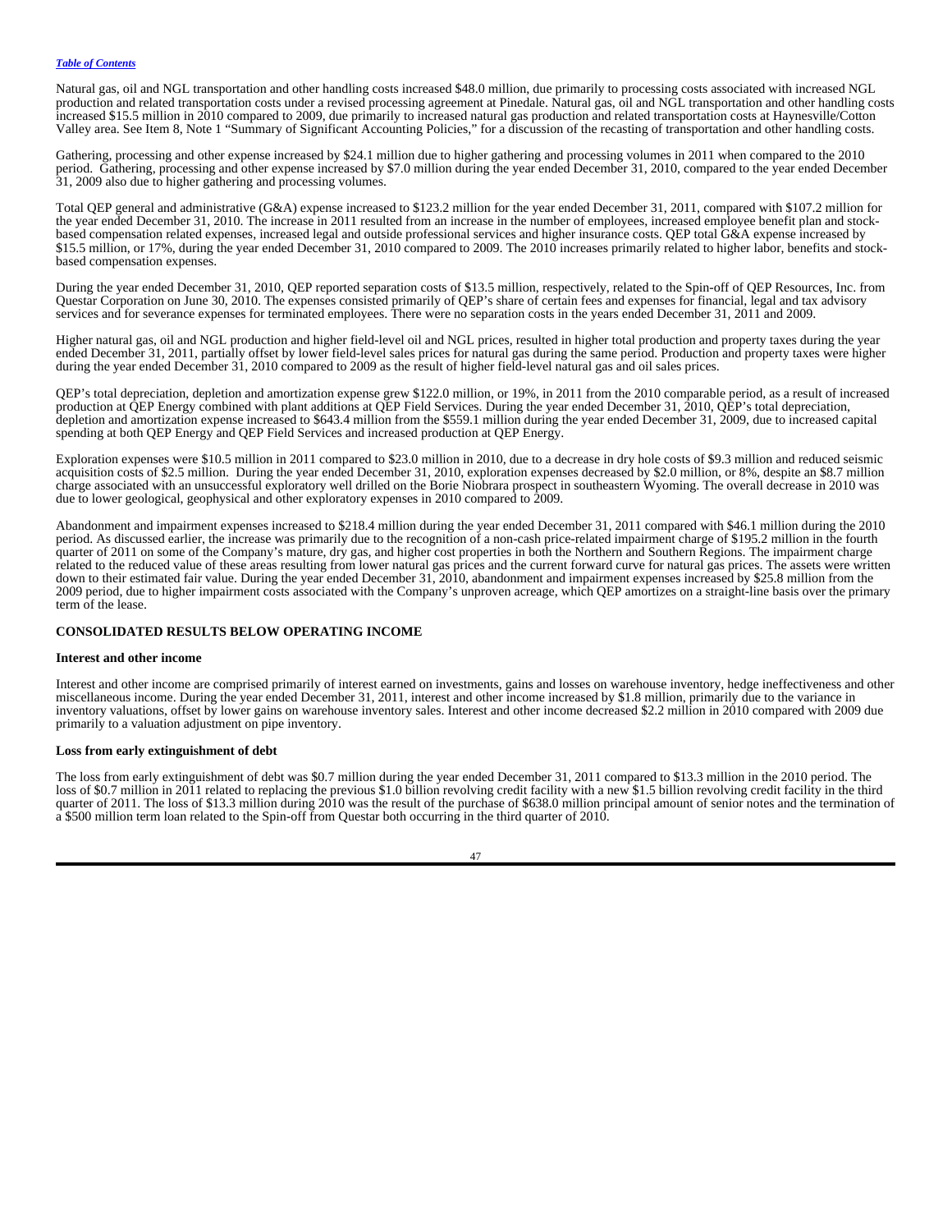Natural gas, oil and NGL transportation and other handling costs increased $48.0 million, due primarily to processing costs associated with increased NGL production and related transportation costs under a revised processing agreement at Pinedale. Natural gas, oil and NGL transportation and other handling costs increased $15.5 million in 2010 compared to 2009, due primarily to increased natural gas production and related transportation costs at Haynesville/Cotton Valley area. See Item 8, Note 1 "Summary of Significant Accounting Policies," for a discussion of the recasting of transportation and other handling costs.

Gathering, processing and other expense increased by $24.1 million due to higher gathering and processing volumes in 2011 when compared to the 2010 period. Gathering, processing and other expense increased by $7.0 million during the year ended December 31, 2010, compared to the year ended December 31, 2009 also due to higher gathering and processing volumes.

Total QEP general and administrative (G&A) expense increased to $123.2 million for the year ended December 31, 2011, compared with $107.2 million for the year ended December 31, 2010. The increase in 2011 resulted from an increase in the number of employees, increased employee benefit plan and stock-based compensation related expenses, increased legal and outside professional services and higher insurance costs. QEP total G&A expense increased by $15.5 million, or 17%, during the year ended December 31, 2010 compared to 2009. The 2010 increases primarily related to higher labor, benefits and stock-based compensation expenses.

During the year ended December 31, 2010, QEP reported separation costs of $13.5 million, respectively, related to the Spin-off of QEP Resources, Inc. from Questar Corporation on June 30, 2010. The expenses consisted primarily of QEP's share of certain fees and expenses for financial, legal and tax advisory services and for severance expenses for terminated employees. There were no separation costs in the years ended December 31, 2011 and 2009.

Higher natural gas, oil and NGL production and higher field-level oil and NGL prices, resulted in higher total production and property taxes during the year ended December 31, 2011, partially offset by lower field-level sales prices for natural gas during the same period. Production and property taxes were higher during the year ended December 31, 2010 compared to 2009 as the result of higher field-level natural gas and oil sales prices.

QEP's total depreciation, depletion and amortization expense grew $122.0 million, or 19%, in 2011 from the 2010 comparable period, as a result of increased production at QEP Energy combined with plant additions at QEP Field Services. During the year ended December 31, 2010, QEP's total depreciation, depletion and amortization expense increased to $643.4 million from the $559.1 million during the year ended December 31, 2009, due to increased capital spending at both QEP Energy and QEP Field Services and increased production at QEP Energy.

Exploration expenses were $10.5 million in 2011 compared to $23.0 million in 2010, due to a decrease in dry hole costs of $9.3 million and reduced seismic acquisition costs of $2.5 million. During the year ended December 31, 2010, exploration expenses decreased by $2.0 million, or 8%, despite an $8.7 million charge associated with an unsuccessful exploratory well drilled on the Borie Niobrara prospect in southeastern Wyoming. The overall decrease in 2010 was due to lower geological, geophysical and other exploratory expenses in 2010 compared to 2009.

Abandonment and impairment expenses increased to $218.4 million during the year ended December 31, 2011 compared with $46.1 million during the 2010 period. As discussed earlier, the increase was primarily due to the recognition of a non-cash price-related impairment charge of $195.2 million in the fourth quarter of 2011 on some of the Company's mature, dry gas, and higher cost properties in both the Northern and Southern Regions. The impairment charge related to the reduced value of these areas resulting from lower natural gas prices and the current forward curve for natural gas prices. The assets were written down to their estimated fair value. During the year ended December 31, 2010, abandonment and impairment expenses increased by $25.8 million from the 2009 period, due to higher impairment costs associated with the Company's unproven acreage, which QEP amortizes on a straight-line basis over the primary term of the lease.

## CONSOLIDATED RESULTS BELOW OPERATING INCOME

### Interest and other income

Interest and other income are comprised primarily of interest earned on investments, gains and losses on warehouse inventory, hedge ineffectiveness and other miscellaneous income. During the year ended December 31, 2011, interest and other income increased by $1.8 million, primarily due to the variance in inventory valuations, offset by lower gains on warehouse inventory sales. Interest and other income decreased $2.2 million in 2010 compared with 2009 due primarily to a valuation adjustment on pipe inventory.

### Loss from early extinguishment of debt

The loss from early extinguishment of debt was $0.7 million during the year ended December 31, 2011 compared to $13.3 million in the 2010 period. The loss of $0.7 million in 2011 related to replacing the previous $1.0 billion revolving credit facility with a new $1.5 billion revolving credit facility in the third quarter of 2011. The loss of $13.3 million during 2010 was the result of the purchase of $638.0 million principal amount of senior notes and the termination of a $500 million term loan related to the Spin-off from Questar both occurring in the third quarter of 2010.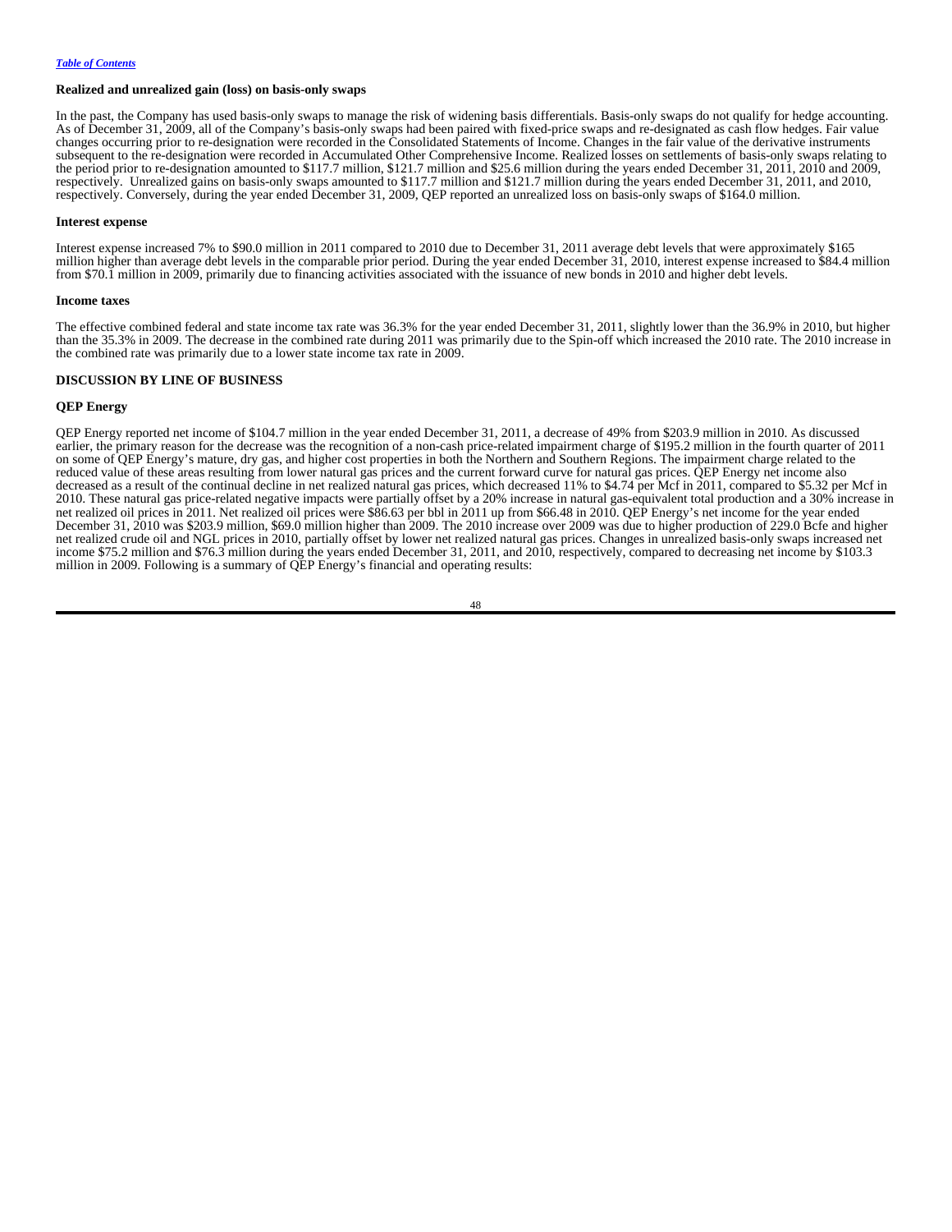**Realized and unrealized gain (loss) on basis-only swaps**

In the past, the Company has used basis-only swaps to manage the risk of widening basis differentials. Basis-only swaps do not qualify for hedge accounting. As of December 31, 2009, all of the Company's basis-only swaps had been paired with fixed-price swaps and re-designated as cash flow hedges. Fair value changes occurring prior to re-designation were recorded in the Consolidated Statements of Income. Changes in the fair value of the derivative instruments subsequent to the re-designation were recorded in Accumulated Other Comprehensive Income. Realized losses on settlements of basis-only swaps relating to the period prior to re-designation amounted to $117.7 million, $121.7 million and $25.6 million during the years ended December 31, 2011, 2010 and 2009, respectively. Unrealized gains on basis-only swaps amounted to $117.7 million and $121.7 million during the years ended December 31, 2011, and 2010, respectively. Conversely, during the year ended December 31, 2009, QEP reported an unrealized loss on basis-only swaps of $164.0 million.

**Interest expense**

Interest expense increased 7% to $90.0 million in 2011 compared to 2010 due to December 31, 2011 average debt levels that were approximately $165 million higher than average debt levels in the comparable prior period. During the year ended December 31, 2010, interest expense increased to $84.4 million from $70.1 million in 2009, primarily due to financing activities associated with the issuance of new bonds in 2010 and higher debt levels.

**Income taxes**

The effective combined federal and state income tax rate was 36.3% for the year ended December 31, 2011, slightly lower than the 36.9% in 2010, but higher than the 35.3% in 2009. The decrease in the combined rate during 2011 was primarily due to the Spin-off which increased the 2010 rate. The 2010 increase in the combined rate was primarily due to a lower state income tax rate in 2009.

**DISCUSSION BY LINE OF BUSINESS**

**QEP Energy**

QEP Energy reported net income of $104.7 million in the year ended December 31, 2011, a decrease of 49% from $203.9 million in 2010. As discussed earlier, the primary reason for the decrease was the recognition of a non-cash price-related impairment charge of $195.2 million in the fourth quarter of 2011 on some of QEP Energy's mature, dry gas, and higher cost properties in both the Northern and Southern Regions. The impairment charge related to the reduced value of these areas resulting from lower natural gas prices and the current forward curve for natural gas prices. QEP Energy net income also decreased as a result of the continual decline in net realized natural gas prices, which decreased 11% to $4.74 per Mcf in 2011, compared to $5.32 per Mcf in 2010. These natural gas price-related negative impacts were partially offset by a 20% increase in natural gas-equivalent total production and a 30% increase in net realized oil prices in 2011. Net realized oil prices were $86.63 per bbl in 2011 up from $66.48 in 2010. QEP Energy's net income for the year ended December 31, 2010 was $203.9 million, $69.0 million higher than 2009. The 2010 increase over 2009 was due to higher production of 229.0 Bcfe and higher net realized crude oil and NGL prices in 2010, partially offset by lower net realized natural gas prices. Changes in unrealized basis-only swaps increased net income $75.2 million and $76.3 million during the years ended December 31, 2011, and 2010, respectively, compared to decreasing net income by $103.3 million in 2009. Following is a summary of QEP Energy's financial and operating results: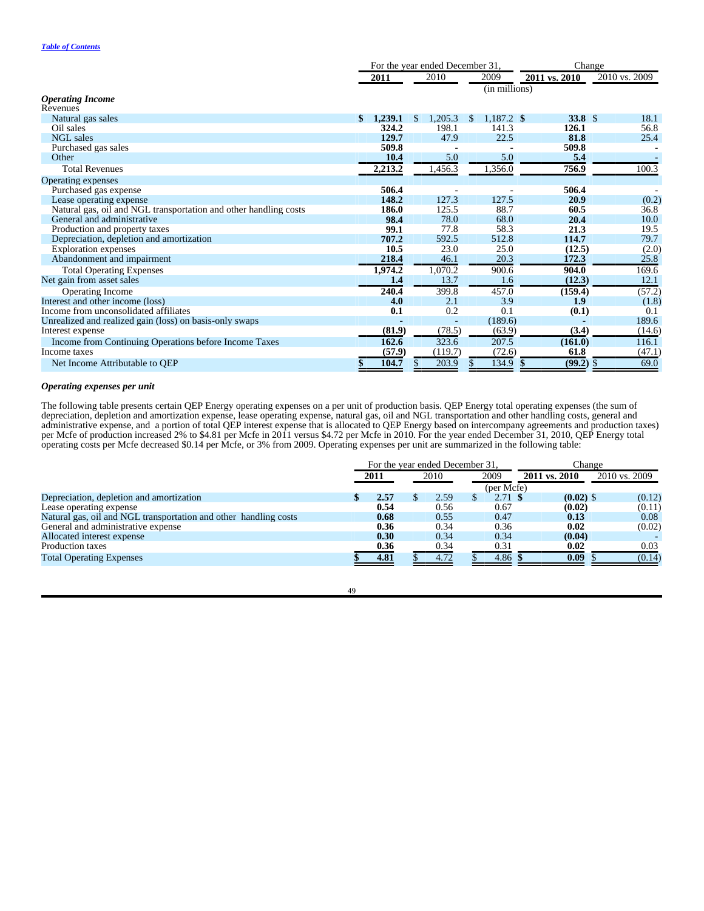*Table of Contents*

| | For the year ended December 31, | | | Change | |
|---|---|---|---|---|---|
| | **2011** | 2010 | 2009 | **2011 vs. 2010** | 2010 vs. 2009 |
| | | | (in millions) | | |
| ***Operating Income*** | | | | | |
| Revenues | | | | | |
| Natural gas sales | **$ 1,239.1** | $ 1,205.3 | $ 1,187.2 | **$ 33.8** | $ 18.1 |
| Oil sales | **324.2** | 198.1 | 141.3 | **126.1** | 56.8 |
| NGL sales | **129.7** | 47.9 | 22.5 | **81.8** | 25.4 |
| Purchased gas sales | **509.8** | - | - | **509.8** | - |
| Other | **10.4** | 5.0 | 5.0 | **5.4** | - |
| Total Revenues | **2,213.2** | 1,456.3 | 1,356.0 | **756.9** | 100.3 |
| Operating expenses | | | | | |
| Purchased gas expense | **506.4** | - | - | **506.4** | - |
| Lease operating expense | **148.2** | 127.3 | 127.5 | **20.9** | (0.2) |
| Natural gas, oil and NGL transportation and other handling costs | **186.0** | 125.5 | 88.7 | **60.5** | 36.8 |
| General and administrative | **98.4** | 78.0 | 68.0 | **20.4** | 10.0 |
| Production and property taxes | **99.1** | 77.8 | 58.3 | **21.3** | 19.5 |
| Depreciation, depletion and amortization | **707.2** | 592.5 | 512.8 | **114.7** | 79.7 |
| Exploration expenses | **10.5** | 23.0 | 25.0 | **(12.5)** | (2.0) |
| Abandonment and impairment | **218.4** | 46.1 | 20.3 | **172.3** | 25.8 |
| Total Operating Expenses | **1,974.2** | 1,070.2 | 900.6 | **904.0** | 169.6 |
| Net gain from asset sales | **1.4** | 13.7 | 1.6 | **(12.3)** | 12.1 |
| Operating Income | **240.4** | 399.8 | 457.0 | **(159.4)** | (57.2) |
| Interest and other income (loss) | **4.0** | 2.1 | 3.9 | **1.9** | (1.8) |
| Income from unconsolidated affiliates | **0.1** | 0.2 | 0.1 | **(0.1)** | 0.1 |
| Unrealized and realized gain (loss) on basis-only swaps | **-** | - | (189.6) | **-** | 189.6 |
| Interest expense | **(81.9)** | (78.5) | (63.9) | **(3.4)** | (14.6) |
| Income from Continuing Operations before Income Taxes | **162.6** | 323.6 | 207.5 | **(161.0)** | 116.1 |
| Income taxes | **(57.9)** | (119.7) | (72.6) | **61.8** | (47.1) |
| Net Income Attributable to QEP | **$ 104.7** | $ 203.9 | $ 134.9 | **$ (99.2)** | $ 69.0 |

***Operating expenses per unit***

The following table presents certain QEP Energy operating expenses on a per unit of production basis. QEP Energy total operating expenses (the sum of depreciation, depletion and amortization expense, lease operating expense, natural gas, oil and NGL transportation and other handling costs, general and administrative expense, and a portion of total QEP interest expense that is allocated to QEP Energy based on intercompany agreements and production taxes) per Mcfe of production increased 2% to $4.81 per Mcfe in 2011 versus $4.72 per Mcfe in 2010. For the year ended December 31, 2010, QEP Energy total operating costs per Mcfe decreased $0.14 per Mcfe, or 3% from 2009. Operating expenses per unit are summarized in the following table:

| | For the year ended December 31, | | | Change | |
|---|---|---|---|---|---|
| | **2011** | 2010 | 2009 | **2011 vs. 2010** | 2010 vs. 2009 |
| | | | (per Mcfe) | | |
| Depreciation, depletion and amortization | **$ 2.57** | $ 2.59 | $ 2.71 | **$ (0.02)** | $ (0.12) |
| Lease operating expense | **0.54** | 0.56 | 0.67 | **(0.02)** | (0.11) |
| Natural gas, oil and NGL transportation and other handling costs | **0.68** | 0.55 | 0.47 | **0.13** | 0.08 |
| General and administrative expense | **0.36** | 0.34 | 0.36 | **0.02** | (0.02) |
| Allocated interest expense | **0.30** | 0.34 | 0.34 | **(0.04)** | - |
| Production taxes | **0.36** | 0.34 | 0.31 | **0.02** | 0.03 |
| Total Operating Expenses | **$ 4.81** | $ 4.72 | $ 4.86 | **$ 0.09** | $ (0.14) |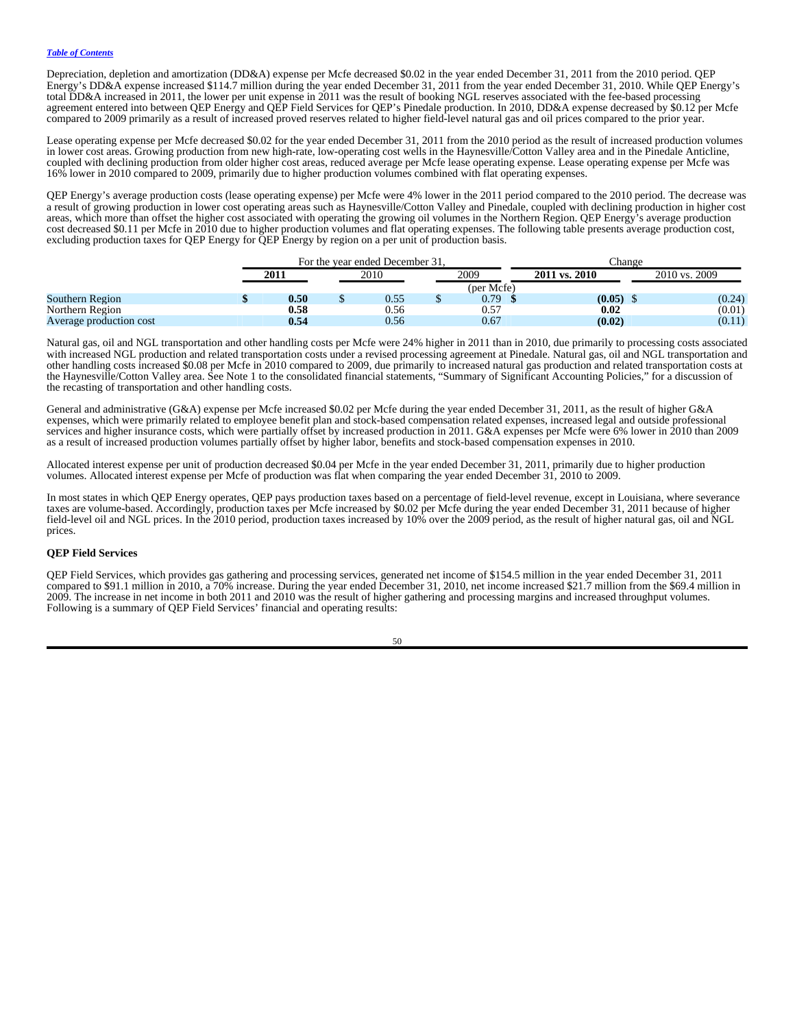Depreciation, depletion and amortization (DD&A) expense per Mcfe decreased $0.02 in the year ended December 31, 2011 from the 2010 period. QEP Energy's DD&A expense increased $114.7 million during the year ended December 31, 2011 from the year ended December 31, 2010. While QEP Energy's total DD&A increased in 2011, the lower per unit expense in 2011 was the result of booking NGL reserves associated with the fee-based processing agreement entered into between QEP Energy and QEP Field Services for QEP's Pinedale production. In 2010, DD&A expense decreased by $0.12 per Mcfe compared to 2009 primarily as a result of increased proved reserves related to higher field-level natural gas and oil prices compared to the prior year.

Lease operating expense per Mcfe decreased $0.02 for the year ended December 31, 2011 from the 2010 period as the result of increased production volumes in lower cost areas. Growing production from new high-rate, low-operating cost wells in the Haynesville/Cotton Valley area and in the Pinedale Anticline, coupled with declining production from older higher cost areas, reduced average per Mcfe lease operating expense. Lease operating expense per Mcfe was 16% lower in 2010 compared to 2009, primarily due to higher production volumes combined with flat operating expenses.

QEP Energy's average production costs (lease operating expense) per Mcfe were 4% lower in the 2011 period compared to the 2010 period. The decrease was a result of growing production in lower cost operating areas such as Haynesville/Cotton Valley and Pinedale, coupled with declining production in higher cost areas, which more than offset the higher cost associated with operating the growing oil volumes in the Northern Region. QEP Energy's average production cost decreased $0.11 per Mcfe in 2010 due to higher production volumes and flat operating expenses. The following table presents average production cost, excluding production taxes for QEP Energy for QEP Energy by region on a per unit of production basis.

| | For the year ended December 31, | | | Change | |
|---|---|---|---|---|---|
| | **2011** | 2010 | 2009 | **2011 vs. 2010** | 2010 vs. 2009 |
| | | | (per Mcfe) | | |
| Southern Region | **$ 0.50** | $ 0.55 | $ 0.79 | **$ (0.05)** | $ (0.24) |
| Northern Region | **0.58** | 0.56 | 0.57 | **0.02** | (0.01) |
| Average production cost | **0.54** | 0.56 | 0.67 | **(0.02)** | (0.11) |

Natural gas, oil and NGL transportation and other handling costs per Mcfe were 24% higher in 2011 than in 2010, due primarily to processing costs associated with increased NGL production and related transportation costs under a revised processing agreement at Pinedale. Natural gas, oil and NGL transportation and other handling costs increased $0.08 per Mcfe in 2010 compared to 2009, due primarily to increased natural gas production and related transportation costs at the Haynesville/Cotton Valley area. See Note 1 to the consolidated financial statements, "Summary of Significant Accounting Policies," for a discussion of the recasting of transportation and other handling costs.

General and administrative (G&A) expense per Mcfe increased $0.02 per Mcfe during the year ended December 31, 2011, as the result of higher G&A expenses, which were primarily related to employee benefit plan and stock-based compensation related expenses, increased legal and outside professional services and higher insurance costs, which were partially offset by increased production in 2011. G&A expenses per Mcfe were 6% lower in 2010 than 2009 as a result of increased production volumes partially offset by higher labor, benefits and stock-based compensation expenses in 2010.

Allocated interest expense per unit of production decreased $0.04 per Mcfe in the year ended December 31, 2011, primarily due to higher production volumes. Allocated interest expense per Mcfe of production was flat when comparing the year ended December 31, 2010 to 2009.

In most states in which QEP Energy operates, QEP pays production taxes based on a percentage of field-level revenue, except in Louisiana, where severance taxes are volume-based. Accordingly, production taxes per Mcfe increased by $0.02 per Mcfe during the year ended December 31, 2011 because of higher field-level oil and NGL prices. In the 2010 period, production taxes increased by 10% over the 2009 period, as the result of higher natural gas, oil and NGL prices.

**QEP Field Services**

QEP Field Services, which provides gas gathering and processing services, generated net income of $154.5 million in the year ended December 31, 2011 compared to $91.1 million in 2010, a 70% increase. During the year ended December 31, 2010, net income increased $21.7 million from the $69.4 million in 2009. The increase in net income in both 2011 and 2010 was the result of higher gathering and processing margins and increased throughput volumes. Following is a summary of QEP Field Services' financial and operating results: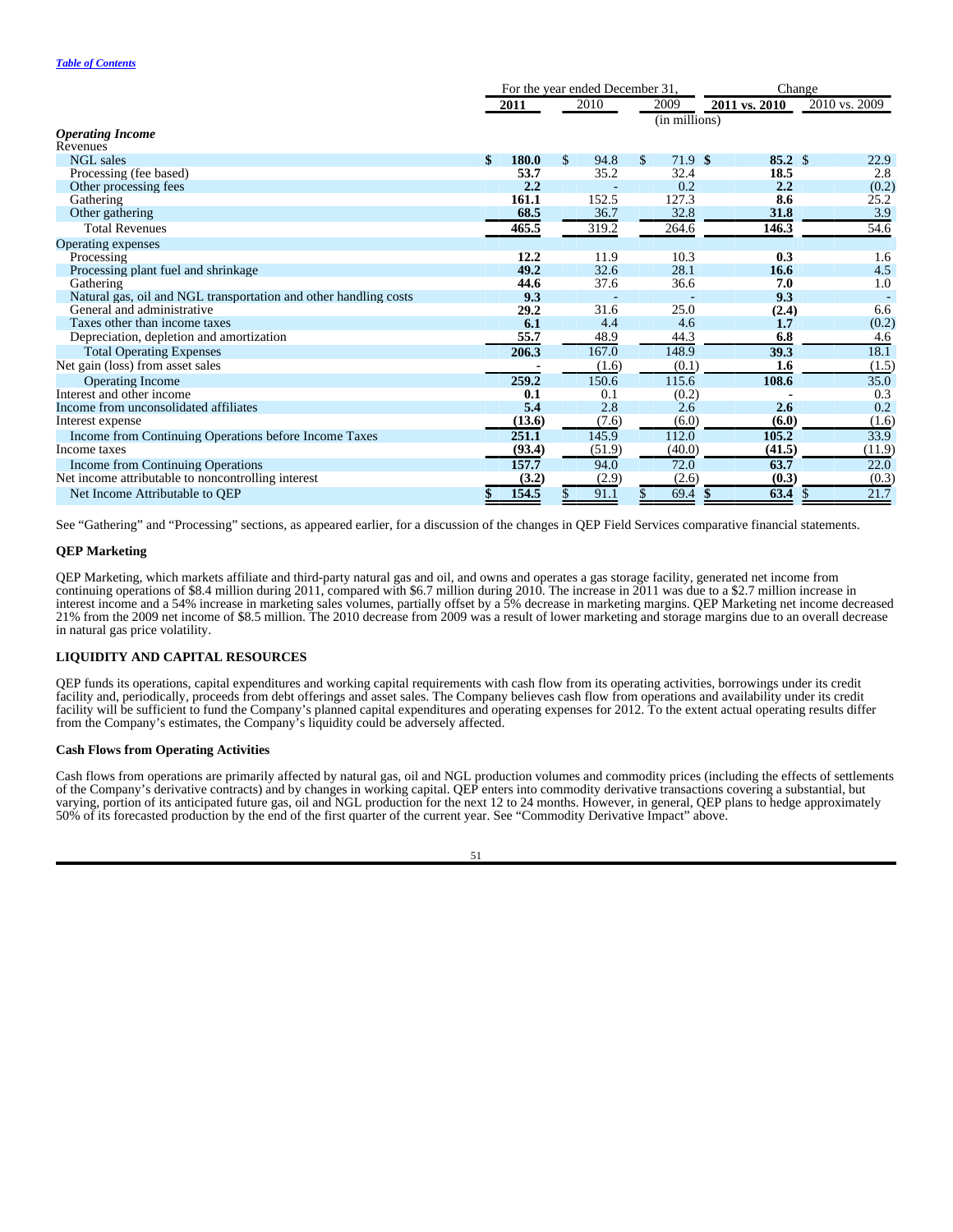| | For the year ended December 31, | | | Change | |
|---|---|---|---|---|---|
| | **2011** | 2010 | 2009 | **2011 vs. 2010** | 2010 vs. 2009 |
| | | | (in millions) | | |
| ***Operating Income*** | | | | | |
| Revenues | | | | | |
| NGL sales | **$ 180.0** | $ 94.8 | $ 71.9 | **$ 85.2** | $ 22.9 |
| Processing (fee based) | **53.7** | 35.2 | 32.4 | **18.5** | 2.8 |
| Other processing fees | **2.2** | - | 0.2 | **2.2** | (0.2) |
| Gathering | **161.1** | 152.5 | 127.3 | **8.6** | 25.2 |
| Other gathering | **68.5** | 36.7 | 32.8 | **31.8** | 3.9 |
| Total Revenues | **465.5** | 319.2 | 264.6 | **146.3** | 54.6 |
| Operating expenses | | | | | |
| Processing | **12.2** | 11.9 | 10.3 | **0.3** | 1.6 |
| Processing plant fuel and shrinkage | **49.2** | 32.6 | 28.1 | **16.6** | 4.5 |
| Gathering | **44.6** | 37.6 | 36.6 | **7.0** | 1.0 |
| Natural gas, oil and NGL transportation and other handling costs | **9.3** | - | - | **9.3** | - |
| General and administrative | **29.2** | 31.6 | 25.0 | **(2.4)** | 6.6 |
| Taxes other than income taxes | **6.1** | 4.4 | 4.6 | **1.7** | (0.2) |
| Depreciation, depletion and amortization | **55.7** | 48.9 | 44.3 | **6.8** | 4.6 |
| Total Operating Expenses | **206.3** | 167.0 | 148.9 | **39.3** | 18.1 |
| Net gain (loss) from asset sales | **-** | (1.6) | (0.1) | **1.6** | (1.5) |
| Operating Income | **259.2** | 150.6 | 115.6 | **108.6** | 35.0 |
| Interest and other income | **0.1** | 0.1 | (0.2) | **-** | 0.3 |
| Income from unconsolidated affiliates | **5.4** | 2.8 | 2.6 | **2.6** | 0.2 |
| Interest expense | **(13.6)** | (7.6) | (6.0) | **(6.0)** | (1.6) |
| Income from Continuing Operations before Income Taxes | **251.1** | 145.9 | 112.0 | **105.2** | 33.9 |
| Income taxes | **(93.4)** | (51.9) | (40.0) | **(41.5)** | (11.9) |
| Income from Continuing Operations | **157.7** | 94.0 | 72.0 | **63.7** | 22.0 |
| Net income attributable to noncontrolling interest | **(3.2)** | (2.9) | (2.6) | **(0.3)** | (0.3) |
| Net Income Attributable to QEP | **$ 154.5** | $ 91.1 | $ 69.4 | **$ 63.4** | $ 21.7 |

See "Gathering" and "Processing" sections, as appeared earlier, for a discussion of the changes in QEP Field Services comparative financial statements.

**QEP Marketing**

QEP Marketing, which markets affiliate and third-party natural gas and oil, and owns and operates a gas storage facility, generated net income from continuing operations of $8.4 million during 2011, compared with $6.7 million during 2010. The increase in 2011 was due to a $2.7 million increase in interest income and a 54% increase in marketing sales volumes, partially offset by a 5% decrease in marketing margins. QEP Marketing net income decreased 21% from the 2009 net income of $8.5 million. The 2010 decrease from 2009 was a result of lower marketing and storage margins due to an overall decrease in natural gas price volatility.

## LIQUIDITY AND CAPITAL RESOURCES

QEP funds its operations, capital expenditures and working capital requirements with cash flow from its operating activities, borrowings under its credit facility and, periodically, proceeds from debt offerings and asset sales. The Company believes cash flow from operations and availability under its credit facility will be sufficient to fund the Company's planned capital expenditures and operating expenses for 2012. To the extent actual operating results differ from the Company's estimates, the Company's liquidity could be adversely affected.

**Cash Flows from Operating Activities**

Cash flows from operations are primarily affected by natural gas, oil and NGL production volumes and commodity prices (including the effects of settlements of the Company's derivative contracts) and by changes in working capital. QEP enters into commodity derivative transactions covering a substantial, but varying, portion of its anticipated future gas, oil and NGL production for the next 12 to 24 months. However, in general, QEP plans to hedge approximately 50% of its forecasted production by the end of the first quarter of the current year. See "Commodity Derivative Impact" above.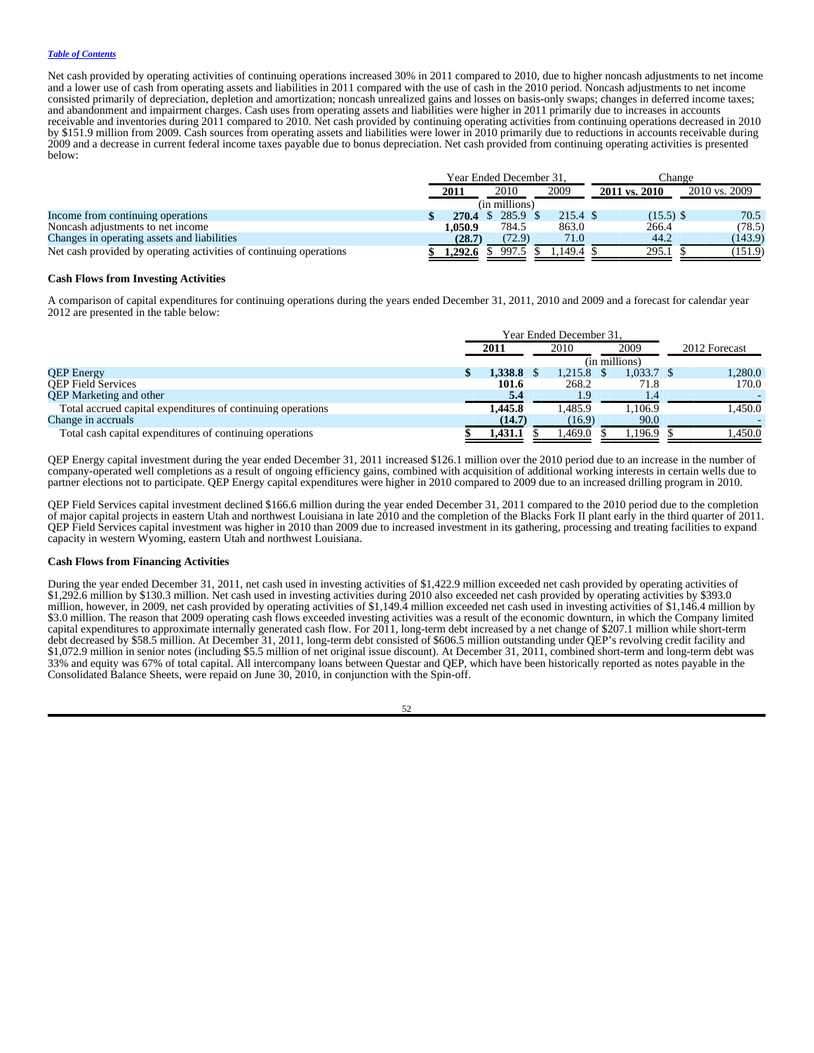*Table of Contents*

Net cash provided by operating activities of continuing operations increased 30% in 2011 compared to 2010, due to higher noncash adjustments to net income and a lower use of cash from operating assets and liabilities in 2011 compared with the use of cash in the 2010 period. Noncash adjustments to net income consisted primarily of depreciation, depletion and amortization; noncash unrealized gains and losses on basis-only swaps; changes in deferred income taxes; and abandonment and impairment charges. Cash uses from operating assets and liabilities were higher in 2011 primarily due to increases in accounts receivable and inventories during 2011 compared to 2010. Net cash provided by continuing operating activities from continuing operations decreased in 2010 by $151.9 million from 2009. Cash sources from operating assets and liabilities were lower in 2010 primarily due to reductions in accounts receivable during 2009 and a decrease in current federal income taxes payable due to bonus depreciation. Net cash provided from continuing operating activities is presented below:

| | Year Ended December 31, | | | Change | |
|---|---|---|---|---|---|
| | **2011** | 2010 | 2009 | **2011 vs. 2010** | 2010 vs. 2009 |
| | | (in millions) | | | |
| Income from continuing operations | $ **270.4** | $ 285.9 | $ 215.4 | $ (15.5) | $ 70.5 |
| Noncash adjustments to net income | **1,050.9** | 784.5 | 863.0 | 266.4 | (78.5) |
| Changes in operating assets and liabilities | **(28.7)** | (72.9) | 71.0 | 44.2 | (143.9) |
| Net cash provided by operating activities of continuing operations | $ **1,292.6** | $ 997.5 | $ 1,149.4 | $ 295.1 | $ (151.9) |

**Cash Flows from Investing Activities**

A comparison of capital expenditures for continuing operations during the years ended December 31, 2011, 2010 and 2009 and a forecast for calendar year 2012 are presented in the table below:

| | Year Ended December 31, | | | |
|---|---|---|---|---|
| | **2011** | 2010 | 2009 | 2012 Forecast |
| | | | (in millions) | |
| QEP Energy | $ **1,338.8** | $ 1,215.8 | $ 1,033.7 | $ 1,280.0 |
| QEP Field Services | **101.6** | 268.2 | 71.8 | 170.0 |
| QEP Marketing and other | **5.4** | 1.9 | 1.4 | - |
| Total accrued capital expenditures of continuing operations | **1,445.8** | 1,485.9 | 1,106.9 | 1,450.0 |
| Change in accruals | **(14.7)** | (16.9) | 90.0 | - |
| Total cash capital expenditures of continuing operations | $ **1,431.1** | $ 1,469.0 | $ 1,196.9 | $ 1,450.0 |

QEP Energy capital investment during the year ended December 31, 2011 increased $126.1 million over the 2010 period due to an increase in the number of company-operated well completions as a result of ongoing efficiency gains, combined with acquisition of additional working interests in certain wells due to partner elections not to participate. QEP Energy capital expenditures were higher in 2010 compared to 2009 due to an increased drilling program in 2010.

QEP Field Services capital investment declined $166.6 million during the year ended December 31, 2011 compared to the 2010 period due to the completion of major capital projects in eastern Utah and northwest Louisiana in late 2010 and the completion of the Blacks Fork II plant early in the third quarter of 2011. QEP Field Services capital investment was higher in 2010 than 2009 due to increased investment in its gathering, processing and treating facilities to expand capacity in western Wyoming, eastern Utah and northwest Louisiana.

**Cash Flows from Financing Activities**

During the year ended December 31, 2011, net cash used in investing activities of $1,422.9 million exceeded net cash provided by operating activities of $1,292.6 million by $130.3 million. Net cash used in investing activities during 2010 also exceeded net cash provided by operating activities by $393.0 million, however, in 2009, net cash provided by operating activities of $1,149.4 million exceeded net cash used in investing activities of $1,146.4 million by $3.0 million. The reason that 2009 operating cash flows exceeded investing activities was a result of the economic downturn, in which the Company limited capital expenditures to approximate internally generated cash flow. For 2011, long-term debt increased by a net change of $207.1 million while short-term debt decreased by $58.5 million. At December 31, 2011, long-term debt consisted of $606.5 million outstanding under QEP's revolving credit facility and $1,072.9 million in senior notes (including $5.5 million of net original issue discount). At December 31, 2011, combined short-term and long-term debt was 33% and equity was 67% of total capital. All intercompany loans between Questar and QEP, which have been historically reported as notes payable in the Consolidated Balance Sheets, were repaid on June 30, 2010, in conjunction with the Spin-off.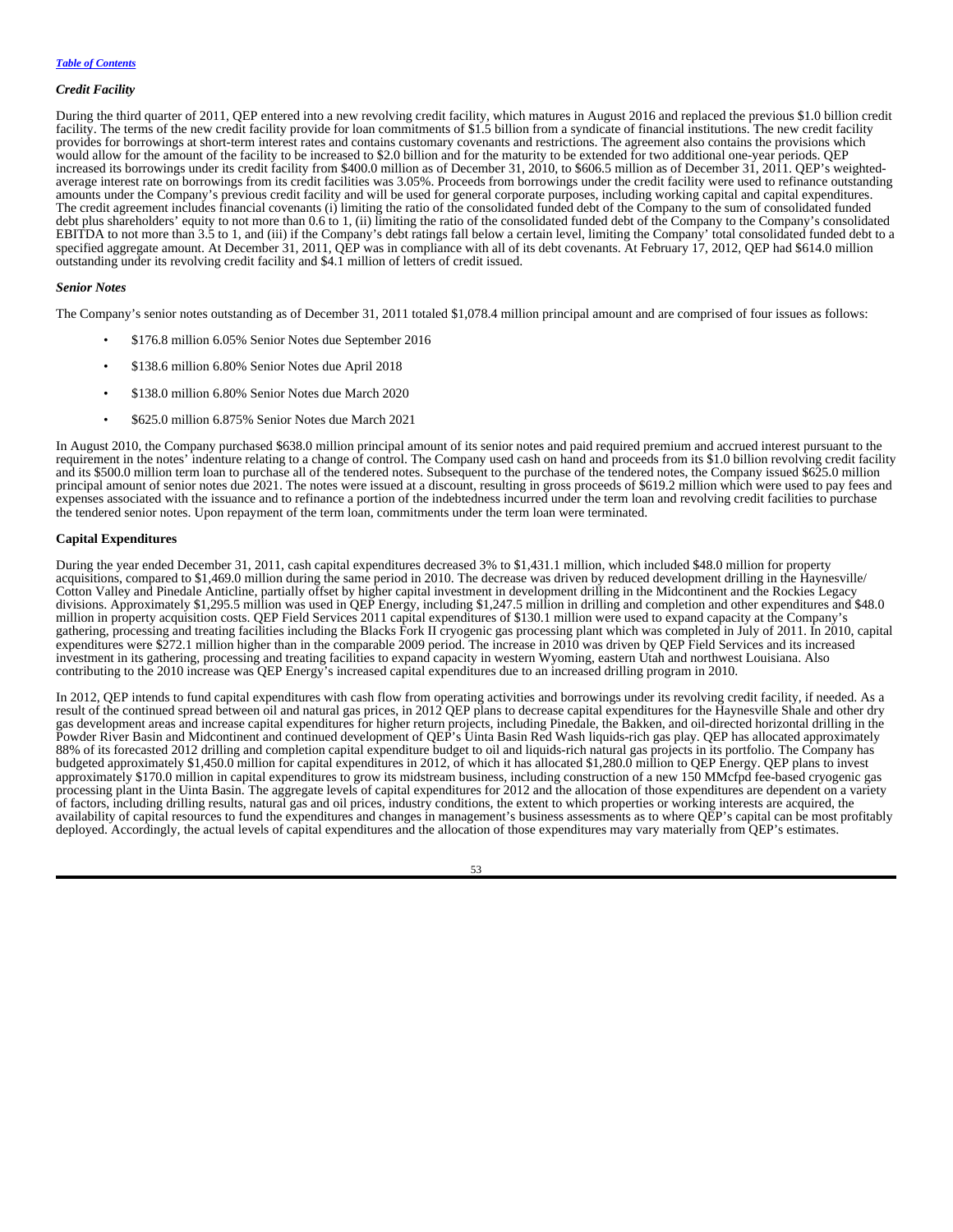*Credit Facility*

During the third quarter of 2011, QEP entered into a new revolving credit facility, which matures in August 2016 and replaced the previous $1.0 billion credit facility. The terms of the new credit facility provide for loan commitments of $1.5 billion from a syndicate of financial institutions. The new credit facility provides for borrowings at short-term interest rates and contains customary covenants and restrictions. The agreement also contains the provisions which would allow for the amount of the facility to be increased to $2.0 billion and for the maturity to be extended for two additional one-year periods. QEP increased its borrowings under its credit facility from $400.0 million as of December 31, 2010, to $606.5 million as of December 31, 2011. QEP's weighted-average interest rate on borrowings from its credit facilities was 3.05%. Proceeds from borrowings under the credit facility were used to refinance outstanding amounts under the Company's previous credit facility and will be used for general corporate purposes, including working capital and capital expenditures. The credit agreement includes financial covenants (i) limiting the ratio of the consolidated funded debt of the Company to the sum of consolidated funded debt plus shareholders' equity to not more than 0.6 to 1, (ii) limiting the ratio of the consolidated funded debt of the Company to the Company's consolidated EBITDA to not more than 3.5 to 1, and (iii) if the Company's debt ratings fall below a certain level, limiting the Company' total consolidated funded debt to a specified aggregate amount. At December 31, 2011, QEP was in compliance with all of its debt covenants. At February 17, 2012, QEP had $614.0 million outstanding under its revolving credit facility and $4.1 million of letters of credit issued.

*Senior Notes*

The Company's senior notes outstanding as of December 31, 2011 totaled $1,078.4 million principal amount and are comprised of four issues as follows:

- $176.8 million 6.05% Senior Notes due September 2016
- $138.6 million 6.80% Senior Notes due April 2018
- $138.0 million 6.80% Senior Notes due March 2020
- $625.0 million 6.875% Senior Notes due March 2021

In August 2010, the Company purchased $638.0 million principal amount of its senior notes and paid required premium and accrued interest pursuant to the requirement in the notes' indenture relating to a change of control. The Company used cash on hand and proceeds from its $1.0 billion revolving credit facility and its $500.0 million term loan to purchase all of the tendered notes. Subsequent to the purchase of the tendered notes, the Company issued $625.0 million principal amount of senior notes due 2021. The notes were issued at a discount, resulting in gross proceeds of $619.2 million which were used to pay fees and expenses associated with the issuance and to refinance a portion of the indebtedness incurred under the term loan and revolving credit facilities to purchase the tendered senior notes. Upon repayment of the term loan, commitments under the term loan were terminated.

**Capital Expenditures**

During the year ended December 31, 2011, cash capital expenditures decreased 3% to $1,431.1 million, which included $48.0 million for property acquisitions, compared to $1,469.0 million during the same period in 2010. The decrease was driven by reduced development drilling in the Haynesville/ Cotton Valley and Pinedale Anticline, partially offset by higher capital investment in development drilling in the Midcontinent and the Rockies Legacy divisions. Approximately $1,295.5 million was used in QEP Energy, including $1,247.5 million in drilling and completion and other expenditures and $48.0 million in property acquisition costs. QEP Field Services 2011 capital expenditures of $130.1 million were used to expand capacity at the Company's gathering, processing and treating facilities including the Blacks Fork II cryogenic gas processing plant which was completed in July of 2011. In 2010, capital expenditures were $272.1 million higher than in the comparable 2009 period. The increase in 2010 was driven by QEP Field Services and its increased investment in its gathering, processing and treating facilities to expand capacity in western Wyoming, eastern Utah and northwest Louisiana. Also contributing to the 2010 increase was QEP Energy's increased capital expenditures due to an increased drilling program in 2010.

In 2012, QEP intends to fund capital expenditures with cash flow from operating activities and borrowings under its revolving credit facility, if needed. As a result of the continued spread between oil and natural gas prices, in 2012 QEP plans to decrease capital expenditures for the Haynesville Shale and other dry gas development areas and increase capital expenditures for higher return projects, including Pinedale, the Bakken, and oil-directed horizontal drilling in the Powder River Basin and Midcontinent and continued development of QEP's Uinta Basin Red Wash liquids-rich gas play. QEP has allocated approximately 88% of its forecasted 2012 drilling and completion capital expenditure budget to oil and liquids-rich natural gas projects in its portfolio. The Company has budgeted approximately $1,450.0 million for capital expenditures in 2012, of which it has allocated $1,280.0 million to QEP Energy. QEP plans to invest approximately $170.0 million in capital expenditures to grow its midstream business, including construction of a new 150 MMcfpd fee-based cryogenic gas processing plant in the Uinta Basin. The aggregate levels of capital expenditures for 2012 and the allocation of those expenditures are dependent on a variety of factors, including drilling results, natural gas and oil prices, industry conditions, the extent to which properties or working interests are acquired, the availability of capital resources to fund the expenditures and changes in management's business assessments as to where QEP's capital can be most profitably deployed. Accordingly, the actual levels of capital expenditures and the allocation of those expenditures may vary materially from QEP's estimates.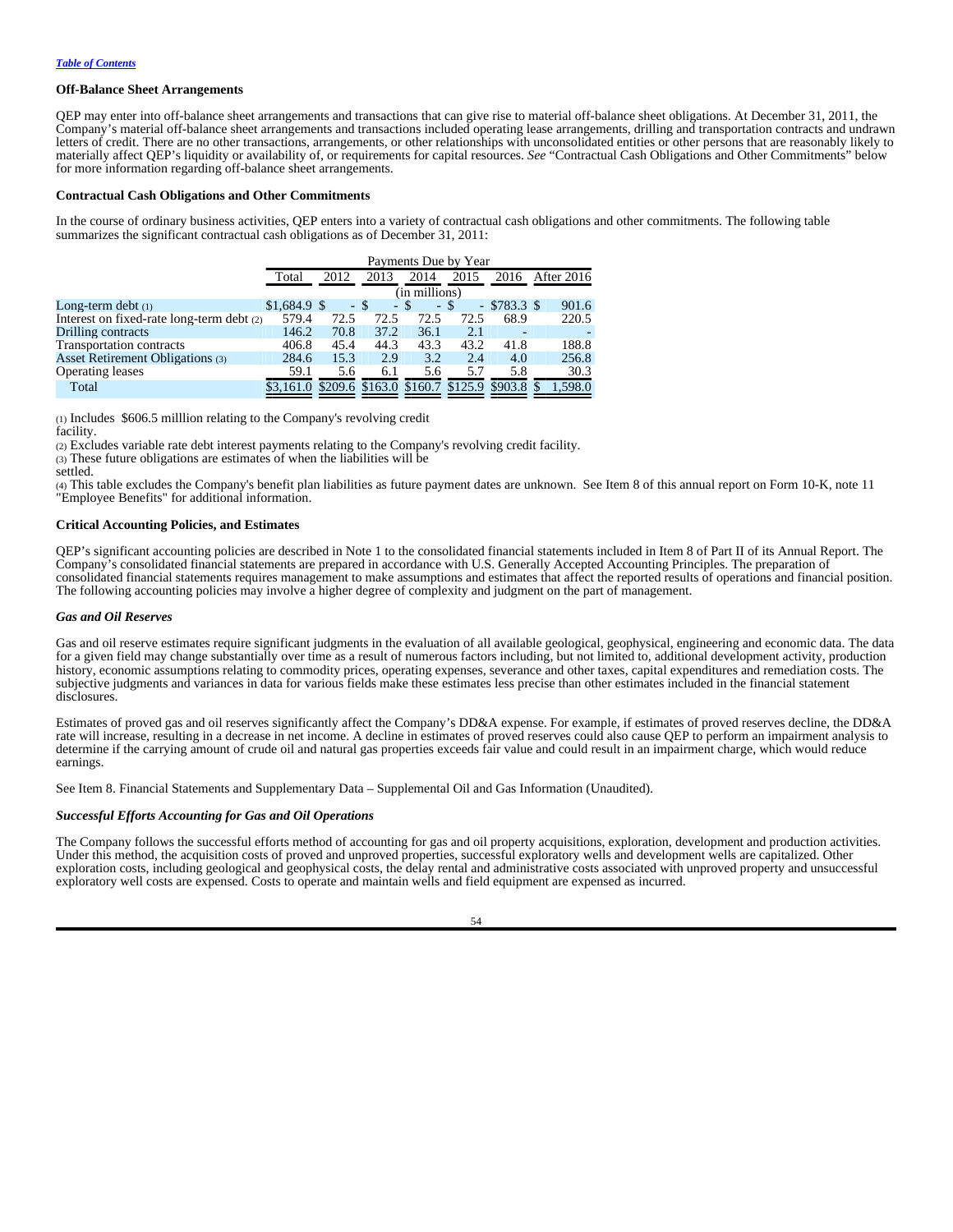*Table of Contents*

**Off-Balance Sheet Arrangements**

QEP may enter into off-balance sheet arrangements and transactions that can give rise to material off-balance sheet obligations. At December 31, 2011, the Company's material off-balance sheet arrangements and transactions included operating lease arrangements, drilling and transportation contracts and undrawn letters of credit. There are no other transactions, arrangements, or other relationships with unconsolidated entities or other persons that are reasonably likely to materially affect QEP's liquidity or availability of, or requirements for capital resources. *See* "Contractual Cash Obligations and Other Commitments" below for more information regarding off-balance sheet arrangements.

**Contractual Cash Obligations and Other Commitments**

In the course of ordinary business activities, QEP enters into a variety of contractual cash obligations and other commitments. The following table summarizes the significant contractual cash obligations as of December 31, 2011:

| | Payments Due by Year | | | | | | |
|---|---|---|---|---|---|---|---|
| | Total | 2012 | 2013 | 2014 | 2015 | 2016 | After 2016 |
| | (in millions) | | | | | | |
| Long-term debt (1) | $1,684.9 | $ - | $ - | $ - | $ - | $783.3 | $ 901.6 |
| Interest on fixed-rate long-term debt (2) | 579.4 | 72.5 | 72.5 | 72.5 | 72.5 | 68.9 | 220.5 |
| Drilling contracts | 146.2 | 70.8 | 37.2 | 36.1 | 2.1 | - | - |
| Transportation contracts | 406.8 | 45.4 | 44.3 | 43.3 | 43.2 | 41.8 | 188.8 |
| Asset Retirement Obligations (3) | 284.6 | 15.3 | 2.9 | 3.2 | 2.4 | 4.0 | 256.8 |
| Operating leases | 59.1 | 5.6 | 6.1 | 5.6 | 5.7 | 5.8 | 30.3 |
| Total | $3,161.0 | $209.6 | $163.0 | $160.7 | $125.9 | $903.8 | $ 1,598.0 |

(1) Includes $606.5 milllion relating to the Company's revolving credit facility.

(2) Excludes variable rate debt interest payments relating to the Company's revolving credit facility.

(3) These future obligations are estimates of when the liabilities will be settled.

(4) This table excludes the Company's benefit plan liabilities as future payment dates are unknown. See Item 8 of this annual report on Form 10-K, note 11 "Employee Benefits" for additional information.

**Critical Accounting Policies, and Estimates**

QEP's significant accounting policies are described in Note 1 to the consolidated financial statements included in Item 8 of Part II of its Annual Report. The Company's consolidated financial statements are prepared in accordance with U.S. Generally Accepted Accounting Principles. The preparation of consolidated financial statements requires management to make assumptions and estimates that affect the reported results of operations and financial position. The following accounting policies may involve a higher degree of complexity and judgment on the part of management.

***Gas and Oil Reserves***

Gas and oil reserve estimates require significant judgments in the evaluation of all available geological, geophysical, engineering and economic data. The data for a given field may change substantially over time as a result of numerous factors including, but not limited to, additional development activity, production history, economic assumptions relating to commodity prices, operating expenses, severance and other taxes, capital expenditures and remediation costs. The subjective judgments and variances in data for various fields make these estimates less precise than other estimates included in the financial statement disclosures.

Estimates of proved gas and oil reserves significantly affect the Company's DD&A expense. For example, if estimates of proved reserves decline, the DD&A rate will increase, resulting in a decrease in net income. A decline in estimates of proved reserves could also cause QEP to perform an impairment analysis to determine if the carrying amount of crude oil and natural gas properties exceeds fair value and could result in an impairment charge, which would reduce earnings.

See Item 8. Financial Statements and Supplementary Data – Supplemental Oil and Gas Information (Unaudited).

***Successful Efforts Accounting for Gas and Oil Operations***

The Company follows the successful efforts method of accounting for gas and oil property acquisitions, exploration, development and production activities. Under this method, the acquisition costs of proved and unproved properties, successful exploratory wells and development wells are capitalized. Other exploration costs, including geological and geophysical costs, the delay rental and administrative costs associated with unproved property and unsuccessful exploratory well costs are expensed. Costs to operate and maintain wells and field equipment are expensed as incurred.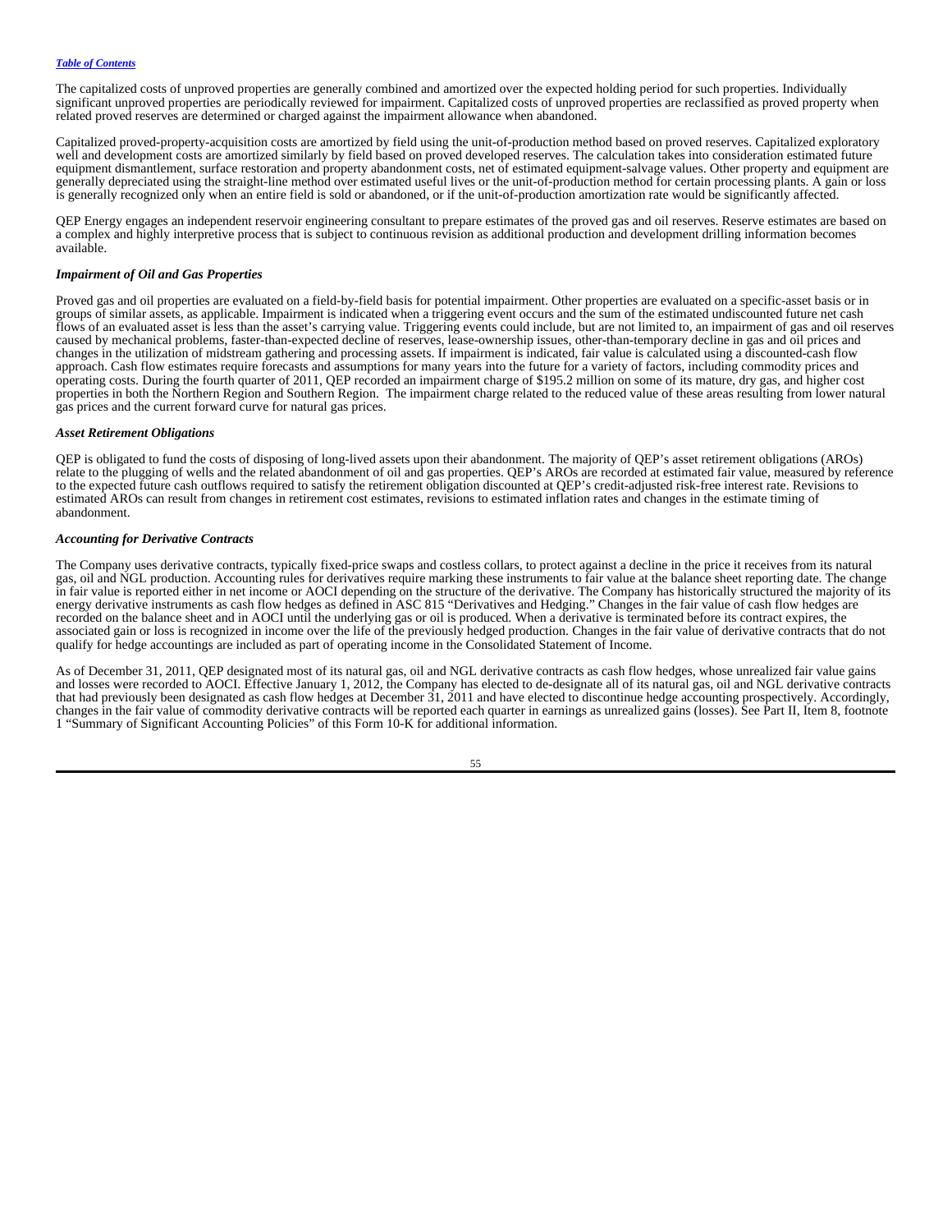The capitalized costs of unproved properties are generally combined and amortized over the expected holding period for such properties. Individually significant unproved properties are periodically reviewed for impairment. Capitalized costs of unproved properties are reclassified as proved property when related proved reserves are determined or charged against the impairment allowance when abandoned.

Capitalized proved-property-acquisition costs are amortized by field using the unit-of-production method based on proved reserves. Capitalized exploratory well and development costs are amortized similarly by field based on proved developed reserves. The calculation takes into consideration estimated future equipment dismantlement, surface restoration and property abandonment costs, net of estimated equipment-salvage values. Other property and equipment are generally depreciated using the straight-line method over estimated useful lives or the unit-of-production method for certain processing plants. A gain or loss is generally recognized only when an entire field is sold or abandoned, or if the unit-of-production amortization rate would be significantly affected.

QEP Energy engages an independent reservoir engineering consultant to prepare estimates of the proved gas and oil reserves. Reserve estimates are based on a complex and highly interpretive process that is subject to continuous revision as additional production and development drilling information becomes available.

***Impairment of Oil and Gas Properties***

Proved gas and oil properties are evaluated on a field-by-field basis for potential impairment. Other properties are evaluated on a specific-asset basis or in groups of similar assets, as applicable. Impairment is indicated when a triggering event occurs and the sum of the estimated undiscounted future net cash flows of an evaluated asset is less than the asset's carrying value. Triggering events could include, but are not limited to, an impairment of gas and oil reserves caused by mechanical problems, faster-than-expected decline of reserves, lease-ownership issues, other-than-temporary decline in gas and oil prices and changes in the utilization of midstream gathering and processing assets. If impairment is indicated, fair value is calculated using a discounted-cash flow approach. Cash flow estimates require forecasts and assumptions for many years into the future for a variety of factors, including commodity prices and operating costs. During the fourth quarter of 2011, QEP recorded an impairment charge of $195.2 million on some of its mature, dry gas, and higher cost properties in both the Northern Region and Southern Region. The impairment charge related to the reduced value of these areas resulting from lower natural gas prices and the current forward curve for natural gas prices.

***Asset Retirement Obligations***

QEP is obligated to fund the costs of disposing of long-lived assets upon their abandonment. The majority of QEP's asset retirement obligations (AROs) relate to the plugging of wells and the related abandonment of oil and gas properties. QEP's AROs are recorded at estimated fair value, measured by reference to the expected future cash outflows required to satisfy the retirement obligation discounted at QEP's credit-adjusted risk-free interest rate. Revisions to estimated AROs can result from changes in retirement cost estimates, revisions to estimated inflation rates and changes in the estimate timing of abandonment.

***Accounting for Derivative Contracts***

The Company uses derivative contracts, typically fixed-price swaps and costless collars, to protect against a decline in the price it receives from its natural gas, oil and NGL production. Accounting rules for derivatives require marking these instruments to fair value at the balance sheet reporting date. The change in fair value is reported either in net income or AOCI depending on the structure of the derivative. The Company has historically structured the majority of its energy derivative instruments as cash flow hedges as defined in ASC 815 "Derivatives and Hedging." Changes in the fair value of cash flow hedges are recorded on the balance sheet and in AOCI until the underlying gas or oil is produced. When a derivative is terminated before its contract expires, the associated gain or loss is recognized in income over the life of the previously hedged production. Changes in the fair value of derivative contracts that do not qualify for hedge accountings are included as part of operating income in the Consolidated Statement of Income.

As of December 31, 2011, QEP designated most of its natural gas, oil and NGL derivative contracts as cash flow hedges, whose unrealized fair value gains and losses were recorded to AOCI. Effective January 1, 2012, the Company has elected to de-designate all of its natural gas, oil and NGL derivative contracts that had previously been designated as cash flow hedges at December 31, 2011 and have elected to discontinue hedge accounting prospectively. Accordingly, changes in the fair value of commodity derivative contracts will be reported each quarter in earnings as unrealized gains (losses). See Part II, Item 8, footnote 1 "Summary of Significant Accounting Policies" of this Form 10-K for additional information.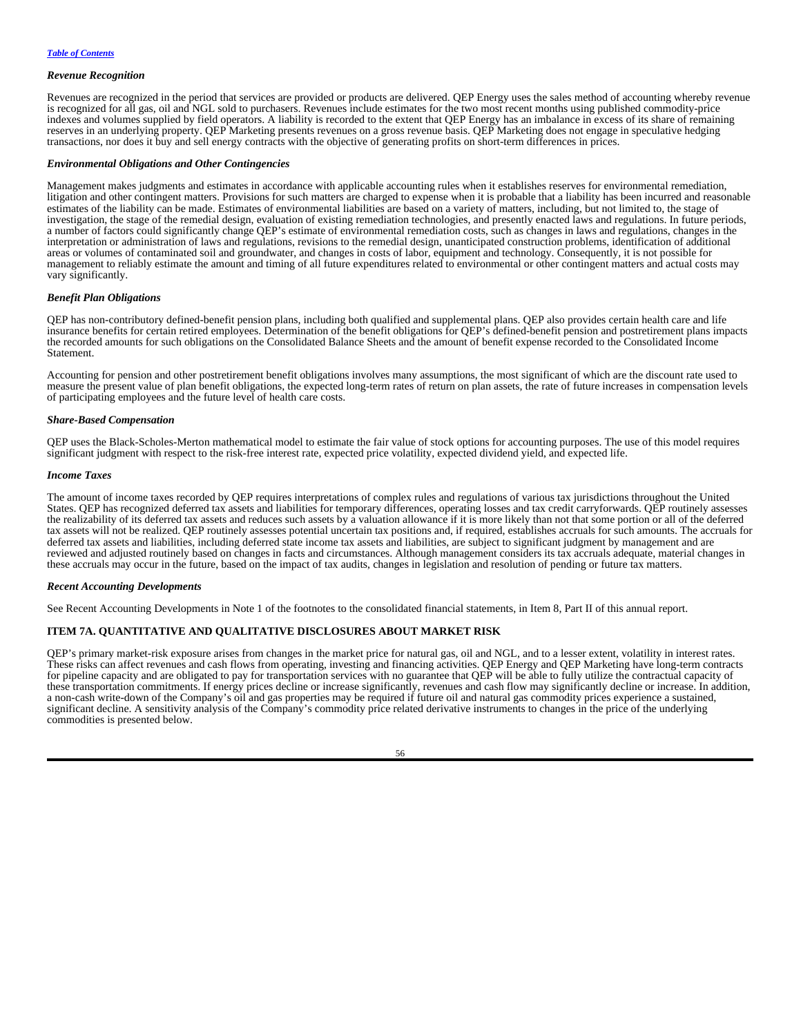### *Revenue Recognition*

Revenues are recognized in the period that services are provided or products are delivered. QEP Energy uses the sales method of accounting whereby revenue is recognized for all gas, oil and NGL sold to purchasers. Revenues include estimates for the two most recent months using published commodity-price indexes and volumes supplied by field operators. A liability is recorded to the extent that QEP Energy has an imbalance in excess of its share of remaining reserves in an underlying property. QEP Marketing presents revenues on a gross revenue basis. QEP Marketing does not engage in speculative hedging transactions, nor does it buy and sell energy contracts with the objective of generating profits on short-term differences in prices.

### *Environmental Obligations and Other Contingencies*

Management makes judgments and estimates in accordance with applicable accounting rules when it establishes reserves for environmental remediation, litigation and other contingent matters. Provisions for such matters are charged to expense when it is probable that a liability has been incurred and reasonable estimates of the liability can be made. Estimates of environmental liabilities are based on a variety of matters, including, but not limited to, the stage of investigation, the stage of the remedial design, evaluation of existing remediation technologies, and presently enacted laws and regulations. In future periods, a number of factors could significantly change QEP's estimate of environmental remediation costs, such as changes in laws and regulations, changes in the interpretation or administration of laws and regulations, revisions to the remedial design, unanticipated construction problems, identification of additional areas or volumes of contaminated soil and groundwater, and changes in costs of labor, equipment and technology. Consequently, it is not possible for management to reliably estimate the amount and timing of all future expenditures related to environmental or other contingent matters and actual costs may vary significantly.

### *Benefit Plan Obligations*

QEP has non-contributory defined-benefit pension plans, including both qualified and supplemental plans. QEP also provides certain health care and life insurance benefits for certain retired employees. Determination of the benefit obligations for QEP's defined-benefit pension and postretirement plans impacts the recorded amounts for such obligations on the Consolidated Balance Sheets and the amount of benefit expense recorded to the Consolidated Income Statement.

Accounting for pension and other postretirement benefit obligations involves many assumptions, the most significant of which are the discount rate used to measure the present value of plan benefit obligations, the expected long-term rates of return on plan assets, the rate of future increases in compensation levels of participating employees and the future level of health care costs.

### *Share-Based Compensation*

QEP uses the Black-Scholes-Merton mathematical model to estimate the fair value of stock options for accounting purposes. The use of this model requires significant judgment with respect to the risk-free interest rate, expected price volatility, expected dividend yield, and expected life.

### *Income Taxes*

The amount of income taxes recorded by QEP requires interpretations of complex rules and regulations of various tax jurisdictions throughout the United States. QEP has recognized deferred tax assets and liabilities for temporary differences, operating losses and tax credit carryforwards. QEP routinely assesses the realizability of its deferred tax assets and reduces such assets by a valuation allowance if it is more likely than not that some portion or all of the deferred tax assets will not be realized. QEP routinely assesses potential uncertain tax positions and, if required, establishes accruals for such amounts. The accruals for deferred tax assets and liabilities, including deferred state income tax assets and liabilities, are subject to significant judgment by management and are reviewed and adjusted routinely based on changes in facts and circumstances. Although management considers its tax accruals adequate, material changes in these accruals may occur in the future, based on the impact of tax audits, changes in legislation and resolution of pending or future tax matters.

### *Recent Accounting Developments*

See Recent Accounting Developments in Note 1 of the footnotes to the consolidated financial statements, in Item 8, Part II of this annual report.

## ITEM 7A. QUANTITATIVE AND QUALITATIVE DISCLOSURES ABOUT MARKET RISK

QEP's primary market-risk exposure arises from changes in the market price for natural gas, oil and NGL, and to a lesser extent, volatility in interest rates. These risks can affect revenues and cash flows from operating, investing and financing activities. QEP Energy and QEP Marketing have long-term contracts for pipeline capacity and are obligated to pay for transportation services with no guarantee that QEP will be able to fully utilize the contractual capacity of these transportation commitments. If energy prices decline or increase significantly, revenues and cash flow may significantly decline or increase. In addition, a non-cash write-down of the Company's oil and gas properties may be required if future oil and natural gas commodity prices experience a sustained, significant decline. A sensitivity analysis of the Company's commodity price related derivative instruments to changes in the price of the underlying commodities is presented below.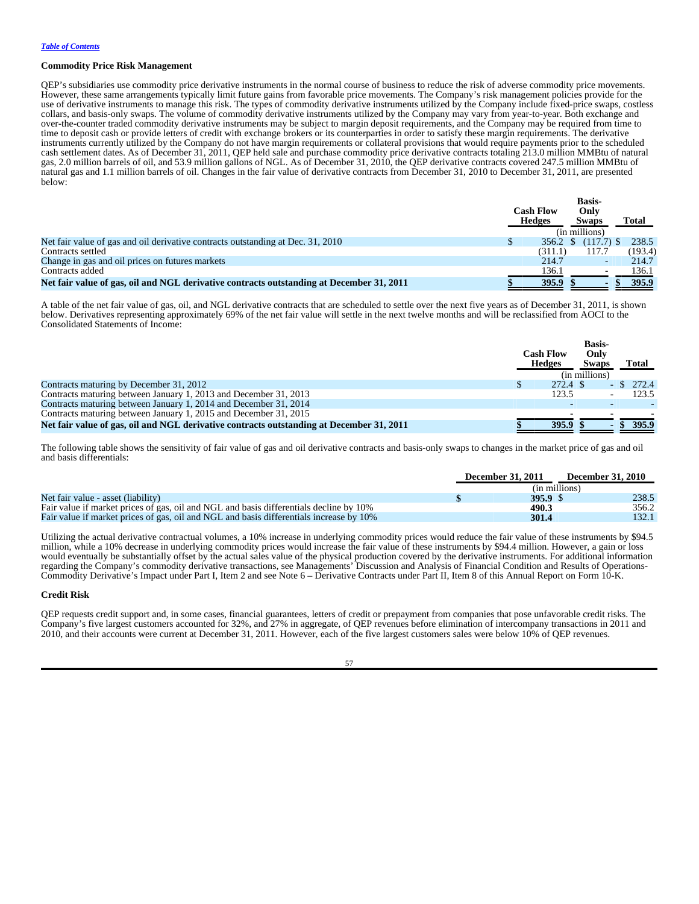*Table of Contents*

**Commodity Price Risk Management**

QEP's subsidiaries use commodity price derivative instruments in the normal course of business to reduce the risk of adverse commodity price movements. However, these same arrangements typically limit future gains from favorable price movements. The Company's risk management policies provide for the use of derivative instruments to manage this risk. The types of commodity derivative instruments utilized by the Company include fixed-price swaps, costless collars, and basis-only swaps. The volume of commodity derivative instruments utilized by the Company may vary from year-to-year. Both exchange and over-the-counter traded commodity derivative instruments may be subject to margin deposit requirements, and the Company may be required from time to time to deposit cash or provide letters of credit with exchange brokers or its counterparties in order to satisfy these margin requirements. The derivative instruments currently utilized by the Company do not have margin requirements or collateral provisions that would require payments prior to the scheduled cash settlement dates. As of December 31, 2011, QEP held sale and purchase commodity price derivative contracts totaling 213.0 million MMBtu of natural gas, 2.0 million barrels of oil, and 53.9 million gallons of NGL. As of December 31, 2010, the QEP derivative contracts covered 247.5 million MMBtu of natural gas and 1.1 million barrels of oil. Changes in the fair value of derivative contracts from December 31, 2010 to December 31, 2011, are presented below:

| | Cash Flow Hedges | Basis-Only Swaps | Total |
|---|---|---|---|
| | (in millions) | | |
| Net fair value of gas and oil derivative contracts outstanding at Dec. 31, 2010 | $ 356.2 | $ (117.7) | $ 238.5 |
| Contracts settled | (311.1) | 117.7 | (193.4) |
| Change in gas and oil prices on futures markets | 214.7 | - | 214.7 |
| Contracts added | 136.1 | - | 136.1 |
| **Net fair value of gas, oil and NGL derivative contracts outstanding at December 31, 2011** | **$ 395.9** | **$ -** | **$ 395.9** |

A table of the net fair value of gas, oil, and NGL derivative contracts that are scheduled to settle over the next five years as of December 31, 2011, is shown below. Derivatives representing approximately 69% of the net fair value will settle in the next twelve months and will be reclassified from AOCI to the Consolidated Statements of Income:

| | Cash Flow Hedges | Basis-Only Swaps | Total |
|---|---|---|---|
| | (in millions) | | |
| Contracts maturing by December 31, 2012 | $ 272.4 | $ - | $ 272.4 |
| Contracts maturing between January 1, 2013 and December 31, 2013 | 123.5 | - | 123.5 |
| Contracts maturing between January 1, 2014 and December 31, 2014 | - | - | - |
| Contracts maturing between January 1, 2015 and December 31, 2015 | - | - | - |
| **Net fair value of gas, oil and NGL derivative contracts outstanding at December 31, 2011** | **$ 395.9** | **$ -** | **$ 395.9** |

The following table shows the sensitivity of fair value of gas and oil derivative contracts and basis-only swaps to changes in the market price of gas and oil and basis differentials:

| | December 31, 2011 | December 31, 2010 |
|---|---|---|
| | (in millions) | |
| Net fair value - asset (liability) | **$ 395.9** | $ 238.5 |
| Fair value if market prices of gas, oil and NGL and basis differentials decline by 10% | **490.3** | 356.2 |
| Fair value if market prices of gas, oil and NGL and basis differentials increase by 10% | **301.4** | 132.1 |

Utilizing the actual derivative contractual volumes, a 10% increase in underlying commodity prices would reduce the fair value of these instruments by $94.5 million, while a 10% decrease in underlying commodity prices would increase the fair value of these instruments by $94.4 million. However, a gain or loss would eventually be substantially offset by the actual sales value of the physical production covered by the derivative instruments. For additional information regarding the Company's commodity derivative transactions, see Managements' Discussion and Analysis of Financial Condition and Results of Operations-Commodity Derivative's Impact under Part I, Item 2 and see Note 6 – Derivative Contracts under Part II, Item 8 of this Annual Report on Form 10-K.

**Credit Risk**

QEP requests credit support and, in some cases, financial guarantees, letters of credit or prepayment from companies that pose unfavorable credit risks. The Company's five largest customers accounted for 32%, and 27% in aggregate, of QEP revenues before elimination of intercompany transactions in 2011 and 2010, and their accounts were current at December 31, 2011. However, each of the five largest customers sales were below 10% of QEP revenues.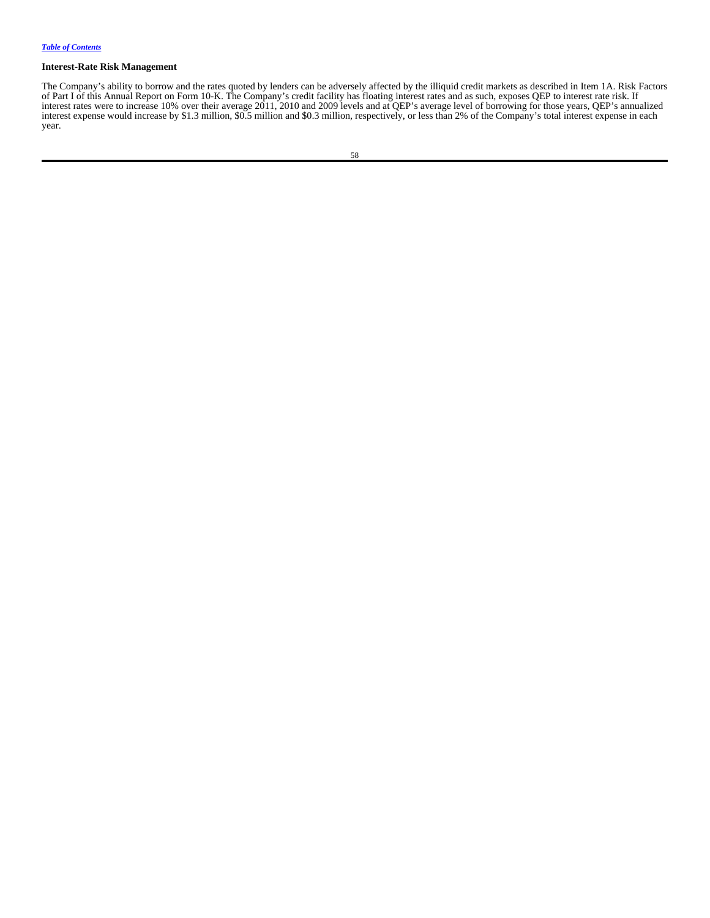### Interest-Rate Risk Management

The Company's ability to borrow and the rates quoted by lenders can be adversely affected by the illiquid credit markets as described in Item 1A. Risk Factors of Part I of this Annual Report on Form 10-K. The Company's credit facility has floating interest rates and as such, exposes QEP to interest rate risk. If interest rates were to increase 10% over their average 2011, 2010 and 2009 levels and at QEP's average level of borrowing for those years, QEP's annualized interest expense would increase by $1.3 million, $0.5 million and $0.3 million, respectively, or less than 2% of the Company's total interest expense in each year.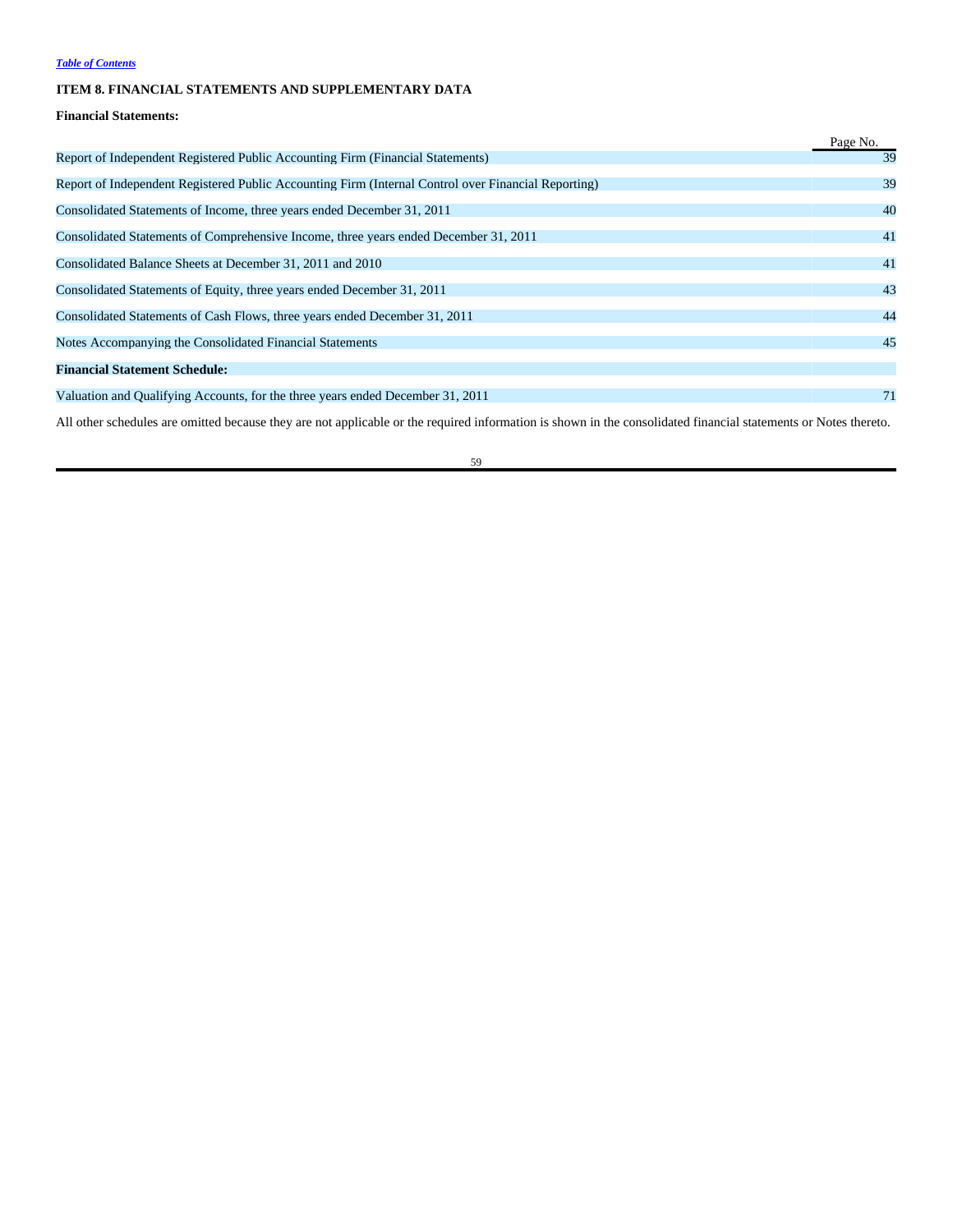## ITEM 8. FINANCIAL STATEMENTS AND SUPPLEMENTARY DATA

**Financial Statements:**

| | Page No. |
|---|---|
| Report of Independent Registered Public Accounting Firm (Financial Statements) | 39 |
| Report of Independent Registered Public Accounting Firm (Internal Control over Financial Reporting) | 39 |
| Consolidated Statements of Income, three years ended December 31, 2011 | 40 |
| Consolidated Statements of Comprehensive Income, three years ended December 31, 2011 | 41 |
| Consolidated Balance Sheets at December 31, 2011 and 2010 | 41 |
| Consolidated Statements of Equity, three years ended December 31, 2011 | 43 |
| Consolidated Statements of Cash Flows, three years ended December 31, 2011 | 44 |
| Notes Accompanying the Consolidated Financial Statements | 45 |
| **Financial Statement Schedule:** | |
| Valuation and Qualifying Accounts, for the three years ended December 31, 2011 | 71 |

All other schedules are omitted because they are not applicable or the required information is shown in the consolidated financial statements or Notes thereto.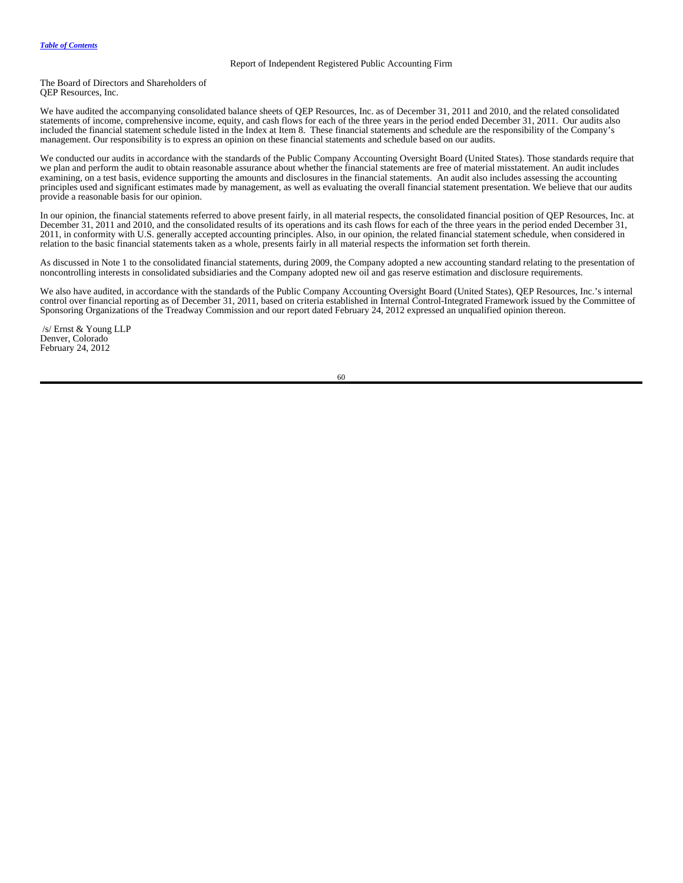## Report of Independent Registered Public Accounting Firm

The Board of Directors and Shareholders of
QEP Resources, Inc.

We have audited the accompanying consolidated balance sheets of QEP Resources, Inc. as of December 31, 2011 and 2010, and the related consolidated statements of income, comprehensive income, equity, and cash flows for each of the three years in the period ended December 31, 2011. Our audits also included the financial statement schedule listed in the Index at Item 8. These financial statements and schedule are the responsibility of the Company's management. Our responsibility is to express an opinion on these financial statements and schedule based on our audits.

We conducted our audits in accordance with the standards of the Public Company Accounting Oversight Board (United States). Those standards require that we plan and perform the audit to obtain reasonable assurance about whether the financial statements are free of material misstatement. An audit includes examining, on a test basis, evidence supporting the amounts and disclosures in the financial statements. An audit also includes assessing the accounting principles used and significant estimates made by management, as well as evaluating the overall financial statement presentation. We believe that our audits provide a reasonable basis for our opinion.

In our opinion, the financial statements referred to above present fairly, in all material respects, the consolidated financial position of QEP Resources, Inc. at December 31, 2011 and 2010, and the consolidated results of its operations and its cash flows for each of the three years in the period ended December 31, 2011, in conformity with U.S. generally accepted accounting principles. Also, in our opinion, the related financial statement schedule, when considered in relation to the basic financial statements taken as a whole, presents fairly in all material respects the information set forth therein.

As discussed in Note 1 to the consolidated financial statements, during 2009, the Company adopted a new accounting standard relating to the presentation of noncontrolling interests in consolidated subsidiaries and the Company adopted new oil and gas reserve estimation and disclosure requirements.

We also have audited, in accordance with the standards of the Public Company Accounting Oversight Board (United States), QEP Resources, Inc.'s internal control over financial reporting as of December 31, 2011, based on criteria established in Internal Control-Integrated Framework issued by the Committee of Sponsoring Organizations of the Treadway Commission and our report dated February 24, 2012 expressed an unqualified opinion thereon.

/s/ Ernst & Young LLP
Denver, Colorado
February 24, 2012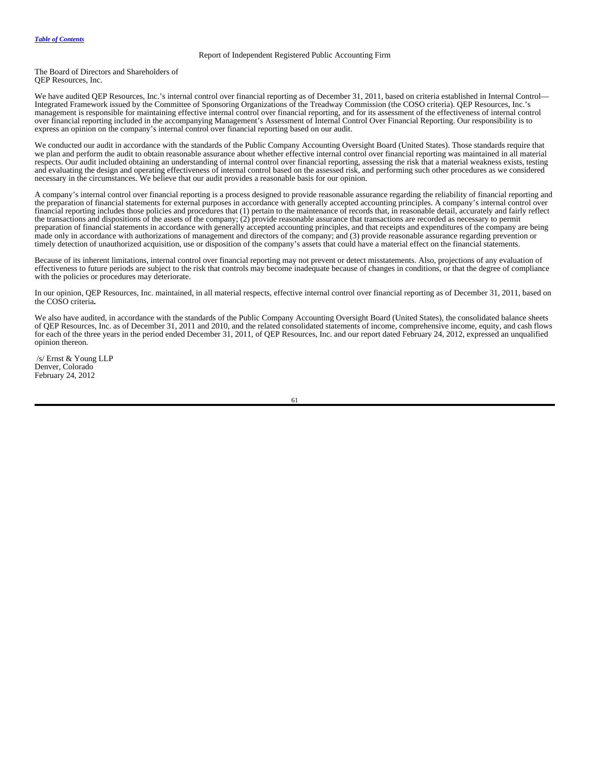*Table of Contents*

Report of Independent Registered Public Accounting Firm

The Board of Directors and Shareholders of
QEP Resources, Inc.

We have audited QEP Resources, Inc.'s internal control over financial reporting as of December 31, 2011, based on criteria established in Internal Control—Integrated Framework issued by the Committee of Sponsoring Organizations of the Treadway Commission (the COSO criteria). QEP Resources, Inc.'s management is responsible for maintaining effective internal control over financial reporting, and for its assessment of the effectiveness of internal control over financial reporting included in the accompanying Management's Assessment of Internal Control Over Financial Reporting. Our responsibility is to express an opinion on the company's internal control over financial reporting based on our audit.

We conducted our audit in accordance with the standards of the Public Company Accounting Oversight Board (United States). Those standards require that we plan and perform the audit to obtain reasonable assurance about whether effective internal control over financial reporting was maintained in all material respects. Our audit included obtaining an understanding of internal control over financial reporting, assessing the risk that a material weakness exists, testing and evaluating the design and operating effectiveness of internal control based on the assessed risk, and performing such other procedures as we considered necessary in the circumstances. We believe that our audit provides a reasonable basis for our opinion.

A company's internal control over financial reporting is a process designed to provide reasonable assurance regarding the reliability of financial reporting and the preparation of financial statements for external purposes in accordance with generally accepted accounting principles. A company's internal control over financial reporting includes those policies and procedures that (1) pertain to the maintenance of records that, in reasonable detail, accurately and fairly reflect the transactions and dispositions of the assets of the company; (2) provide reasonable assurance that transactions are recorded as necessary to permit preparation of financial statements in accordance with generally accepted accounting principles, and that receipts and expenditures of the company are being made only in accordance with authorizations of management and directors of the company; and (3) provide reasonable assurance regarding prevention or timely detection of unauthorized acquisition, use or disposition of the company's assets that could have a material effect on the financial statements.

Because of its inherent limitations, internal control over financial reporting may not prevent or detect misstatements. Also, projections of any evaluation of effectiveness to future periods are subject to the risk that controls may become inadequate because of changes in conditions, or that the degree of compliance with the policies or procedures may deteriorate.

In our opinion, QEP Resources, Inc. maintained, in all material respects, effective internal control over financial reporting as of December 31, 2011, based on the COSO criteria.

We also have audited, in accordance with the standards of the Public Company Accounting Oversight Board (United States), the consolidated balance sheets of QEP Resources, Inc. as of December 31, 2011 and 2010, and the related consolidated statements of income, comprehensive income, equity, and cash flows for each of the three years in the period ended December 31, 2011, of QEP Resources, Inc. and our report dated February 24, 2012, expressed an unqualified opinion thereon.

/s/ Ernst & Young LLP
Denver, Colorado
February 24, 2012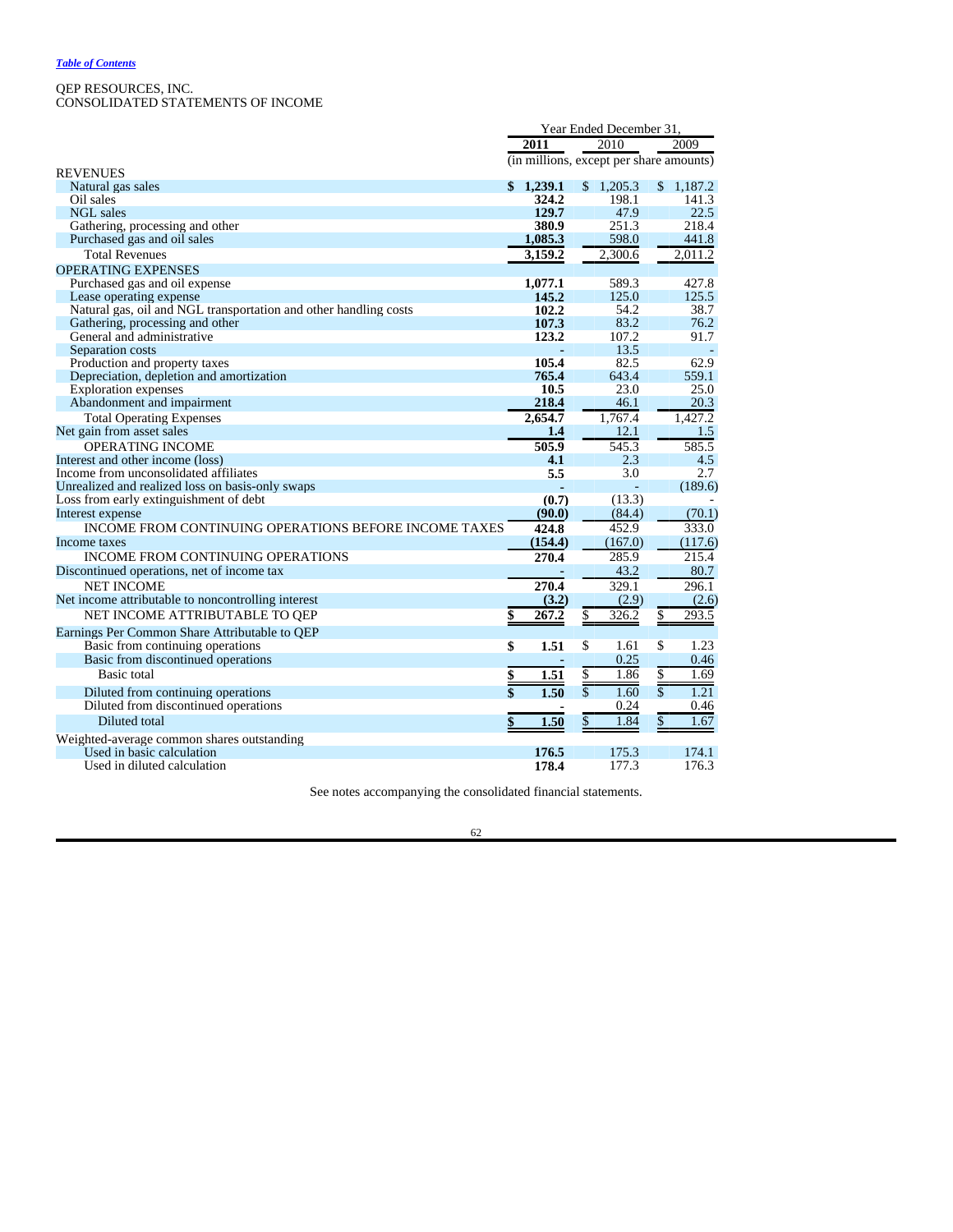QEP RESOURCES, INC.
CONSOLIDATED STATEMENTS OF INCOME

| | Year Ended December 31, | | |
|---|---|---|---|
| | **2011** | 2010 | 2009 |
| | (in millions, except per share amounts) | | |
| REVENUES | | | |
| Natural gas sales | **$ 1,239.1** | $ 1,205.3 | $ 1,187.2 |
| Oil sales | **324.2** | 198.1 | 141.3 |
| NGL sales | **129.7** | 47.9 | 22.5 |
| Gathering, processing and other | **380.9** | 251.3 | 218.4 |
| Purchased gas and oil sales | **1,085.3** | 598.0 | 441.8 |
| Total Revenues | **3,159.2** | 2,300.6 | 2,011.2 |
| OPERATING EXPENSES | | | |
| Purchased gas and oil expense | **1,077.1** | 589.3 | 427.8 |
| Lease operating expense | **145.2** | 125.0 | 125.5 |
| Natural gas, oil and NGL transportation and other handling costs | **102.2** | 54.2 | 38.7 |
| Gathering, processing and other | **107.3** | 83.2 | 76.2 |
| General and administrative | **123.2** | 107.2 | 91.7 |
| Separation costs | **-** | 13.5 | - |
| Production and property taxes | **105.4** | 82.5 | 62.9 |
| Depreciation, depletion and amortization | **765.4** | 643.4 | 559.1 |
| Exploration expenses | **10.5** | 23.0 | 25.0 |
| Abandonment and impairment | **218.4** | 46.1 | 20.3 |
| Total Operating Expenses | **2,654.7** | 1,767.4 | 1,427.2 |
| Net gain from asset sales | **1.4** | 12.1 | 1.5 |
| OPERATING INCOME | **505.9** | 545.3 | 585.5 |
| Interest and other income (loss) | **4.1** | 2.3 | 4.5 |
| Income from unconsolidated affiliates | **5.5** | 3.0 | 2.7 |
| Unrealized and realized loss on basis-only swaps | **-** | - | (189.6) |
| Loss from early extinguishment of debt | **(0.7)** | (13.3) | - |
| Interest expense | **(90.0)** | (84.4) | (70.1) |
| INCOME FROM CONTINUING OPERATIONS BEFORE INCOME TAXES | **424.8** | 452.9 | 333.0 |
| Income taxes | **(154.4)** | (167.0) | (117.6) |
| INCOME FROM CONTINUING OPERATIONS | **270.4** | 285.9 | 215.4 |
| Discontinued operations, net of income tax | **-** | 43.2 | 80.7 |
| NET INCOME | **270.4** | 329.1 | 296.1 |
| Net income attributable to noncontrolling interest | **(3.2)** | (2.9) | (2.6) |
| NET INCOME ATTRIBUTABLE TO QEP | **$ 267.2** | $ 326.2 | $ 293.5 |
| Earnings Per Common Share Attributable to QEP | | | |
| Basic from continuing operations | **$ 1.51** | $ 1.61 | $ 1.23 |
| Basic from discontinued operations | **-** | 0.25 | 0.46 |
| Basic total | **$ 1.51** | $ 1.86 | $ 1.69 |
| Diluted from continuing operations | **$ 1.50** | $ 1.60 | $ 1.21 |
| Diluted from discontinued operations | **-** | 0.24 | 0.46 |
| Diluted total | **$ 1.50** | $ 1.84 | $ 1.67 |
| Weighted-average common shares outstanding | | | |
| Used in basic calculation | **176.5** | 175.3 | 174.1 |
| Used in diluted calculation | **178.4** | 177.3 | 176.3 |

See notes accompanying the consolidated financial statements.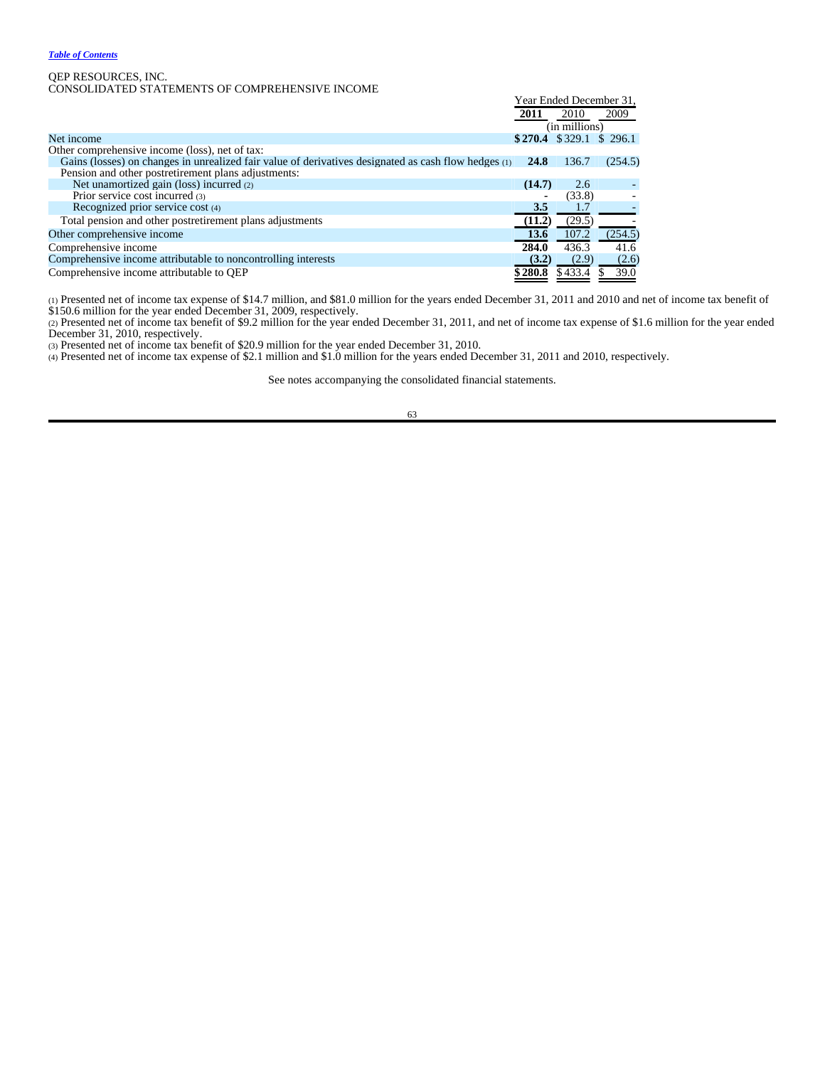*Table of Contents*

QEP RESOURCES, INC.
CONSOLIDATED STATEMENTS OF COMPREHENSIVE INCOME

| | Year Ended December 31, | | |
|---|---|---|---|
| | **2011** | 2010 | 2009 |
| | (in millions) | | |
| Net income | **$ 270.4** | $ 329.1 | $ 296.1 |
| Other comprehensive income (loss), net of tax: | | | |
| Gains (losses) on changes in unrealized fair value of derivatives designated as cash flow hedges (1) | **24.8** | 136.7 | (254.5) |
| Pension and other postretirement plans adjustments: | | | |
| Net unamortized gain (loss) incurred (2) | **(14.7)** | 2.6 | - |
| Prior service cost incurred (3) | **-** | (33.8) | - |
| Recognized prior service cost (4) | **3.5** | 1.7 | - |
| Total pension and other postretirement plans adjustments | **(11.2)** | (29.5) | - |
| Other comprehensive income | **13.6** | 107.2 | (254.5) |
| Comprehensive income | **284.0** | 436.3 | 41.6 |
| Comprehensive income attributable to noncontrolling interests | **(3.2)** | (2.9) | (2.6) |
| Comprehensive income attributable to QEP | **$ 280.8** | $ 433.4 | $ 39.0 |

(1) Presented net of income tax expense of $14.7 million, and $81.0 million for the years ended December 31, 2011 and 2010 and net of income tax benefit of $150.6 million for the year ended December 31, 2009, respectively.
(2) Presented net of income tax benefit of $9.2 million for the year ended December 31, 2011, and net of income tax expense of $1.6 million for the year ended December 31, 2010, respectively.
(3) Presented net of income tax benefit of $20.9 million for the year ended December 31, 2010.
(4) Presented net of income tax expense of $2.1 million and $1.0 million for the years ended December 31, 2011 and 2010, respectively.

See notes accompanying the consolidated financial statements.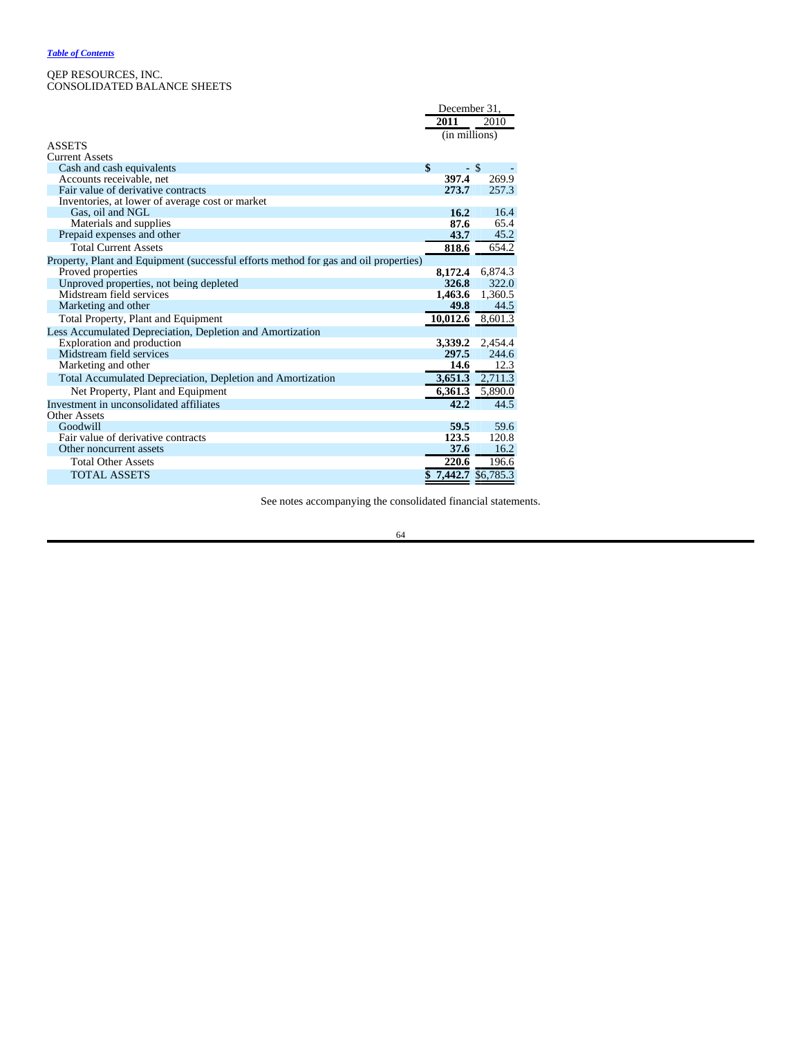QEP RESOURCES, INC.
CONSOLIDATED BALANCE SHEETS

| | December 31, | |
|---|---|---|
| | **2011** | 2010 |
| | (in millions) | |
| ASSETS | | |
| Current Assets | | |
| Cash and cash equivalents | **$ -** | $ - |
| Accounts receivable, net | **397.4** | 269.9 |
| Fair value of derivative contracts | **273.7** | 257.3 |
| Inventories, at lower of average cost or market | | |
| Gas, oil and NGL | **16.2** | 16.4 |
| Materials and supplies | **87.6** | 65.4 |
| Prepaid expenses and other | **43.7** | 45.2 |
| Total Current Assets | **818.6** | 654.2 |
| Property, Plant and Equipment (successful efforts method for gas and oil properties) | | |
| Proved properties | **8,172.4** | 6,874.3 |
| Unproved properties, not being depleted | **326.8** | 322.0 |
| Midstream field services | **1,463.6** | 1,360.5 |
| Marketing and other | **49.8** | 44.5 |
| Total Property, Plant and Equipment | **10,012.6** | 8,601.3 |
| Less Accumulated Depreciation, Depletion and Amortization | | |
| Exploration and production | **3,339.2** | 2,454.4 |
| Midstream field services | **297.5** | 244.6 |
| Marketing and other | **14.6** | 12.3 |
| Total Accumulated Depreciation, Depletion and Amortization | **3,651.3** | 2,711.3 |
| Net Property, Plant and Equipment | **6,361.3** | 5,890.0 |
| Investment in unconsolidated affiliates | **42.2** | 44.5 |
| Other Assets | | |
| Goodwill | **59.5** | 59.6 |
| Fair value of derivative contracts | **123.5** | 120.8 |
| Other noncurrent assets | **37.6** | 16.2 |
| Total Other Assets | **220.6** | 196.6 |
| TOTAL ASSETS | **$ 7,442.7** | $6,785.3 |

See notes accompanying the consolidated financial statements.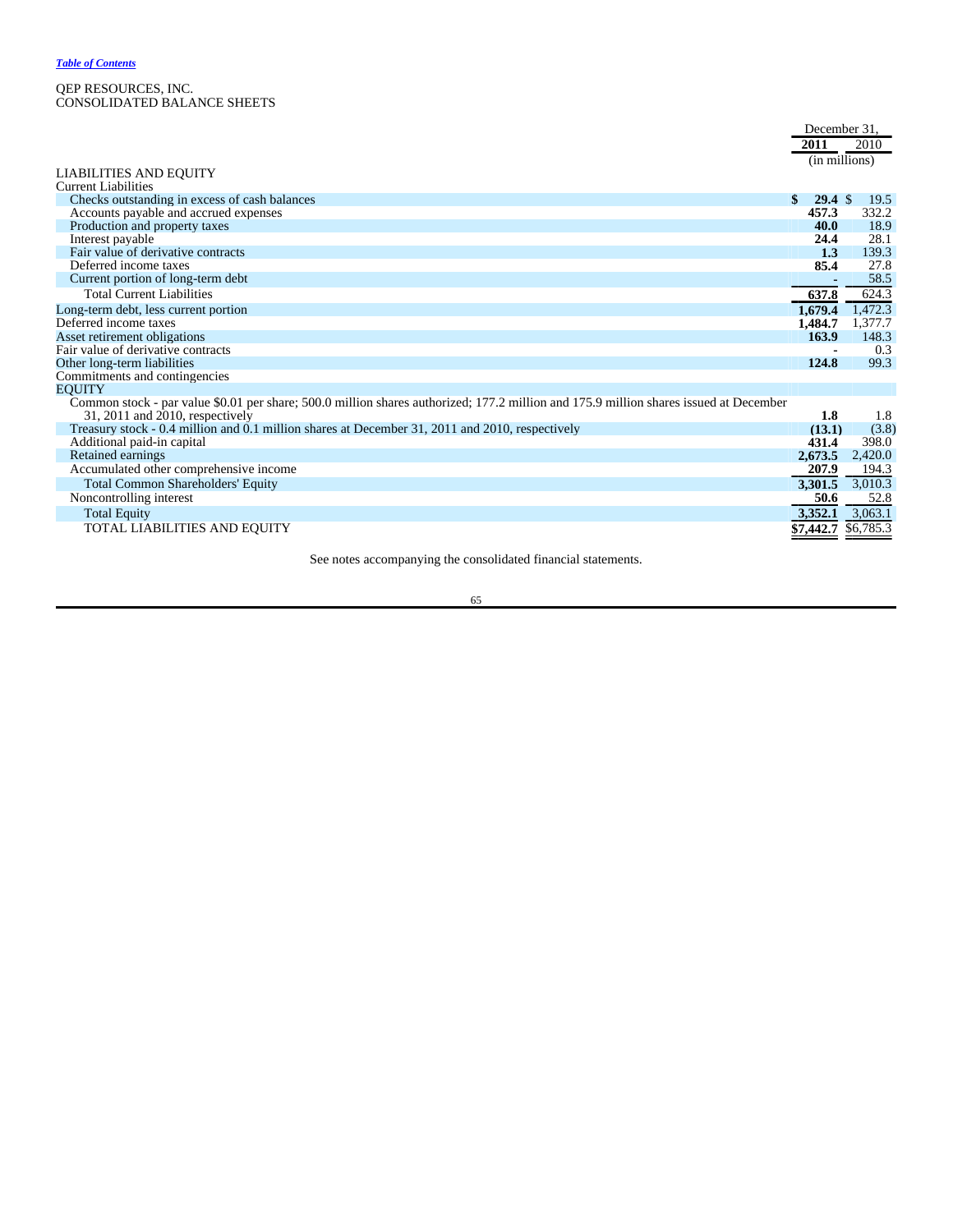QEP RESOURCES, INC.
CONSOLIDATED BALANCE SHEETS

| | December 31, | |
|---|---|---|
| | **2011** | 2010 |
| | (in millions) | |
| LIABILITIES AND EQUITY | | |
| Current Liabilities | | |
| Checks outstanding in excess of cash balances | **$ 29.4** | $ 19.5 |
| Accounts payable and accrued expenses | **457.3** | 332.2 |
| Production and property taxes | **40.0** | 18.9 |
| Interest payable | **24.4** | 28.1 |
| Fair value of derivative contracts | **1.3** | 139.3 |
| Deferred income taxes | **85.4** | 27.8 |
| Current portion of long-term debt | **-** | 58.5 |
| Total Current Liabilities | **637.8** | 624.3 |
| Long-term debt, less current portion | **1,679.4** | 1,472.3 |
| Deferred income taxes | **1,484.7** | 1,377.7 |
| Asset retirement obligations | **163.9** | 148.3 |
| Fair value of derivative contracts | **-** | 0.3 |
| Other long-term liabilities | **124.8** | 99.3 |
| Commitments and contingencies | | |
| EQUITY | | |
| Common stock - par value $0.01 per share; 500.0 million shares authorized; 177.2 million and 175.9 million shares issued at December 31, 2011 and 2010, respectively | **1.8** | 1.8 |
| Treasury stock - 0.4 million and 0.1 million shares at December 31, 2011 and 2010, respectively | **(13.1)** | (3.8) |
| Additional paid-in capital | **431.4** | 398.0 |
| Retained earnings | **2,673.5** | 2,420.0 |
| Accumulated other comprehensive income | **207.9** | 194.3 |
| Total Common Shareholders' Equity | **3,301.5** | 3,010.3 |
| Noncontrolling interest | **50.6** | 52.8 |
| Total Equity | **3,352.1** | 3,063.1 |
| TOTAL LIABILITIES AND EQUITY | **$7,442.7** | $6,785.3 |

See notes accompanying the consolidated financial statements.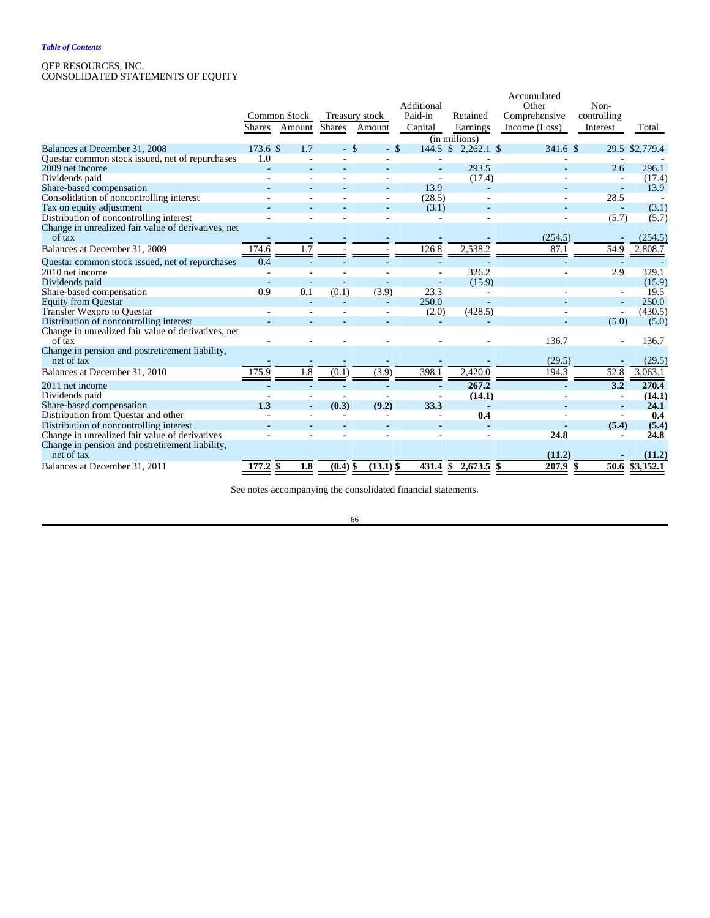*Table of Contents*

QEP RESOURCES, INC.
CONSOLIDATED STATEMENTS OF EQUITY

| | Common Stock | | Treasury stock | | Additional Paid-in | Retained | Accumulated Other Comprehensive | Non-controlling | |
|---|---|---|---|---|---|---|---|---|---|
| | Shares | Amount | Shares | Amount | Capital | Earnings | Income (Loss) | Interest | Total |
| | | | | | (in millions) | | | | |
| Balances at December 31, 2008 | 173.6 | $ 1.7 | - | $ - | $ 144.5 | $ 2,262.1 | $ 341.6 | $ 29.5 | $2,779.4 |
| Questar common stock issued, net of repurchases | 1.0 | - | - | - | - | - | - | - | - |
| 2009 net income | - | - | - | - | - | 293.5 | - | 2.6 | 296.1 |
| Dividends paid | - | - | - | - | - | (17.4) | - | - | (17.4) |
| Share-based compensation | - | - | - | - | 13.9 | - | - | - | 13.9 |
| Consolidation of noncontrolling interest | - | - | - | - | (28.5) | - | - | 28.5 | - |
| Tax on equity adjustment | - | - | - | - | (3.1) | - | - | - | (3.1) |
| Distribution of noncontrolling interest | - | - | - | - | - | - | - | (5.7) | (5.7) |
| Change in unrealized fair value of derivatives, net of tax | - | - | - | - | - | - | (254.5) | - | (254.5) |
| Balances at December 31, 2009 | 174.6 | 1.7 | - | - | 126.8 | 2,538.2 | 87.1 | 54.9 | 2,808.7 |
| Questar common stock issued, net of repurchases | 0.4 | - | - | - | - | - | - | - | - |
| 2010 net income | - | - | - | - | - | 326.2 | - | 2.9 | 329.1 |
| Dividends paid | - | - | - | - | - | (15.9) | | | (15.9) |
| Share-based compensation | 0.9 | 0.1 | (0.1) | (3.9) | 23.3 | - | - | - | 19.5 |
| Equity from Questar | | - | - | - | 250.0 | - | - | - | 250.0 |
| Transfer Wexpro to Questar | - | - | - | - | (2.0) | (428.5) | - | - | (430.5) |
| Distribution of noncontrolling interest | - | - | - | - | - | - | - | (5.0) | (5.0) |
| Change in unrealized fair value of derivatives, net of tax | - | - | - | - | - | - | 136.7 | - | 136.7 |
| Change in pension and postretirement liability, net of tax | - | - | - | - | - | - | (29.5) | - | (29.5) |
| Balances at December 31, 2010 | 175.9 | 1.8 | (0.1) | (3.9) | 398.1 | 2,420.0 | 194.3 | 52.8 | 3,063.1 |
| 2011 net income | - | - | - | - | - | **267.2** | - | **3.2** | **270.4** |
| Dividends paid | - | - | - | - | - | **(14.1)** | - | - | **(14.1)** |
| Share-based compensation | **1.3** | - | **(0.3)** | **(9.2)** | **33.3** | - | - | - | **24.1** |
| Distribution from Questar and other | - | - | - | - | - | **0.4** | - | - | **0.4** |
| Distribution of noncontrolling interest | - | - | - | - | - | - | - | **(5.4)** | **(5.4)** |
| Change in unrealized fair value of derivatives | - | - | - | - | - | - | **24.8** | - | **24.8** |
| Change in pension and postretirement liability, net of tax | | | | | | | **(11.2)** | - | **(11.2)** |
| Balances at December 31, 2011 | **177.2** | **$ 1.8** | **(0.4)** | **$ (13.1)** | **$ 431.4** | **$ 2,673.5** | **$ 207.9** | **$ 50.6** | **$3,352.1** |

See notes accompanying the consolidated financial statements.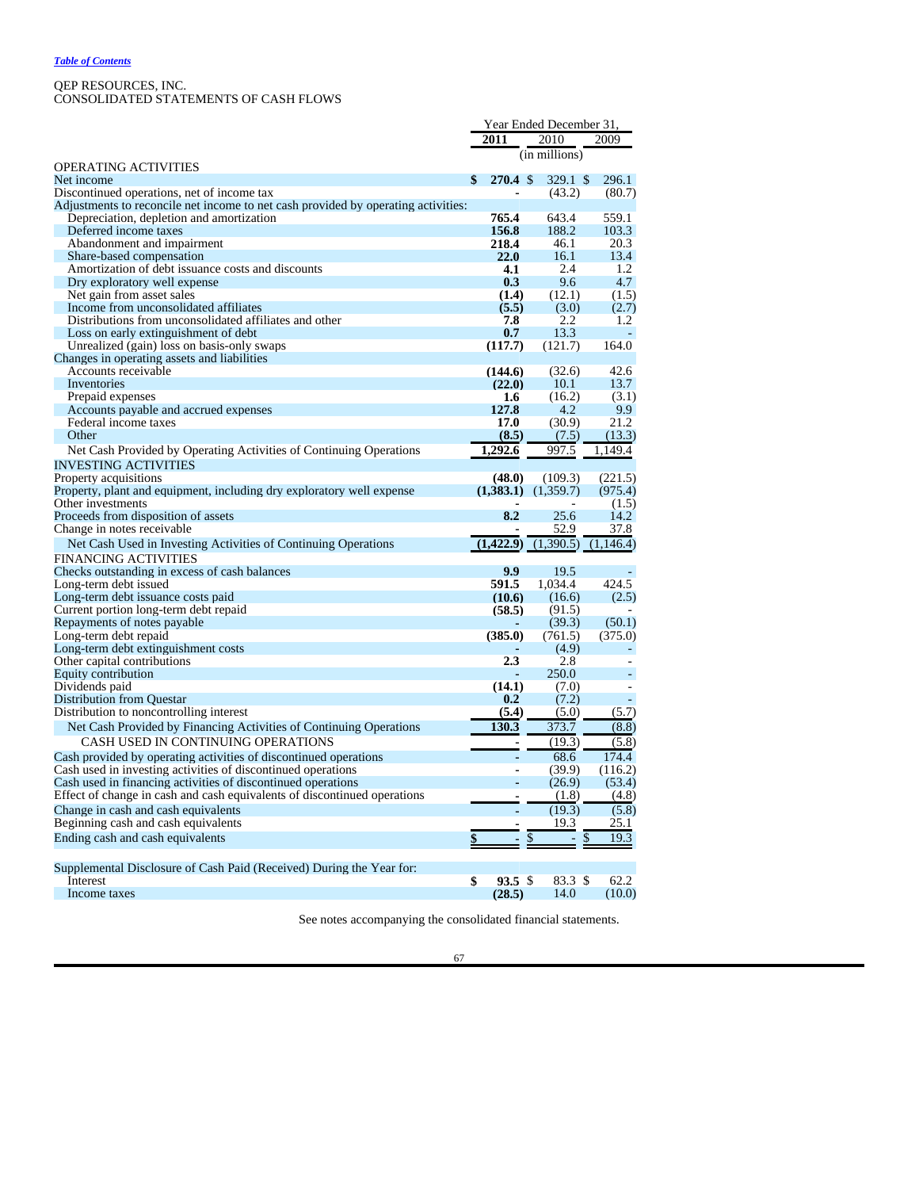*Table of Contents*

QEP RESOURCES, INC.
CONSOLIDATED STATEMENTS OF CASH FLOWS

| | Year Ended December 31, | | |
|---|---|---|---|
| | **2011** | 2010 | 2009 |
| | (in millions) | | |
| OPERATING ACTIVITIES | | | |
| Net income | **$ 270.4** | $ 329.1 | $ 296.1 |
| Discontinued operations, net of income tax | **-** | (43.2) | (80.7) |
| Adjustments to reconcile net income to net cash provided by operating activities: | | | |
| Depreciation, depletion and amortization | **765.4** | 643.4 | 559.1 |
| Deferred income taxes | **156.8** | 188.2 | 103.3 |
| Abandonment and impairment | **218.4** | 46.1 | 20.3 |
| Share-based compensation | **22.0** | 16.1 | 13.4 |
| Amortization of debt issuance costs and discounts | **4.1** | 2.4 | 1.2 |
| Dry exploratory well expense | **0.3** | 9.6 | 4.7 |
| Net gain from asset sales | **(1.4)** | (12.1) | (1.5) |
| Income from unconsolidated affiliates | **(5.5)** | (3.0) | (2.7) |
| Distributions from unconsolidated affiliates and other | **7.8** | 2.2 | 1.2 |
| Loss on early extinguishment of debt | **0.7** | 13.3 | - |
| Unrealized (gain) loss on basis-only swaps | **(117.7)** | (121.7) | 164.0 |
| Changes in operating assets and liabilities | | | |
| Accounts receivable | **(144.6)** | (32.6) | 42.6 |
| Inventories | **(22.0)** | 10.1 | 13.7 |
| Prepaid expenses | **1.6** | (16.2) | (3.1) |
| Accounts payable and accrued expenses | **127.8** | 4.2 | 9.9 |
| Federal income taxes | **17.0** | (30.9) | 21.2 |
| Other | **(8.5)** | (7.5) | (13.3) |
| Net Cash Provided by Operating Activities of Continuing Operations | **1,292.6** | 997.5 | 1,149.4 |
| INVESTING ACTIVITIES | | | |
| Property acquisitions | **(48.0)** | (109.3) | (221.5) |
| Property, plant and equipment, including dry exploratory well expense | **(1,383.1)** | (1,359.7) | (975.4) |
| Other investments | **-** | - | (1.5) |
| Proceeds from disposition of assets | **8.2** | 25.6 | 14.2 |
| Change in notes receivable | **-** | 52.9 | 37.8 |
| Net Cash Used in Investing Activities of Continuing Operations | **(1,422.9)** | (1,390.5) | (1,146.4) |
| FINANCING ACTIVITIES | | | |
| Checks outstanding in excess of cash balances | **9.9** | 19.5 | - |
| Long-term debt issued | **591.5** | 1,034.4 | 424.5 |
| Long-term debt issuance costs paid | **(10.6)** | (16.6) | (2.5) |
| Current portion long-term debt repaid | **(58.5)** | (91.5) | - |
| Repayments of notes payable | **-** | (39.3) | (50.1) |
| Long-term debt repaid | **(385.0)** | (761.5) | (375.0) |
| Long-term debt extinguishment costs | **-** | (4.9) | - |
| Other capital contributions | **2.3** | 2.8 | - |
| Equity contribution | **-** | 250.0 | - |
| Dividends paid | **(14.1)** | (7.0) | - |
| Distribution from Questar | **0.2** | (7.2) | - |
| Distribution to noncontrolling interest | **(5.4)** | (5.0) | (5.7) |
| Net Cash Provided by Financing Activities of Continuing Operations | **130.3** | 373.7 | (8.8) |
| CASH USED IN CONTINUING OPERATIONS | **-** | (19.3) | (5.8) |
| Cash provided by operating activities of discontinued operations | **-** | 68.6 | 174.4 |
| Cash used in investing activities of discontinued operations | **-** | (39.9) | (116.2) |
| Cash used in financing activities of discontinued operations | **-** | (26.9) | (53.4) |
| Effect of change in cash and cash equivalents of discontinued operations | **-** | (1.8) | (4.8) |
| Change in cash and cash equivalents | **-** | (19.3) | (5.8) |
| Beginning cash and cash equivalents | **-** | 19.3 | 25.1 |
| Ending cash and cash equivalents | **$ -** | $ - | $ 19.3 |
| | | | |
| Supplemental Disclosure of Cash Paid (Received) During the Year for: | | | |
| Interest | **$ 93.5** | $ 83.3 | $ 62.2 |
| Income taxes | **(28.5)** | 14.0 | (10.0) |

See notes accompanying the consolidated financial statements.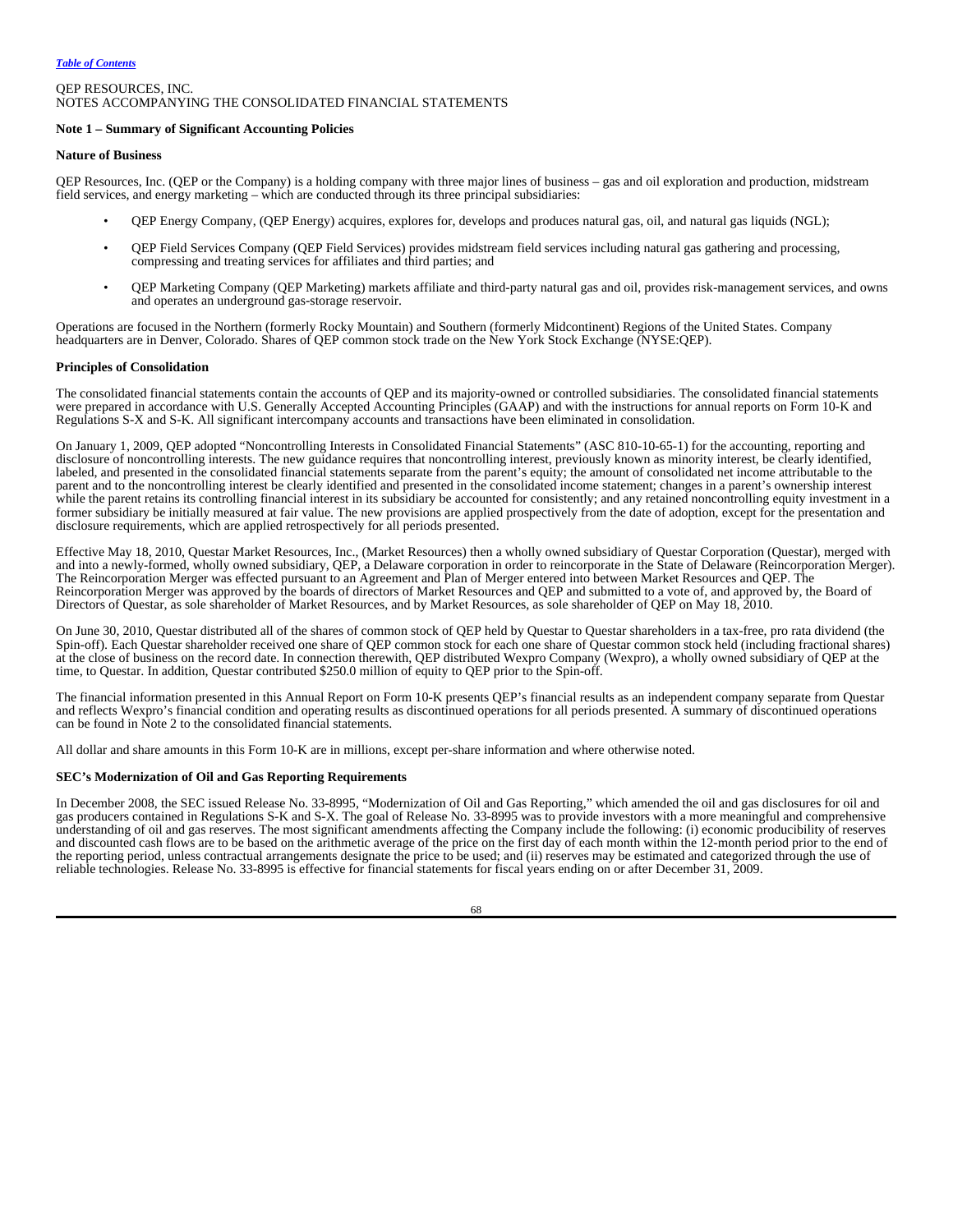QEP RESOURCES, INC.
NOTES ACCOMPANYING THE CONSOLIDATED FINANCIAL STATEMENTS

**Note 1 – Summary of Significant Accounting Policies**

**Nature of Business**

QEP Resources, Inc. (QEP or the Company) is a holding company with three major lines of business – gas and oil exploration and production, midstream field services, and energy marketing – which are conducted through its three principal subsidiaries:

- QEP Energy Company, (QEP Energy) acquires, explores for, develops and produces natural gas, oil, and natural gas liquids (NGL);
- QEP Field Services Company (QEP Field Services) provides midstream field services including natural gas gathering and processing, compressing and treating services for affiliates and third parties; and
- QEP Marketing Company (QEP Marketing) markets affiliate and third-party natural gas and oil, provides risk-management services, and owns and operates an underground gas-storage reservoir.

Operations are focused in the Northern (formerly Rocky Mountain) and Southern (formerly Midcontinent) Regions of the United States. Company headquarters are in Denver, Colorado. Shares of QEP common stock trade on the New York Stock Exchange (NYSE:QEP).

**Principles of Consolidation**

The consolidated financial statements contain the accounts of QEP and its majority-owned or controlled subsidiaries. The consolidated financial statements were prepared in accordance with U.S. Generally Accepted Accounting Principles (GAAP) and with the instructions for annual reports on Form 10-K and Regulations S-X and S-K. All significant intercompany accounts and transactions have been eliminated in consolidation.

On January 1, 2009, QEP adopted "Noncontrolling Interests in Consolidated Financial Statements" (ASC 810-10-65-1) for the accounting, reporting and disclosure of noncontrolling interests. The new guidance requires that noncontrolling interest, previously known as minority interest, be clearly identified, labeled, and presented in the consolidated financial statements separate from the parent's equity; the amount of consolidated net income attributable to the parent and to the noncontrolling interest be clearly identified and presented in the consolidated income statement; changes in a parent's ownership interest while the parent retains its controlling financial interest in its subsidiary be accounted for consistently; and any retained noncontrolling equity investment in a former subsidiary be initially measured at fair value. The new provisions are applied prospectively from the date of adoption, except for the presentation and disclosure requirements, which are applied retrospectively for all periods presented.

Effective May 18, 2010, Questar Market Resources, Inc., (Market Resources) then a wholly owned subsidiary of Questar Corporation (Questar), merged with and into a newly-formed, wholly owned subsidiary, QEP, a Delaware corporation in order to reincorporate in the State of Delaware (Reincorporation Merger). The Reincorporation Merger was effected pursuant to an Agreement and Plan of Merger entered into between Market Resources and QEP. The Reincorporation Merger was approved by the boards of directors of Market Resources and QEP and submitted to a vote of, and approved by, the Board of Directors of Questar, as sole shareholder of Market Resources, and by Market Resources, as sole shareholder of QEP on May 18, 2010.

On June 30, 2010, Questar distributed all of the shares of common stock of QEP held by Questar to Questar shareholders in a tax-free, pro rata dividend (the Spin-off). Each Questar shareholder received one share of QEP common stock for each one share of Questar common stock held (including fractional shares) at the close of business on the record date. In connection therewith, QEP distributed Wexpro Company (Wexpro), a wholly owned subsidiary of QEP at the time, to Questar. In addition, Questar contributed $250.0 million of equity to QEP prior to the Spin-off.

The financial information presented in this Annual Report on Form 10-K presents QEP's financial results as an independent company separate from Questar and reflects Wexpro's financial condition and operating results as discontinued operations for all periods presented. A summary of discontinued operations can be found in Note 2 to the consolidated financial statements.

All dollar and share amounts in this Form 10-K are in millions, except per-share information and where otherwise noted.

**SEC's Modernization of Oil and Gas Reporting Requirements**

In December 2008, the SEC issued Release No. 33-8995, "Modernization of Oil and Gas Reporting," which amended the oil and gas disclosures for oil and gas producers contained in Regulations S-K and S-X. The goal of Release No. 33-8995 was to provide investors with a more meaningful and comprehensive understanding of oil and gas reserves. The most significant amendments affecting the Company include the following: (i) economic producibility of reserves and discounted cash flows are to be based on the arithmetic average of the price on the first day of each month within the 12-month period prior to the end of the reporting period, unless contractual arrangements designate the price to be used; and (ii) reserves may be estimated and categorized through the use of reliable technologies. Release No. 33-8995 is effective for financial statements for fiscal years ending on or after December 31, 2009.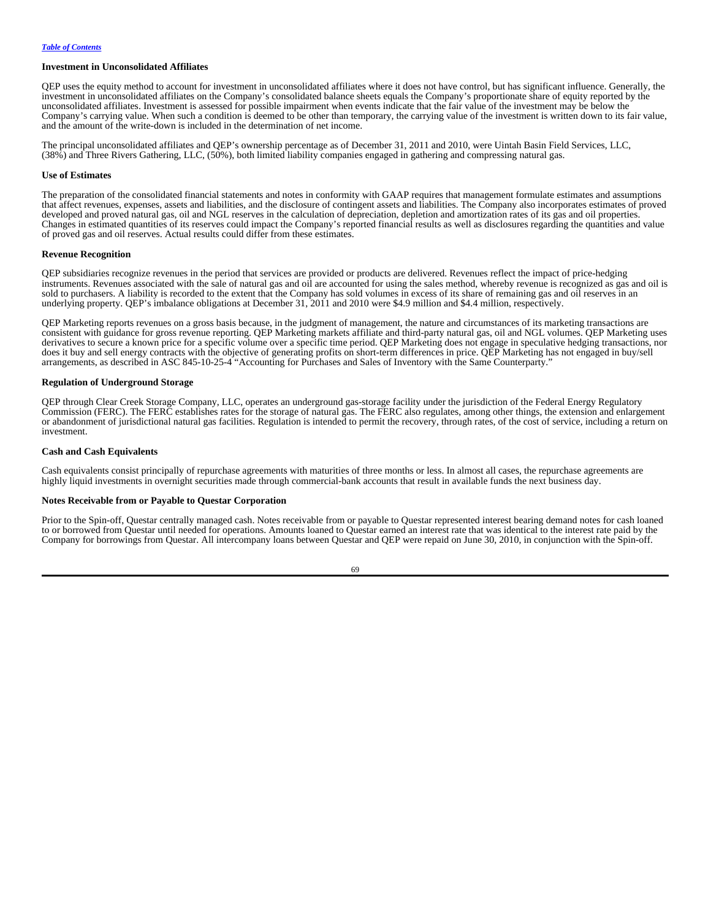**Investment in Unconsolidated Affiliates**

QEP uses the equity method to account for investment in unconsolidated affiliates where it does not have control, but has significant influence. Generally, the investment in unconsolidated affiliates on the Company's consolidated balance sheets equals the Company's proportionate share of equity reported by the unconsolidated affiliates. Investment is assessed for possible impairment when events indicate that the fair value of the investment may be below the Company's carrying value. When such a condition is deemed to be other than temporary, the carrying value of the investment is written down to its fair value, and the amount of the write-down is included in the determination of net income.

The principal unconsolidated affiliates and QEP's ownership percentage as of December 31, 2011 and 2010, were Uintah Basin Field Services, LLC, (38%) and Three Rivers Gathering, LLC, (50%), both limited liability companies engaged in gathering and compressing natural gas.

**Use of Estimates**

The preparation of the consolidated financial statements and notes in conformity with GAAP requires that management formulate estimates and assumptions that affect revenues, expenses, assets and liabilities, and the disclosure of contingent assets and liabilities. The Company also incorporates estimates of proved developed and proved natural gas, oil and NGL reserves in the calculation of depreciation, depletion and amortization rates of its gas and oil properties. Changes in estimated quantities of its reserves could impact the Company's reported financial results as well as disclosures regarding the quantities and value of proved gas and oil reserves. Actual results could differ from these estimates.

**Revenue Recognition**

QEP subsidiaries recognize revenues in the period that services are provided or products are delivered. Revenues reflect the impact of price-hedging instruments. Revenues associated with the sale of natural gas and oil are accounted for using the sales method, whereby revenue is recognized as gas and oil is sold to purchasers. A liability is recorded to the extent that the Company has sold volumes in excess of its share of remaining gas and oil reserves in an underlying property. QEP's imbalance obligations at December 31, 2011 and 2010 were $4.9 million and $4.4 million, respectively.

QEP Marketing reports revenues on a gross basis because, in the judgment of management, the nature and circumstances of its marketing transactions are consistent with guidance for gross revenue reporting. QEP Marketing markets affiliate and third-party natural gas, oil and NGL volumes. QEP Marketing uses derivatives to secure a known price for a specific volume over a specific time period. QEP Marketing does not engage in speculative hedging transactions, nor does it buy and sell energy contracts with the objective of generating profits on short-term differences in price. QEP Marketing has not engaged in buy/sell arrangements, as described in ASC 845-10-25-4 "Accounting for Purchases and Sales of Inventory with the Same Counterparty."

**Regulation of Underground Storage**

QEP through Clear Creek Storage Company, LLC, operates an underground gas-storage facility under the jurisdiction of the Federal Energy Regulatory Commission (FERC). The FERC establishes rates for the storage of natural gas. The FERC also regulates, among other things, the extension and enlargement or abandonment of jurisdictional natural gas facilities. Regulation is intended to permit the recovery, through rates, of the cost of service, including a return on investment.

**Cash and Cash Equivalents**

Cash equivalents consist principally of repurchase agreements with maturities of three months or less. In almost all cases, the repurchase agreements are highly liquid investments in overnight securities made through commercial-bank accounts that result in available funds the next business day.

**Notes Receivable from or Payable to Questar Corporation**

Prior to the Spin-off, Questar centrally managed cash. Notes receivable from or payable to Questar represented interest bearing demand notes for cash loaned to or borrowed from Questar until needed for operations. Amounts loaned to Questar earned an interest rate that was identical to the interest rate paid by the Company for borrowings from Questar. All intercompany loans between Questar and QEP were repaid on June 30, 2010, in conjunction with the Spin-off.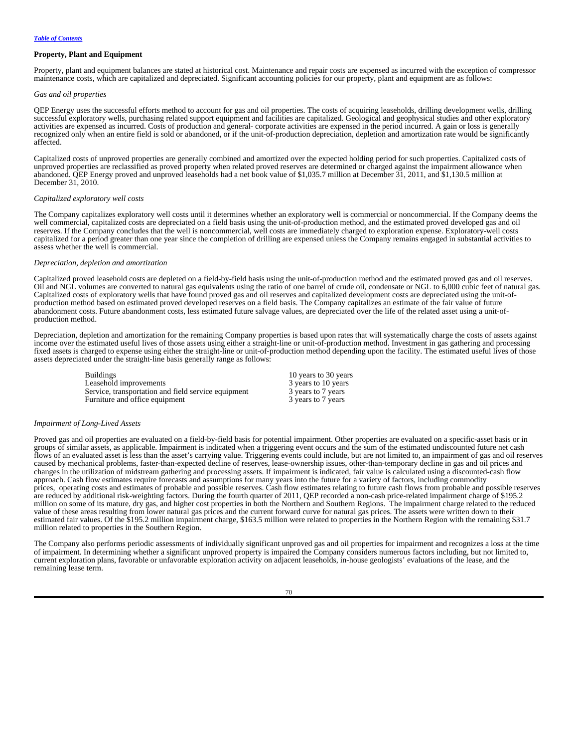[Table of Contents](#)

**Property, Plant and Equipment**

Property, plant and equipment balances are stated at historical cost. Maintenance and repair costs are expensed as incurred with the exception of compressor maintenance costs, which are capitalized and depreciated. Significant accounting policies for our property, plant and equipment are as follows:

*Gas and oil properties*

QEP Energy uses the successful efforts method to account for gas and oil properties. The costs of acquiring leaseholds, drilling development wells, drilling successful exploratory wells, purchasing related support equipment and facilities are capitalized. Geological and geophysical studies and other exploratory activities are expensed as incurred. Costs of production and general- corporate activities are expensed in the period incurred. A gain or loss is generally recognized only when an entire field is sold or abandoned, or if the unit-of-production depreciation, depletion and amortization rate would be significantly affected.

Capitalized costs of unproved properties are generally combined and amortized over the expected holding period for such properties. Capitalized costs of unproved properties are reclassified as proved property when related proved reserves are determined or charged against the impairment allowance when abandoned. QEP Energy proved and unproved leaseholds had a net book value of $1,035.7 million at December 31, 2011, and $1,130.5 million at December 31, 2010.

*Capitalized exploratory well costs*

The Company capitalizes exploratory well costs until it determines whether an exploratory well is commercial or noncommercial. If the Company deems the well commercial, capitalized costs are depreciated on a field basis using the unit-of-production method, and the estimated proved developed gas and oil reserves. If the Company concludes that the well is noncommercial, well costs are immediately charged to exploration expense. Exploratory-well costs capitalized for a period greater than one year since the completion of drilling are expensed unless the Company remains engaged in substantial activities to assess whether the well is commercial.

*Depreciation, depletion and amortization*

Capitalized proved leasehold costs are depleted on a field-by-field basis using the unit-of-production method and the estimated proved gas and oil reserves. Oil and NGL volumes are converted to natural gas equivalents using the ratio of one barrel of crude oil, condensate or NGL to 6,000 cubic feet of natural gas. Capitalized costs of exploratory wells that have found proved gas and oil reserves and capitalized development costs are depreciated using the unit-of-production method based on estimated proved developed reserves on a field basis. The Company capitalizes an estimate of the fair value of future abandonment costs. Future abandonment costs, less estimated future salvage values, are depreciated over the life of the related asset using a unit-of-production method.

Depreciation, depletion and amortization for the remaining Company properties is based upon rates that will systematically charge the costs of assets against income over the estimated useful lives of those assets using either a straight-line or unit-of-production method. Investment in gas gathering and processing fixed assets is charged to expense using either the straight-line or unit-of-production method depending upon the facility. The estimated useful lives of those assets depreciated under the straight-line basis generally range as follows:

| | |
|---|---|
| Buildings | 10 years to 30 years |
| Leasehold improvements | 3 years to 10 years |
| Service, transportation and field service equipment | 3 years to 7 years |
| Furniture and office equipment | 3 years to 7 years |

*Impairment of Long-Lived Assets*

Proved gas and oil properties are evaluated on a field-by-field basis for potential impairment. Other properties are evaluated on a specific-asset basis or in groups of similar assets, as applicable. Impairment is indicated when a triggering event occurs and the sum of the estimated undiscounted future net cash flows of an evaluated asset is less than the asset's carrying value. Triggering events could include, but are not limited to, an impairment of gas and oil reserves caused by mechanical problems, faster-than-expected decline of reserves, lease-ownership issues, other-than-temporary decline in gas and oil prices and changes in the utilization of midstream gathering and processing assets. If impairment is indicated, fair value is calculated using a discounted-cash flow approach. Cash flow estimates require forecasts and assumptions for many years into the future for a variety of factors, including commodity prices, operating costs and estimates of probable and possible reserves. Cash flow estimates relating to future cash flows from probable and possible reserves are reduced by additional risk-weighting factors. During the fourth quarter of 2011, QEP recorded a non-cash price-related impairment charge of $195.2 million on some of its mature, dry gas, and higher cost properties in both the Northern and Southern Regions. The impairment charge related to the reduced value of these areas resulting from lower natural gas prices and the current forward curve for natural gas prices. The assets were written down to their estimated fair values. Of the $195.2 million impairment charge, $163.5 million were related to properties in the Northern Region with the remaining $31.7 million related to properties in the Southern Region.

The Company also performs periodic assessments of individually significant unproved gas and oil properties for impairment and recognizes a loss at the time of impairment. In determining whether a significant unproved property is impaired the Company considers numerous factors including, but not limited to, current exploration plans, favorable or unfavorable exploration activity on adjacent leaseholds, in-house geologists' evaluations of the lease, and the remaining lease term.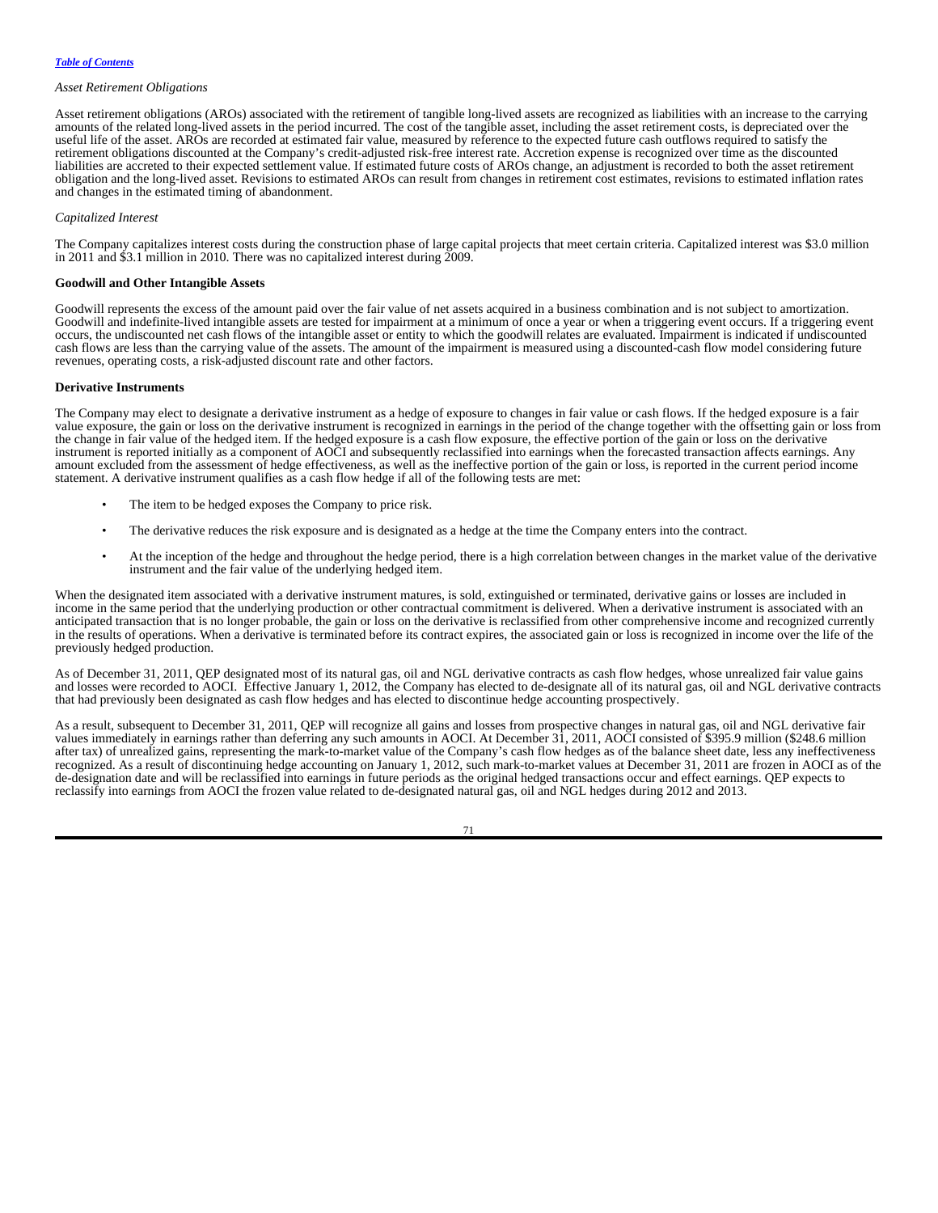*Asset Retirement Obligations*

Asset retirement obligations (AROs) associated with the retirement of tangible long-lived assets are recognized as liabilities with an increase to the carrying amounts of the related long-lived assets in the period incurred. The cost of the tangible asset, including the asset retirement costs, is depreciated over the useful life of the asset. AROs are recorded at estimated fair value, measured by reference to the expected future cash outflows required to satisfy the retirement obligations discounted at the Company's credit-adjusted risk-free interest rate. Accretion expense is recognized over time as the discounted liabilities are accreted to their expected settlement value. If estimated future costs of AROs change, an adjustment is recorded to both the asset retirement obligation and the long-lived asset. Revisions to estimated AROs can result from changes in retirement cost estimates, revisions to estimated inflation rates and changes in the estimated timing of abandonment.

*Capitalized Interest*

The Company capitalizes interest costs during the construction phase of large capital projects that meet certain criteria. Capitalized interest was $3.0 million in 2011 and $3.1 million in 2010. There was no capitalized interest during 2009.

**Goodwill and Other Intangible Assets**

Goodwill represents the excess of the amount paid over the fair value of net assets acquired in a business combination and is not subject to amortization. Goodwill and indefinite-lived intangible assets are tested for impairment at a minimum of once a year or when a triggering event occurs. If a triggering event occurs, the undiscounted net cash flows of the intangible asset or entity to which the goodwill relates are evaluated. Impairment is indicated if undiscounted cash flows are less than the carrying value of the assets. The amount of the impairment is measured using a discounted-cash flow model considering future revenues, operating costs, a risk-adjusted discount rate and other factors.

**Derivative Instruments**

The Company may elect to designate a derivative instrument as a hedge of exposure to changes in fair value or cash flows. If the hedged exposure is a fair value exposure, the gain or loss on the derivative instrument is recognized in earnings in the period of the change together with the offsetting gain or loss from the change in fair value of the hedged item. If the hedged exposure is a cash flow exposure, the effective portion of the gain or loss on the derivative instrument is reported initially as a component of AOCI and subsequently reclassified into earnings when the forecasted transaction affects earnings. Any amount excluded from the assessment of hedge effectiveness, as well as the ineffective portion of the gain or loss, is reported in the current period income statement. A derivative instrument qualifies as a cash flow hedge if all of the following tests are met:

- The item to be hedged exposes the Company to price risk.
- The derivative reduces the risk exposure and is designated as a hedge at the time the Company enters into the contract.
- At the inception of the hedge and throughout the hedge period, there is a high correlation between changes in the market value of the derivative instrument and the fair value of the underlying hedged item.

When the designated item associated with a derivative instrument matures, is sold, extinguished or terminated, derivative gains or losses are included in income in the same period that the underlying production or other contractual commitment is delivered. When a derivative instrument is associated with an anticipated transaction that is no longer probable, the gain or loss on the derivative is reclassified from other comprehensive income and recognized currently in the results of operations. When a derivative is terminated before its contract expires, the associated gain or loss is recognized in income over the life of the previously hedged production.

As of December 31, 2011, QEP designated most of its natural gas, oil and NGL derivative contracts as cash flow hedges, whose unrealized fair value gains and losses were recorded to AOCI. Effective January 1, 2012, the Company has elected to de-designate all of its natural gas, oil and NGL derivative contracts that had previously been designated as cash flow hedges and has elected to discontinue hedge accounting prospectively.

As a result, subsequent to December 31, 2011, QEP will recognize all gains and losses from prospective changes in natural gas, oil and NGL derivative fair values immediately in earnings rather than deferring any such amounts in AOCI. At December 31, 2011, AOCI consisted of $395.9 million ($248.6 million after tax) of unrealized gains, representing the mark-to-market value of the Company's cash flow hedges as of the balance sheet date, less any ineffectiveness recognized. As a result of discontinuing hedge accounting on January 1, 2012, such mark-to-market values at December 31, 2011 are frozen in AOCI as of the de-designation date and will be reclassified into earnings in future periods as the original hedged transactions occur and effect earnings. QEP expects to reclassify into earnings from AOCI the frozen value related to de-designated natural gas, oil and NGL hedges during 2012 and 2013.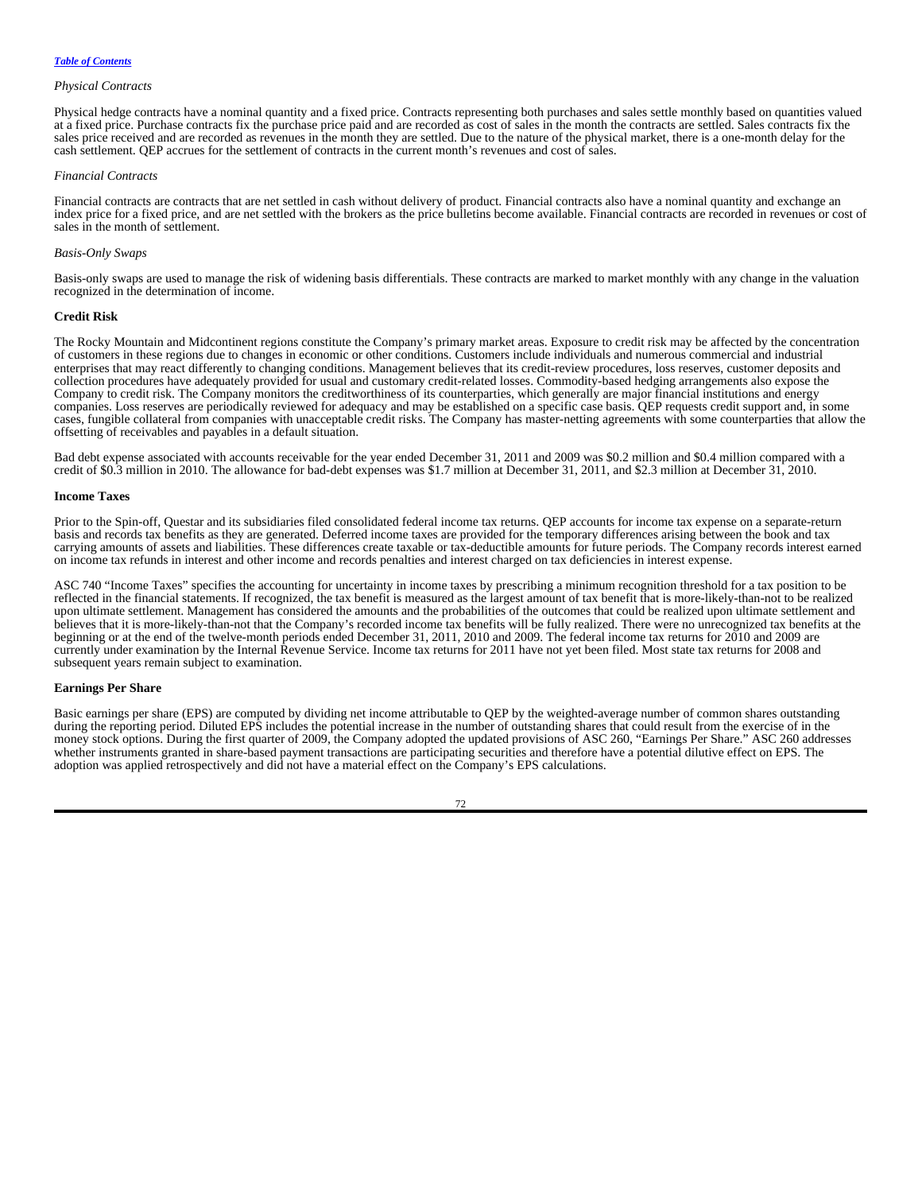*Physical Contracts*

Physical hedge contracts have a nominal quantity and a fixed price. Contracts representing both purchases and sales settle monthly based on quantities valued at a fixed price. Purchase contracts fix the purchase price paid and are recorded as cost of sales in the month the contracts are settled. Sales contracts fix the sales price received and are recorded as revenues in the month they are settled. Due to the nature of the physical market, there is a one-month delay for the cash settlement. QEP accrues for the settlement of contracts in the current month's revenues and cost of sales.

*Financial Contracts*

Financial contracts are contracts that are net settled in cash without delivery of product. Financial contracts also have a nominal quantity and exchange an index price for a fixed price, and are net settled with the brokers as the price bulletins become available. Financial contracts are recorded in revenues or cost of sales in the month of settlement.

*Basis-Only Swaps*

Basis-only swaps are used to manage the risk of widening basis differentials. These contracts are marked to market monthly with any change in the valuation recognized in the determination of income.

**Credit Risk**

The Rocky Mountain and Midcontinent regions constitute the Company's primary market areas. Exposure to credit risk may be affected by the concentration of customers in these regions due to changes in economic or other conditions. Customers include individuals and numerous commercial and industrial enterprises that may react differently to changing conditions. Management believes that its credit-review procedures, loss reserves, customer deposits and collection procedures have adequately provided for usual and customary credit-related losses. Commodity-based hedging arrangements also expose the Company to credit risk. The Company monitors the creditworthiness of its counterparties, which generally are major financial institutions and energy companies. Loss reserves are periodically reviewed for adequacy and may be established on a specific case basis. QEP requests credit support and, in some cases, fungible collateral from companies with unacceptable credit risks. The Company has master-netting agreements with some counterparties that allow the offsetting of receivables and payables in a default situation.

Bad debt expense associated with accounts receivable for the year ended December 31, 2011 and 2009 was $0.2 million and $0.4 million compared with a credit of $0.3 million in 2010. The allowance for bad-debt expenses was $1.7 million at December 31, 2011, and $2.3 million at December 31, 2010.

**Income Taxes**

Prior to the Spin-off, Questar and its subsidiaries filed consolidated federal income tax returns. QEP accounts for income tax expense on a separate-return basis and records tax benefits as they are generated. Deferred income taxes are provided for the temporary differences arising between the book and tax carrying amounts of assets and liabilities. These differences create taxable or tax-deductible amounts for future periods. The Company records interest earned on income tax refunds in interest and other income and records penalties and interest charged on tax deficiencies in interest expense.

ASC 740 "Income Taxes" specifies the accounting for uncertainty in income taxes by prescribing a minimum recognition threshold for a tax position to be reflected in the financial statements. If recognized, the tax benefit is measured as the largest amount of tax benefit that is more-likely-than-not to be realized upon ultimate settlement. Management has considered the amounts and the probabilities of the outcomes that could be realized upon ultimate settlement and believes that it is more-likely-than-not that the Company's recorded income tax benefits will be fully realized. There were no unrecognized tax benefits at the beginning or at the end of the twelve-month periods ended December 31, 2011, 2010 and 2009. The federal income tax returns for 2010 and 2009 are currently under examination by the Internal Revenue Service. Income tax returns for 2011 have not yet been filed. Most state tax returns for 2008 and subsequent years remain subject to examination.

**Earnings Per Share**

Basic earnings per share (EPS) are computed by dividing net income attributable to QEP by the weighted-average number of common shares outstanding during the reporting period. Diluted EPS includes the potential increase in the number of outstanding shares that could result from the exercise of in the money stock options. During the first quarter of 2009, the Company adopted the updated provisions of ASC 260, "Earnings Per Share." ASC 260 addresses whether instruments granted in share-based payment transactions are participating securities and therefore have a potential dilutive effect on EPS. The adoption was applied retrospectively and did not have a material effect on the Company's EPS calculations.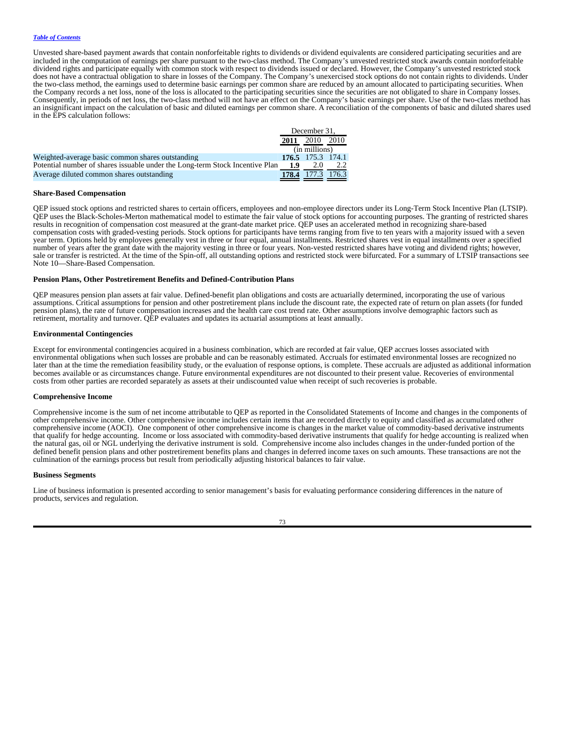Unvested share-based payment awards that contain nonforfeitable rights to dividends or dividend equivalents are considered participating securities and are included in the computation of earnings per share pursuant to the two-class method. The Company's unvested restricted stock awards contain nonforfeitable dividend rights and participate equally with common stock with respect to dividends issued or declared. However, the Company's unvested restricted stock does not have a contractual obligation to share in losses of the Company. The Company's unexercised stock options do not contain rights to dividends. Under the two-class method, the earnings used to determine basic earnings per common share are reduced by an amount allocated to participating securities. When the Company records a net loss, none of the loss is allocated to the participating securities since the securities are not obligated to share in Company losses. Consequently, in periods of net loss, the two-class method will not have an effect on the Company's basic earnings per share. Use of the two-class method has an insignificant impact on the calculation of basic and diluted earnings per common share. A reconciliation of the components of basic and diluted shares used in the EPS calculation follows:

| | December 31, | | |
|---|---|---|---|
| | **2011** | 2010 | 2010 |
| | (in millions) | | |
| Weighted-average basic common shares outstanding | **176.5** | 175.3 | 174.1 |
| Potential number of shares issuable under the Long-term Stock Incentive Plan | **1.9** | 2.0 | 2.2 |
| Average diluted common shares outstanding | **178.4** | 177.3 | 176.3 |

**Share-Based Compensation**

QEP issued stock options and restricted shares to certain officers, employees and non-employee directors under its Long-Term Stock Incentive Plan (LTSIP). QEP uses the Black-Scholes-Merton mathematical model to estimate the fair value of stock options for accounting purposes. The granting of restricted shares results in recognition of compensation cost measured at the grant-date market price. QEP uses an accelerated method in recognizing share-based compensation costs with graded-vesting periods. Stock options for participants have terms ranging from five to ten years with a majority issued with a seven year term. Options held by employees generally vest in three or four equal, annual installments. Restricted shares vest in equal installments over a specified number of years after the grant date with the majority vesting in three or four years. Non-vested restricted shares have voting and dividend rights; however, sale or transfer is restricted. At the time of the Spin-off, all outstanding options and restricted stock were bifurcated. For a summary of LTSIP transactions see Note 10—Share-Based Compensation.

**Pension Plans, Other Postretirement Benefits and Defined-Contribution Plans**

QEP measures pension plan assets at fair value. Defined-benefit plan obligations and costs are actuarially determined, incorporating the use of various assumptions. Critical assumptions for pension and other postretirement plans include the discount rate, the expected rate of return on plan assets (for funded pension plans), the rate of future compensation increases and the health care cost trend rate. Other assumptions involve demographic factors such as retirement, mortality and turnover. QEP evaluates and updates its actuarial assumptions at least annually.

**Environmental Contingencies**

Except for environmental contingencies acquired in a business combination, which are recorded at fair value, QEP accrues losses associated with environmental obligations when such losses are probable and can be reasonably estimated. Accruals for estimated environmental losses are recognized no later than at the time the remediation feasibility study, or the evaluation of response options, is complete. These accruals are adjusted as additional information becomes available or as circumstances change. Future environmental expenditures are not discounted to their present value. Recoveries of environmental costs from other parties are recorded separately as assets at their undiscounted value when receipt of such recoveries is probable.

**Comprehensive Income**

Comprehensive income is the sum of net income attributable to QEP as reported in the Consolidated Statements of Income and changes in the components of other comprehensive income. Other comprehensive income includes certain items that are recorded directly to equity and classified as accumulated other comprehensive income (AOCI). One component of other comprehensive income is changes in the market value of commodity-based derivative instruments that qualify for hedge accounting. Income or loss associated with commodity-based derivative instruments that qualify for hedge accounting is realized when the natural gas, oil or NGL underlying the derivative instrument is sold. Comprehensive income also includes changes in the under-funded portion of the defined benefit pension plans and other postretirement benefits plans and changes in deferred income taxes on such amounts. These transactions are not the culmination of the earnings process but result from periodically adjusting historical balances to fair value.

**Business Segments**

Line of business information is presented according to senior management's basis for evaluating performance considering differences in the nature of products, services and regulation.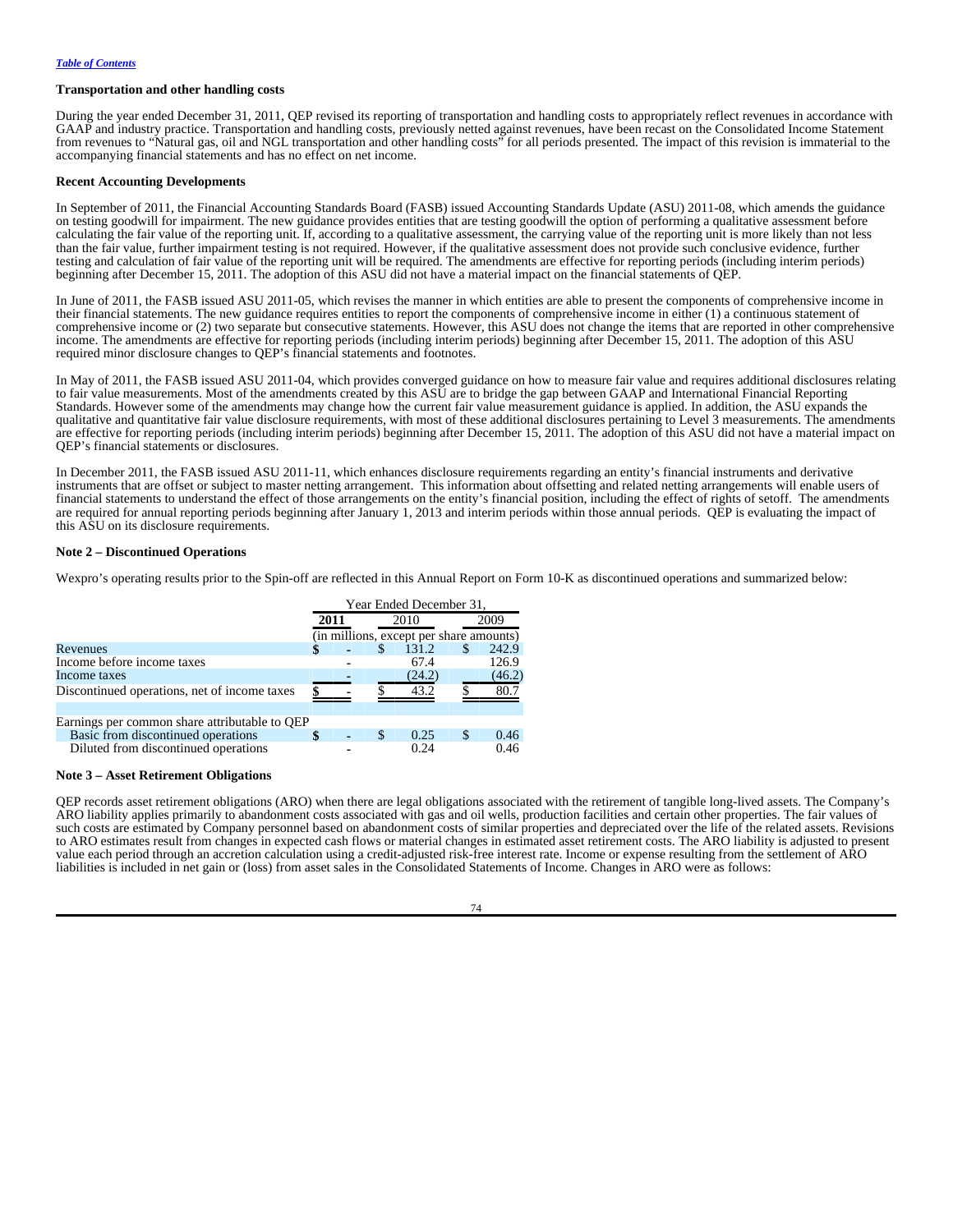**Transportation and other handling costs**

During the year ended December 31, 2011, QEP revised its reporting of transportation and handling costs to appropriately reflect revenues in accordance with GAAP and industry practice. Transportation and handling costs, previously netted against revenues, have been recast on the Consolidated Income Statement from revenues to "Natural gas, oil and NGL transportation and other handling costs" for all periods presented. The impact of this revision is immaterial to the accompanying financial statements and has no effect on net income.

**Recent Accounting Developments**

In September of 2011, the Financial Accounting Standards Board (FASB) issued Accounting Standards Update (ASU) 2011-08, which amends the guidance on testing goodwill for impairment. The new guidance provides entities that are testing goodwill the option of performing a qualitative assessment before calculating the fair value of the reporting unit. If, according to a qualitative assessment, the carrying value of the reporting unit is more likely than not less than the fair value, further impairment testing is not required. However, if the qualitative assessment does not provide such conclusive evidence, further testing and calculation of fair value of the reporting unit will be required. The amendments are effective for reporting periods (including interim periods) beginning after December 15, 2011. The adoption of this ASU did not have a material impact on the financial statements of QEP.

In June of 2011, the FASB issued ASU 2011-05, which revises the manner in which entities are able to present the components of comprehensive income in their financial statements. The new guidance requires entities to report the components of comprehensive income in either (1) a continuous statement of comprehensive income or (2) two separate but consecutive statements. However, this ASU does not change the items that are reported in other comprehensive income. The amendments are effective for reporting periods (including interim periods) beginning after December 15, 2011. The adoption of this ASU required minor disclosure changes to QEP's financial statements and footnotes.

In May of 2011, the FASB issued ASU 2011-04, which provides converged guidance on how to measure fair value and requires additional disclosures relating to fair value measurements. Most of the amendments created by this ASU are to bridge the gap between GAAP and International Financial Reporting Standards. However some of the amendments may change how the current fair value measurement guidance is applied. In addition, the ASU expands the qualitative and quantitative fair value disclosure requirements, with most of these additional disclosures pertaining to Level 3 measurements. The amendments are effective for reporting periods (including interim periods) beginning after December 15, 2011. The adoption of this ASU did not have a material impact on QEP's financial statements or disclosures.

In December 2011, the FASB issued ASU 2011-11, which enhances disclosure requirements regarding an entity's financial instruments and derivative instruments that are offset or subject to master netting arrangement. This information about offsetting and related netting arrangements will enable users of financial statements to understand the effect of those arrangements on the entity's financial position, including the effect of rights of setoff. The amendments are required for annual reporting periods beginning after January 1, 2013 and interim periods within those annual periods. QEP is evaluating the impact of this ASU on its disclosure requirements.

**Note 2 – Discontinued Operations**

Wexpro's operating results prior to the Spin-off are reflected in this Annual Report on Form 10-K as discontinued operations and summarized below:

| | Year Ended December 31, | | |
|---|---|---|---|
| | **2011** | 2010 | 2009 |
| | (in millions, except per share amounts) | | |
| Revenues | **$ -** | $ 131.2 | $ 242.9 |
| Income before income taxes | **-** | 67.4 | 126.9 |
| Income taxes | **-** | (24.2) | (46.2) |
| Discontinued operations, net of income taxes | **$ -** | $ 43.2 | $ 80.7 |
| | | | |
| Earnings per common share attributable to QEP | | | |
| Basic from discontinued operations | **$ -** | $ 0.25 | $ 0.46 |
| Diluted from discontinued operations | **-** | 0.24 | 0.46 |

**Note 3 – Asset Retirement Obligations**

QEP records asset retirement obligations (ARO) when there are legal obligations associated with the retirement of tangible long-lived assets. The Company's ARO liability applies primarily to abandonment costs associated with gas and oil wells, production facilities and certain other properties. The fair values of such costs are estimated by Company personnel based on abandonment costs of similar properties and depreciated over the life of the related assets. Revisions to ARO estimates result from changes in expected cash flows or material changes in estimated asset retirement costs. The ARO liability is adjusted to present value each period through an accretion calculation using a credit-adjusted risk-free interest rate. Income or expense resulting from the settlement of ARO liabilities is included in net gain or (loss) from asset sales in the Consolidated Statements of Income. Changes in ARO were as follows: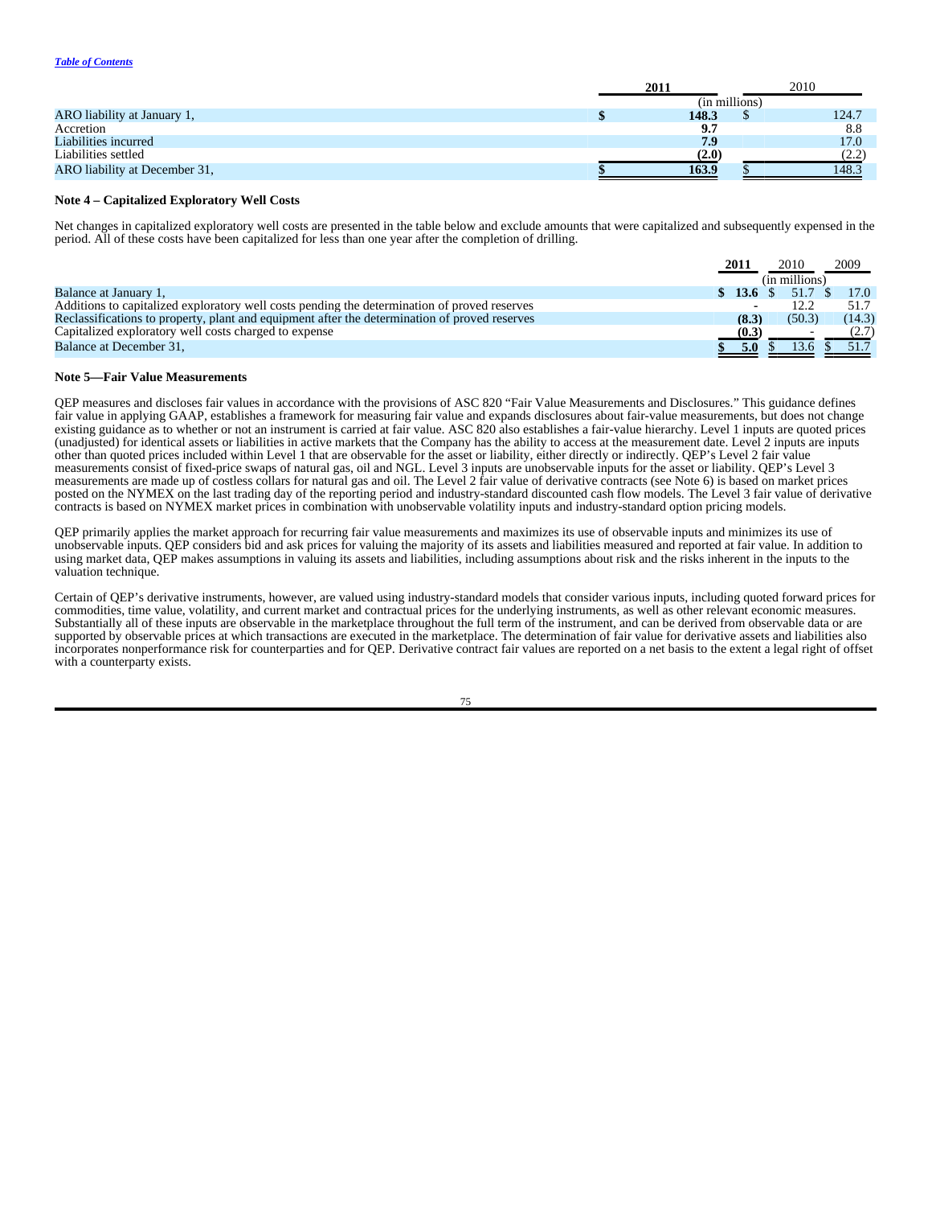|  | 2011 | 2010 |
|---|---|---|
|  | (in millions) |  |
| ARO liability at January 1, | $ 148.3 | $ 124.7 |
| Accretion | 9.7 | 8.8 |
| Liabilities incurred | 7.9 | 17.0 |
| Liabilities settled | (2.0) | (2.2) |
| ARO liability at December 31, | $ 163.9 | $ 148.3 |

**Note 4 – Capitalized Exploratory Well Costs**

Net changes in capitalized exploratory well costs are presented in the table below and exclude amounts that were capitalized and subsequently expensed in the period. All of these costs have been capitalized for less than one year after the completion of drilling.

|  | 2011 | 2010 | 2009 |
|---|---|---|---|
|  |  | (in millions) |  |
| Balance at January 1, | $ 13.6 | $ 51.7 | $ 17.0 |
| Additions to capitalized exploratory well costs pending the determination of proved reserves | - | 12.2 | 51.7 |
| Reclassifications to property, plant and equipment after the determination of proved reserves | (8.3) | (50.3) | (14.3) |
| Capitalized exploratory well costs charged to expense | (0.3) | - | (2.7) |
| Balance at December 31, | $ 5.0 | $ 13.6 | $ 51.7 |

**Note 5—Fair Value Measurements**

QEP measures and discloses fair values in accordance with the provisions of ASC 820 "Fair Value Measurements and Disclosures." This guidance defines fair value in applying GAAP, establishes a framework for measuring fair value and expands disclosures about fair-value measurements, but does not change existing guidance as to whether or not an instrument is carried at fair value. ASC 820 also establishes a fair-value hierarchy. Level 1 inputs are quoted prices (unadjusted) for identical assets or liabilities in active markets that the Company has the ability to access at the measurement date. Level 2 inputs are inputs other than quoted prices included within Level 1 that are observable for the asset or liability, either directly or indirectly. QEP's Level 2 fair value measurements consist of fixed-price swaps of natural gas, oil and NGL. Level 3 inputs are unobservable inputs for the asset or liability. QEP's Level 3 measurements are made up of costless collars for natural gas and oil. The Level 2 fair value of derivative contracts (see Note 6) is based on market prices posted on the NYMEX on the last trading day of the reporting period and industry-standard discounted cash flow models. The Level 3 fair value of derivative contracts is based on NYMEX market prices in combination with unobservable volatility inputs and industry-standard option pricing models.

QEP primarily applies the market approach for recurring fair value measurements and maximizes its use of observable inputs and minimizes its use of unobservable inputs. QEP considers bid and ask prices for valuing the majority of its assets and liabilities measured and reported at fair value. In addition to using market data, QEP makes assumptions in valuing its assets and liabilities, including assumptions about risk and the risks inherent in the inputs to the valuation technique.

Certain of QEP's derivative instruments, however, are valued using industry-standard models that consider various inputs, including quoted forward prices for commodities, time value, volatility, and current market and contractual prices for the underlying instruments, as well as other relevant economic measures. Substantially all of these inputs are observable in the marketplace throughout the full term of the instrument, and can be derived from observable data or are supported by observable prices at which transactions are executed in the marketplace. The determination of fair value for derivative assets and liabilities also incorporates nonperformance risk for counterparties and for QEP. Derivative contract fair values are reported on a net basis to the extent a legal right of offset with a counterparty exists.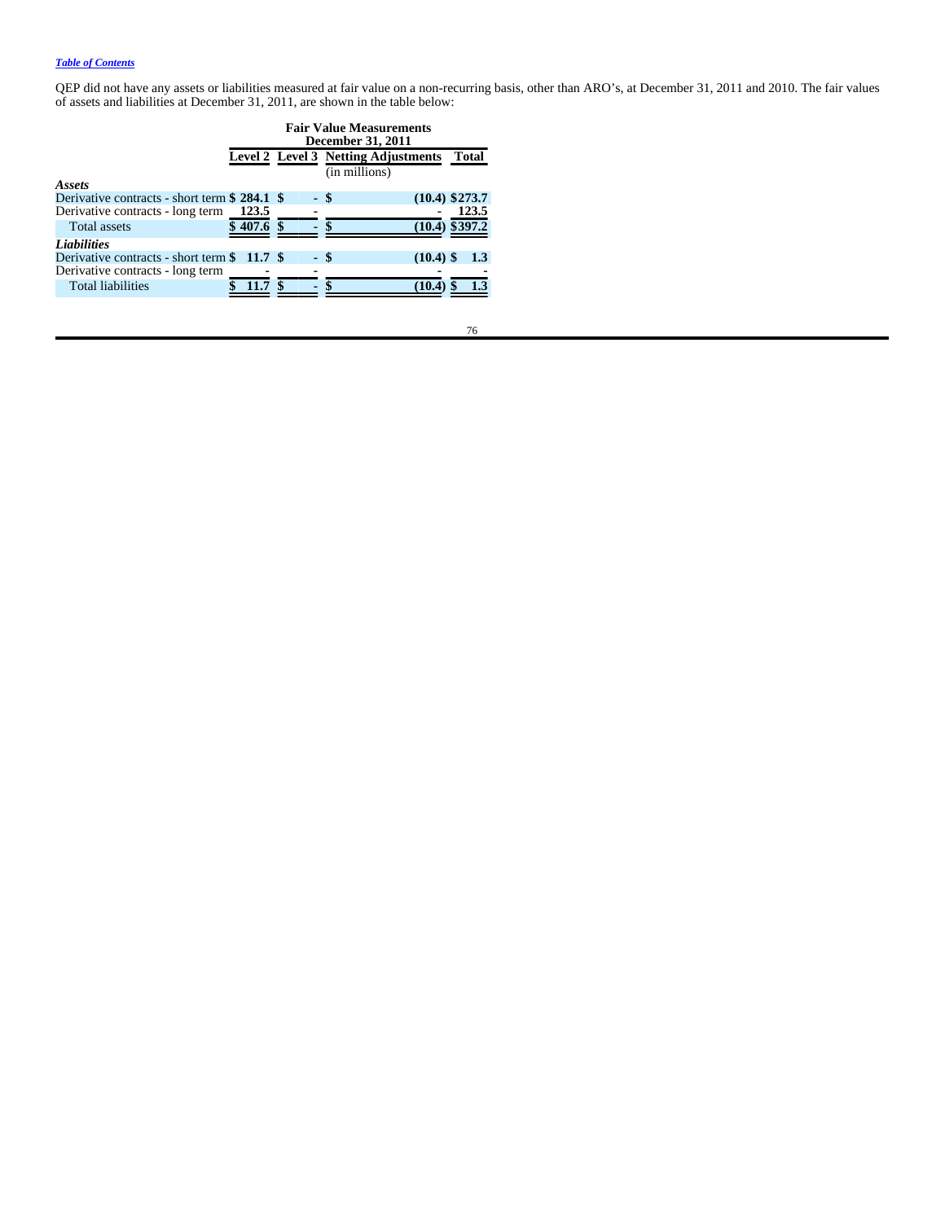QEP did not have any assets or liabilities measured at fair value on a non-recurring basis, other than ARO's, at December 31, 2011 and 2010. The fair values of assets and liabilities at December 31, 2011, are shown in the table below:

| | Fair Value Measurements December 31, 2011 | | | |
|---|---|---|---|---|
| | Level 2 | Level 3 | Netting Adjustments | Total |
| | | | (in millions) | |
| ***Assets*** | | | | |
| Derivative contracts - short term | $ 284.1 | $ - | $ (10.4) | $273.7 |
| Derivative contracts - long term | 123.5 | - | - | 123.5 |
| Total assets | $ 407.6 | $ - | $ (10.4) | $397.2 |
| ***Liabilities*** | | | | |
| Derivative contracts - short term | $ 11.7 | $ - | $ (10.4) | $ 1.3 |
| Derivative contracts - long term | - | - | - | - |
| Total liabilities | $ 11.7 | $ - | $ (10.4) | $ 1.3 |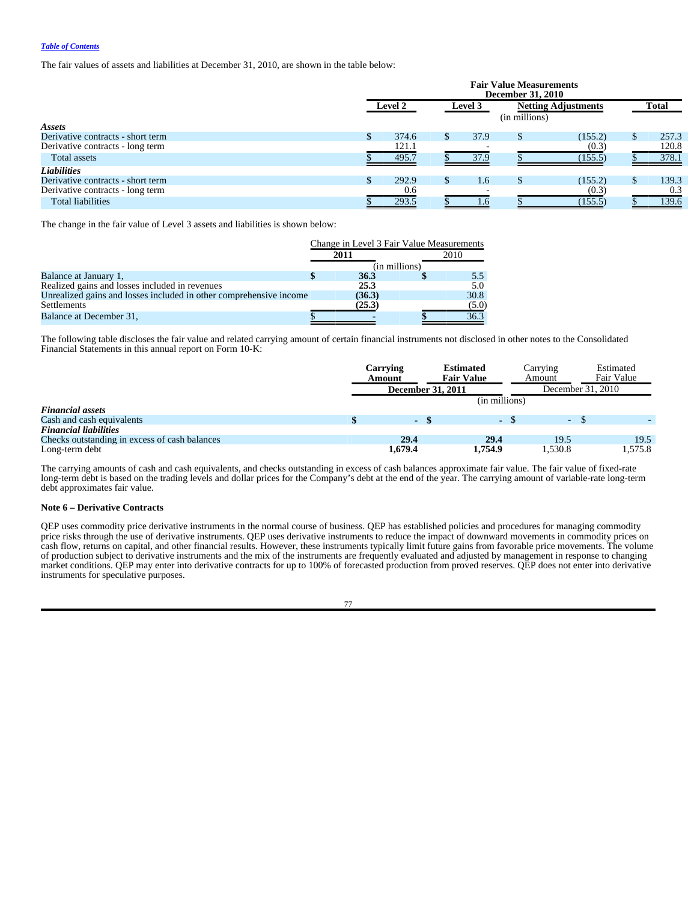*Table of Contents*

The fair values of assets and liabilities at December 31, 2010, are shown in the table below:

| | Fair Value Measurements December 31, 2010 | | | |
|---|---|---|---|---|
| | Level 2 | Level 3 | Netting Adjustments | Total |
| | (in millions) | | | |
| ***Assets*** | | | | |
| Derivative contracts - short term | $ 374.6 | $ 37.9 | $ (155.2) | $ 257.3 |
| Derivative contracts - long term | 121.1 | - | (0.3) | 120.8 |
| Total assets | $ 495.7 | $ 37.9 | $ (155.5) | $ 378.1 |
| ***Liabilities*** | | | | |
| Derivative contracts - short term | $ 292.9 | $ 1.6 | $ (155.2) | $ 139.3 |
| Derivative contracts - long term | 0.6 | - | (0.3) | 0.3 |
| Total liabilities | $ 293.5 | $ 1.6 | $ (155.5) | $ 139.6 |

The change in the fair value of Level 3 assets and liabilities is shown below:

| | Change in Level 3 Fair Value Measurements | |
|---|---|---|
| | **2011** | 2010 |
| | (in millions) | |
| Balance at January 1, | **$ 36.3** | $ 5.5 |
| Realized gains and losses included in revenues | **25.3** | 5.0 |
| Unrealized gains and losses included in other comprehensive income | **(36.3)** | 30.8 |
| Settlements | **(25.3)** | (5.0) |
| Balance at December 31, | **$ -** | $ 36.3 |

The following table discloses the fair value and related carrying amount of certain financial instruments not disclosed in other notes to the Consolidated Financial Statements in this annual report on Form 10-K:

| | **Carrying Amount** | **Estimated Fair Value** | Carrying Amount | Estimated Fair Value |
|---|---|---|---|---|
| | **December 31, 2011** | | December 31, 2010 | |
| | (in millions) | | | |
| ***Financial assets*** | | | | |
| Cash and cash equivalents | **$ -** | **$ -** | $ - | $ - |
| ***Financial liabilities*** | | | | |
| Checks outstanding in excess of cash balances | **29.4** | **29.4** | 19.5 | 19.5 |
| Long-term debt | **1,679.4** | **1,754.9** | 1,530.8 | 1,575.8 |

The carrying amounts of cash and cash equivalents, and checks outstanding in excess of cash balances approximate fair value. The fair value of fixed-rate long-term debt is based on the trading levels and dollar prices for the Company's debt at the end of the year. The carrying amount of variable-rate long-term debt approximates fair value.

**Note 6 – Derivative Contracts**

QEP uses commodity price derivative instruments in the normal course of business. QEP has established policies and procedures for managing commodity price risks through the use of derivative instruments. QEP uses derivative instruments to reduce the impact of downward movements in commodity prices on cash flow, returns on capital, and other financial results. However, these instruments typically limit future gains from favorable price movements. The volume of production subject to derivative instruments and the mix of the instruments are frequently evaluated and adjusted by management in response to changing market conditions. QEP may enter into derivative contracts for up to 100% of forecasted production from proved reserves. QEP does not enter into derivative instruments for speculative purposes.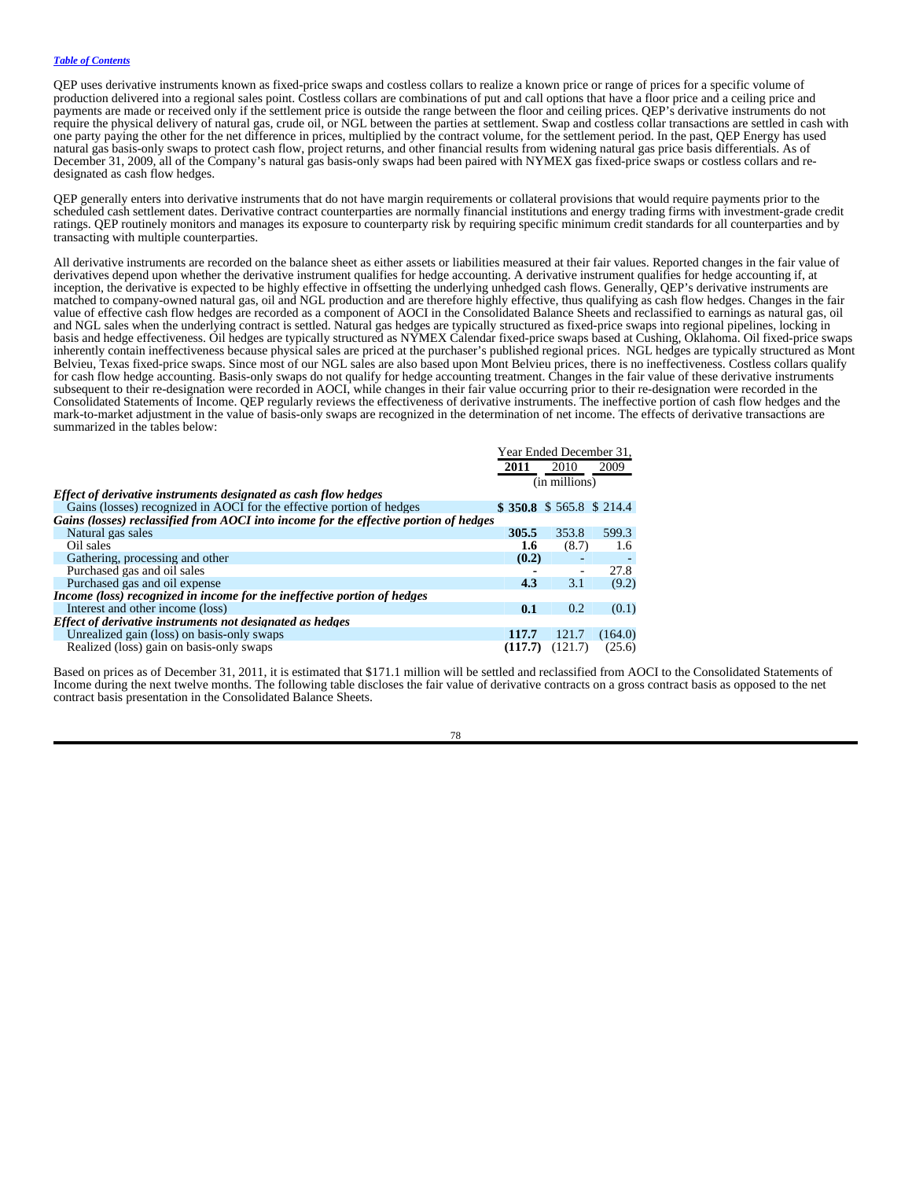QEP uses derivative instruments known as fixed-price swaps and costless collars to realize a known price or range of prices for a specific volume of production delivered into a regional sales point. Costless collars are combinations of put and call options that have a floor price and a ceiling price and payments are made or received only if the settlement price is outside the range between the floor and ceiling prices. QEP's derivative instruments do not require the physical delivery of natural gas, crude oil, or NGL between the parties at settlement. Swap and costless collar transactions are settled in cash with one party paying the other for the net difference in prices, multiplied by the contract volume, for the settlement period. In the past, QEP Energy has used natural gas basis-only swaps to protect cash flow, project returns, and other financial results from widening natural gas price basis differentials. As of December 31, 2009, all of the Company's natural gas basis-only swaps had been paired with NYMEX gas fixed-price swaps or costless collars and re-designated as cash flow hedges.

QEP generally enters into derivative instruments that do not have margin requirements or collateral provisions that would require payments prior to the scheduled cash settlement dates. Derivative contract counterparties are normally financial institutions and energy trading firms with investment-grade credit ratings. QEP routinely monitors and manages its exposure to counterparty risk by requiring specific minimum credit standards for all counterparties and by transacting with multiple counterparties.

All derivative instruments are recorded on the balance sheet as either assets or liabilities measured at their fair values. Reported changes in the fair value of derivatives depend upon whether the derivative instrument qualifies for hedge accounting. A derivative instrument qualifies for hedge accounting if, at inception, the derivative is expected to be highly effective in offsetting the underlying unhedged cash flows. Generally, QEP's derivative instruments are matched to company-owned natural gas, oil and NGL production and are therefore highly effective, thus qualifying as cash flow hedges. Changes in the fair value of effective cash flow hedges are recorded as a component of AOCI in the Consolidated Balance Sheets and reclassified to earnings as natural gas, oil and NGL sales when the underlying contract is settled. Natural gas hedges are typically structured as fixed-price swaps into regional pipelines, locking in basis and hedge effectiveness. Oil hedges are typically structured as NYMEX Calendar fixed-price swaps based at Cushing, Oklahoma. Oil fixed-price swaps inherently contain ineffectiveness because physical sales are priced at the purchaser's published regional prices. NGL hedges are typically structured as Mont Belvieu, Texas fixed-price swaps. Since most of our NGL sales are also based upon Mont Belvieu prices, there is no ineffectiveness. Costless collars qualify for cash flow hedge accounting. Basis-only swaps do not qualify for hedge accounting treatment. Changes in the fair value of these derivative instruments subsequent to their re-designation were recorded in AOCI, while changes in their fair value occurring prior to their re-designation were recorded in the Consolidated Statements of Income. QEP regularly reviews the effectiveness of derivative instruments. The ineffective portion of cash flow hedges and the mark-to-market adjustment in the value of basis-only swaps are recognized in the determination of net income. The effects of derivative transactions are summarized in the tables below:

| | Year Ended December 31, | | |
|---|---|---|---|
| | **2011** | 2010 | 2009 |
| | (in millions) | | |
| ***Effect of derivative instruments designated as cash flow hedges*** | | | |
| Gains (losses) recognized in AOCI for the effective portion of hedges | **$ 350.8** | $ 565.8 | $ 214.4 |
| ***Gains (losses) reclassified from AOCI into income for the effective portion of hedges*** | | | |
| Natural gas sales | **305.5** | 353.8 | 599.3 |
| Oil sales | **1.6** | (8.7) | 1.6 |
| Gathering, processing and other | **(0.2)** | - | - |
| Purchased gas and oil sales | **-** | - | 27.8 |
| Purchased gas and oil expense | **4.3** | 3.1 | (9.2) |
| ***Income (loss) recognized in income for the ineffective portion of hedges*** | | | |
| Interest and other income (loss) | **0.1** | 0.2 | (0.1) |
| ***Effect of derivative instruments not designated as hedges*** | | | |
| Unrealized gain (loss) on basis-only swaps | **117.7** | 121.7 | (164.0) |
| Realized (loss) gain on basis-only swaps | **(117.7)** | (121.7) | (25.6) |

Based on prices as of December 31, 2011, it is estimated that $171.1 million will be settled and reclassified from AOCI to the Consolidated Statements of Income during the next twelve months. The following table discloses the fair value of derivative contracts on a gross contract basis as opposed to the net contract basis presentation in the Consolidated Balance Sheets.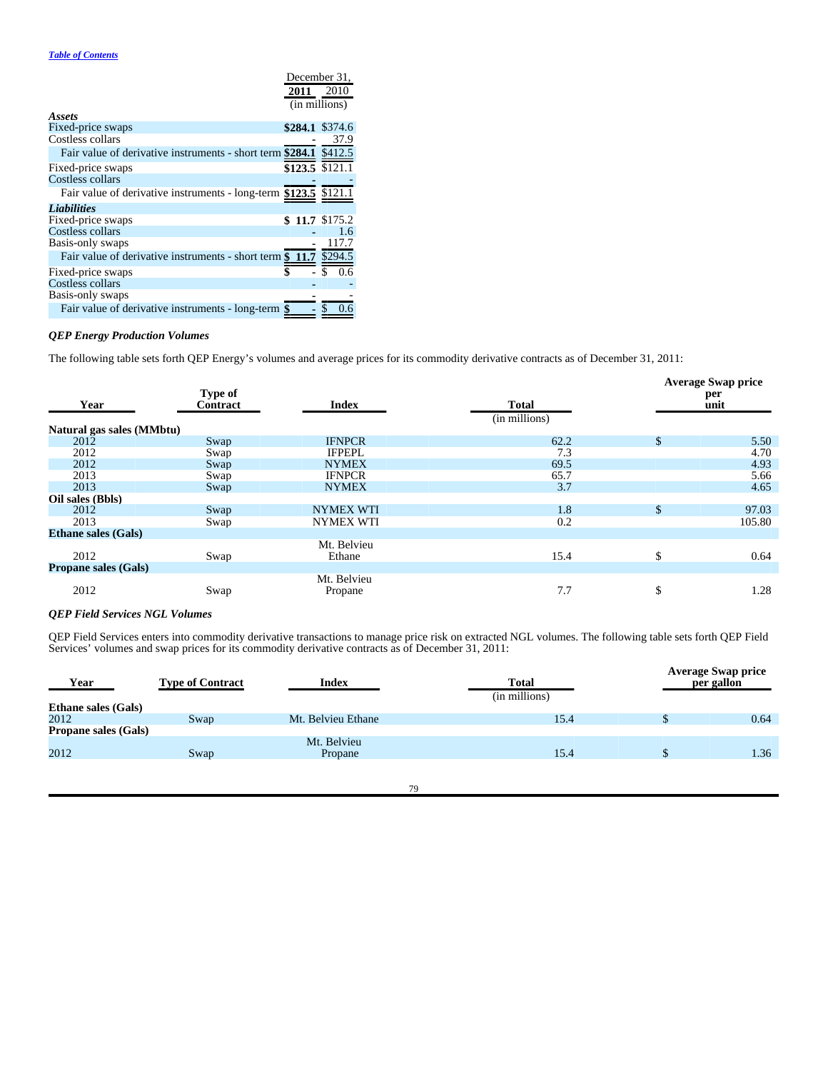| | December 31, | |
|---|---|---|
| | 2011 | 2010 |
| | (in millions) | |
| ***Assets*** | | |
| Fixed-price swaps | **$284.1** | $374.6 |
| Costless collars | **-** | 37.9 |
| Fair value of derivative instruments - short term | **$284.1** | $412.5 |
| Fixed-price swaps | **$123.5** | $121.1 |
| Costless collars | **-** | - |
| Fair value of derivative instruments - long-term | **$123.5** | $121.1 |
| ***Liabilities*** | | |
| Fixed-price swaps | **$ 11.7** | $175.2 |
| Costless collars | **-** | 1.6 |
| Basis-only swaps | **-** | 117.7 |
| Fair value of derivative instruments - short term | **$ 11.7** | $294.5 |
| Fixed-price swaps | **$ -** | $ 0.6 |
| Costless collars | **-** | - |
| Basis-only swaps | **-** | - |
| Fair value of derivative instruments - long-term | **$ -** | $ 0.6 |

### *QEP Energy Production Volumes*

The following table sets forth QEP Energy's volumes and average prices for its commodity derivative contracts as of December 31, 2011:

| Year | Type of Contract | Index | Total | Average Swap price per unit |
|---|---|---|---|---|
| | | | (in millions) | |
| **Natural gas sales (MMbtu)** | | | | |
| 2012 | Swap | IFNPCR | 62.2 | $ 5.50 |
| 2012 | Swap | IFPEPL | 7.3 | 4.70 |
| 2012 | Swap | NYMEX | 69.5 | 4.93 |
| 2013 | Swap | IFNPCR | 65.7 | 5.66 |
| 2013 | Swap | NYMEX | 3.7 | 4.65 |
| **Oil sales (Bbls)** | | | | |
| 2012 | Swap | NYMEX WTI | 1.8 | $ 97.03 |
| 2013 | Swap | NYMEX WTI | 0.2 | 105.80 |
| **Ethane sales (Gals)** | | | | |
| 2012 | Swap | Mt. Belvieu Ethane | 15.4 | $ 0.64 |
| **Propane sales (Gals)** | | | | |
| 2012 | Swap | Mt. Belvieu Propane | 7.7 | $ 1.28 |

### *QEP Field Services NGL Volumes*

QEP Field Services enters into commodity derivative transactions to manage price risk on extracted NGL volumes. The following table sets forth QEP Field Services' volumes and swap prices for its commodity derivative contracts as of December 31, 2011:

| Year | Type of Contract | Index | Total | Average Swap price per gallon |
|---|---|---|---|---|
| | | | (in millions) | |
| **Ethane sales (Gals)** | | | | |
| 2012 | Swap | Mt. Belvieu Ethane | 15.4 | $ 0.64 |
| **Propane sales (Gals)** | | | | |
| 2012 | Swap | Mt. Belvieu Propane | 15.4 | $ 1.36 |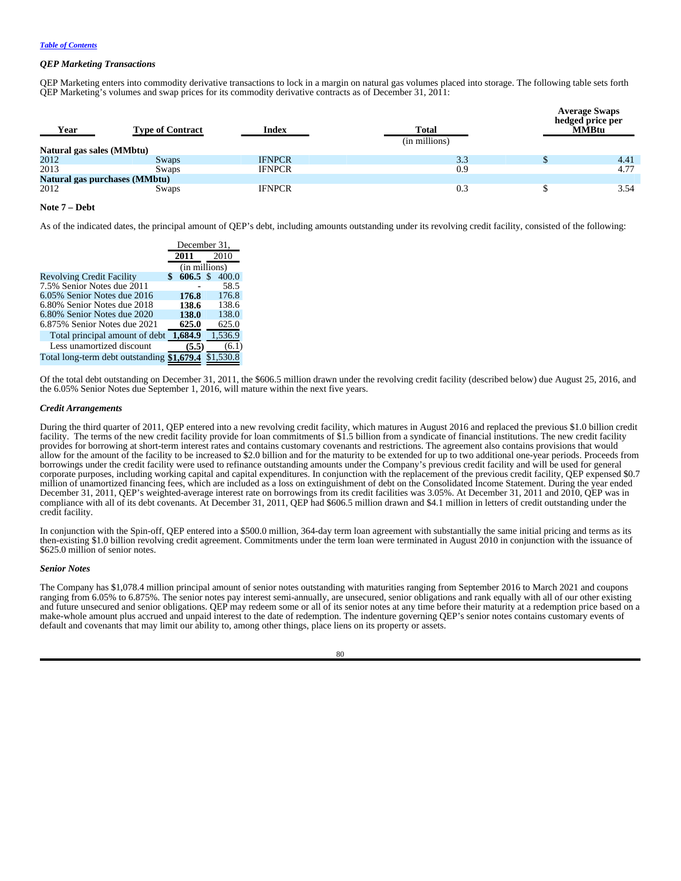*QEP Marketing Transactions*

QEP Marketing enters into commodity derivative transactions to lock in a margin on natural gas volumes placed into storage. The following table sets forth QEP Marketing's volumes and swap prices for its commodity derivative contracts as of December 31, 2011:

| Year | Type of Contract | Index | Total | Average Swaps hedged price per MMBtu |
|---|---|---|---|---|
| | | | (in millions) | |
| **Natural gas sales (MMbtu)** | | | | |
| 2012 | Swaps | IFNPCR | 3.3 | $ 4.41 |
| 2013 | Swaps | IFNPCR | 0.9 | 4.77 |
| **Natural gas purchases (MMbtu)** | | | | |
| 2012 | Swaps | IFNPCR | 0.3 | $ 3.54 |

**Note 7 – Debt**

As of the indicated dates, the principal amount of QEP's debt, including amounts outstanding under its revolving credit facility, consisted of the following:

| | December 31, 2011 | December 31, 2010 |
|---|---|---|
| | (in millions) | |
| Revolving Credit Facility | **$ 606.5** | $ 400.0 |
| 7.5% Senior Notes due 2011 | **-** | 58.5 |
| 6.05% Senior Notes due 2016 | **176.8** | 176.8 |
| 6.80% Senior Notes due 2018 | **138.6** | 138.6 |
| 6.80% Senior Notes due 2020 | **138.0** | 138.0 |
| 6.875% Senior Notes due 2021 | **625.0** | 625.0 |
| Total principal amount of debt | **1,684.9** | 1,536.9 |
| Less unamortized discount | **(5.5)** | (6.1) |
| Total long-term debt outstanding | **$1,679.4** | $1,530.8 |

Of the total debt outstanding on December 31, 2011, the $606.5 million drawn under the revolving credit facility (described below) due August 25, 2016, and the 6.05% Senior Notes due September 1, 2016, will mature within the next five years.

*Credit Arrangements*

During the third quarter of 2011, QEP entered into a new revolving credit facility, which matures in August 2016 and replaced the previous $1.0 billion credit facility. The terms of the new credit facility provide for loan commitments of $1.5 billion from a syndicate of financial institutions. The new credit facility provides for borrowing at short-term interest rates and contains customary covenants and restrictions. The agreement also contains provisions that would allow for the amount of the facility to be increased to $2.0 billion and for the maturity to be extended for up to two additional one-year periods. Proceeds from borrowings under the credit facility were used to refinance outstanding amounts under the Company's previous credit facility and will be used for general corporate purposes, including working capital and capital expenditures. In conjunction with the replacement of the previous credit facility, QEP expensed $0.7 million of unamortized financing fees, which are included as a loss on extinguishment of debt on the Consolidated Income Statement. During the year ended December 31, 2011, QEP's weighted-average interest rate on borrowings from its credit facilities was 3.05%. At December 31, 2011 and 2010, QEP was in compliance with all of its debt covenants. At December 31, 2011, QEP had $606.5 million drawn and $4.1 million in letters of credit outstanding under the credit facility.

In conjunction with the Spin-off, QEP entered into a $500.0 million, 364-day term loan agreement with substantially the same initial pricing and terms as its then-existing $1.0 billion revolving credit agreement. Commitments under the term loan were terminated in August 2010 in conjunction with the issuance of $625.0 million of senior notes.

*Senior Notes*

The Company has $1,078.4 million principal amount of senior notes outstanding with maturities ranging from September 2016 to March 2021 and coupons ranging from 6.05% to 6.875%. The senior notes pay interest semi-annually, are unsecured, senior obligations and rank equally with all of our other existing and future unsecured and senior obligations. QEP may redeem some or all of its senior notes at any time before their maturity at a redemption price based on a make-whole amount plus accrued and unpaid interest to the date of redemption. The indenture governing QEP's senior notes contains customary events of default and covenants that may limit our ability to, among other things, place liens on its property or assets.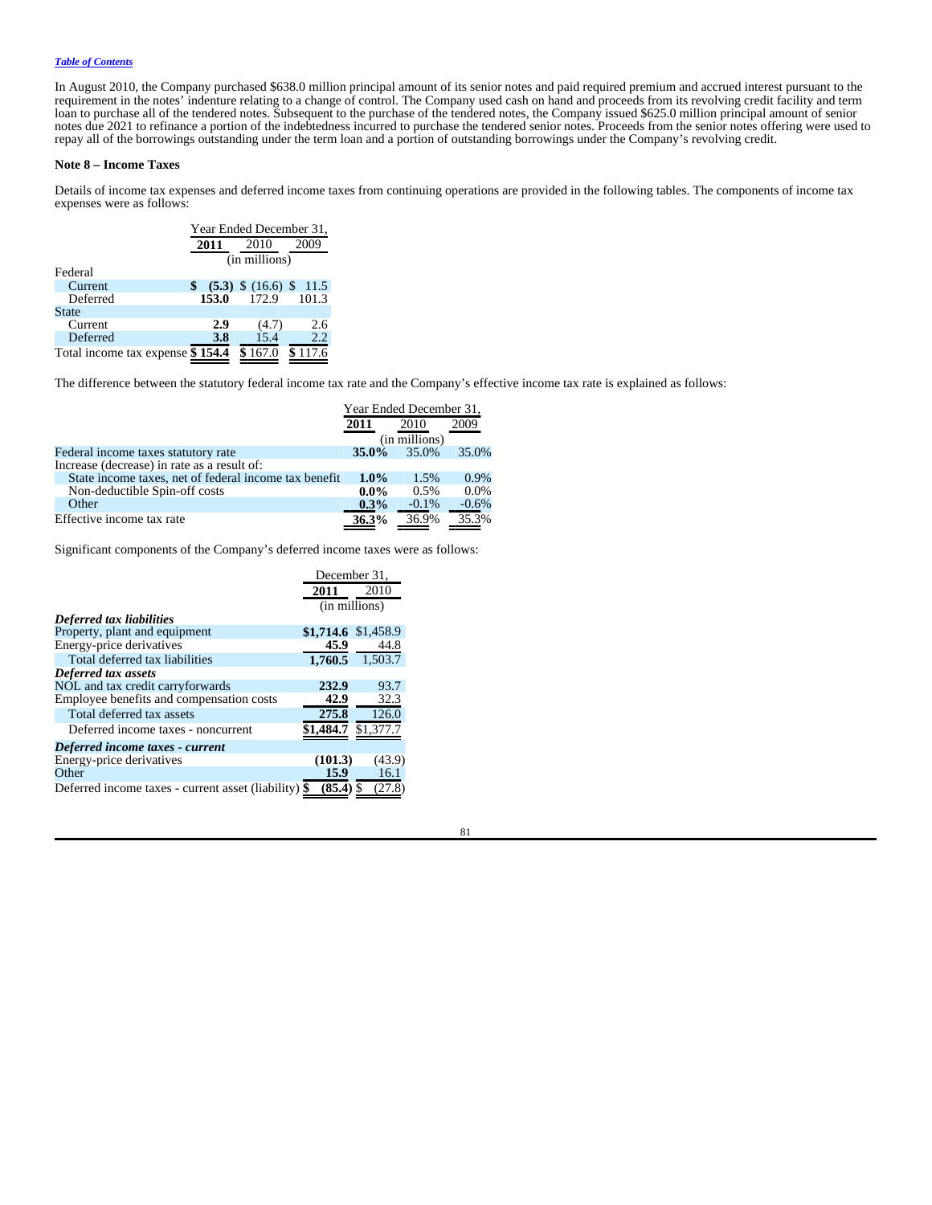In August 2010, the Company purchased $638.0 million principal amount of its senior notes and paid required premium and accrued interest pursuant to the requirement in the notes' indenture relating to a change of control. The Company used cash on hand and proceeds from its revolving credit facility and term loan to purchase all of the tendered notes. Subsequent to the purchase of the tendered notes, the Company issued $625.0 million principal amount of senior notes due 2021 to refinance a portion of the indebtedness incurred to purchase the tendered senior notes. Proceeds from the senior notes offering were used to repay all of the borrowings outstanding under the term loan and a portion of outstanding borrowings under the Company's revolving credit.

**Note 8 – Income Taxes**

Details of income tax expenses and deferred income taxes from continuing operations are provided in the following tables. The components of income tax expenses were as follows:

| | Year Ended December 31, | | |
|---|---|---|---|
| | **2011** | 2010 | 2009 |
| | (in millions) | | |
| Federal | | | |
| Current | **$ (5.3)** | $ (16.6) | $ 11.5 |
| Deferred | **153.0** | 172.9 | 101.3 |
| State | | | |
| Current | **2.9** | (4.7) | 2.6 |
| Deferred | **3.8** | 15.4 | 2.2 |
| Total income tax expense | **$ 154.4** | $ 167.0 | $ 117.6 |

The difference between the statutory federal income tax rate and the Company's effective income tax rate is explained as follows:

| | Year Ended December 31, | | |
|---|---|---|---|
| | **2011** | 2010 | 2009 |
| | (in millions) | | |
| Federal income taxes statutory rate | **35.0%** | 35.0% | 35.0% |
| Increase (decrease) in rate as a result of: | | | |
| State income taxes, net of federal income tax benefit | **1.0%** | 1.5% | 0.9% |
| Non-deductible Spin-off costs | **0.0%** | 0.5% | 0.0% |
| Other | **0.3%** | -0.1% | -0.6% |
| Effective income tax rate | **36.3%** | 36.9% | 35.3% |

Significant components of the Company's deferred income taxes were as follows:

| | December 31, | |
|---|---|---|
| | **2011** | 2010 |
| | (in millions) | |
| ***Deferred tax liabilities*** | | |
| Property, plant and equipment | **$1,714.6** | $1,458.9 |
| Energy-price derivatives | **45.9** | 44.8 |
| Total deferred tax liabilities | **1,760.5** | 1,503.7 |
| ***Deferred tax assets*** | | |
| NOL and tax credit carryforwards | **232.9** | 93.7 |
| Employee benefits and compensation costs | **42.9** | 32.3 |
| Total deferred tax assets | **275.8** | 126.0 |
| Deferred income taxes - noncurrent | **$1,484.7** | $1,377.7 |
| ***Deferred income taxes - current*** | | |
| Energy-price derivatives | **(101.3)** | (43.9) |
| Other | **15.9** | 16.1 |
| Deferred income taxes - current asset (liability) | **$ (85.4)** | $ (27.8) |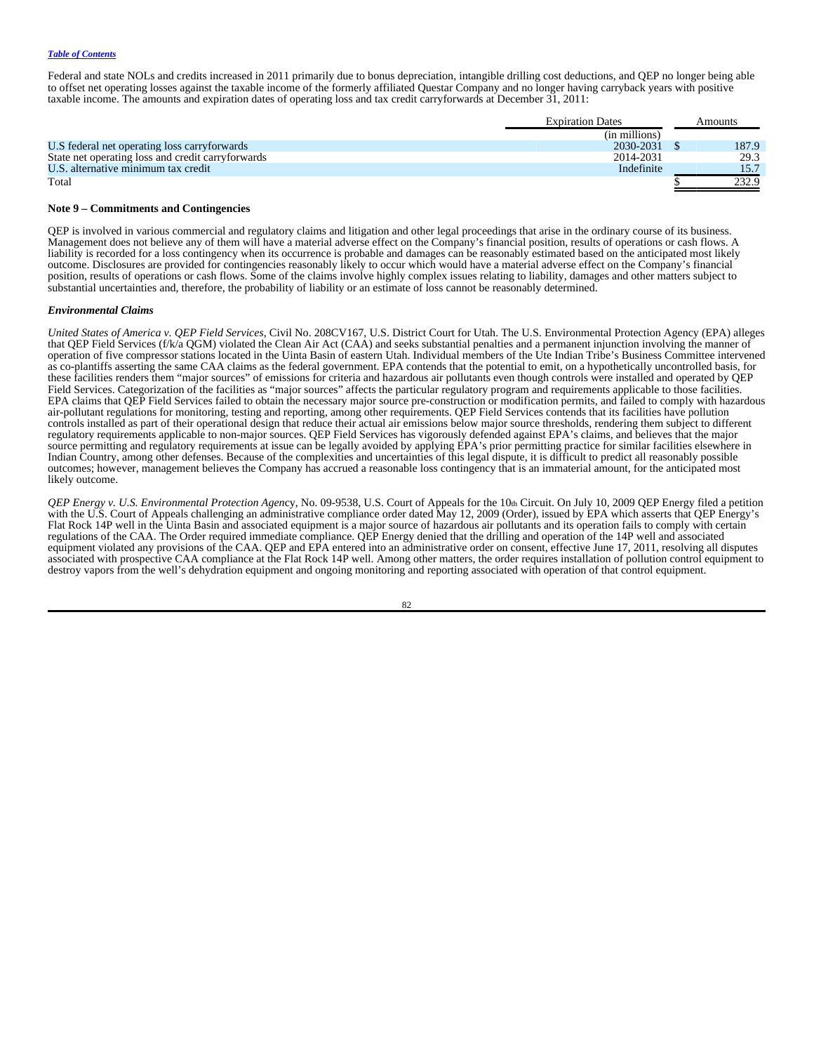Federal and state NOLs and credits increased in 2011 primarily due to bonus depreciation, intangible drilling cost deductions, and QEP no longer being able to offset net operating losses against the taxable income of the formerly affiliated Questar Company and no longer having carryback years with positive taxable income. The amounts and expiration dates of operating loss and tax credit carryforwards at December 31, 2011:

| | Expiration Dates | Amounts |
|---|---|---|
| | (in millions) | |
| U.S federal net operating loss carryforwards | 2030-2031 | $ 187.9 |
| State net operating loss and credit carryforwards | 2014-2031 | 29.3 |
| U.S. alternative minimum tax credit | Indefinite | 15.7 |
| Total | | $ 232.9 |

**Note 9 – Commitments and Contingencies**

QEP is involved in various commercial and regulatory claims and litigation and other legal proceedings that arise in the ordinary course of its business. Management does not believe any of them will have a material adverse effect on the Company's financial position, results of operations or cash flows. A liability is recorded for a loss contingency when its occurrence is probable and damages can be reasonably estimated based on the anticipated most likely outcome. Disclosures are provided for contingencies reasonably likely to occur which would have a material adverse effect on the Company's financial position, results of operations or cash flows. Some of the claims involve highly complex issues relating to liability, damages and other matters subject to substantial uncertainties and, therefore, the probability of liability or an estimate of loss cannot be reasonably determined.

***Environmental Claims***

*United States of America v. QEP Field Services*, Civil No. 208CV167, U.S. District Court for Utah. The U.S. Environmental Protection Agency (EPA) alleges that QEP Field Services (f/k/a QGM) violated the Clean Air Act (CAA) and seeks substantial penalties and a permanent injunction involving the manner of operation of five compressor stations located in the Uinta Basin of eastern Utah. Individual members of the Ute Indian Tribe's Business Committee intervened as co-plantiffs asserting the same CAA claims as the federal government. EPA contends that the potential to emit, on a hypothetically uncontrolled basis, for these facilities renders them "major sources" of emissions for criteria and hazardous air pollutants even though controls were installed and operated by QEP Field Services. Categorization of the facilities as "major sources" affects the particular regulatory program and requirements applicable to those facilities. EPA claims that QEP Field Services failed to obtain the necessary major source pre-construction or modification permits, and failed to comply with hazardous air-pollutant regulations for monitoring, testing and reporting, among other requirements. QEP Field Services contends that its facilities have pollution controls installed as part of their operational design that reduce their actual air emissions below major source thresholds, rendering them subject to different regulatory requirements applicable to non-major sources. QEP Field Services has vigorously defended against EPA's claims, and believes that the major source permitting and regulatory requirements at issue can be legally avoided by applying EPA's prior permitting practice for similar facilities elsewhere in Indian Country, among other defenses. Because of the complexities and uncertainties of this legal dispute, it is difficult to predict all reasonably possible outcomes; however, management believes the Company has accrued a reasonable loss contingency that is an immaterial amount, for the anticipated most likely outcome.

*QEP Energy v. U.S. Environmental Protection Agenc*y, No. 09-9538, U.S. Court of Appeals for the 10th Circuit. On July 10, 2009 QEP Energy filed a petition with the U.S. Court of Appeals challenging an administrative compliance order dated May 12, 2009 (Order), issued by EPA which asserts that QEP Energy's Flat Rock 14P well in the Uinta Basin and associated equipment is a major source of hazardous air pollutants and its operation fails to comply with certain regulations of the CAA. The Order required immediate compliance. QEP Energy denied that the drilling and operation of the 14P well and associated equipment violated any provisions of the CAA. QEP and EPA entered into an administrative order on consent, effective June 17, 2011, resolving all disputes associated with prospective CAA compliance at the Flat Rock 14P well. Among other matters, the order requires installation of pollution control equipment to destroy vapors from the well's dehydration equipment and ongoing monitoring and reporting associated with operation of that control equipment.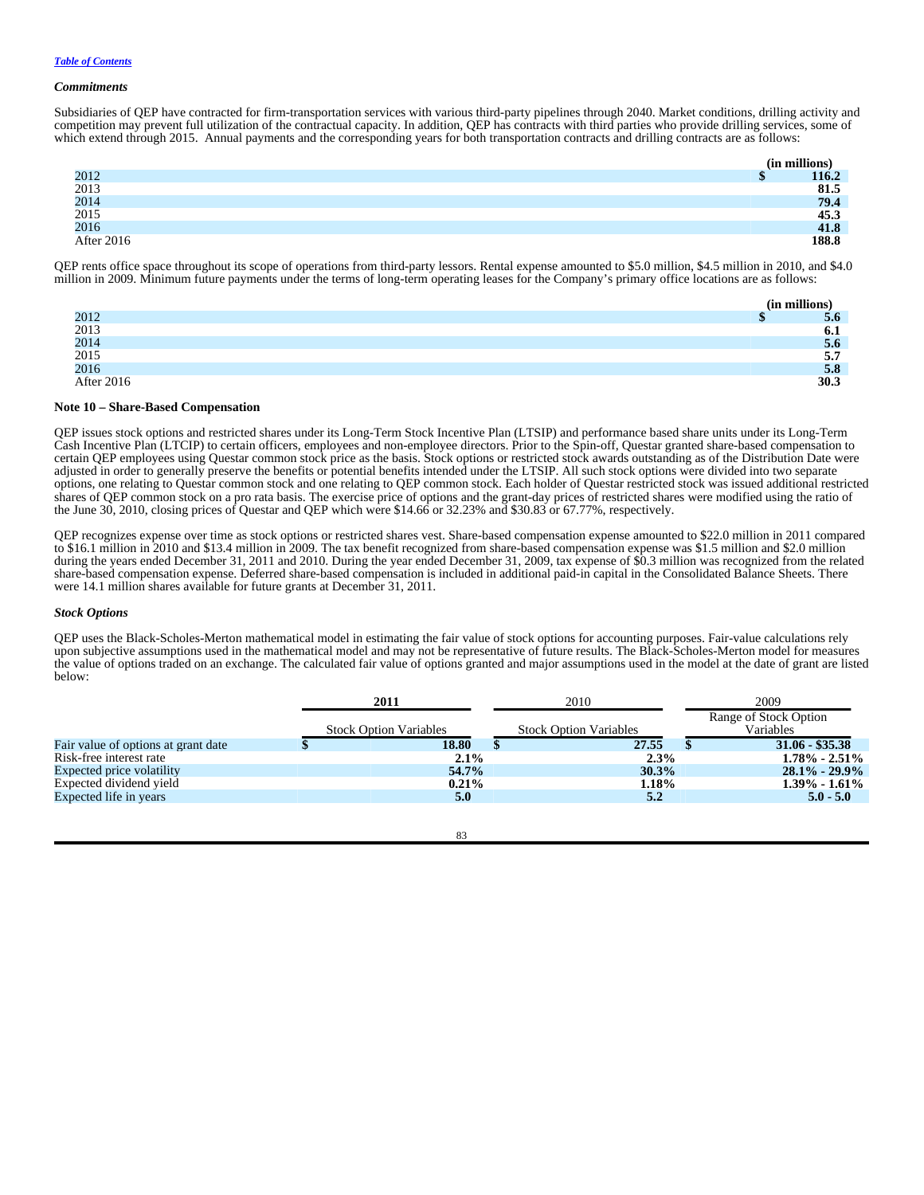*Commitments*

Subsidiaries of QEP have contracted for firm-transportation services with various third-party pipelines through 2040. Market conditions, drilling activity and competition may prevent full utilization of the contractual capacity. In addition, QEP has contracts with third parties who provide drilling services, some of which extend through 2015. Annual payments and the corresponding years for both transportation contracts and drilling contracts are as follows:

| | (in millions) |
|---|---|
| 2012 | $ 116.2 |
| 2013 | 81.5 |
| 2014 | 79.4 |
| 2015 | 45.3 |
| 2016 | 41.8 |
| After 2016 | 188.8 |

QEP rents office space throughout its scope of operations from third-party lessors. Rental expense amounted to $5.0 million, $4.5 million in 2010, and $4.0 million in 2009. Minimum future payments under the terms of long-term operating leases for the Company's primary office locations are as follows:

| | (in millions) |
|---|---|
| 2012 | $ 5.6 |
| 2013 | 6.1 |
| 2014 | 5.6 |
| 2015 | 5.7 |
| 2016 | 5.8 |
| After 2016 | 30.3 |

**Note 10 – Share-Based Compensation**

QEP issues stock options and restricted shares under its Long-Term Stock Incentive Plan (LTSIP) and performance based share units under its Long-Term Cash Incentive Plan (LTCIP) to certain officers, employees and non-employee directors. Prior to the Spin-off, Questar granted share-based compensation to certain QEP employees using Questar common stock price as the basis. Stock options or restricted stock awards outstanding as of the Distribution Date were adjusted in order to generally preserve the benefits or potential benefits intended under the LTSIP. All such stock options were divided into two separate options, one relating to Questar common stock and one relating to QEP common stock. Each holder of Questar restricted stock was issued additional restricted shares of QEP common stock on a pro rata basis. The exercise price of options and the grant-day prices of restricted shares were modified using the ratio of the June 30, 2010, closing prices of Questar and QEP which were $14.66 or 32.23% and $30.83 or 67.77%, respectively.

QEP recognizes expense over time as stock options or restricted shares vest. Share-based compensation expense amounted to $22.0 million in 2011 compared to $16.1 million in 2010 and $13.4 million in 2009. The tax benefit recognized from share-based compensation expense was $1.5 million and $2.0 million during the years ended December 31, 2011 and 2010. During the year ended December 31, 2009, tax expense of $0.3 million was recognized from the related share-based compensation expense. Deferred share-based compensation is included in additional paid-in capital in the Consolidated Balance Sheets. There were 14.1 million shares available for future grants at December 31, 2011.

*Stock Options*

QEP uses the Black-Scholes-Merton mathematical model in estimating the fair value of stock options for accounting purposes. Fair-value calculations rely upon subjective assumptions used in the mathematical model and may not be representative of future results. The Black-Scholes-Merton model for measures the value of options traded on an exchange. The calculated fair value of options granted and major assumptions used in the model at the date of grant are listed below:

| | **2011** | 2010 | 2009 |
|---|---|---|---|
| | Stock Option Variables | Stock Option Variables | Range of Stock Option Variables |
| Fair value of options at grant date | $ 18.80 | $ 27.55 | $ 31.06 - $35.38 |
| Risk-free interest rate | 2.1% | 2.3% | 1.78% - 2.51% |
| Expected price volatility | 54.7% | 30.3% | 28.1% - 29.9% |
| Expected dividend yield | 0.21% | 1.18% | 1.39% - 1.61% |
| Expected life in years | 5.0 | 5.2 | 5.0 - 5.0 |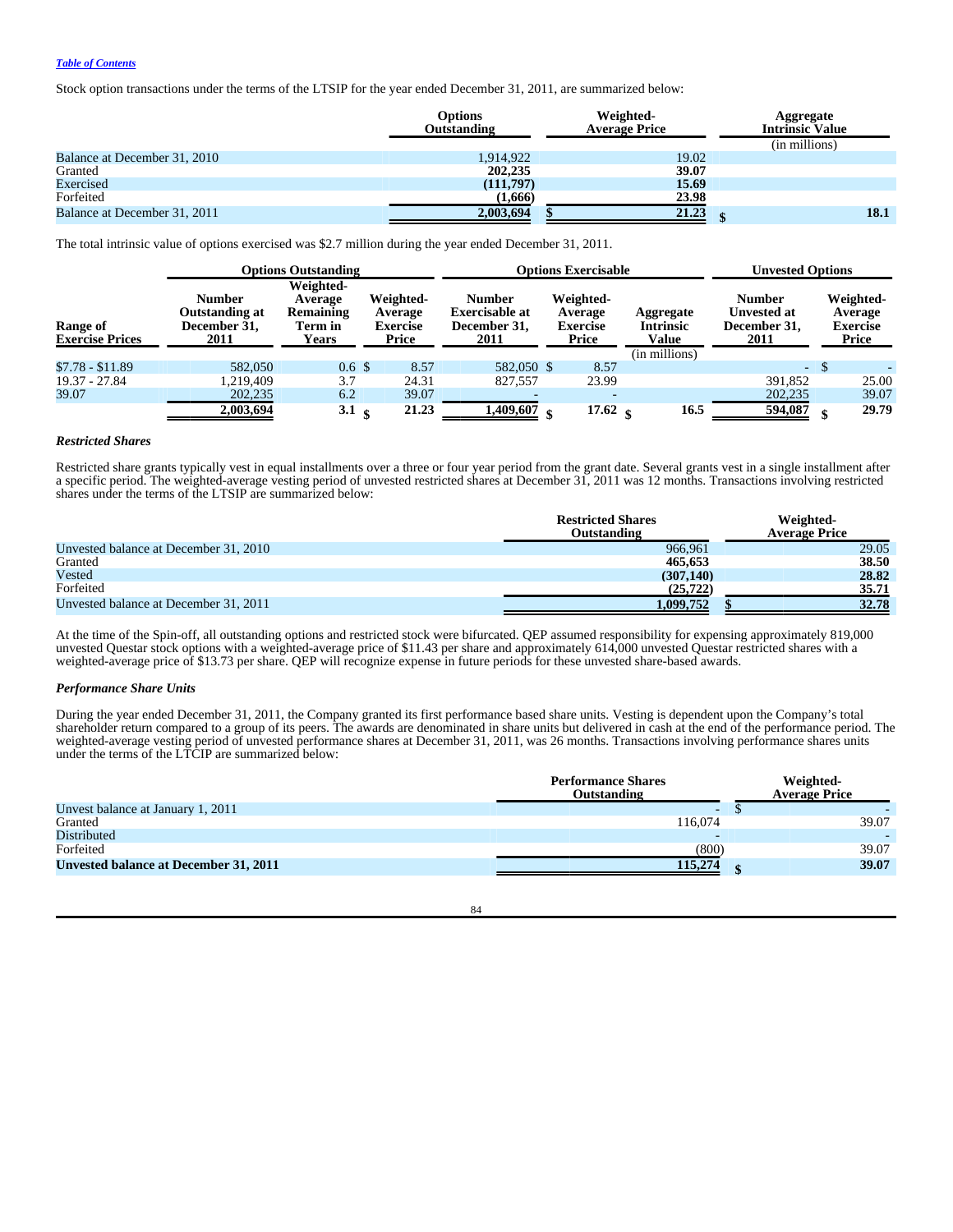Table of Contents

Stock option transactions under the terms of the LTSIP for the year ended December 31, 2011, are summarized below:

| | Options Outstanding | Weighted-Average Price | Aggregate Intrinsic Value |
|---|---|---|---|
| | | | (in millions) |
| Balance at December 31, 2010 | 1,914,922 | 19.02 | |
| Granted | **202,235** | **39.07** | |
| Exercised | **(111,797)** | **15.69** | |
| Forfeited | **(1,666)** | **23.98** | |
| Balance at December 31, 2011 | **2,003,694** | **$ 21.23** | **$ 18.1** |

The total intrinsic value of options exercised was $2.7 million during the year ended December 31, 2011.

| | Options Outstanding | | | Options Exercisable | | | Unvested Options | |
|---|---|---|---|---|---|---|---|---|
| Range of Exercise Prices | Number Outstanding at December 31, 2011 | Weighted-Average Remaining Term in Years | Weighted-Average Exercise Price | Number Exercisable at December 31, 2011 | Weighted-Average Exercise Price | Aggregate Intrinsic Value | Number Unvested at December 31, 2011 | Weighted-Average Exercise Price |
| | | | | | | (in millions) | | |
| $7.78 - $11.89 | 582,050 | 0.6 | $ 8.57 | 582,050 | $ 8.57 | | - | $ - |
| 19.37 - 27.84 | 1,219,409 | 3.7 | 24.31 | 827,557 | 23.99 | | 391,852 | 25.00 |
| 39.07 | 202,235 | 6.2 | 39.07 | - | - | | 202,235 | 39.07 |
| | **2,003,694** | **3.1** | **$ 21.23** | **1,409,607** | **$ 17.62** | **$ 16.5** | **594,087** | **$ 29.79** |

### *Restricted Shares*

Restricted share grants typically vest in equal installments over a three or four year period from the grant date. Several grants vest in a single installment after a specific period. The weighted-average vesting period of unvested restricted shares at December 31, 2011 was 12 months. Transactions involving restricted shares under the terms of the LTSIP are summarized below:

| | Restricted Shares Outstanding | Weighted-Average Price |
|---|---|---|
| Unvested balance at December 31, 2010 | 966,961 | 29.05 |
| Granted | **465,653** | **38.50** |
| Vested | **(307,140)** | **28.82** |
| Forfeited | **(25,722)** | **35.71** |
| Unvested balance at December 31, 2011 | **1,099,752** | **$ 32.78** |

At the time of the Spin-off, all outstanding options and restricted stock were bifurcated. QEP assumed responsibility for expensing approximately 819,000 unvested Questar stock options with a weighted-average price of $11.43 per share and approximately 614,000 unvested Questar restricted shares with a weighted-average price of $13.73 per share. QEP will recognize expense in future periods for these unvested share-based awards.

### *Performance Share Units*

During the year ended December 31, 2011, the Company granted its first performance based share units. Vesting is dependent upon the Company's total shareholder return compared to a group of its peers. The awards are denominated in share units but delivered in cash at the end of the performance period. The weighted-average vesting period of unvested performance shares at December 31, 2011, was 26 months. Transactions involving performance shares units under the terms of the LTCIP are summarized below:

| | Performance Shares Outstanding | Weighted-Average Price |
|---|---|---|
| Unvest balance at January 1, 2011 | - | $ - |
| Granted | 116,074 | 39.07 |
| Distributed | - | - |
| Forfeited | (800) | 39.07 |
| **Unvested balance at December 31, 2011** | **115,274** | **$ 39.07** |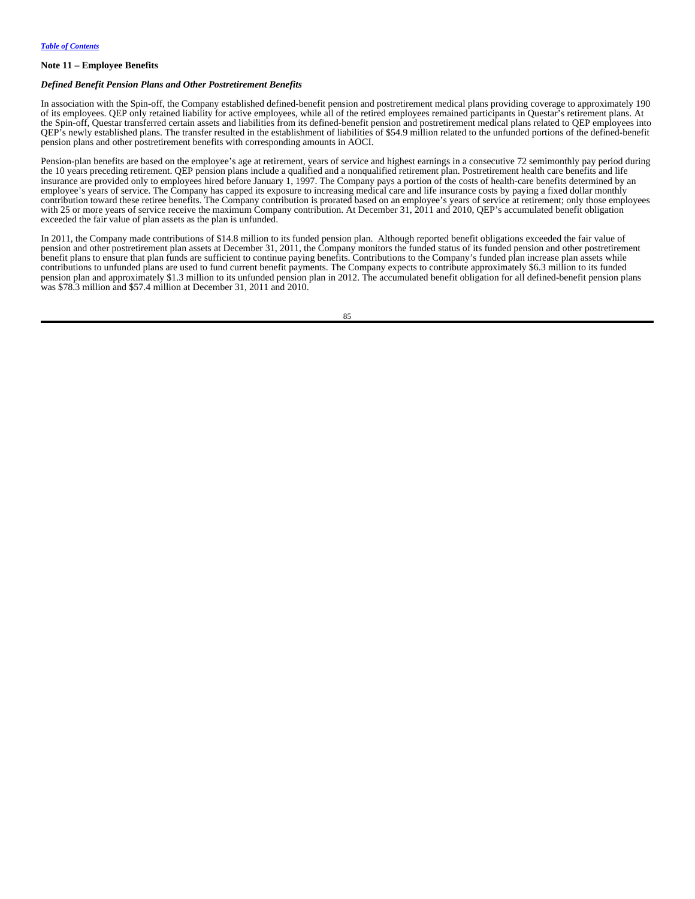## Note 11 – Employee Benefits

### *Defined Benefit Pension Plans and Other Postretirement Benefits*

In association with the Spin-off, the Company established defined-benefit pension and postretirement medical plans providing coverage to approximately 190 of its employees. QEP only retained liability for active employees, while all of the retired employees remained participants in Questar's retirement plans. At the Spin-off, Questar transferred certain assets and liabilities from its defined-benefit pension and postretirement medical plans related to QEP employees into QEP's newly established plans. The transfer resulted in the establishment of liabilities of $54.9 million related to the unfunded portions of the defined-benefit pension plans and other postretirement benefits with corresponding amounts in AOCI.

Pension-plan benefits are based on the employee's age at retirement, years of service and highest earnings in a consecutive 72 semimonthly pay period during the 10 years preceding retirement. QEP pension plans include a qualified and a nonqualified retirement plan. Postretirement health care benefits and life insurance are provided only to employees hired before January 1, 1997. The Company pays a portion of the costs of health-care benefits determined by an employee's years of service. The Company has capped its exposure to increasing medical care and life insurance costs by paying a fixed dollar monthly contribution toward these retiree benefits. The Company contribution is prorated based on an employee's years of service at retirement; only those employees with 25 or more years of service receive the maximum Company contribution. At December 31, 2011 and 2010, QEP's accumulated benefit obligation exceeded the fair value of plan assets as the plan is unfunded.

In 2011, the Company made contributions of $14.8 million to its funded pension plan. Although reported benefit obligations exceeded the fair value of pension and other postretirement plan assets at December 31, 2011, the Company monitors the funded status of its funded pension and other postretirement benefit plans to ensure that plan funds are sufficient to continue paying benefits. Contributions to the Company's funded plan increase plan assets while contributions to unfunded plans are used to fund current benefit payments. The Company expects to contribute approximately $6.3 million to its funded pension plan and approximately $1.3 million to its unfunded pension plan in 2012. The accumulated benefit obligation for all defined-benefit pension plans was $78.3 million and $57.4 million at December 31, 2011 and 2010.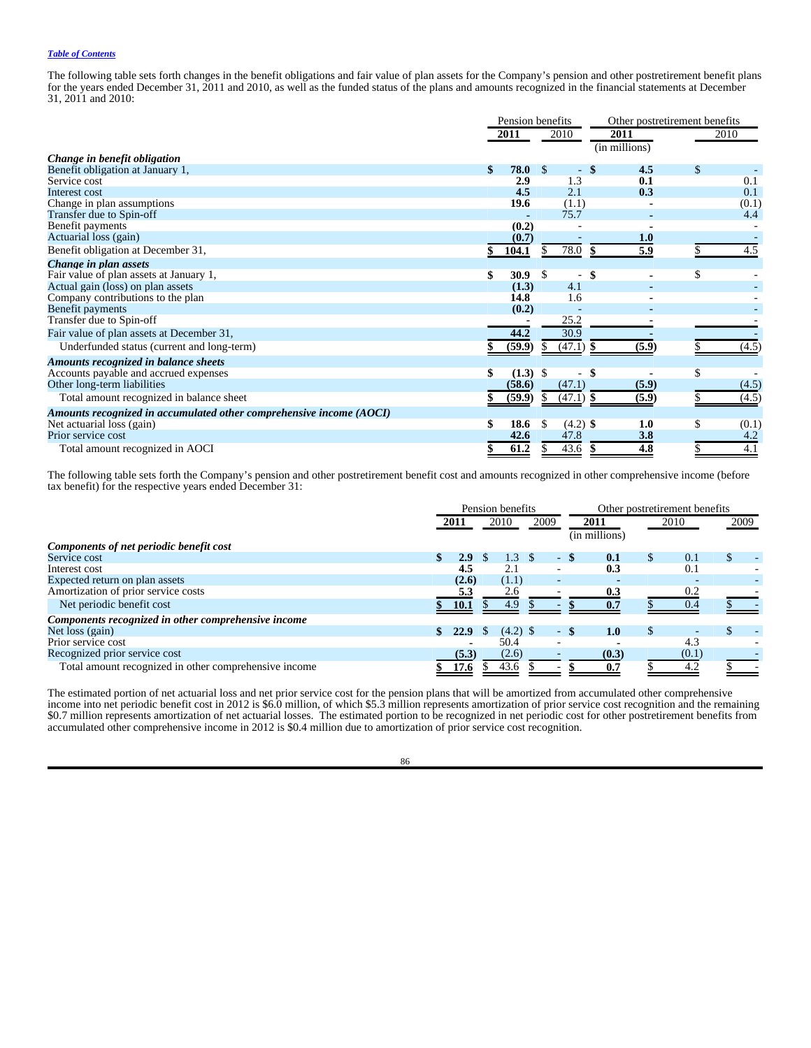The following table sets forth changes in the benefit obligations and fair value of plan assets for the Company's pension and other postretirement benefit plans for the years ended December 31, 2011 and 2010, as well as the funded status of the plans and amounts recognized in the financial statements at December 31, 2011 and 2010:

| | Pension benefits | | Other postretirement benefits | |
|---|---|---|---|---|
| | **2011** | 2010 | **2011** | 2010 |
| | | | (in millions) | |
| ***Change in benefit obligation*** | | | | |
| Benefit obligation at January 1, | **$ 78.0** | $ - | **$ 4.5** | $ - |
| Service cost | **2.9** | 1.3 | **0.1** | 0.1 |
| Interest cost | **4.5** | 2.1 | **0.3** | 0.1 |
| Change in plan assumptions | **19.6** | (1.1) | **-** | (0.1) |
| Transfer due to Spin-off | **-** | 75.7 | **-** | 4.4 |
| Benefit payments | **(0.2)** | - | **-** | - |
| Actuarial loss (gain) | **(0.7)** | - | **1.0** | - |
| Benefit obligation at December 31, | **$ 104.1** | $ 78.0 | **$ 5.9** | $ 4.5 |
| ***Change in plan assets*** | | | | |
| Fair value of plan assets at January 1, | **$ 30.9** | $ - | **$ -** | $ - |
| Actual gain (loss) on plan assets | **(1.3)** | 4.1 | **-** | - |
| Company contributions to the plan | **14.8** | 1.6 | **-** | - |
| Benefit payments | **(0.2)** | - | **-** | - |
| Transfer due to Spin-off | **-** | 25.2 | **-** | - |
| Fair value of plan assets at December 31, | **44.2** | 30.9 | **-** | - |
| Underfunded status (current and long-term) | **$ (59.9)** | $ (47.1) | **$ (5.9)** | $ (4.5) |
| ***Amounts recognized in balance sheets*** | | | | |
| Accounts payable and accrued expenses | **$ (1.3)** | $ - | **$ -** | $ - |
| Other long-term liabilities | **(58.6)** | (47.1) | **(5.9)** | (4.5) |
| Total amount recognized in balance sheet | **$ (59.9)** | $ (47.1) | **$ (5.9)** | $ (4.5) |
| ***Amounts recognized in accumulated other comprehensive income (AOCI)*** | | | | |
| Net actuarial loss (gain) | **$ 18.6** | $ (4.2) | **$ 1.0** | $ (0.1) |
| Prior service cost | **42.6** | 47.8 | **3.8** | 4.2 |
| Total amount recognized in AOCI | **$ 61.2** | $ 43.6 | **$ 4.8** | $ 4.1 |

The following table sets forth the Company's pension and other postretirement benefit cost and amounts recognized in other comprehensive income (before tax benefit) for the respective years ended December 31:

| | Pension benefits | | | Other postretirement benefits | | |
|---|---|---|---|---|---|---|
| | **2011** | 2010 | 2009 | **2011** | 2010 | 2009 |
| | | | | (in millions) | | |
| ***Components of net periodic benefit cost*** | | | | | | |
| Service cost | **$ 2.9** | $ 1.3 | $ - | **$ 0.1** | $ 0.1 | $ - |
| Interest cost | **4.5** | 2.1 | - | **0.3** | 0.1 | - |
| Expected return on plan assets | **(2.6)** | (1.1) | - | **-** | - | - |
| Amortization of prior service costs | **5.3** | 2.6 | - | **0.3** | 0.2 | - |
| Net periodic benefit cost | **$ 10.1** | $ 4.9 | $ - | **$ 0.7** | $ 0.4 | $ - |
| ***Components recognized in other comprehensive income*** | | | | | | |
| Net loss (gain) | **$ 22.9** | $ (4.2) | $ - | **$ 1.0** | $ - | $ - |
| Prior service cost | **-** | 50.4 | - | **-** | 4.3 | - |
| Recognized prior service cost | **(5.3)** | (2.6) | - | **(0.3)** | (0.1) | - |
| Total amount recognized in other comprehensive income | **$ 17.6** | $ 43.6 | $ - | **$ 0.7** | $ 4.2 | $ - |

The estimated portion of net actuarial loss and net prior service cost for the pension plans that will be amortized from accumulated other comprehensive income into net periodic benefit cost in 2012 is $6.0 million, of which $5.3 million represents amortization of prior service cost recognition and the remaining $0.7 million represents amortization of net actuarial losses. The estimated portion to be recognized in net periodic cost for other postretirement benefits from accumulated other comprehensive income in 2012 is $0.4 million due to amortization of prior service cost recognition.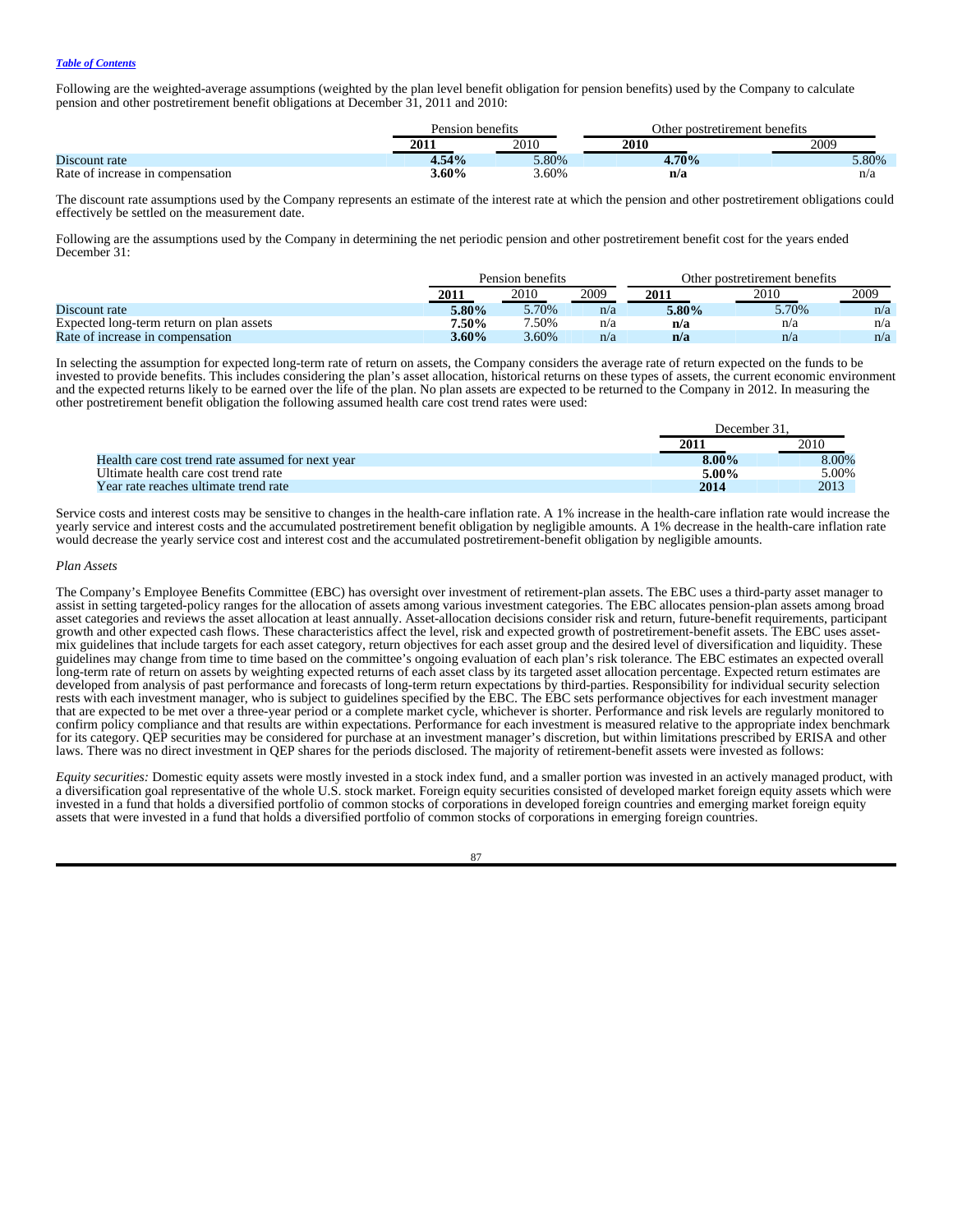[Table of Contents](#)

Following are the weighted-average assumptions (weighted by the plan level benefit obligation for pension benefits) used by the Company to calculate pension and other postretirement benefit obligations at December 31, 2011 and 2010:

| | Pension benefits | | Other postretirement benefits | |
|---|---|---|---|---|
| | **2011** | 2010 | **2010** | 2009 |
| Discount rate | **4.54%** | 5.80% | **4.70%** | 5.80% |
| Rate of increase in compensation | **3.60%** | 3.60% | **n/a** | n/a |

The discount rate assumptions used by the Company represents an estimate of the interest rate at which the pension and other postretirement obligations could effectively be settled on the measurement date.

Following are the assumptions used by the Company in determining the net periodic pension and other postretirement benefit cost for the years ended December 31:

| | Pension benefits | | | Other postretirement benefits | | |
|---|---|---|---|---|---|---|
| | **2011** | 2010 | 2009 | **2011** | 2010 | 2009 |
| Discount rate | **5.80%** | 5.70% | n/a | **5.80%** | 5.70% | n/a |
| Expected long-term return on plan assets | **7.50%** | 7.50% | n/a | **n/a** | n/a | n/a |
| Rate of increase in compensation | **3.60%** | 3.60% | n/a | **n/a** | n/a | n/a |

In selecting the assumption for expected long-term rate of return on assets, the Company considers the average rate of return expected on the funds to be invested to provide benefits. This includes considering the plan's asset allocation, historical returns on these types of assets, the current economic environment and the expected returns likely to be earned over the life of the plan. No plan assets are expected to be returned to the Company in 2012. In measuring the other postretirement benefit obligation the following assumed health care cost trend rates were used:

| | December 31, | |
|---|---|---|
| | **2011** | 2010 |
| Health care cost trend rate assumed for next year | **8.00%** | 8.00% |
| Ultimate health care cost trend rate | **5.00%** | 5.00% |
| Year rate reaches ultimate trend rate | **2014** | 2013 |

Service costs and interest costs may be sensitive to changes in the health-care inflation rate. A 1% increase in the health-care inflation rate would increase the yearly service and interest costs and the accumulated postretirement benefit obligation by negligible amounts. A 1% decrease in the health-care inflation rate would decrease the yearly service cost and interest cost and the accumulated postretirement-benefit obligation by negligible amounts.

*Plan Assets*

The Company's Employee Benefits Committee (EBC) has oversight over investment of retirement-plan assets. The EBC uses a third-party asset manager to assist in setting targeted-policy ranges for the allocation of assets among various investment categories. The EBC allocates pension-plan assets among broad asset categories and reviews the asset allocation at least annually. Asset-allocation decisions consider risk and return, future-benefit requirements, participant growth and other expected cash flows. These characteristics affect the level, risk and expected growth of postretirement-benefit assets. The EBC uses asset-mix guidelines that include targets for each asset category, return objectives for each asset group and the desired level of diversification and liquidity. These guidelines may change from time to time based on the committee's ongoing evaluation of each plan's risk tolerance. The EBC estimates an expected overall long-term rate of return on assets by weighting expected returns of each asset class by its targeted asset allocation percentage. Expected return estimates are developed from analysis of past performance and forecasts of long-term return expectations by third-parties. Responsibility for individual security selection rests with each investment manager, who is subject to guidelines specified by the EBC. The EBC sets performance objectives for each investment manager that are expected to be met over a three-year period or a complete market cycle, whichever is shorter. Performance and risk levels are regularly monitored to confirm policy compliance and that results are within expectations. Performance for each investment is measured relative to the appropriate index benchmark for its category. QEP securities may be considered for purchase at an investment manager's discretion, but within limitations prescribed by ERISA and other laws. There was no direct investment in QEP shares for the periods disclosed. The majority of retirement-benefit assets were invested as follows:

*Equity securities:* Domestic equity assets were mostly invested in a stock index fund, and a smaller portion was invested in an actively managed product, with a diversification goal representative of the whole U.S. stock market. Foreign equity securities consisted of developed market foreign equity assets which were invested in a fund that holds a diversified portfolio of common stocks of corporations in developed foreign countries and emerging market foreign equity assets that were invested in a fund that holds a diversified portfolio of common stocks of corporations in emerging foreign countries.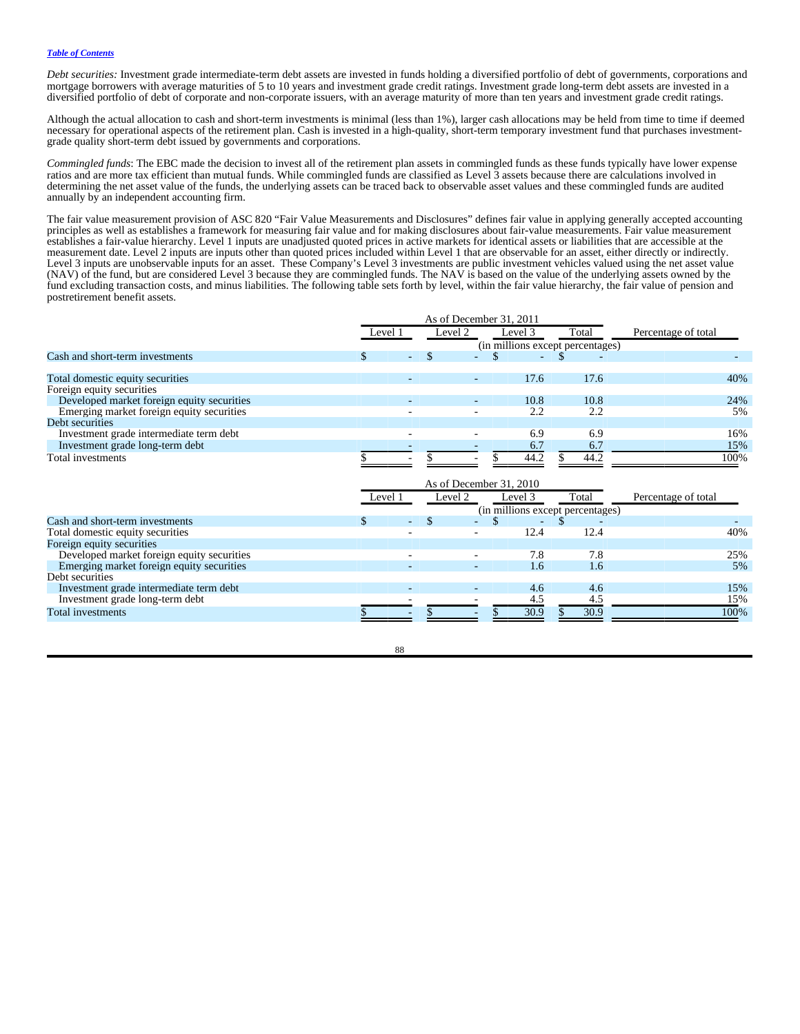*Debt securities:* Investment grade intermediate-term debt assets are invested in funds holding a diversified portfolio of debt of governments, corporations and mortgage borrowers with average maturities of 5 to 10 years and investment grade credit ratings. Investment grade long-term debt assets are invested in a diversified portfolio of debt of corporate and non-corporate issuers, with an average maturity of more than ten years and investment grade credit ratings.

Although the actual allocation to cash and short-term investments is minimal (less than 1%), larger cash allocations may be held from time to time if deemed necessary for operational aspects of the retirement plan. Cash is invested in a high-quality, short-term temporary investment fund that purchases investment-grade quality short-term debt issued by governments and corporations.

*Commingled funds*: The EBC made the decision to invest all of the retirement plan assets in commingled funds as these funds typically have lower expense ratios and are more tax efficient than mutual funds. While commingled funds are classified as Level 3 assets because there are calculations involved in determining the net asset value of the funds, the underlying assets can be traced back to observable asset values and these commingled funds are audited annually by an independent accounting firm.

The fair value measurement provision of ASC 820 "Fair Value Measurements and Disclosures" defines fair value in applying generally accepted accounting principles as well as establishes a framework for measuring fair value and for making disclosures about fair-value measurements. Fair value measurement establishes a fair-value hierarchy. Level 1 inputs are unadjusted quoted prices in active markets for identical assets or liabilities that are accessible at the measurement date. Level 2 inputs are inputs other than quoted prices included within Level 1 that are observable for an asset, either directly or indirectly. Level 3 inputs are unobservable inputs for an asset. These Company's Level 3 investments are public investment vehicles valued using the net asset value (NAV) of the fund, but are considered Level 3 because they are commingled funds. The NAV is based on the value of the underlying assets owned by the fund excluding transaction costs, and minus liabilities. The following table sets forth by level, within the fair value hierarchy, the fair value of pension and postretirement benefit assets.

| | As of December 31, 2011 | | | | |
|---|---|---|---|---|---|
| | Level 1 | Level 2 | Level 3 | Total | Percentage of total |
| | (in millions except percentages) | | | | |
| Cash and short-term investments | $ - | $ - | $ - | $ - | - |
| Total domestic equity securities | - | - | 17.6 | 17.6 | 40% |
| Foreign equity securities | | | | | |
| Developed market foreign equity securities | - | - | 10.8 | 10.8 | 24% |
| Emerging market foreign equity securities | - | - | 2.2 | 2.2 | 5% |
| Debt securities | | | | | |
| Investment grade intermediate term debt | - | - | 6.9 | 6.9 | 16% |
| Investment grade long-term debt | - | - | 6.7 | 6.7 | 15% |
| Total investments | $ - | $ - | $ 44.2 | $ 44.2 | 100% |

| | As of December 31, 2010 | | | | |
|---|---|---|---|---|---|
| | Level 1 | Level 2 | Level 3 | Total | Percentage of total |
| | (in millions except percentages) | | | | |
| Cash and short-term investments | $ - | $ - | $ - | $ - | - |
| Total domestic equity securities | - | - | 12.4 | 12.4 | 40% |
| Foreign equity securities | | | | | |
| Developed market foreign equity securities | - | - | 7.8 | 7.8 | 25% |
| Emerging market foreign equity securities | - | - | 1.6 | 1.6 | 5% |
| Debt securities | | | | | |
| Investment grade intermediate term debt | - | - | 4.6 | 4.6 | 15% |
| Investment grade long-term debt | - | - | 4.5 | 4.5 | 15% |
| Total investments | $ - | $ - | $ 30.9 | $ 30.9 | 100% |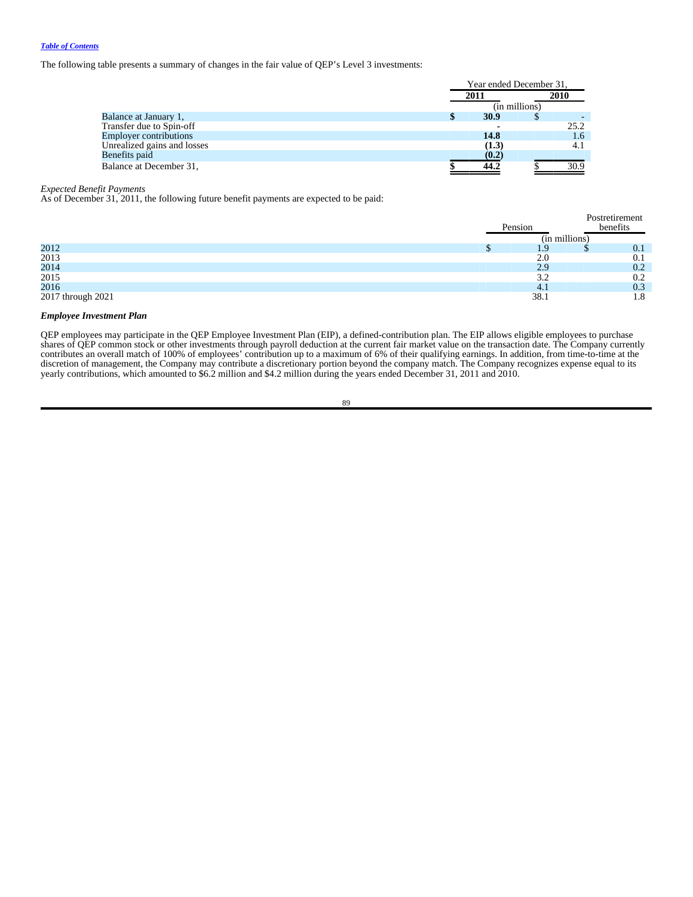The following table presents a summary of changes in the fair value of QEP's Level 3 investments:

| | Year ended December 31, | |
|---|---|---|
| | **2011** | **2010** |
| | (in millions) | |
| Balance at January 1, | **$ 30.9** | $ - |
| Transfer due to Spin-off | **-** | 25.2 |
| Employer contributions | **14.8** | 1.6 |
| Unrealized gains and losses | **(1.3)** | 4.1 |
| Benefits paid | **(0.2)** | |
| Balance at December 31, | **$ 44.2** | $ 30.9 |

*Expected Benefit Payments*
As of December 31, 2011, the following future benefit payments are expected to be paid:

| | Pension | Postretirement benefits |
|---|---|---|
| | (in millions) | |
| 2012 | $ 1.9 | $ 0.1 |
| 2013 | 2.0 | 0.1 |
| 2014 | 2.9 | 0.2 |
| 2015 | 3.2 | 0.2 |
| 2016 | 4.1 | 0.3 |
| 2017 through 2021 | 38.1 | 1.8 |

***Employee Investment Plan***

QEP employees may participate in the QEP Employee Investment Plan (EIP), a defined-contribution plan. The EIP allows eligible employees to purchase shares of QEP common stock or other investments through payroll deduction at the current fair market value on the transaction date. The Company currently contributes an overall match of 100% of employees' contribution up to a maximum of 6% of their qualifying earnings. In addition, from time-to-time at the discretion of management, the Company may contribute a discretionary portion beyond the company match. The Company recognizes expense equal to its yearly contributions, which amounted to $6.2 million and $4.2 million during the years ended December 31, 2011 and 2010.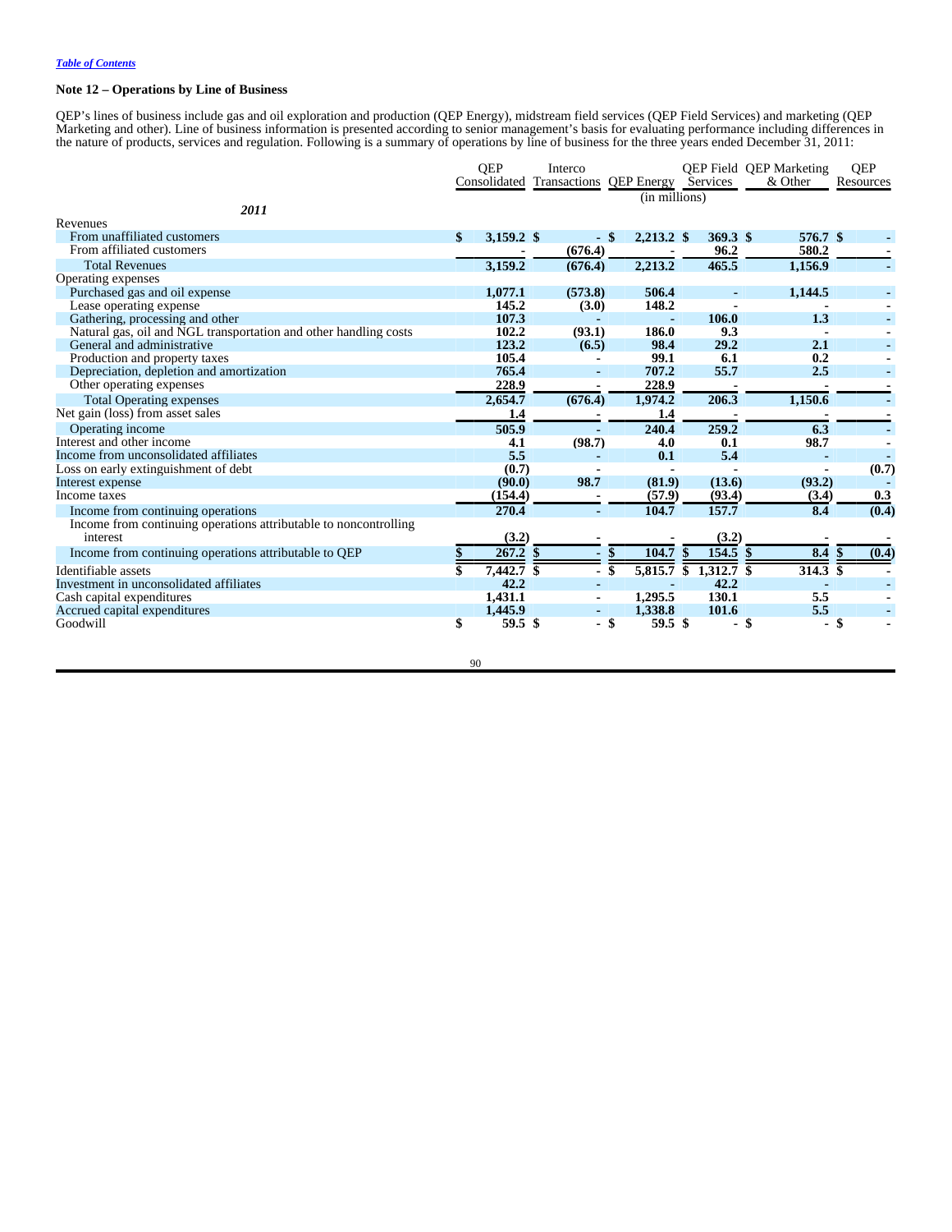[Table of Contents](#)

### Note 12 – Operations by Line of Business

QEP's lines of business include gas and oil exploration and production (QEP Energy), midstream field services (QEP Field Services) and marketing (QEP Marketing and other). Line of business information is presented according to senior management's basis for evaluating performance including differences in the nature of products, services and regulation. Following is a summary of operations by line of business for the three years ended December 31, 2011:

| | QEP Consolidated | Interco Transactions | QEP Energy | QEP Field Services | QEP Marketing & Other | QEP Resources |
|---|---|---|---|---|---|---|
| | | | (in millions) | | | |
| ***2011*** | | | | | | |
| Revenues | | | | | | |
| From unaffiliated customers | $ 3,159.2 | $ - | $ 2,213.2 | $ 369.3 | $ 576.7 | $ - |
| From affiliated customers | - | (676.4) | - | 96.2 | 580.2 | - |
| Total Revenues | 3,159.2 | (676.4) | 2,213.2 | 465.5 | 1,156.9 | - |
| Operating expenses | | | | | | |
| Purchased gas and oil expense | 1,077.1 | (573.8) | 506.4 | - | 1,144.5 | - |
| Lease operating expense | 145.2 | (3.0) | 148.2 | - | - | - |
| Gathering, processing and other | 107.3 | - | - | 106.0 | 1.3 | - |
| Natural gas, oil and NGL transportation and other handling costs | 102.2 | (93.1) | 186.0 | 9.3 | - | - |
| General and administrative | 123.2 | (6.5) | 98.4 | 29.2 | 2.1 | - |
| Production and property taxes | 105.4 | - | 99.1 | 6.1 | 0.2 | - |
| Depreciation, depletion and amortization | 765.4 | - | 707.2 | 55.7 | 2.5 | - |
| Other operating expenses | 228.9 | - | 228.9 | - | - | - |
| Total Operating expenses | 2,654.7 | (676.4) | 1,974.2 | 206.3 | 1,150.6 | - |
| Net gain (loss) from asset sales | 1.4 | - | 1.4 | - | - | - |
| Operating income | 505.9 | - | 240.4 | 259.2 | 6.3 | - |
| Interest and other income | 4.1 | (98.7) | 4.0 | 0.1 | 98.7 | - |
| Income from unconsolidated affiliates | 5.5 | - | 0.1 | 5.4 | - | - |
| Loss on early extinguishment of debt | (0.7) | - | - | - | - | (0.7) |
| Interest expense | (90.0) | 98.7 | (81.9) | (13.6) | (93.2) | - |
| Income taxes | (154.4) | - | (57.9) | (93.4) | (3.4) | 0.3 |
| Income from continuing operations | 270.4 | - | 104.7 | 157.7 | 8.4 | (0.4) |
| Income from continuing operations attributable to noncontrolling interest | (3.2) | - | - | (3.2) | - | - |
| Income from continuing operations attributable to QEP | $ 267.2 | $ - | $ 104.7 | $ 154.5 | $ 8.4 | $ (0.4) |
| Identifiable assets | $ 7,442.7 | $ - | $ 5,815.7 | $ 1,312.7 | $ 314.3 | $ - |
| Investment in unconsolidated affiliates | 42.2 | - | - | 42.2 | - | - |
| Cash capital expenditures | 1,431.1 | - | 1,295.5 | 130.1 | 5.5 | - |
| Accrued capital expenditures | 1,445.9 | - | 1,338.8 | 101.6 | 5.5 | - |
| Goodwill | $ 59.5 | $ - | $ 59.5 | $ - | $ - | $ - |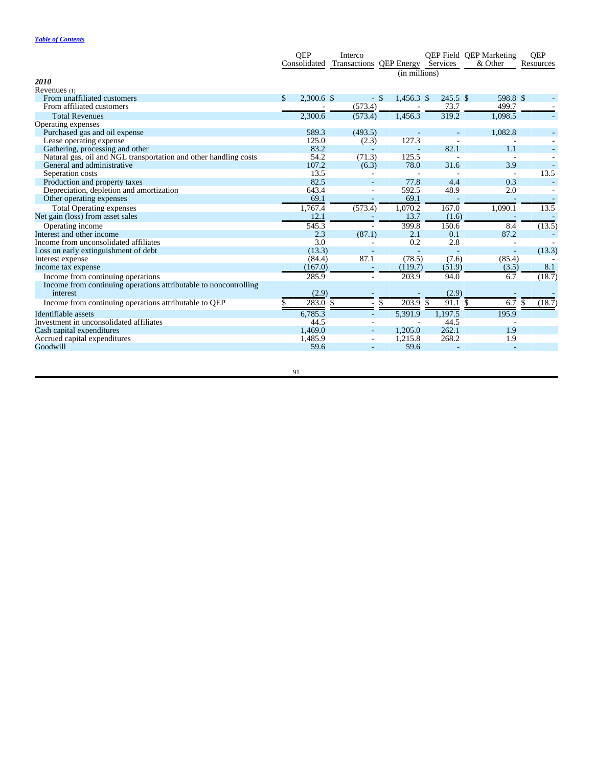[Table of Contents](#)

| | QEP Consolidated | Interco Transactions | QEP Energy | QEP Field Services | QEP Marketing & Other | QEP Resources |
|---|---|---|---|---|---|---|
| | | | (in millions) | | | |
| ***2010*** | | | | | | |
| Revenues (1) | | | | | | |
| From unaffiliated customers | $ 2,300.6 | $ - | $ 1,456.3 | $ 245.5 | $ 598.8 | $ - |
| From affiliated customers | - | (573.4) | - | 73.7 | 499.7 | - |
| Total Revenues | 2,300.6 | (573.4) | 1,456.3 | 319.2 | 1,098.5 | - |
| Operating expenses | | | | | | |
| Purchased gas and oil expense | 589.3 | (493.5) | - | - | 1,082.8 | - |
| Lease operating expense | 125.0 | (2.3) | 127.3 | - | - | - |
| Gathering, processing and other | 83.2 | - | - | 82.1 | 1.1 | - |
| Natural gas, oil and NGL transportation and other handling costs | 54.2 | (71.3) | 125.5 | - | - | - |
| General and administrative | 107.2 | (6.3) | 78.0 | 31.6 | 3.9 | - |
| Seperation costs | 13.5 | - | - | - | - | 13.5 |
| Production and property taxes | 82.5 | - | 77.8 | 4.4 | 0.3 | - |
| Depreciation, depletion and amortization | 643.4 | - | 592.5 | 48.9 | 2.0 | - |
| Other operating expenses | 69.1 | - | 69.1 | - | - | - |
| Total Operating expenses | 1,767.4 | (573.4) | 1,070.2 | 167.0 | 1,090.1 | 13.5 |
| Net gain (loss) from asset sales | 12.1 | - | 13.7 | (1.6) | - | - |
| Operating income | 545.3 | - | 399.8 | 150.6 | 8.4 | (13.5) |
| Interest and other income | 2.3 | (87.1) | 2.1 | 0.1 | 87.2 | - |
| Income from unconsolidated affiliates | 3.0 | - | 0.2 | 2.8 | - | - |
| Loss on early extinguishment of debt | (13.3) | - | - | - | - | (13.3) |
| Interest expense | (84.4) | 87.1 | (78.5) | (7.6) | (85.4) | - |
| Income tax expense | (167.0) | - | (119.7) | (51.9) | (3.5) | 8.1 |
| Income from continuing operations | 285.9 | - | 203.9 | 94.0 | 6.7 | (18.7) |
| Income from continuing operations attributable to noncontrolling interest | (2.9) | - | - | (2.9) | - | - |
| Income from continuing operations attributable to QEP | $ 283.0 | $ - | $ 203.9 | $ 91.1 | $ 6.7 | $ (18.7) |
| Identifiable assets | 6,785.3 | - | 5,391.9 | 1,197.5 | 195.9 | |
| Investment in unconsolidated affiliates | 44.5 | - | - | 44.5 | - | |
| Cash capital expenditures | 1,469.0 | - | 1,205.0 | 262.1 | 1.9 | |
| Accrued capital expenditures | 1,485.9 | - | 1,215.8 | 268.2 | 1.9 | |
| Goodwill | 59.6 | - | 59.6 | - | - | |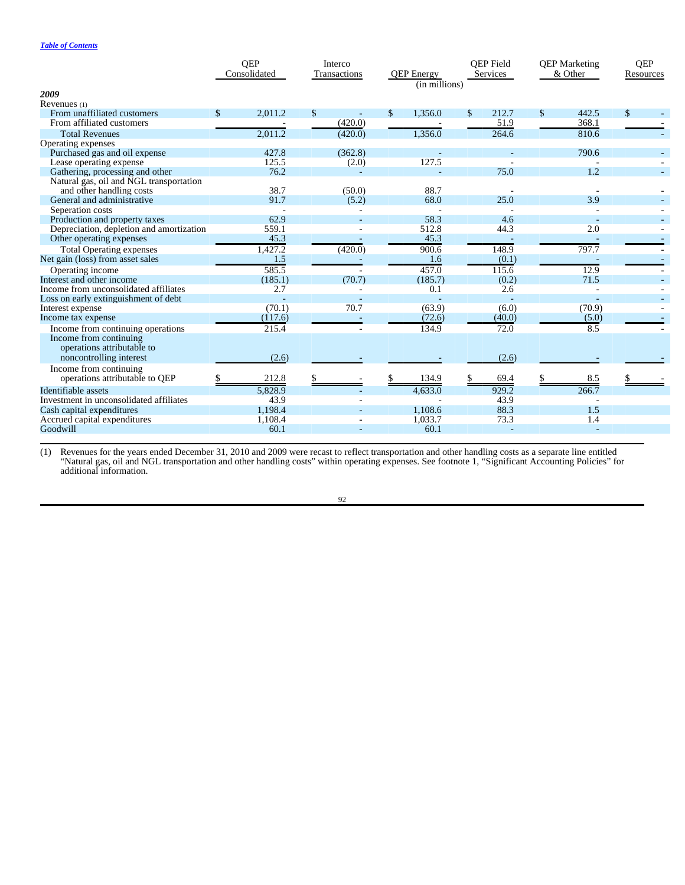[Table of Contents](#)

| | QEP Consolidated | Interco Transactions | QEP Energy | QEP Field Services | QEP Marketing & Other | QEP Resources |
|---|---|---|---|---|---|---|
| | | | (in millions) | | | |
| ***2009*** | | | | | | |
| Revenues (1) | | | | | | |
| From unaffiliated customers | $ 2,011.2 | $ - | $ 1,356.0 | $ 212.7 | $ 442.5 | $ - |
| From affiliated customers | - | (420.0) | - | 51.9 | 368.1 | - |
| Total Revenues | 2,011.2 | (420.0) | 1,356.0 | 264.6 | 810.6 | - |
| Operating expenses | | | | | | |
| Purchased gas and oil expense | 427.8 | (362.8) | - | - | 790.6 | - |
| Lease operating expense | 125.5 | (2.0) | 127.5 | - | - | - |
| Gathering, processing and other | 76.2 | - | - | 75.0 | 1.2 | - |
| Natural gas, oil and NGL transportation and other handling costs | 38.7 | (50.0) | 88.7 | - | - | - |
| General and administrative | 91.7 | (5.2) | 68.0 | 25.0 | 3.9 | - |
| Seperation costs | - | - | - | - | - | - |
| Production and property taxes | 62.9 | - | 58.3 | 4.6 | - | - |
| Depreciation, depletion and amortization | 559.1 | - | 512.8 | 44.3 | 2.0 | - |
| Other operating expenses | 45.3 | - | 45.3 | - | - | - |
| Total Operating expenses | 1,427.2 | (420.0) | 900.6 | 148.9 | 797.7 | - |
| Net gain (loss) from asset sales | 1.5 | - | 1.6 | (0.1) | - | - |
| Operating income | 585.5 | - | 457.0 | 115.6 | 12.9 | - |
| Interest and other income | (185.1) | (70.7) | (185.7) | (0.2) | 71.5 | - |
| Income from unconsolidated affiliates | 2.7 | - | 0.1 | 2.6 | - | - |
| Loss on early extinguishment of debt | - | - | - | - | - | - |
| Interest expense | (70.1) | 70.7 | (63.9) | (6.0) | (70.9) | - |
| Income tax expense | (117.6) | - | (72.6) | (40.0) | (5.0) | - |
| Income from continuing operations | 215.4 | - | 134.9 | 72.0 | 8.5 | - |
| Income from continuing operations attributable to noncontrolling interest | (2.6) | - | - | (2.6) | - | - |
| Income from continuing operations attributable to QEP | $ 212.8 | $ - | $ 134.9 | $ 69.4 | $ 8.5 | $ - |
| Identifiable assets | 5,828.9 | - | 4,633.0 | 929.2 | 266.7 | |
| Investment in unconsolidated affiliates | 43.9 | - | - | 43.9 | - | |
| Cash capital expenditures | 1,198.4 | - | 1,108.6 | 88.3 | 1.5 | |
| Accrued capital expenditures | 1,108.4 | - | 1,033.7 | 73.3 | 1.4 | |
| Goodwill | 60.1 | - | 60.1 | - | - | |

(1) Revenues for the years ended December 31, 2010 and 2009 were recast to reflect transportation and other handling costs as a separate line entitled "Natural gas, oil and NGL transportation and other handling costs" within operating expenses. See footnote 1, "Significant Accounting Policies" for additional information.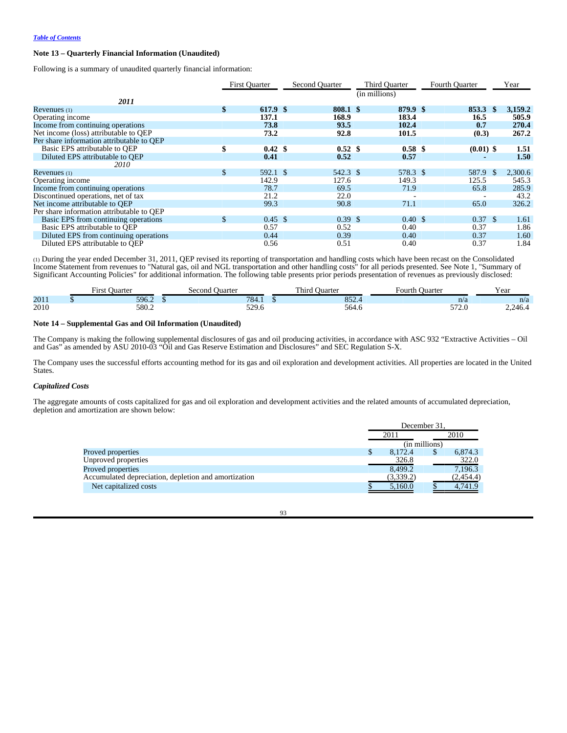*Table of Contents*

**Note 13 – Quarterly Financial Information (Unaudited)**

Following is a summary of unaudited quarterly financial information:

| | First Quarter | Second Quarter | Third Quarter | Fourth Quarter | Year |
|---|---|---|---|---|---|
| | | | (in millions) | | |
| ***2011*** | | | | | |
| Revenues (1) | **$ 617.9** | **$ 808.1** | **$ 879.9** | **$ 853.3** | **$ 3,159.2** |
| Operating income | **137.1** | **168.9** | **183.4** | **16.5** | **505.9** |
| Income from continuing operations | **73.8** | **93.5** | **102.4** | **0.7** | **270.4** |
| Net income (loss) attributable to QEP | **73.2** | **92.8** | **101.5** | **(0.3)** | **267.2** |
| Per share information attributable to QEP | | | | | |
| Basic EPS attributable to QEP | **$ 0.42** | **$ 0.52** | **$ 0.58** | **$ (0.01)** | **$ 1.51** |
| Diluted EPS attributable to QEP | **0.41** | **0.52** | **0.57** | **-** | **1.50** |
| *2010* | | | | | |
| Revenues (1) | $ 592.1 | $ 542.3 | $ 578.3 | $ 587.9 | $ 2,300.6 |
| Operating income | 142.9 | 127.6 | 149.3 | 125.5 | 545.3 |
| Income from continuing operations | 78.7 | 69.5 | 71.9 | 65.8 | 285.9 |
| Discontinued operations, net of tax | 21.2 | 22.0 | - | - | 43.2 |
| Net income attributable to QEP | 99.3 | 90.8 | 71.1 | 65.0 | 326.2 |
| Per share information attributable to QEP | | | | | |
| Basic EPS from continuing operations | $ 0.45 | $ 0.39 | $ 0.40 | $ 0.37 | $ 1.61 |
| Basic EPS attributable to QEP | 0.57 | 0.52 | 0.40 | 0.37 | 1.86 |
| Diluted EPS from continuing operations | 0.44 | 0.39 | 0.40 | 0.37 | 1.60 |
| Diluted EPS attributable to QEP | 0.56 | 0.51 | 0.40 | 0.37 | 1.84 |

(1) During the year ended December 31, 2011, QEP revised its reporting of transportation and handling costs which have been recast on the Consolidated Income Statement from revenues to "Natural gas, oil and NGL transportation and other handling costs" for all periods presented. See Note 1, "Summary of Significant Accounting Policies" for additional information. The following table presents prior periods presentation of revenues as previously disclosed:

| | First Quarter | Second Quarter | Third Quarter | Fourth Quarter | Year |
|---|---|---|---|---|---|
| 2011 | $ 596.2 | $ 784.1 | $ 852.4 | n/a | n/a |
| 2010 | 580.2 | 529.6 | 564.6 | 572.0 | 2,246.4 |

**Note 14 – Supplemental Gas and Oil Information (Unaudited)**

The Company is making the following supplemental disclosures of gas and oil producing activities, in accordance with ASC 932 "Extractive Activities – Oil and Gas" as amended by ASU 2010-03 "Oil and Gas Reserve Estimation and Disclosures" and SEC Regulation S-X.

The Company uses the successful efforts accounting method for its gas and oil exploration and development activities. All properties are located in the United States.

***Capitalized Costs***

The aggregate amounts of costs capitalized for gas and oil exploration and development activities and the related amounts of accumulated depreciation, depletion and amortization are shown below:

| | December 31, | |
|---|---|---|
| | 2011 | 2010 |
| | (in millions) | |
| Proved properties | $ 8,172.4 | $ 6,874.3 |
| Unproved properties | 326.8 | 322.0 |
| Proved properties | 8,499.2 | 7,196.3 |
| Accumulated depreciation, depletion and amortization | (3,339.2) | (2,454.4) |
| Net capitalized costs | $ 5,160.0 | $ 4,741.9 |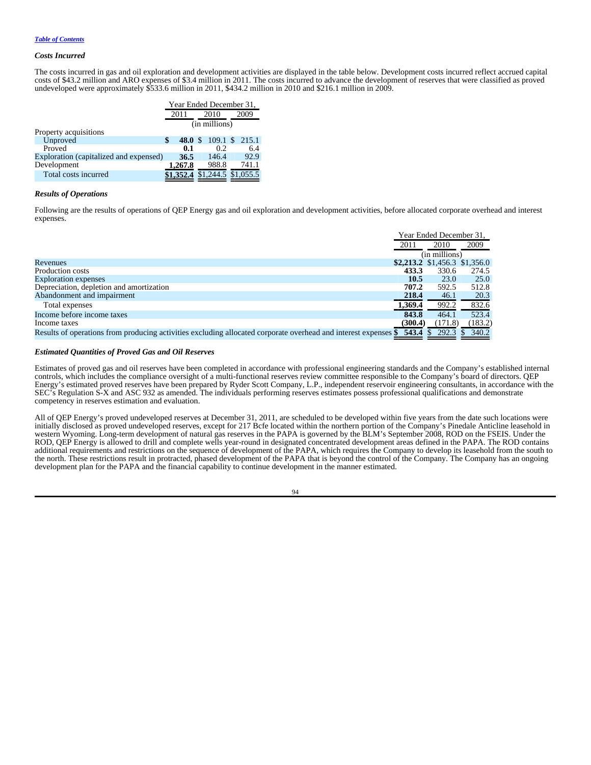### *Costs Incurred*

The costs incurred in gas and oil exploration and development activities are displayed in the table below. Development costs incurred reflect accrued capital costs of $43.2 million and ARO expenses of $3.4 million in 2011. The costs incurred to advance the development of reserves that were classified as proved undeveloped were approximately $533.6 million in 2011, $434.2 million in 2010 and $216.1 million in 2009.

| | Year Ended December 31, | | |
|---|---|---|---|
| | 2011 | 2010 | 2009 |
| | (in millions) | | |
| Property acquisitions | | | |
| Unproved | **$ 48.0** | $ 109.1 | $ 215.1 |
| Proved | **0.1** | 0.2 | 6.4 |
| Exploration (capitalized and expensed) | **36.5** | 146.4 | 92.9 |
| Development | **1,267.8** | 988.8 | 741.1 |
| Total costs incurred | **$1,352.4** | $1,244.5 | $1,055.5 |

### *Results of Operations*

Following are the results of operations of QEP Energy gas and oil exploration and development activities, before allocated corporate overhead and interest expenses.

| | Year Ended December 31, | | |
|---|---|---|---|
| | 2011 | 2010 | 2009 |
| | (in millions) | | |
| Revenues | **$2,213.2** | $1,456.3 | $1,356.0 |
| Production costs | **433.3** | 330.6 | 274.5 |
| Exploration expenses | **10.5** | 23.0 | 25.0 |
| Depreciation, depletion and amortization | **707.2** | 592.5 | 512.8 |
| Abandonment and impairment | **218.4** | 46.1 | 20.3 |
| Total expenses | **1,369.4** | 992.2 | 832.6 |
| Income before income taxes | **843.8** | 464.1 | 523.4 |
| Income taxes | **(300.4)** | (171.8) | (183.2) |
| Results of operations from producing activities excluding allocated corporate overhead and interest expenses | **$ 543.4** | $ 292.3 | $ 340.2 |

### *Estimated Quantities of Proved Gas and Oil Reserves*

Estimates of proved gas and oil reserves have been completed in accordance with professional engineering standards and the Company's established internal controls, which includes the compliance oversight of a multi-functional reserves review committee responsible to the Company's board of directors. QEP Energy's estimated proved reserves have been prepared by Ryder Scott Company, L.P., independent reservoir engineering consultants, in accordance with the SEC's Regulation S-X and ASC 932 as amended. The individuals performing reserves estimates possess professional qualifications and demonstrate competency in reserves estimation and evaluation.

All of QEP Energy's proved undeveloped reserves at December 31, 2011, are scheduled to be developed within five years from the date such locations were initially disclosed as proved undeveloped reserves, except for 217 Bcfe located within the northern portion of the Company's Pinedale Anticline leasehold in western Wyoming. Long-term development of natural gas reserves in the PAPA is governed by the BLM's September 2008, ROD on the FSEIS. Under the ROD, QEP Energy is allowed to drill and complete wells year-round in designated concentrated development areas defined in the PAPA. The ROD contains additional requirements and restrictions on the sequence of development of the PAPA, which requires the Company to develop its leasehold from the south to the north. These restrictions result in protracted, phased development of the PAPA that is beyond the control of the Company. The Company has an ongoing development plan for the PAPA and the financial capability to continue development in the manner estimated.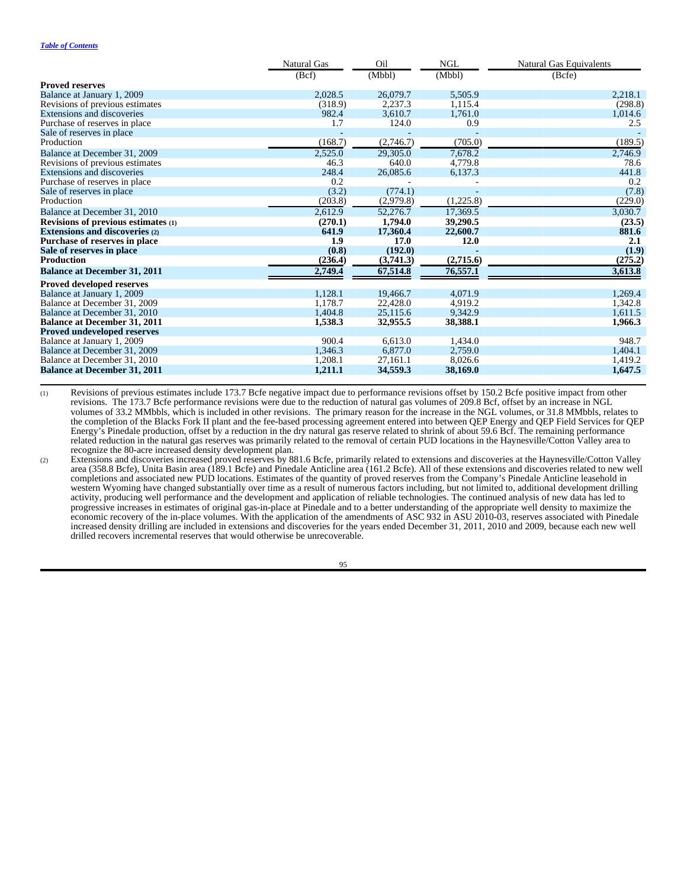[Table of Contents](#)

| | Natural Gas | Oil | NGL | Natural Gas Equivalents |
|---|---|---|---|---|
| | (Bcf) | (Mbbl) | (Mbbl) | (Bcfe) |
| **Proved reserves** | | | | |
| Balance at January 1, 2009 | 2,028.5 | 26,079.7 | 5,505.9 | 2,218.1 |
| Revisions of previous estimates | (318.9) | 2,237.3 | 1,115.4 | (298.8) |
| Extensions and discoveries | 982.4 | 3,610.7 | 1,761.0 | 1,014.6 |
| Purchase of reserves in place | 1.7 | 124.0 | 0.9 | 2.5 |
| Sale of reserves in place | - | - | - | - |
| Production | (168.7) | (2,746.7) | (705.0) | (189.5) |
| Balance at December 31, 2009 | 2,525.0 | 29,305.0 | 7,678.2 | 2,746.9 |
| Revisions of previous estimates | 46.3 | 640.0 | 4,779.8 | 78.6 |
| Extensions and discoveries | 248.4 | 26,085.6 | 6,137.3 | 441.8 |
| Purchase of reserves in place | 0.2 | - | - | 0.2 |
| Sale of reserves in place | (3.2) | (774.1) | - | (7.8) |
| Production | (203.8) | (2,979.8) | (1,225.8) | (229.0) |
| Balance at December 31, 2010 | 2,612.9 | 52,276.7 | 17,369.5 | 3,030.7 |
| **Revisions of previous estimates (1)** | **(270.1)** | **1,794.0** | **39,290.5** | **(23.5)** |
| **Extensions and discoveries (2)** | **641.9** | **17,360.4** | **22,600.7** | **881.6** |
| **Purchase of reserves in place** | **1.9** | **17.0** | **12.0** | **2.1** |
| **Sale of reserves in place** | **(0.8)** | **(192.0)** | **-** | **(1.9)** |
| **Production** | **(236.4)** | **(3,741.3)** | **(2,715.6)** | **(275.2)** |
| **Balance at December 31, 2011** | **2,749.4** | **67,514.8** | **76,557.1** | **3,613.8** |
| **Proved developed reserves** | | | | |
| Balance at January 1, 2009 | 1,128.1 | 19,466.7 | 4,071.9 | 1,269.4 |
| Balance at December 31, 2009 | 1,178.7 | 22,428.0 | 4,919.2 | 1,342.8 |
| Balance at December 31, 2010 | 1,404.8 | 25,115.6 | 9,342.9 | 1,611.5 |
| **Balance at December 31, 2011** | **1,538.3** | **32,955.5** | **38,388.1** | **1,966.3** |
| **Proved undeveloped reserves** | | | | |
| Balance at January 1, 2009 | 900.4 | 6,613.0 | 1,434.0 | 948.7 |
| Balance at December 31, 2009 | 1,346.3 | 6,877.0 | 2,759.0 | 1,404.1 |
| Balance at December 31, 2010 | 1,208.1 | 27,161.1 | 8,026.6 | 1,419.2 |
| **Balance at December 31, 2011** | **1,211.1** | **34,559.3** | **38,169.0** | **1,647.5** |

(1) Revisions of previous estimates include 173.7 Bcfe negative impact due to performance revisions offset by 150.2 Bcfe positive impact from other revisions. The 173.7 Bcfe performance revisions were due to the reduction of natural gas volumes of 209.8 Bcf, offset by an increase in NGL volumes of 33.2 MMbbls, which is included in other revisions. The primary reason for the increase in the NGL volumes, or 31.8 MMbbls, relates to the completion of the Blacks Fork II plant and the fee-based processing agreement entered into between QEP Energy and QEP Field Services for QEP Energy's Pinedale production, offset by a reduction in the dry natural gas reserve related to shrink of about 59.6 Bcf. The remaining performance related reduction in the natural gas reserves was primarily related to the removal of certain PUD locations in the Haynesville/Cotton Valley area to recognize the 80-acre increased density development plan.

(2) Extensions and discoveries increased proved reserves by 881.6 Bcfe, primarily related to extensions and discoveries at the Haynesville/Cotton Valley area (358.8 Bcfe), Unita Basin area (189.1 Bcfe) and Pinedale Anticline area (161.2 Bcfe). All of these extensions and discoveries related to new well completions and associated new PUD locations. Estimates of the quantity of proved reserves from the Company's Pinedale Anticline leasehold in western Wyoming have changed substantially over time as a result of numerous factors including, but not limited to, additional development drilling activity, producing well performance and the development and application of reliable technologies. The continued analysis of new data has led to progressive increases in estimates of original gas-in-place at Pinedale and to a better understanding of the appropriate well density to maximize the economic recovery of the in-place volumes. With the application of the amendments of ASC 932 in ASU 2010-03, reserves associated with Pinedale increased density drilling are included in extensions and discoveries for the years ended December 31, 2011, 2010 and 2009, because each new well drilled recovers incremental reserves that would otherwise be unrecoverable.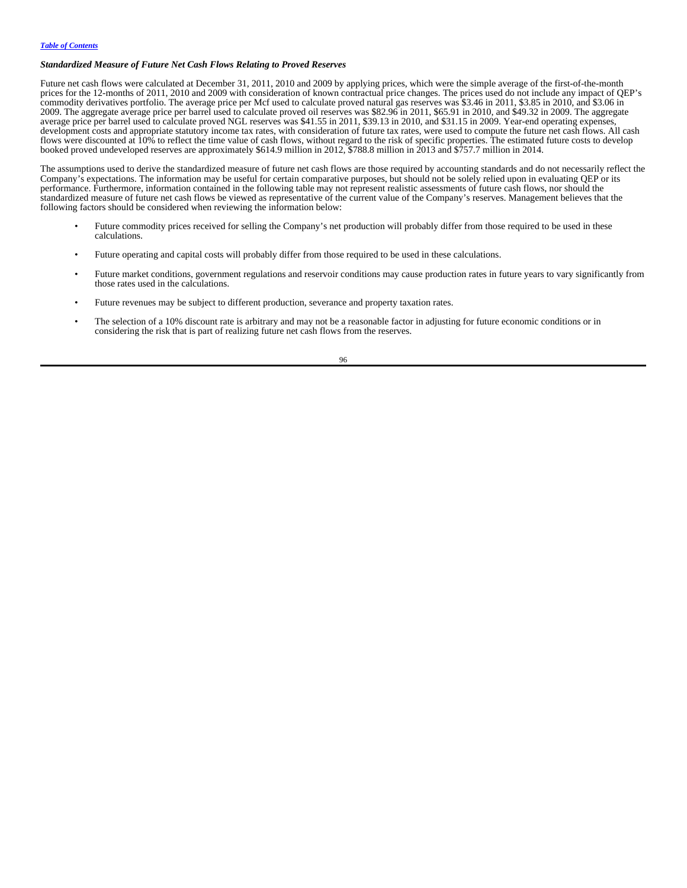### *Standardized Measure of Future Net Cash Flows Relating to Proved Reserves*

Future net cash flows were calculated at December 31, 2011, 2010 and 2009 by applying prices, which were the simple average of the first-of-the-month prices for the 12-months of 2011, 2010 and 2009 with consideration of known contractual price changes. The prices used do not include any impact of QEP's commodity derivatives portfolio. The average price per Mcf used to calculate proved natural gas reserves was $3.46 in 2011, $3.85 in 2010, and $3.06 in 2009. The aggregate average price per barrel used to calculate proved oil reserves was $82.96 in 2011, $65.91 in 2010, and $49.32 in 2009. The aggregate average price per barrel used to calculate proved NGL reserves was $41.55 in 2011, $39.13 in 2010, and $31.15 in 2009. Year-end operating expenses, development costs and appropriate statutory income tax rates, with consideration of future tax rates, were used to compute the future net cash flows. All cash flows were discounted at 10% to reflect the time value of cash flows, without regard to the risk of specific properties. The estimated future costs to develop booked proved undeveloped reserves are approximately $614.9 million in 2012, $788.8 million in 2013 and $757.7 million in 2014.

The assumptions used to derive the standardized measure of future net cash flows are those required by accounting standards and do not necessarily reflect the Company's expectations. The information may be useful for certain comparative purposes, but should not be solely relied upon in evaluating QEP or its performance. Furthermore, information contained in the following table may not represent realistic assessments of future cash flows, nor should the standardized measure of future net cash flows be viewed as representative of the current value of the Company's reserves. Management believes that the following factors should be considered when reviewing the information below:

- Future commodity prices received for selling the Company's net production will probably differ from those required to be used in these calculations.
- Future operating and capital costs will probably differ from those required to be used in these calculations.
- Future market conditions, government regulations and reservoir conditions may cause production rates in future years to vary significantly from those rates used in the calculations.
- Future revenues may be subject to different production, severance and property taxation rates.
- The selection of a 10% discount rate is arbitrary and may not be a reasonable factor in adjusting for future economic conditions or in considering the risk that is part of realizing future net cash flows from the reserves.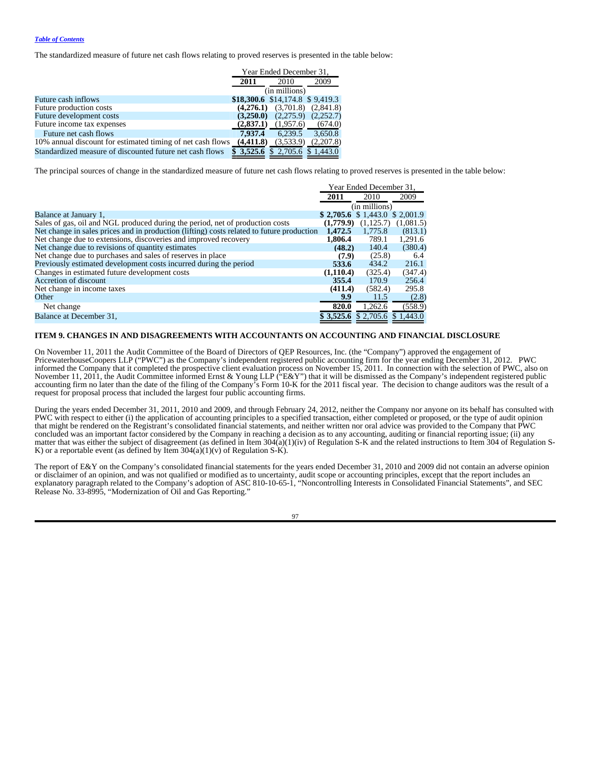Table of Contents

The standardized measure of future net cash flows relating to proved reserves is presented in the table below:

| | Year Ended December 31, | | |
|---|---|---|---|
| | **2011** | 2010 | 2009 |
| | (in millions) | | |
| Future cash inflows | **$18,300.6** | $14,174.8 | $ 9,419.3 |
| Future production costs | **(4,276.1)** | (3,701.8) | (2,841.8) |
| Future development costs | **(3,250.0)** | (2,275.9) | (2,252.7) |
| Future income tax expenses | **(2,837.1)** | (1,957.6) | (674.0) |
| Future net cash flows | **7,937.4** | 6,239.5 | 3,650.8 |
| 10% annual discount for estimated timing of net cash flows | **(4,411.8)** | (3,533.9) | (2,207.8) |
| Standardized measure of discounted future net cash flows | **$ 3,525.6** | $ 2,705.6 | $ 1,443.0 |

The principal sources of change in the standardized measure of future net cash flows relating to proved reserves is presented in the table below:

| | Year Ended December 31, | | |
|---|---|---|---|
| | **2011** | 2010 | 2009 |
| | (in millions) | | |
| Balance at January 1, | **$ 2,705.6** | $ 1,443.0 | $ 2,001.9 |
| Sales of gas, oil and NGL produced during the period, net of production costs | **(1,779.9)** | (1,125.7) | (1,081.5) |
| Net change in sales prices and in production (lifting) costs related to future production | **1,472.5** | 1,775.8 | (813.1) |
| Net change due to extensions, discoveries and improved recovery | **1,806.4** | 789.1 | 1,291.6 |
| Net change due to revisions of quantity estimates | **(48.2)** | 140.4 | (380.4) |
| Net change due to purchases and sales of reserves in place | **(7.9)** | (25.8) | 6.4 |
| Previously estimated development costs incurred during the period | **533.6** | 434.2 | 216.1 |
| Changes in estimated future development costs | **(1,110.4)** | (325.4) | (347.4) |
| Accretion of discount | **355.4** | 170.9 | 256.4 |
| Net change in income taxes | **(411.4)** | (582.4) | 295.8 |
| Other | **9.9** | 11.5 | (2.8) |
| Net change | **820.0** | 1,262.6 | (558.9) |
| Balance at December 31, | **$ 3,525.6** | $ 2,705.6 | $ 1,443.0 |

## ITEM 9. CHANGES IN AND DISAGREEMENTS WITH ACCOUNTANTS ON ACCOUNTING AND FINANCIAL DISCLOSURE

On November 11, 2011 the Audit Committee of the Board of Directors of QEP Resources, Inc. (the "Company") approved the engagement of PricewaterhouseCoopers LLP ("PWC") as the Company's independent registered public accounting firm for the year ending December 31, 2012. PWC informed the Company that it completed the prospective client evaluation process on November 15, 2011. In connection with the selection of PWC, also on November 11, 2011, the Audit Committee informed Ernst & Young LLP ("E&Y") that it will be dismissed as the Company's independent registered public accounting firm no later than the date of the filing of the Company's Form 10-K for the 2011 fiscal year. The decision to change auditors was the result of a request for proposal process that included the largest four public accounting firms.

During the years ended December 31, 2011, 2010 and 2009, and through February 24, 2012, neither the Company nor anyone on its behalf has consulted with PWC with respect to either (i) the application of accounting principles to a specified transaction, either completed or proposed, or the type of audit opinion that might be rendered on the Registrant's consolidated financial statements, and neither written nor oral advice was provided to the Company that PWC concluded was an important factor considered by the Company in reaching a decision as to any accounting, auditing or financial reporting issue; (ii) any matter that was either the subject of disagreement (as defined in Item 304(a)(1)(iv) of Regulation S-K and the related instructions to Item 304 of Regulation S-K) or a reportable event (as defined by Item 304(a)(1)(v) of Regulation S-K).

The report of E&Y on the Company's consolidated financial statements for the years ended December 31, 2010 and 2009 did not contain an adverse opinion or disclaimer of an opinion, and was not qualified or modified as to uncertainty, audit scope or accounting principles, except that the report includes an explanatory paragraph related to the Company's adoption of ASC 810-10-65-1, "Noncontrolling Interests in Consolidated Financial Statements", and SEC Release No. 33-8995, "Modernization of Oil and Gas Reporting."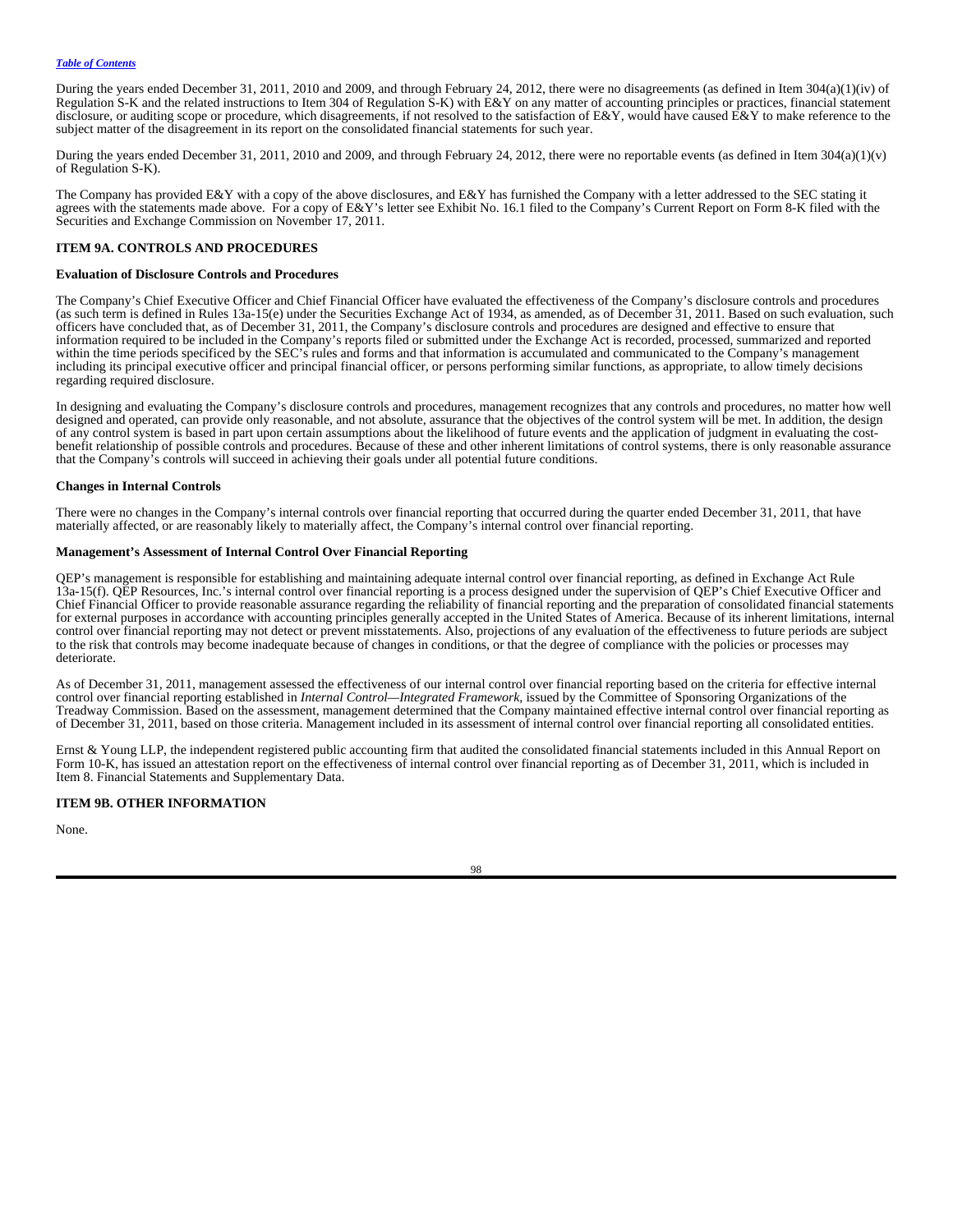During the years ended December 31, 2011, 2010 and 2009, and through February 24, 2012, there were no disagreements (as defined in Item 304(a)(1)(iv) of Regulation S-K and the related instructions to Item 304 of Regulation S-K) with E&Y on any matter of accounting principles or practices, financial statement disclosure, or auditing scope or procedure, which disagreements, if not resolved to the satisfaction of E&Y, would have caused E&Y to make reference to the subject matter of the disagreement in its report on the consolidated financial statements for such year.

During the years ended December 31, 2011, 2010 and 2009, and through February 24, 2012, there were no reportable events (as defined in Item 304(a)(1)(v) of Regulation S-K).

The Company has provided E&Y with a copy of the above disclosures, and E&Y has furnished the Company with a letter addressed to the SEC stating it agrees with the statements made above. For a copy of E&Y's letter see Exhibit No. 16.1 filed to the Company's Current Report on Form 8-K filed with the Securities and Exchange Commission on November 17, 2011.

## ITEM 9A. CONTROLS AND PROCEDURES

**Evaluation of Disclosure Controls and Procedures**

The Company's Chief Executive Officer and Chief Financial Officer have evaluated the effectiveness of the Company's disclosure controls and procedures (as such term is defined in Rules 13a-15(e) under the Securities Exchange Act of 1934, as amended, as of December 31, 2011. Based on such evaluation, such officers have concluded that, as of December 31, 2011, the Company's disclosure controls and procedures are designed and effective to ensure that information required to be included in the Company's reports filed or submitted under the Exchange Act is recorded, processed, summarized and reported within the time periods specificed by the SEC's rules and forms and that information is accumulated and communicated to the Company's management including its principal executive officer and principal financial officer, or persons performing similar functions, as appropriate, to allow timely decisions regarding required disclosure.

In designing and evaluating the Company's disclosure controls and procedures, management recognizes that any controls and procedures, no matter how well designed and operated, can provide only reasonable, and not absolute, assurance that the objectives of the control system will be met. In addition, the design of any control system is based in part upon certain assumptions about the likelihood of future events and the application of judgment in evaluating the cost-benefit relationship of possible controls and procedures. Because of these and other inherent limitations of control systems, there is only reasonable assurance that the Company's controls will succeed in achieving their goals under all potential future conditions.

**Changes in Internal Controls**

There were no changes in the Company's internal controls over financial reporting that occurred during the quarter ended December 31, 2011, that have materially affected, or are reasonably likely to materially affect, the Company's internal control over financial reporting.

**Management's Assessment of Internal Control Over Financial Reporting**

QEP's management is responsible for establishing and maintaining adequate internal control over financial reporting, as defined in Exchange Act Rule 13a-15(f). QEP Resources, Inc.'s internal control over financial reporting is a process designed under the supervision of QEP's Chief Executive Officer and Chief Financial Officer to provide reasonable assurance regarding the reliability of financial reporting and the preparation of consolidated financial statements for external purposes in accordance with accounting principles generally accepted in the United States of America. Because of its inherent limitations, internal control over financial reporting may not detect or prevent misstatements. Also, projections of any evaluation of the effectiveness to future periods are subject to the risk that controls may become inadequate because of changes in conditions, or that the degree of compliance with the policies or processes may deteriorate.

As of December 31, 2011, management assessed the effectiveness of our internal control over financial reporting based on the criteria for effective internal control over financial reporting established in *Internal Control—Integrated Framework,* issued by the Committee of Sponsoring Organizations of the Treadway Commission. Based on the assessment, management determined that the Company maintained effective internal control over financial reporting as of December 31, 2011, based on those criteria. Management included in its assessment of internal control over financial reporting all consolidated entities.

Ernst & Young LLP, the independent registered public accounting firm that audited the consolidated financial statements included in this Annual Report on Form 10-K, has issued an attestation report on the effectiveness of internal control over financial reporting as of December 31, 2011, which is included in Item 8. Financial Statements and Supplementary Data.

## ITEM 9B. OTHER INFORMATION

None.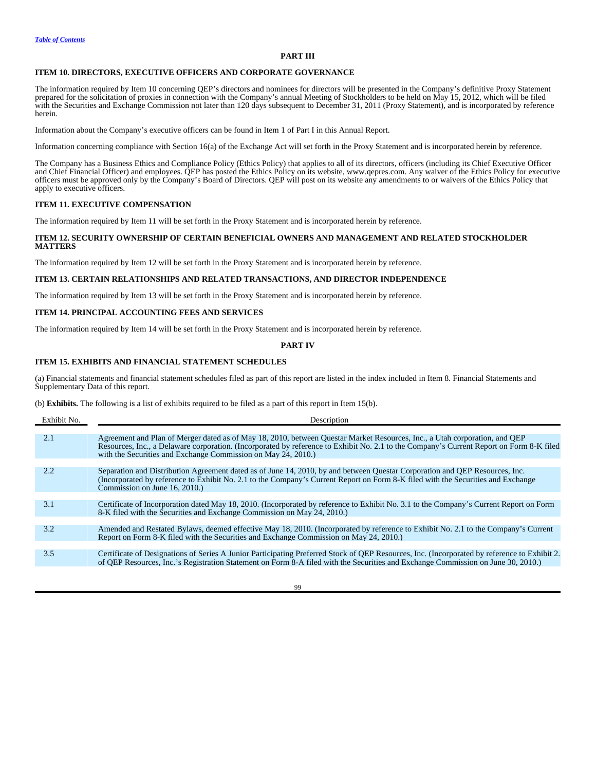## PART III

### ITEM 10. DIRECTORS, EXECUTIVE OFFICERS AND CORPORATE GOVERNANCE

The information required by Item 10 concerning QEP's directors and nominees for directors will be presented in the Company's definitive Proxy Statement prepared for the solicitation of proxies in connection with the Company's annual Meeting of Stockholders to be held on May 15, 2012, which will be filed with the Securities and Exchange Commission not later than 120 days subsequent to December 31, 2011 (Proxy Statement), and is incorporated by reference herein.

Information about the Company's executive officers can be found in Item 1 of Part I in this Annual Report.

Information concerning compliance with Section 16(a) of the Exchange Act will set forth in the Proxy Statement and is incorporated herein by reference.

The Company has a Business Ethics and Compliance Policy (Ethics Policy) that applies to all of its directors, officers (including its Chief Executive Officer and Chief Financial Officer) and employees. QEP has posted the Ethics Policy on its website, www.qepres.com. Any waiver of the Ethics Policy for executive officers must be approved only by the Company's Board of Directors. QEP will post on its website any amendments to or waivers of the Ethics Policy that apply to executive officers.

### ITEM 11. EXECUTIVE COMPENSATION

The information required by Item 11 will be set forth in the Proxy Statement and is incorporated herein by reference.

### ITEM 12. SECURITY OWNERSHIP OF CERTAIN BENEFICIAL OWNERS AND MANAGEMENT AND RELATED STOCKHOLDER MATTERS

The information required by Item 12 will be set forth in the Proxy Statement and is incorporated herein by reference.

### ITEM 13. CERTAIN RELATIONSHIPS AND RELATED TRANSACTIONS, AND DIRECTOR INDEPENDENCE

The information required by Item 13 will be set forth in the Proxy Statement and is incorporated herein by reference.

### ITEM 14. PRINCIPAL ACCOUNTING FEES AND SERVICES

The information required by Item 14 will be set forth in the Proxy Statement and is incorporated herein by reference.

## PART IV

### ITEM 15. EXHIBITS AND FINANCIAL STATEMENT SCHEDULES

(a) Financial statements and financial statement schedules filed as part of this report are listed in the index included in Item 8. Financial Statements and Supplementary Data of this report.

(b) **Exhibits.** The following is a list of exhibits required to be filed as a part of this report in Item 15(b).

| Exhibit No. | Description |
|---|---|
| 2.1 | Agreement and Plan of Merger dated as of May 18, 2010, between Questar Market Resources, Inc., a Utah corporation, and QEP Resources, Inc., a Delaware corporation. (Incorporated by reference to Exhibit No. 2.1 to the Company's Current Report on Form 8-K filed with the Securities and Exchange Commission on May 24, 2010.) |
| 2.2 | Separation and Distribution Agreement dated as of June 14, 2010, by and between Questar Corporation and QEP Resources, Inc. (Incorporated by reference to Exhibit No. 2.1 to the Company's Current Report on Form 8-K filed with the Securities and Exchange Commission on June 16, 2010.) |
| 3.1 | Certificate of Incorporation dated May 18, 2010. (Incorporated by reference to Exhibit No. 3.1 to the Company's Current Report on Form 8-K filed with the Securities and Exchange Commission on May 24, 2010.) |
| 3.2 | Amended and Restated Bylaws, deemed effective May 18, 2010. (Incorporated by reference to Exhibit No. 2.1 to the Company's Current Report on Form 8-K filed with the Securities and Exchange Commission on May 24, 2010.) |
| 3.5 | Certificate of Designations of Series A Junior Participating Preferred Stock of QEP Resources, Inc. (Incorporated by reference to Exhibit 2. of QEP Resources, Inc.'s Registration Statement on Form 8-A filed with the Securities and Exchange Commission on June 30, 2010.) |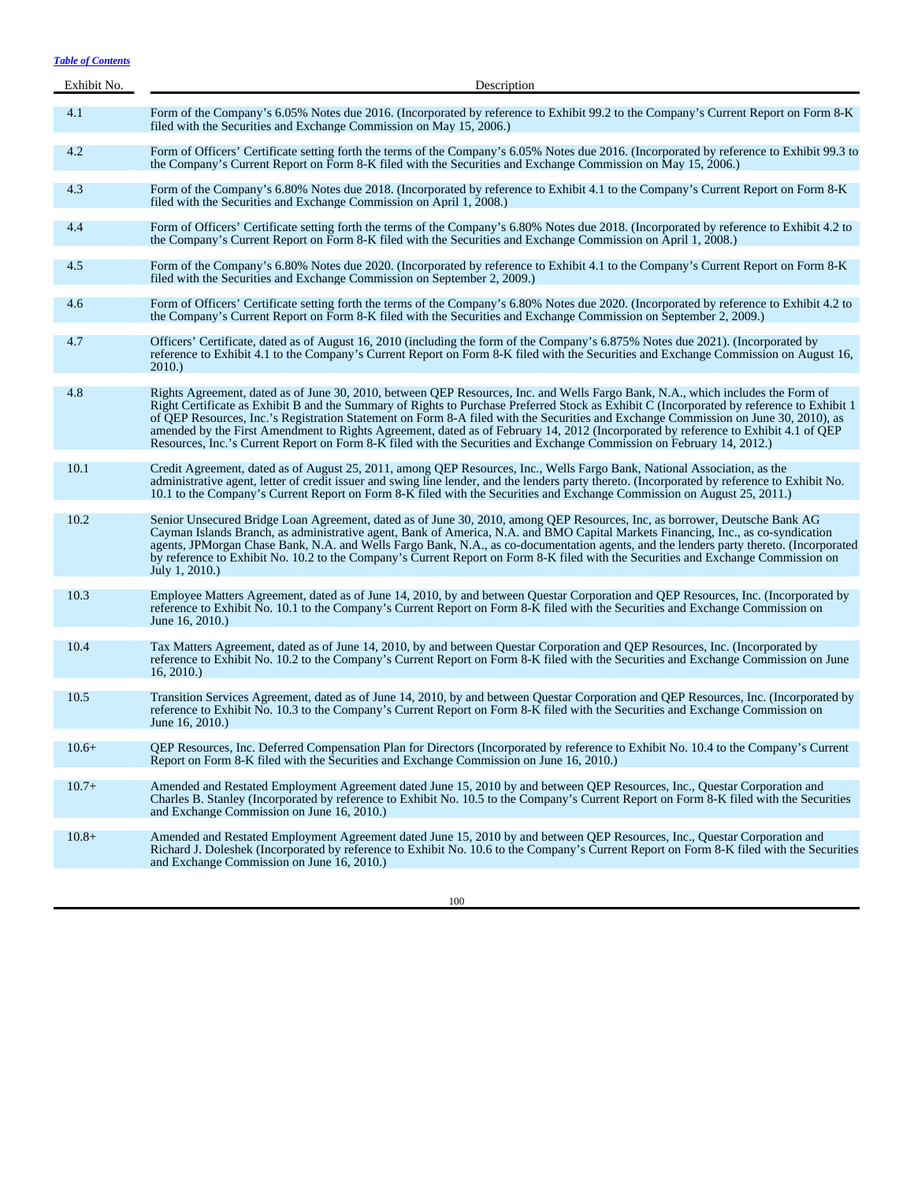[Table of Contents](#)

| Exhibit No. | Description |
| --- | --- |
| 4.1 | Form of the Company's 6.05% Notes due 2016. (Incorporated by reference to Exhibit 99.2 to the Company's Current Report on Form 8-K filed with the Securities and Exchange Commission on May 15, 2006.) |
| 4.2 | Form of Officers' Certificate setting forth the terms of the Company's 6.05% Notes due 2016. (Incorporated by reference to Exhibit 99.3 to the Company's Current Report on Form 8-K filed with the Securities and Exchange Commission on May 15, 2006.) |
| 4.3 | Form of the Company's 6.80% Notes due 2018. (Incorporated by reference to Exhibit 4.1 to the Company's Current Report on Form 8-K filed with the Securities and Exchange Commission on April 1, 2008.) |
| 4.4 | Form of Officers' Certificate setting forth the terms of the Company's 6.80% Notes due 2018. (Incorporated by reference to Exhibit 4.2 to the Company's Current Report on Form 8-K filed with the Securities and Exchange Commission on April 1, 2008.) |
| 4.5 | Form of the Company's 6.80% Notes due 2020. (Incorporated by reference to Exhibit 4.1 to the Company's Current Report on Form 8-K filed with the Securities and Exchange Commission on September 2, 2009.) |
| 4.6 | Form of Officers' Certificate setting forth the terms of the Company's 6.80% Notes due 2020. (Incorporated by reference to Exhibit 4.2 to the Company's Current Report on Form 8-K filed with the Securities and Exchange Commission on September 2, 2009.) |
| 4.7 | Officers' Certificate, dated as of August 16, 2010 (including the form of the Company's 6.875% Notes due 2021). (Incorporated by reference to Exhibit 4.1 to the Company's Current Report on Form 8-K filed with the Securities and Exchange Commission on August 16, 2010.) |
| 4.8 | Rights Agreement, dated as of June 30, 2010, between QEP Resources, Inc. and Wells Fargo Bank, N.A., which includes the Form of Right Certificate as Exhibit B and the Summary of Rights to Purchase Preferred Stock as Exhibit C (Incorporated by reference to Exhibit 1 of QEP Resources, Inc.'s Registration Statement on Form 8-A filed with the Securities and Exchange Commission on June 30, 2010), as amended by the First Amendment to Rights Agreement, dated as of February 14, 2012 (Incorporated by reference to Exhibit 4.1 of QEP Resources, Inc.'s Current Report on Form 8-K filed with the Securities and Exchange Commission on February 14, 2012.) |
| 10.1 | Credit Agreement, dated as of August 25, 2011, among QEP Resources, Inc., Wells Fargo Bank, National Association, as the administrative agent, letter of credit issuer and swing line lender, and the lenders party thereto. (Incorporated by reference to Exhibit No. 10.1 to the Company's Current Report on Form 8-K filed with the Securities and Exchange Commission on August 25, 2011.) |
| 10.2 | Senior Unsecured Bridge Loan Agreement, dated as of June 30, 2010, among QEP Resources, Inc, as borrower, Deutsche Bank AG Cayman Islands Branch, as administrative agent, Bank of America, N.A. and BMO Capital Markets Financing, Inc., as co-syndication agents, JPMorgan Chase Bank, N.A. and Wells Fargo Bank, N.A., as co-documentation agents, and the lenders party thereto. (Incorporated by reference to Exhibit No. 10.2 to the Company's Current Report on Form 8-K filed with the Securities and Exchange Commission on July 1, 2010.) |
| 10.3 | Employee Matters Agreement, dated as of June 14, 2010, by and between Questar Corporation and QEP Resources, Inc. (Incorporated by reference to Exhibit No. 10.1 to the Company's Current Report on Form 8-K filed with the Securities and Exchange Commission on June 16, 2010.) |
| 10.4 | Tax Matters Agreement, dated as of June 14, 2010, by and between Questar Corporation and QEP Resources, Inc. (Incorporated by reference to Exhibit No. 10.2 to the Company's Current Report on Form 8-K filed with the Securities and Exchange Commission on June 16, 2010.) |
| 10.5 | Transition Services Agreement, dated as of June 14, 2010, by and between Questar Corporation and QEP Resources, Inc. (Incorporated by reference to Exhibit No. 10.3 to the Company's Current Report on Form 8-K filed with the Securities and Exchange Commission on June 16, 2010.) |
| 10.6+ | QEP Resources, Inc. Deferred Compensation Plan for Directors (Incorporated by reference to Exhibit No. 10.4 to the Company's Current Report on Form 8-K filed with the Securities and Exchange Commission on June 16, 2010.) |
| 10.7+ | Amended and Restated Employment Agreement dated June 15, 2010 by and between QEP Resources, Inc., Questar Corporation and Charles B. Stanley (Incorporated by reference to Exhibit No. 10.5 to the Company's Current Report on Form 8-K filed with the Securities and Exchange Commission on June 16, 2010.) |
| 10.8+ | Amended and Restated Employment Agreement dated June 15, 2010 by and between QEP Resources, Inc., Questar Corporation and Richard J. Doleshek (Incorporated by reference to Exhibit No. 10.6 to the Company's Current Report on Form 8-K filed with the Securities and Exchange Commission on June 16, 2010.) |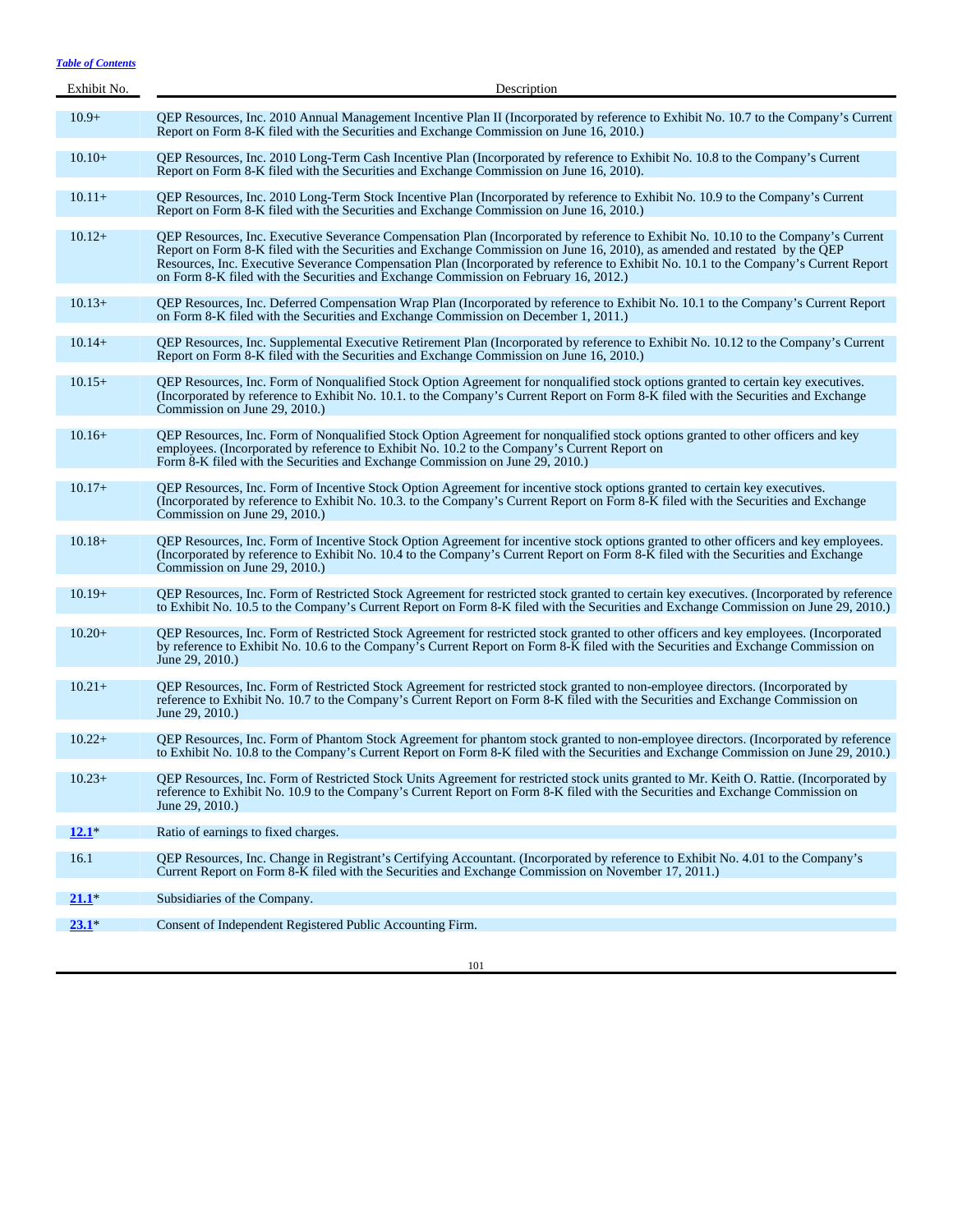*Table of Contents*

| Exhibit No. | Description |
|---|---|
| 10.9+ | QEP Resources, Inc. 2010 Annual Management Incentive Plan II (Incorporated by reference to Exhibit No. 10.7 to the Company’s Current Report on Form 8-K filed with the Securities and Exchange Commission on June 16, 2010.) |
| 10.10+ | QEP Resources, Inc. 2010 Long-Term Cash Incentive Plan (Incorporated by reference to Exhibit No. 10.8 to the Company’s Current Report on Form 8-K filed with the Securities and Exchange Commission on June 16, 2010). |
| 10.11+ | QEP Resources, Inc. 2010 Long-Term Stock Incentive Plan (Incorporated by reference to Exhibit No. 10.9 to the Company’s Current Report on Form 8-K filed with the Securities and Exchange Commission on June 16, 2010.) |
| 10.12+ | QEP Resources, Inc. Executive Severance Compensation Plan (Incorporated by reference to Exhibit No. 10.10 to the Company’s Current Report on Form 8-K filed with the Securities and Exchange Commission on June 16, 2010), as amended and restated by the QEP Resources, Inc. Executive Severance Compensation Plan (Incorporated by reference to Exhibit No. 10.1 to the Company’s Current Report on Form 8-K filed with the Securities and Exchange Commission on February 16, 2012.) |
| 10.13+ | QEP Resources, Inc. Deferred Compensation Wrap Plan (Incorporated by reference to Exhibit No. 10.1 to the Company’s Current Report on Form 8-K filed with the Securities and Exchange Commission on December 1, 2011.) |
| 10.14+ | QEP Resources, Inc. Supplemental Executive Retirement Plan (Incorporated by reference to Exhibit No. 10.12 to the Company’s Current Report on Form 8-K filed with the Securities and Exchange Commission on June 16, 2010.) |
| 10.15+ | QEP Resources, Inc. Form of Nonqualified Stock Option Agreement for nonqualified stock options granted to certain key executives. (Incorporated by reference to Exhibit No. 10.1. to the Company’s Current Report on Form 8-K filed with the Securities and Exchange Commission on June 29, 2010.) |
| 10.16+ | QEP Resources, Inc. Form of Nonqualified Stock Option Agreement for nonqualified stock options granted to other officers and key employees. (Incorporated by reference to Exhibit No. 10.2 to the Company’s Current Report on Form 8-K filed with the Securities and Exchange Commission on June 29, 2010.) |
| 10.17+ | QEP Resources, Inc. Form of Incentive Stock Option Agreement for incentive stock options granted to certain key executives. (Incorporated by reference to Exhibit No. 10.3. to the Company’s Current Report on Form 8-K filed with the Securities and Exchange Commission on June 29, 2010.) |
| 10.18+ | QEP Resources, Inc. Form of Incentive Stock Option Agreement for incentive stock options granted to other officers and key employees. (Incorporated by reference to Exhibit No. 10.4 to the Company’s Current Report on Form 8-K filed with the Securities and Exchange Commission on June 29, 2010.) |
| 10.19+ | QEP Resources, Inc. Form of Restricted Stock Agreement for restricted stock granted to certain key executives. (Incorporated by reference to Exhibit No. 10.5 to the Company’s Current Report on Form 8-K filed with the Securities and Exchange Commission on June 29, 2010.) |
| 10.20+ | QEP Resources, Inc. Form of Restricted Stock Agreement for restricted stock granted to other officers and key employees. (Incorporated by reference to Exhibit No. 10.6 to the Company’s Current Report on Form 8-K filed with the Securities and Exchange Commission on June 29, 2010.) |
| 10.21+ | QEP Resources, Inc. Form of Restricted Stock Agreement for restricted stock granted to non-employee directors. (Incorporated by reference to Exhibit No. 10.7 to the Company’s Current Report on Form 8-K filed with the Securities and Exchange Commission on June 29, 2010.) |
| 10.22+ | QEP Resources, Inc. Form of Phantom Stock Agreement for phantom stock granted to non-employee directors. (Incorporated by reference to Exhibit No. 10.8 to the Company’s Current Report on Form 8-K filed with the Securities and Exchange Commission on June 29, 2010.) |
| 10.23+ | QEP Resources, Inc. Form of Restricted Stock Units Agreement for restricted stock units granted to Mr. Keith O. Rattie. (Incorporated by reference to Exhibit No. 10.9 to the Company’s Current Report on Form 8-K filed with the Securities and Exchange Commission on June 29, 2010.) |
| 12.1* | Ratio of earnings to fixed charges. |
| 16.1 | QEP Resources, Inc. Change in Registrant’s Certifying Accountant. (Incorporated by reference to Exhibit No. 4.01 to the Company’s Current Report on Form 8-K filed with the Securities and Exchange Commission on November 17, 2011.) |
| 21.1* | Subsidiaries of the Company. |
| 23.1* | Consent of Independent Registered Public Accounting Firm. |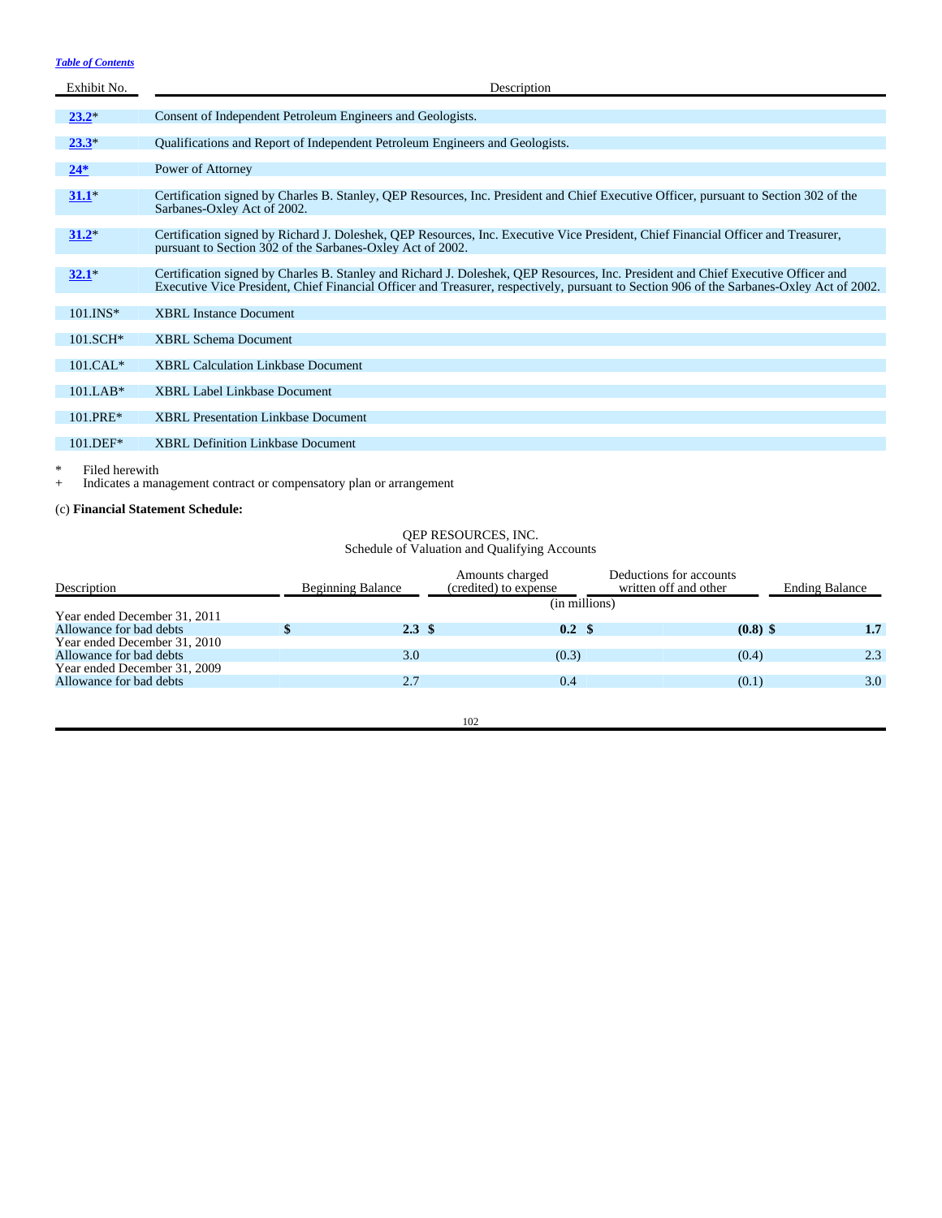[Table of Contents](#)

| Exhibit No. | Description |
| --- | --- |
| 23.2* | Consent of Independent Petroleum Engineers and Geologists. |
| 23.3* | Qualifications and Report of Independent Petroleum Engineers and Geologists. |
| 24* | Power of Attorney |
| 31.1* | Certification signed by Charles B. Stanley, QEP Resources, Inc. President and Chief Executive Officer, pursuant to Section 302 of the Sarbanes-Oxley Act of 2002. |
| 31.2* | Certification signed by Richard J. Doleshek, QEP Resources, Inc. Executive Vice President, Chief Financial Officer and Treasurer, pursuant to Section 302 of the Sarbanes-Oxley Act of 2002. |
| 32.1* | Certification signed by Charles B. Stanley and Richard J. Doleshek, QEP Resources, Inc. President and Chief Executive Officer and Executive Vice President, Chief Financial Officer and Treasurer, respectively, pursuant to Section 906 of the Sarbanes-Oxley Act of 2002. |
| 101.INS* | XBRL Instance Document |
| 101.SCH* | XBRL Schema Document |
| 101.CAL* | XBRL Calculation Linkbase Document |
| 101.LAB* | XBRL Label Linkbase Document |
| 101.PRE* | XBRL Presentation Linkbase Document |
| 101.DEF* | XBRL Definition Linkbase Document |

\* Filed herewith
\+ Indicates a management contract or compensatory plan or arrangement

(c) **Financial Statement Schedule:**

QEP RESOURCES, INC.
Schedule of Valuation and Qualifying Accounts

| Description | Beginning Balance | Amounts charged (credited) to expense | Deductions for accounts written off and other | Ending Balance |
| --- | --- | --- | --- | --- |
| | | (in millions) | | |
| Year ended December 31, 2011 | | | | |
| Allowance for bad debts | **$ 2.3** | **$ 0.2** | **$ (0.8)** | **$ 1.7** |
| Year ended December 31, 2010 | | | | |
| Allowance for bad debts | 3.0 | (0.3) | (0.4) | 2.3 |
| Year ended December 31, 2009 | | | | |
| Allowance for bad debts | 2.7 | 0.4 | (0.1) | 3.0 |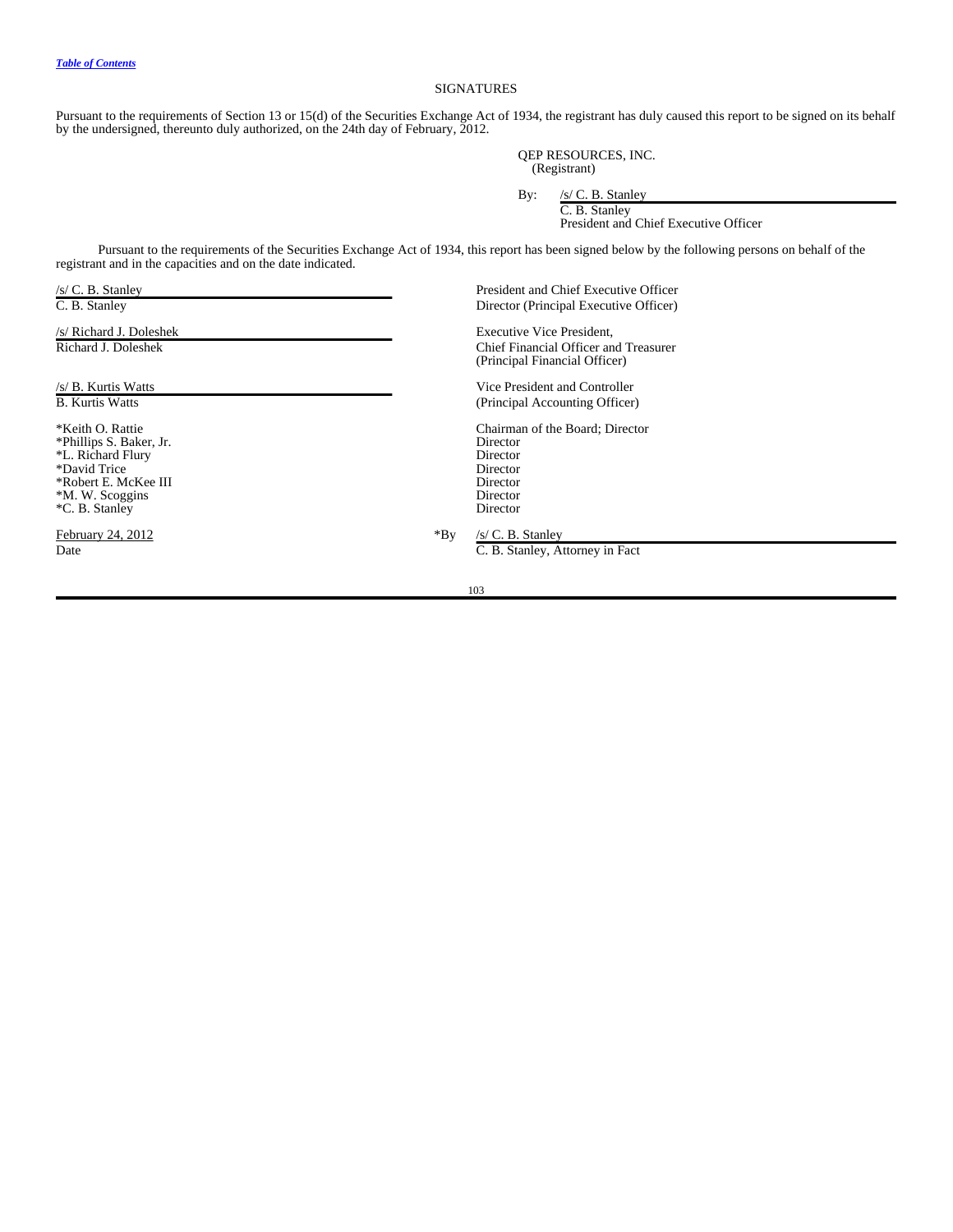[Table of Contents](#)

## SIGNATURES

Pursuant to the requirements of Section 13 or 15(d) of the Securities Exchange Act of 1934, the registrant has duly caused this report to be signed on its behalf by the undersigned, thereunto duly authorized, on the 24th day of February, 2012.

QEP RESOURCES, INC.
(Registrant)

By: /s/ C. B. Stanley
C. B. Stanley
President and Chief Executive Officer

Pursuant to the requirements of the Securities Exchange Act of 1934, this report has been signed below by the following persons on behalf of the registrant and in the capacities and on the date indicated.

| Signature | Title |
| --- | --- |
| /s/ C. B. Stanley<br>C. B. Stanley | President and Chief Executive Officer<br>Director (Principal Executive Officer) |
| /s/ Richard J. Doleshek<br>Richard J. Doleshek | Executive Vice President,<br>Chief Financial Officer and Treasurer<br>(Principal Financial Officer) |
| /s/ B. Kurtis Watts<br>B. Kurtis Watts | Vice President and Controller<br>(Principal Accounting Officer) |
| *Keith O. Rattie | Chairman of the Board; Director |
| *Phillips S. Baker, Jr. | Director |
| *L. Richard Flury | Director |
| *David Trice | Director |
| *Robert E. McKee III | Director |
| *M. W. Scoggins | Director |
| *C. B. Stanley | Director |

February 24, 2012
Date

*By /s/ C. B. Stanley
C. B. Stanley, Attorney in Fact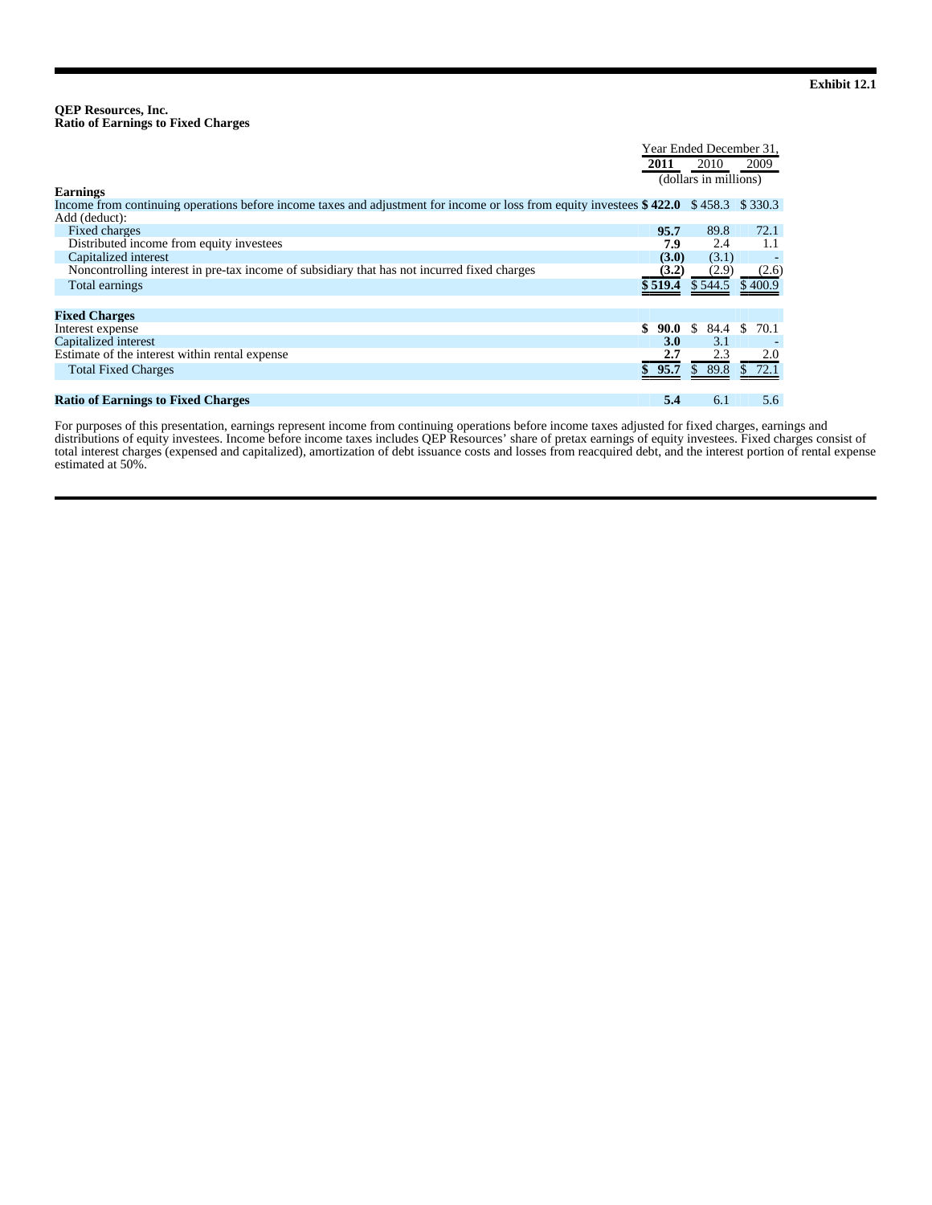**Exhibit 12.1**

**QEP Resources, Inc.**
**Ratio of Earnings to Fixed Charges**

| | Year Ended December 31, | | |
|---|---|---|---|
| | **2011** | 2010 | 2009 |
| | (dollars in millions) | | |
| **Earnings** | | | |
| Income from continuing operations before income taxes and adjustment for income or loss from equity investees | **$ 422.0** | $ 458.3 | $ 330.3 |
| Add (deduct): | | | |
| Fixed charges | **95.7** | 89.8 | 72.1 |
| Distributed income from equity investees | **7.9** | 2.4 | 1.1 |
| Capitalized interest | **(3.0)** | (3.1) | - |
| Noncontrolling interest in pre-tax income of subsidiary that has not incurred fixed charges | **(3.2)** | (2.9) | (2.6) |
| Total earnings | **$ 519.4** | $ 544.5 | $ 400.9 |
| | | | |
| **Fixed Charges** | | | |
| Interest expense | **$ 90.0** | $ 84.4 | $ 70.1 |
| Capitalized interest | **3.0** | 3.1 | - |
| Estimate of the interest within rental expense | **2.7** | 2.3 | 2.0 |
| Total Fixed Charges | **$ 95.7** | $ 89.8 | $ 72.1 |
| | | | |
| **Ratio of Earnings to Fixed Charges** | **5.4** | 6.1 | 5.6 |

For purposes of this presentation, earnings represent income from continuing operations before income taxes adjusted for fixed charges, earnings and distributions of equity investees. Income before income taxes includes QEP Resources' share of pretax earnings of equity investees. Fixed charges consist of total interest charges (expensed and capitalized), amortization of debt issuance costs and losses from reacquired debt, and the interest portion of rental expense estimated at 50%.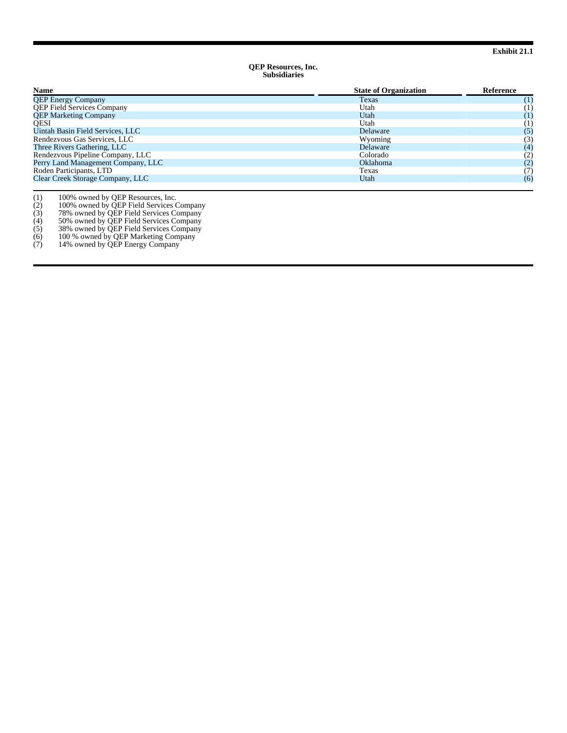Exhibit 21.1

**QEP Resources, Inc.**
**Subsidiaries**

| Name | State of Organization | Reference |
|---|---|---|
| QEP Energy Company | Texas | (1) |
| QEP Field Services Company | Utah | (1) |
| QEP Marketing Company | Utah | (1) |
| QESI | Utah | (1) |
| Uintah Basin Field Services, LLC | Delaware | (5) |
| Rendezvous Gas Services, LLC | Wyoming | (3) |
| Three Rivers Gathering, LLC | Delaware | (4) |
| Rendezvous Pipeline Company, LLC | Colorado | (2) |
| Perry Land Management Company, LLC | Oklahoma | (2) |
| Roden Participants, LTD | Texas | (7) |
| Clear Creek Storage Company, LLC | Utah | (6) |

(1) 100% owned by QEP Resources, Inc.
(2) 100% owned by QEP Field Services Company
(3) 78% owned by QEP Field Services Company
(4) 50% owned by QEP Field Services Company
(5) 38% owned by QEP Field Services Company
(6) 100 % owned by QEP Marketing Company
(7) 14% owned by QEP Energy Company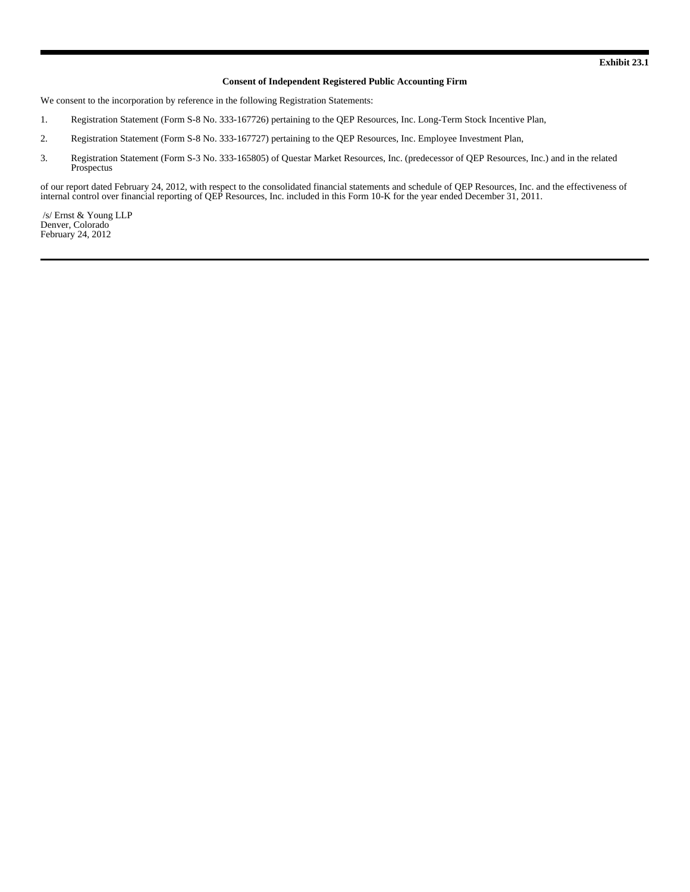**Exhibit 23.1**

**Consent of Independent Registered Public Accounting Firm**

We consent to the incorporation by reference in the following Registration Statements:

1. Registration Statement (Form S-8 No. 333-167726) pertaining to the QEP Resources, Inc. Long-Term Stock Incentive Plan,

2. Registration Statement (Form S-8 No. 333-167727) pertaining to the QEP Resources, Inc. Employee Investment Plan,

3. Registration Statement (Form S-3 No. 333-165805) of Questar Market Resources, Inc. (predecessor of QEP Resources, Inc.) and in the related Prospectus

of our report dated February 24, 2012, with respect to the consolidated financial statements and schedule of QEP Resources, Inc. and the effectiveness of internal control over financial reporting of QEP Resources, Inc. included in this Form 10-K for the year ended December 31, 2011.

/s/ Ernst & Young LLP
Denver, Colorado
February 24, 2012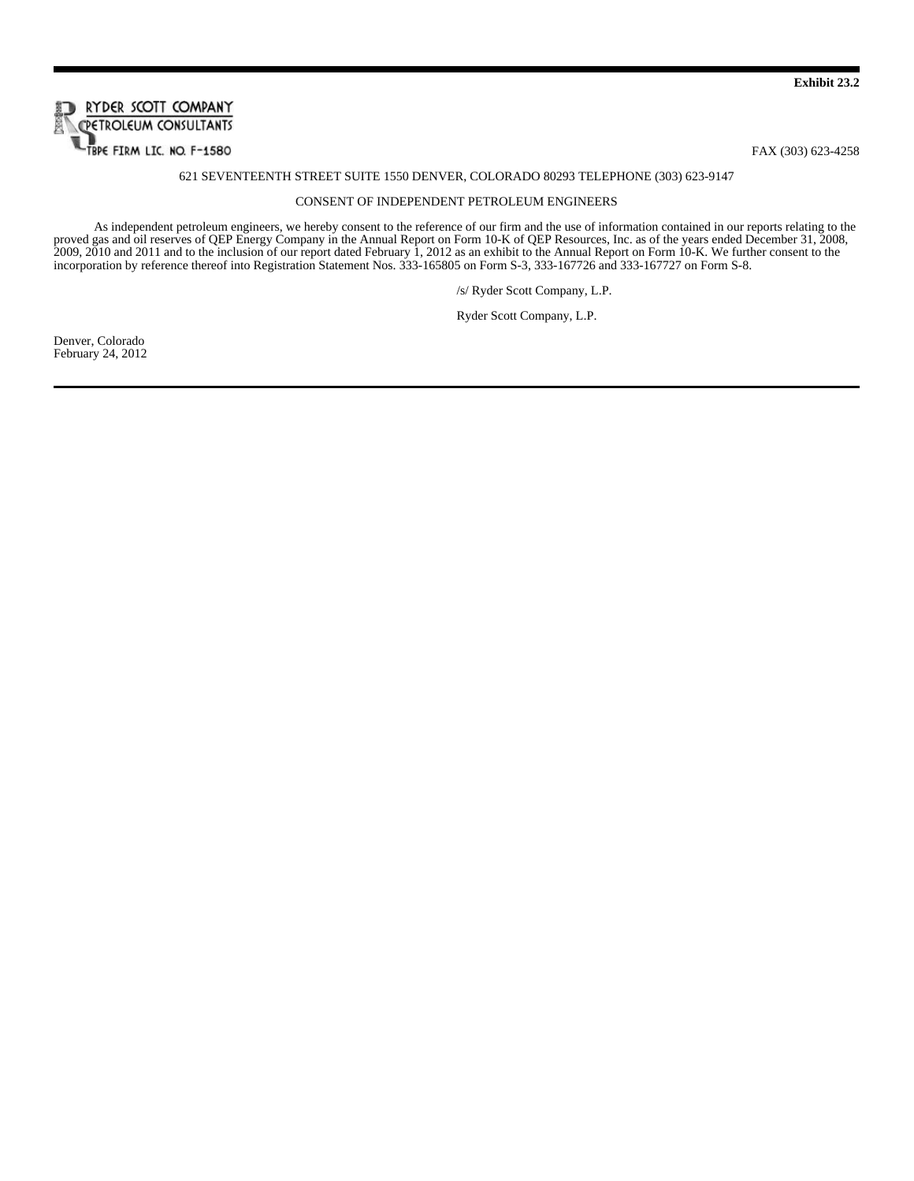**Exhibit 23.2**

RYDER SCOTT COMPANY
PETROLEUM CONSULTANTS
TBPE FIRM LIC. NO. F-1580

FAX (303) 623-4258

621 SEVENTEENTH STREET SUITE 1550 DENVER, COLORADO 80293 TELEPHONE (303) 623-9147

CONSENT OF INDEPENDENT PETROLEUM ENGINEERS

As independent petroleum engineers, we hereby consent to the reference of our firm and the use of information contained in our reports relating to the proved gas and oil reserves of QEP Energy Company in the Annual Report on Form 10-K of QEP Resources, Inc. as of the years ended December 31, 2008, 2009, 2010 and 2011 and to the inclusion of our report dated February 1, 2012 as an exhibit to the Annual Report on Form 10-K. We further consent to the incorporation by reference thereof into Registration Statement Nos. 333-165805 on Form S-3, 333-167726 and 333-167727 on Form S-8.

/s/ Ryder Scott Company, L.P.

Ryder Scott Company, L.P.

Denver, Colorado
February 24, 2012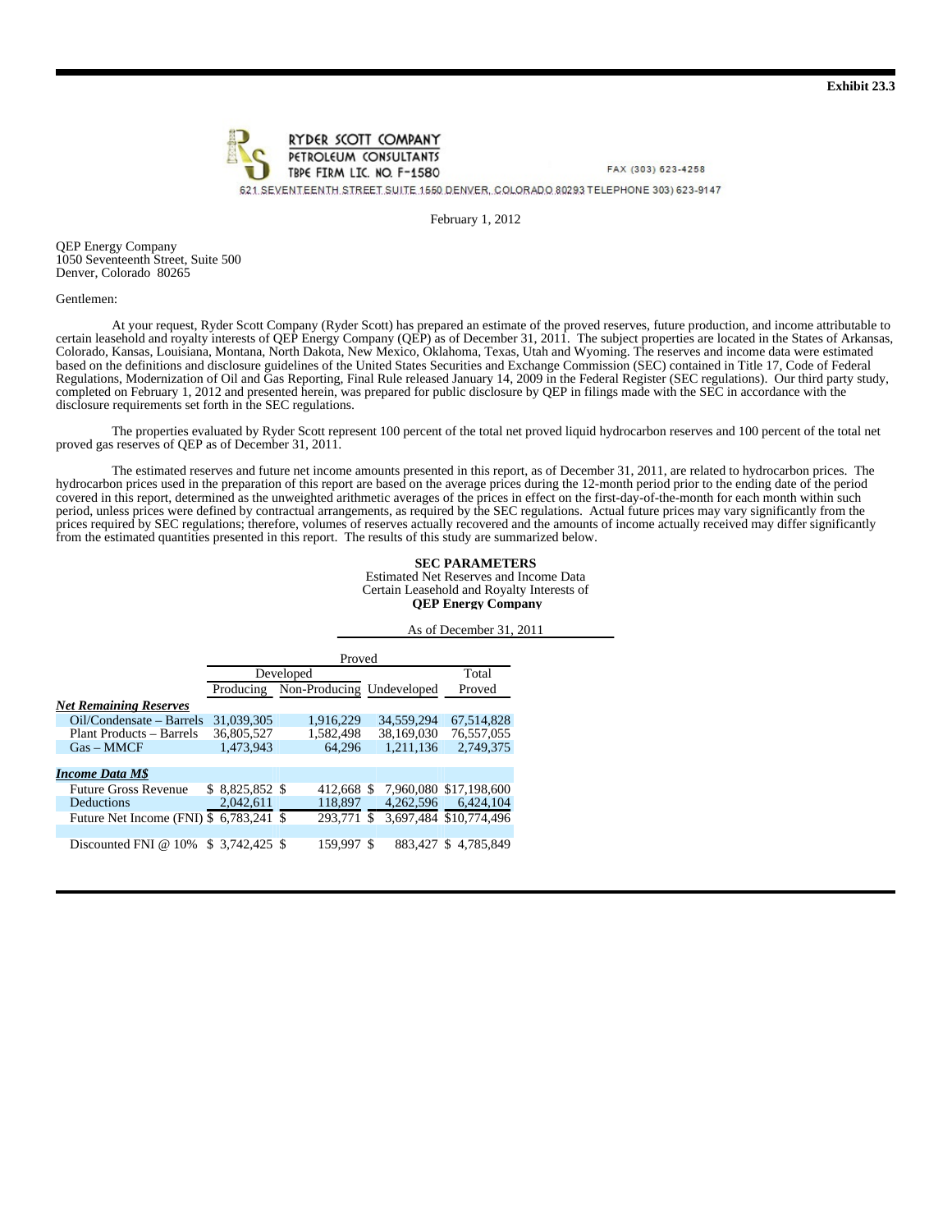**Exhibit 23.3**

RYDER SCOTT COMPANY
PETROLEUM CONSULTANTS
TBPE FIRM LIC. NO. F-1580

FAX (303) 623-4258

621 SEVENTEENTH STREET SUITE 1550 DENVER, COLORADO 80293 TELEPHONE 303) 623-9147

February 1, 2012

QEP Energy Company
1050 Seventeenth Street, Suite 500
Denver, Colorado 80265

Gentlemen:

At your request, Ryder Scott Company (Ryder Scott) has prepared an estimate of the proved reserves, future production, and income attributable to certain leasehold and royalty interests of QEP Energy Company (QEP) as of December 31, 2011. The subject properties are located in the States of Arkansas, Colorado, Kansas, Louisiana, Montana, North Dakota, New Mexico, Oklahoma, Texas, Utah and Wyoming. The reserves and income data were estimated based on the definitions and disclosure guidelines of the United States Securities and Exchange Commission (SEC) contained in Title 17, Code of Federal Regulations, Modernization of Oil and Gas Reporting, Final Rule released January 14, 2009 in the Federal Register (SEC regulations). Our third party study, completed on February 1, 2012 and presented herein, was prepared for public disclosure by QEP in filings made with the SEC in accordance with the disclosure requirements set forth in the SEC regulations.

The properties evaluated by Ryder Scott represent 100 percent of the total net proved liquid hydrocarbon reserves and 100 percent of the total net proved gas reserves of QEP as of December 31, 2011.

The estimated reserves and future net income amounts presented in this report, as of December 31, 2011, are related to hydrocarbon prices. The hydrocarbon prices used in the preparation of this report are based on the average prices during the 12-month period prior to the ending date of the period covered in this report, determined as the unweighted arithmetic averages of the prices in effect on the first-day-of-the-month for each month within such period, unless prices were defined by contractual arrangements, as required by the SEC regulations. Actual future prices may vary significantly from the prices required by SEC regulations; therefore, volumes of reserves actually recovered and the amounts of income actually received may differ significantly from the estimated quantities presented in this report. The results of this study are summarized below.

**SEC PARAMETERS**
Estimated Net Reserves and Income Data
Certain Leasehold and Royalty Interests of
**QEP Energy Company**

As of December 31, 2011

| | Proved | | | |
|---|---|---|---|---|
| | Developed | | | Total |
| | Producing | Non-Producing | Undeveloped | Proved |
| ***Net Remaining Reserves*** | | | | |
| Oil/Condensate – Barrels | 31,039,305 | 1,916,229 | 34,559,294 | 67,514,828 |
| Plant Products – Barrels | 36,805,527 | 1,582,498 | 38,169,030 | 76,557,055 |
| Gas – MMCF | 1,473,943 | 64,296 | 1,211,136 | 2,749,375 |
| ***Income Data M$*** | | | | |
| Future Gross Revenue | $ 8,825,852 | $ 412,668 | $ 7,960,080 | $17,198,600 |
| Deductions | 2,042,611 | 118,897 | 4,262,596 | 6,424,104 |
| Future Net Income (FNI) | $ 6,783,241 | $ 293,771 | $ 3,697,484 | $10,774,496 |
| Discounted FNI @ 10% | $ 3,742,425 | $ 159,997 | $ 883,427 | $ 4,785,849 |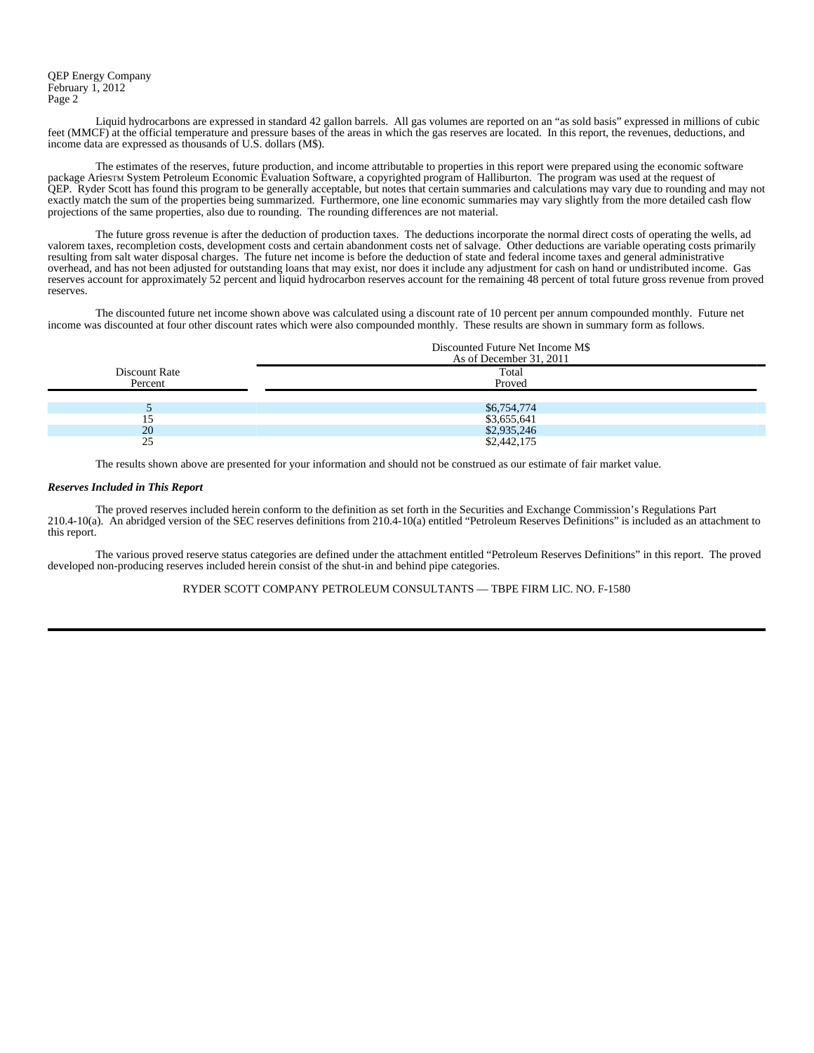QEP Energy Company
February 1, 2012
Page 2

Liquid hydrocarbons are expressed in standard 42 gallon barrels. All gas volumes are reported on an "as sold basis" expressed in millions of cubic feet (MMCF) at the official temperature and pressure bases of the areas in which the gas reserves are located. In this report, the revenues, deductions, and income data are expressed as thousands of U.S. dollars (M$).

The estimates of the reserves, future production, and income attributable to properties in this report were prepared using the economic software package AriesTM System Petroleum Economic Evaluation Software, a copyrighted program of Halliburton. The program was used at the request of QEP. Ryder Scott has found this program to be generally acceptable, but notes that certain summaries and calculations may vary due to rounding and may not exactly match the sum of the properties being summarized. Furthermore, one line economic summaries may vary slightly from the more detailed cash flow projections of the same properties, also due to rounding. The rounding differences are not material.

The future gross revenue is after the deduction of production taxes. The deductions incorporate the normal direct costs of operating the wells, ad valorem taxes, recompletion costs, development costs and certain abandonment costs net of salvage. Other deductions are variable operating costs primarily resulting from salt water disposal charges. The future net income is before the deduction of state and federal income taxes and general administrative overhead, and has not been adjusted for outstanding loans that may exist, nor does it include any adjustment for cash on hand or undistributed income. Gas reserves account for approximately 52 percent and liquid hydrocarbon reserves account for the remaining 48 percent of total future gross revenue from proved reserves.

The discounted future net income shown above was calculated using a discount rate of 10 percent per annum compounded monthly. Future net income was discounted at four other discount rates which were also compounded monthly. These results are shown in summary form as follows.

| Discount Rate Percent | Discounted Future Net Income M$ As of December 31, 2011 — Total Proved |
|---|---|
| 5 | $6,754,774 |
| 15 | $3,655,641 |
| 20 | $2,935,246 |
| 25 | $2,442,175 |

The results shown above are presented for your information and should not be construed as our estimate of fair market value.

***Reserves Included in This Report***

The proved reserves included herein conform to the definition as set forth in the Securities and Exchange Commission's Regulations Part 210.4-10(a). An abridged version of the SEC reserves definitions from 210.4-10(a) entitled "Petroleum Reserves Definitions" is included as an attachment to this report.

The various proved reserve status categories are defined under the attachment entitled "Petroleum Reserves Definitions" in this report. The proved developed non-producing reserves included herein consist of the shut-in and behind pipe categories.

RYDER SCOTT COMPANY PETROLEUM CONSULTANTS — TBPE FIRM LIC. NO. F-1580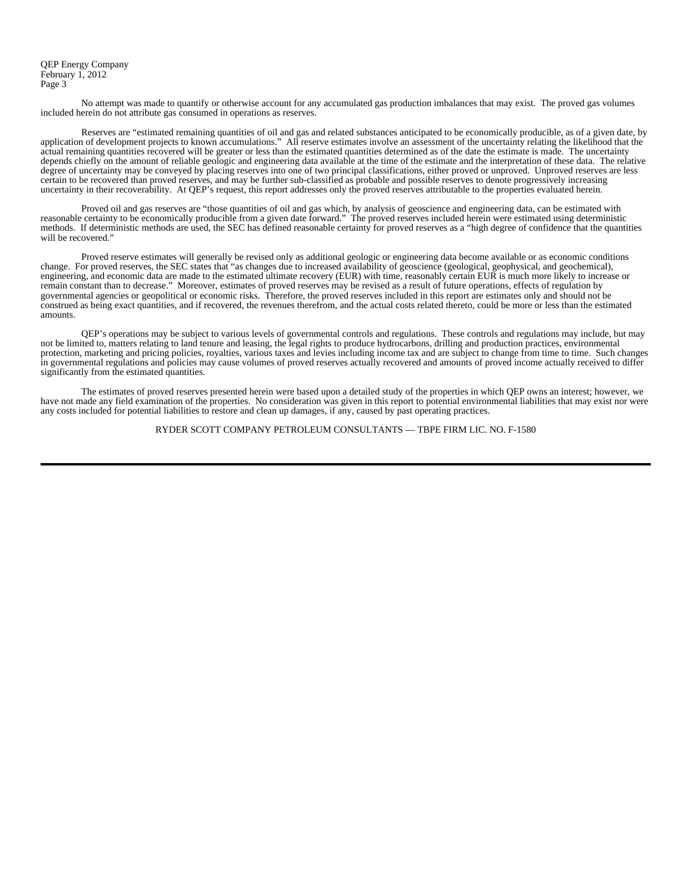No attempt was made to quantify or otherwise account for any accumulated gas production imbalances that may exist. The proved gas volumes included herein do not attribute gas consumed in operations as reserves.

Reserves are "estimated remaining quantities of oil and gas and related substances anticipated to be economically producible, as of a given date, by application of development projects to known accumulations." All reserve estimates involve an assessment of the uncertainty relating the likelihood that the actual remaining quantities recovered will be greater or less than the estimated quantities determined as of the date the estimate is made. The uncertainty depends chiefly on the amount of reliable geologic and engineering data available at the time of the estimate and the interpretation of these data. The relative degree of uncertainty may be conveyed by placing reserves into one of two principal classifications, either proved or unproved. Unproved reserves are less certain to be recovered than proved reserves, and may be further sub-classified as probable and possible reserves to denote progressively increasing uncertainty in their recoverability. At QEP's request, this report addresses only the proved reserves attributable to the properties evaluated herein.

Proved oil and gas reserves are "those quantities of oil and gas which, by analysis of geoscience and engineering data, can be estimated with reasonable certainty to be economically producible from a given date forward." The proved reserves included herein were estimated using deterministic methods. If deterministic methods are used, the SEC has defined reasonable certainty for proved reserves as a "high degree of confidence that the quantities will be recovered."

Proved reserve estimates will generally be revised only as additional geologic or engineering data become available or as economic conditions change. For proved reserves, the SEC states that "as changes due to increased availability of geoscience (geological, geophysical, and geochemical), engineering, and economic data are made to the estimated ultimate recovery (EUR) with time, reasonably certain EUR is much more likely to increase or remain constant than to decrease." Moreover, estimates of proved reserves may be revised as a result of future operations, effects of regulation by governmental agencies or geopolitical or economic risks. Therefore, the proved reserves included in this report are estimates only and should not be construed as being exact quantities, and if recovered, the revenues therefrom, and the actual costs related thereto, could be more or less than the estimated amounts.

QEP's operations may be subject to various levels of governmental controls and regulations. These controls and regulations may include, but may not be limited to, matters relating to land tenure and leasing, the legal rights to produce hydrocarbons, drilling and production practices, environmental protection, marketing and pricing policies, royalties, various taxes and levies including income tax and are subject to change from time to time. Such changes in governmental regulations and policies may cause volumes of proved reserves actually recovered and amounts of proved income actually received to differ significantly from the estimated quantities.

The estimates of proved reserves presented herein were based upon a detailed study of the properties in which QEP owns an interest; however, we have not made any field examination of the properties. No consideration was given in this report to potential environmental liabilities that may exist nor were any costs included for potential liabilities to restore and clean up damages, if any, caused by past operating practices.

RYDER SCOTT COMPANY PETROLEUM CONSULTANTS — TBPE FIRM LIC. NO. F-1580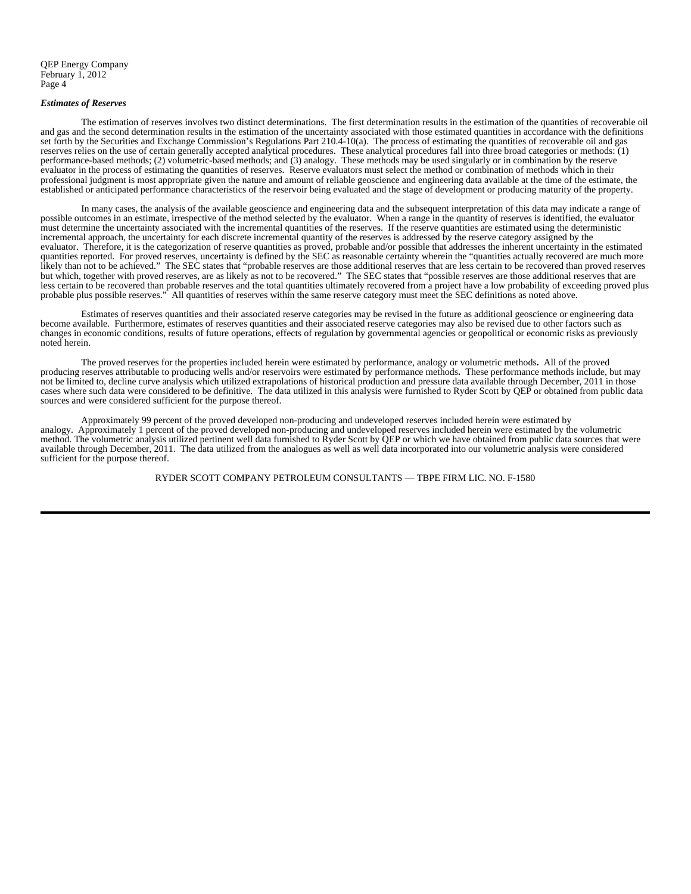QEP Energy Company
February 1, 2012
Page 4

***Estimates of Reserves***

The estimation of reserves involves two distinct determinations. The first determination results in the estimation of the quantities of recoverable oil and gas and the second determination results in the estimation of the uncertainty associated with those estimated quantities in accordance with the definitions set forth by the Securities and Exchange Commission's Regulations Part 210.4-10(a). The process of estimating the quantities of recoverable oil and gas reserves relies on the use of certain generally accepted analytical procedures. These analytical procedures fall into three broad categories or methods: (1) performance-based methods; (2) volumetric-based methods; and (3) analogy. These methods may be used singularly or in combination by the reserve evaluator in the process of estimating the quantities of reserves. Reserve evaluators must select the method or combination of methods which in their professional judgment is most appropriate given the nature and amount of reliable geoscience and engineering data available at the time of the estimate, the established or anticipated performance characteristics of the reservoir being evaluated and the stage of development or producing maturity of the property.

In many cases, the analysis of the available geoscience and engineering data and the subsequent interpretation of this data may indicate a range of possible outcomes in an estimate, irrespective of the method selected by the evaluator. When a range in the quantity of reserves is identified, the evaluator must determine the uncertainty associated with the incremental quantities of the reserves. If the reserve quantities are estimated using the deterministic incremental approach, the uncertainty for each discrete incremental quantity of the reserves is addressed by the reserve category assigned by the evaluator. Therefore, it is the categorization of reserve quantities as proved, probable and/or possible that addresses the inherent uncertainty in the estimated quantities reported. For proved reserves, uncertainty is defined by the SEC as reasonable certainty wherein the "quantities actually recovered are much more likely than not to be achieved." The SEC states that "probable reserves are those additional reserves that are less certain to be recovered than proved reserves but which, together with proved reserves, are as likely as not to be recovered." The SEC states that "possible reserves are those additional reserves that are less certain to be recovered than probable reserves and the total quantities ultimately recovered from a project have a low probability of exceeding proved plus probable plus possible reserves." All quantities of reserves within the same reserve category must meet the SEC definitions as noted above.

Estimates of reserves quantities and their associated reserve categories may be revised in the future as additional geoscience or engineering data become available. Furthermore, estimates of reserves quantities and their associated reserve categories may also be revised due to other factors such as changes in economic conditions, results of future operations, effects of regulation by governmental agencies or geopolitical or economic risks as previously noted herein.

The proved reserves for the properties included herein were estimated by performance, analogy or volumetric methods**.** All of the proved producing reserves attributable to producing wells and/or reservoirs were estimated by performance methods**.** These performance methods include, but may not be limited to, decline curve analysis which utilized extrapolations of historical production and pressure data available through December, 2011 in those cases where such data were considered to be definitive. The data utilized in this analysis were furnished to Ryder Scott by QEP or obtained from public data sources and were considered sufficient for the purpose thereof.

Approximately 99 percent of the proved developed non-producing and undeveloped reserves included herein were estimated by analogy. Approximately 1 percent of the proved developed non-producing and undeveloped reserves included herein were estimated by the volumetric method. The volumetric analysis utilized pertinent well data furnished to Ryder Scott by QEP or which we have obtained from public data sources that were available through December, 2011. The data utilized from the analogues as well as well data incorporated into our volumetric analysis were considered sufficient for the purpose thereof.

RYDER SCOTT COMPANY PETROLEUM CONSULTANTS — TBPE FIRM LIC. NO. F-1580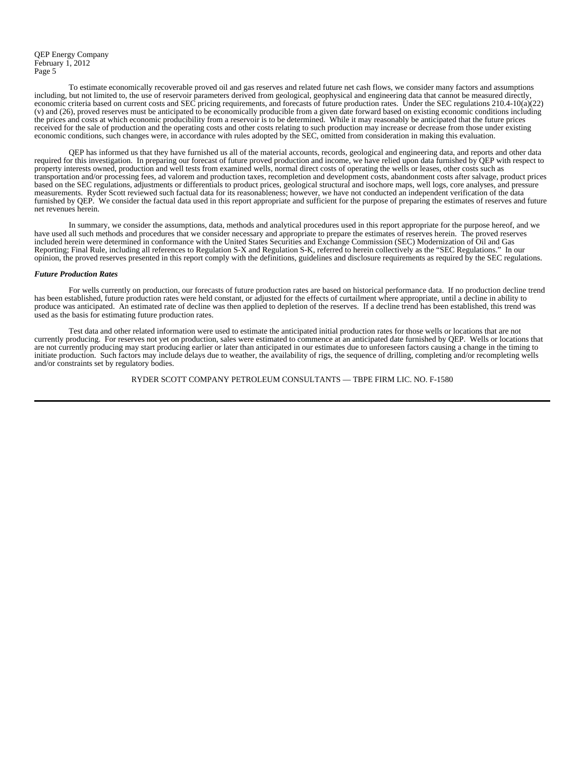To estimate economically recoverable proved oil and gas reserves and related future net cash flows, we consider many factors and assumptions including, but not limited to, the use of reservoir parameters derived from geological, geophysical and engineering data that cannot be measured directly, economic criteria based on current costs and SEC pricing requirements, and forecasts of future production rates. Under the SEC regulations 210.4-10(a)(22)(v) and (26), proved reserves must be anticipated to be economically producible from a given date forward based on existing economic conditions including the prices and costs at which economic producibility from a reservoir is to be determined. While it may reasonably be anticipated that the future prices received for the sale of production and the operating costs and other costs relating to such production may increase or decrease from those under existing economic conditions, such changes were, in accordance with rules adopted by the SEC, omitted from consideration in making this evaluation.

QEP has informed us that they have furnished us all of the material accounts, records, geological and engineering data, and reports and other data required for this investigation. In preparing our forecast of future proved production and income, we have relied upon data furnished by QEP with respect to property interests owned, production and well tests from examined wells, normal direct costs of operating the wells or leases, other costs such as transportation and/or processing fees, ad valorem and production taxes, recompletion and development costs, abandonment costs after salvage, product prices based on the SEC regulations, adjustments or differentials to product prices, geological structural and isochore maps, well logs, core analyses, and pressure measurements. Ryder Scott reviewed such factual data for its reasonableness; however, we have not conducted an independent verification of the data furnished by QEP. We consider the factual data used in this report appropriate and sufficient for the purpose of preparing the estimates of reserves and future net revenues herein.

In summary, we consider the assumptions, data, methods and analytical procedures used in this report appropriate for the purpose hereof, and we have used all such methods and procedures that we consider necessary and appropriate to prepare the estimates of reserves herein. The proved reserves included herein were determined in conformance with the United States Securities and Exchange Commission (SEC) Modernization of Oil and Gas Reporting; Final Rule, including all references to Regulation S-X and Regulation S-K, referred to herein collectively as the "SEC Regulations." In our opinion, the proved reserves presented in this report comply with the definitions, guidelines and disclosure requirements as required by the SEC regulations.

***Future Production Rates***

For wells currently on production, our forecasts of future production rates are based on historical performance data. If no production decline trend has been established, future production rates were held constant, or adjusted for the effects of curtailment where appropriate, until a decline in ability to produce was anticipated. An estimated rate of decline was then applied to depletion of the reserves. If a decline trend has been established, this trend was used as the basis for estimating future production rates.

Test data and other related information were used to estimate the anticipated initial production rates for those wells or locations that are not currently producing. For reserves not yet on production, sales were estimated to commence at an anticipated date furnished by QEP. Wells or locations that are not currently producing may start producing earlier or later than anticipated in our estimates due to unforeseen factors causing a change in the timing to initiate production. Such factors may include delays due to weather, the availability of rigs, the sequence of drilling, completing and/or recompleting wells and/or constraints set by regulatory bodies.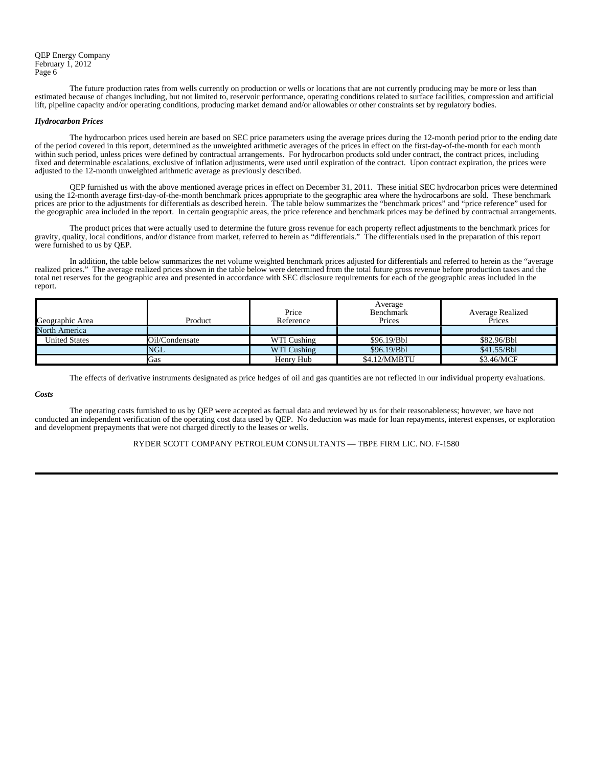QEP Energy Company
February 1, 2012

The future production rates from wells currently on production or wells or locations that are not currently producing may be more or less than estimated because of changes including, but not limited to, reservoir performance, operating conditions related to surface facilities, compression and artificial lift, pipeline capacity and/or operating conditions, producing market demand and/or allowables or other constraints set by regulatory bodies.

***Hydrocarbon Prices***

The hydrocarbon prices used herein are based on SEC price parameters using the average prices during the 12-month period prior to the ending date of the period covered in this report, determined as the unweighted arithmetic averages of the prices in effect on the first-day-of-the-month for each month within such period, unless prices were defined by contractual arrangements. For hydrocarbon products sold under contract, the contract prices, including fixed and determinable escalations, exclusive of inflation adjustments, were used until expiration of the contract. Upon contract expiration, the prices were adjusted to the 12-month unweighted arithmetic average as previously described.

QEP furnished us with the above mentioned average prices in effect on December 31, 2011. These initial SEC hydrocarbon prices were determined using the 12-month average first-day-of-the-month benchmark prices appropriate to the geographic area where the hydrocarbons are sold. These benchmark prices are prior to the adjustments for differentials as described herein. The table below summarizes the "benchmark prices" and "price reference" used for the geographic area included in the report. In certain geographic areas, the price reference and benchmark prices may be defined by contractual arrangements.

The product prices that were actually used to determine the future gross revenue for each property reflect adjustments to the benchmark prices for gravity, quality, local conditions, and/or distance from market, referred to herein as "differentials." The differentials used in the preparation of this report were furnished to us by QEP.

In addition, the table below summarizes the net volume weighted benchmark prices adjusted for differentials and referred to herein as the "average realized prices." The average realized prices shown in the table below were determined from the total future gross revenue before production taxes and the total net reserves for the geographic area and presented in accordance with SEC disclosure requirements for each of the geographic areas included in the report.

| Geographic Area | Product | Price Reference | Average Benchmark Prices | Average Realized Prices |
|---|---|---|---|---|
| North America | | | | |
| United States | Oil/Condensate | WTI Cushing | $96.19/Bbl | $82.96/Bbl |
| | NGL | WTI Cushing | $96.19/Bbl | $41.55/Bbl |
| | Gas | Henry Hub | $4.12/MMBTU | $3.46/MCF |

The effects of derivative instruments designated as price hedges of oil and gas quantities are not reflected in our individual property evaluations.

***Costs***

The operating costs furnished to us by QEP were accepted as factual data and reviewed by us for their reasonableness; however, we have not conducted an independent verification of the operating cost data used by QEP. No deduction was made for loan repayments, interest expenses, or exploration and development prepayments that were not charged directly to the leases or wells.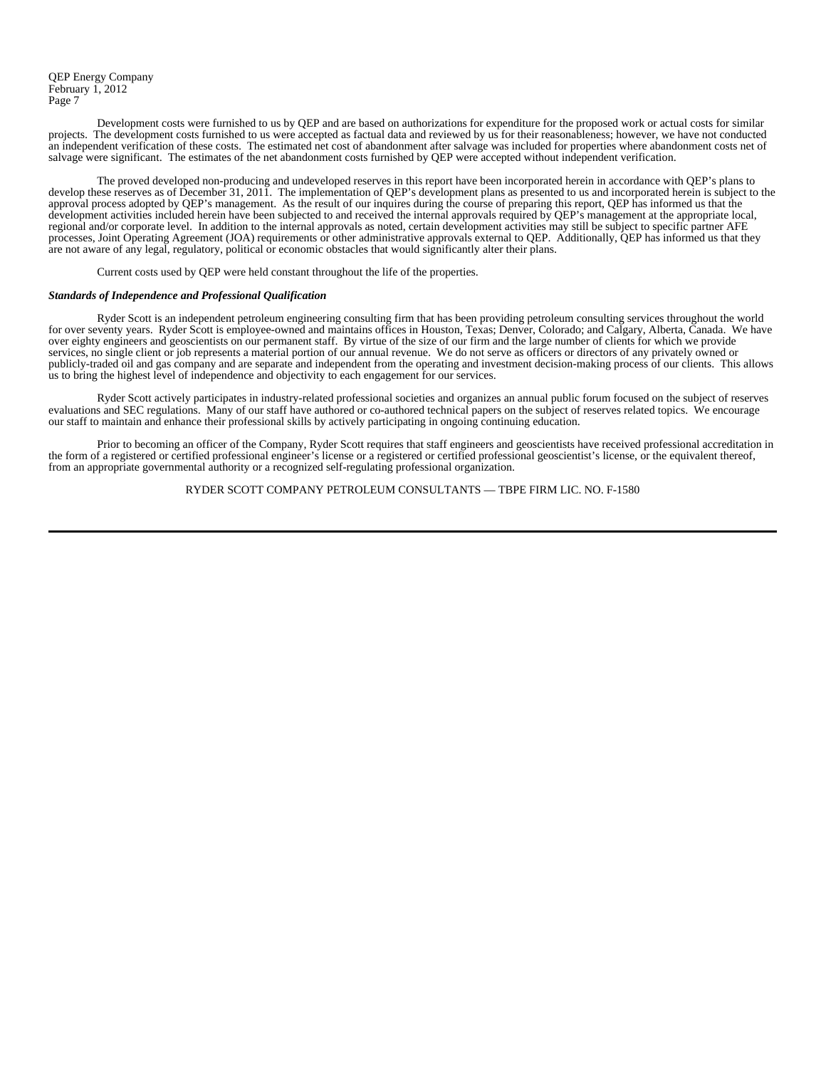Development costs were furnished to us by QEP and are based on authorizations for expenditure for the proposed work or actual costs for similar projects. The development costs furnished to us were accepted as factual data and reviewed by us for their reasonableness; however, we have not conducted an independent verification of these costs. The estimated net cost of abandonment after salvage was included for properties where abandonment costs net of salvage were significant. The estimates of the net abandonment costs furnished by QEP were accepted without independent verification.

The proved developed non-producing and undeveloped reserves in this report have been incorporated herein in accordance with QEP's plans to develop these reserves as of December 31, 2011. The implementation of QEP's development plans as presented to us and incorporated herein is subject to the approval process adopted by QEP's management. As the result of our inquires during the course of preparing this report, QEP has informed us that the development activities included herein have been subjected to and received the internal approvals required by QEP's management at the appropriate local, regional and/or corporate level. In addition to the internal approvals as noted, certain development activities may still be subject to specific partner AFE processes, Joint Operating Agreement (JOA) requirements or other administrative approvals external to QEP. Additionally, QEP has informed us that they are not aware of any legal, regulatory, political or economic obstacles that would significantly alter their plans.

Current costs used by QEP were held constant throughout the life of the properties.

***Standards of Independence and Professional Qualification***

Ryder Scott is an independent petroleum engineering consulting firm that has been providing petroleum consulting services throughout the world for over seventy years. Ryder Scott is employee-owned and maintains offices in Houston, Texas; Denver, Colorado; and Calgary, Alberta, Canada. We have over eighty engineers and geoscientists on our permanent staff. By virtue of the size of our firm and the large number of clients for which we provide services, no single client or job represents a material portion of our annual revenue. We do not serve as officers or directors of any privately owned or publicly-traded oil and gas company and are separate and independent from the operating and investment decision-making process of our clients. This allows us to bring the highest level of independence and objectivity to each engagement for our services.

Ryder Scott actively participates in industry-related professional societies and organizes an annual public forum focused on the subject of reserves evaluations and SEC regulations. Many of our staff have authored or co-authored technical papers on the subject of reserves related topics. We encourage our staff to maintain and enhance their professional skills by actively participating in ongoing continuing education.

Prior to becoming an officer of the Company, Ryder Scott requires that staff engineers and geoscientists have received professional accreditation in the form of a registered or certified professional engineer's license or a registered or certified professional geoscientist's license, or the equivalent thereof, from an appropriate governmental authority or a recognized self-regulating professional organization.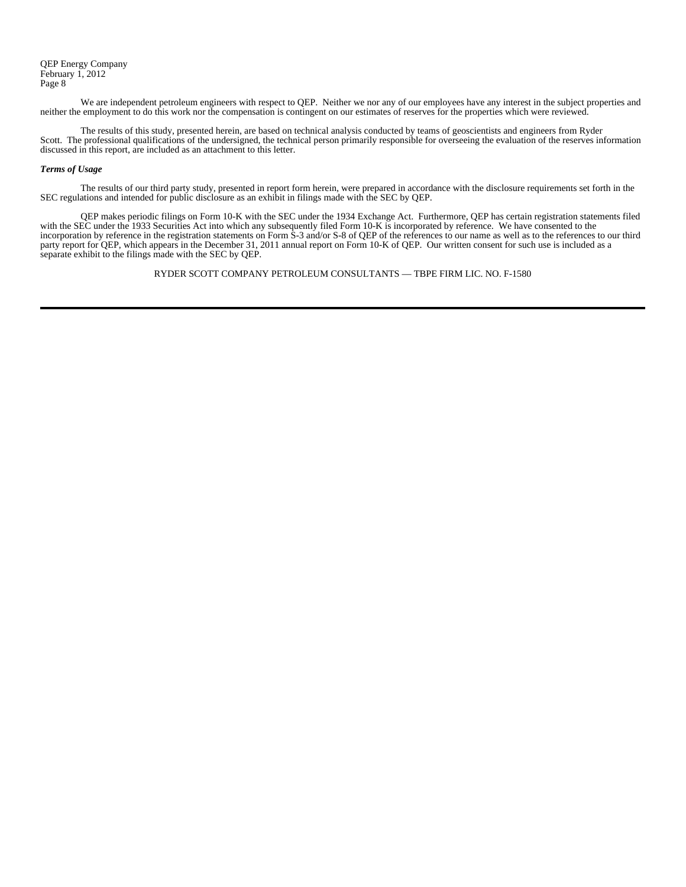We are independent petroleum engineers with respect to QEP. Neither we nor any of our employees have any interest in the subject properties and neither the employment to do this work nor the compensation is contingent on our estimates of reserves for the properties which were reviewed.

The results of this study, presented herein, are based on technical analysis conducted by teams of geoscientists and engineers from Ryder Scott. The professional qualifications of the undersigned, the technical person primarily responsible for overseeing the evaluation of the reserves information discussed in this report, are included as an attachment to this letter.

***Terms of Usage***

The results of our third party study, presented in report form herein, were prepared in accordance with the disclosure requirements set forth in the SEC regulations and intended for public disclosure as an exhibit in filings made with the SEC by QEP.

QEP makes periodic filings on Form 10-K with the SEC under the 1934 Exchange Act. Furthermore, QEP has certain registration statements filed with the SEC under the 1933 Securities Act into which any subsequently filed Form 10-K is incorporated by reference. We have consented to the incorporation by reference in the registration statements on Form S-3 and/or S-8 of QEP of the references to our name as well as to the references to our third party report for QEP, which appears in the December 31, 2011 annual report on Form 10-K of QEP. Our written consent for such use is included as a separate exhibit to the filings made with the SEC by QEP.

RYDER SCOTT COMPANY PETROLEUM CONSULTANTS — TBPE FIRM LIC. NO. F-1580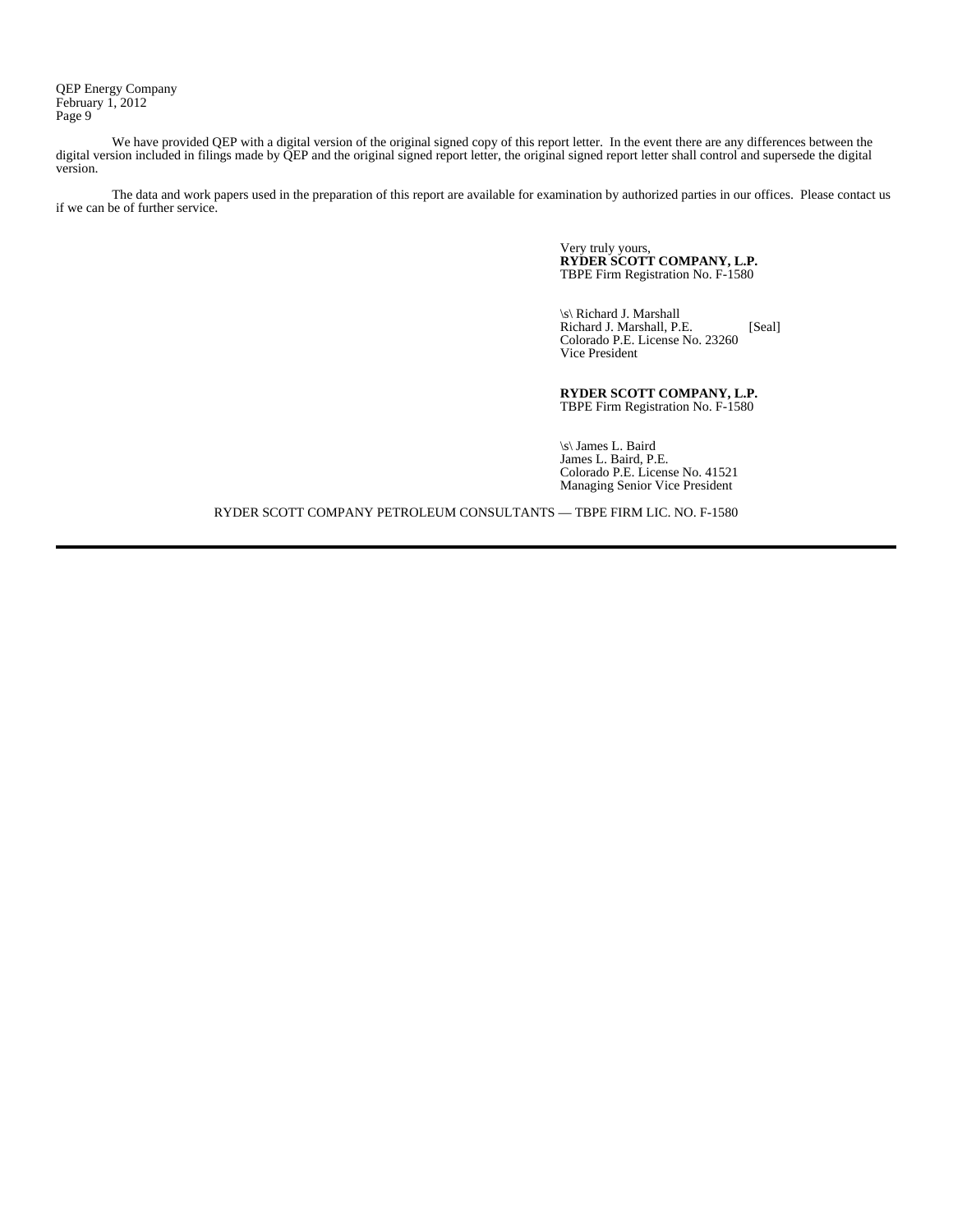We have provided QEP with a digital version of the original signed copy of this report letter. In the event there are any differences between the digital version included in filings made by QEP and the original signed report letter, the original signed report letter shall control and supersede the digital version.

The data and work papers used in the preparation of this report are available for examination by authorized parties in our offices. Please contact us if we can be of further service.

Very truly yours,
**RYDER SCOTT COMPANY, L.P.**
TBPE Firm Registration No. F-1580

\s\ Richard J. Marshall
Richard J. Marshall, P.E. [Seal]
Colorado P.E. License No. 23260
Vice President

**RYDER SCOTT COMPANY, L.P.**
TBPE Firm Registration No. F-1580

\s\ James L. Baird
James L. Baird, P.E.
Colorado P.E. License No. 41521
Managing Senior Vice President

RYDER SCOTT COMPANY PETROLEUM CONSULTANTS — TBPE FIRM LIC. NO. F-1580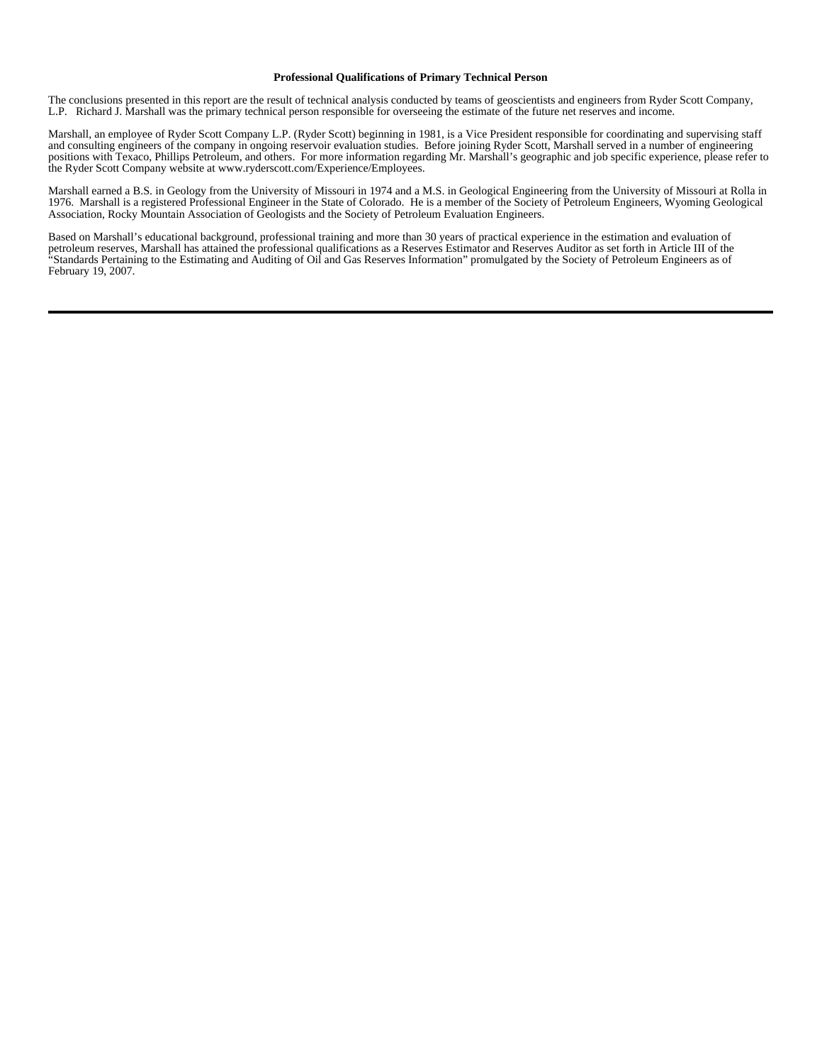**Professional Qualifications of Primary Technical Person**

The conclusions presented in this report are the result of technical analysis conducted by teams of geoscientists and engineers from Ryder Scott Company, L.P. Richard J. Marshall was the primary technical person responsible for overseeing the estimate of the future net reserves and income.

Marshall, an employee of Ryder Scott Company L.P. (Ryder Scott) beginning in 1981, is a Vice President responsible for coordinating and supervising staff and consulting engineers of the company in ongoing reservoir evaluation studies. Before joining Ryder Scott, Marshall served in a number of engineering positions with Texaco, Phillips Petroleum, and others. For more information regarding Mr. Marshall's geographic and job specific experience, please refer to the Ryder Scott Company website at www.ryderscott.com/Experience/Employees.

Marshall earned a B.S. in Geology from the University of Missouri in 1974 and a M.S. in Geological Engineering from the University of Missouri at Rolla in 1976. Marshall is a registered Professional Engineer in the State of Colorado. He is a member of the Society of Petroleum Engineers, Wyoming Geological Association, Rocky Mountain Association of Geologists and the Society of Petroleum Evaluation Engineers.

Based on Marshall's educational background, professional training and more than 30 years of practical experience in the estimation and evaluation of petroleum reserves, Marshall has attained the professional qualifications as a Reserves Estimator and Reserves Auditor as set forth in Article III of the "Standards Pertaining to the Estimating and Auditing of Oil and Gas Reserves Information" promulgated by the Society of Petroleum Engineers as of February 19, 2007.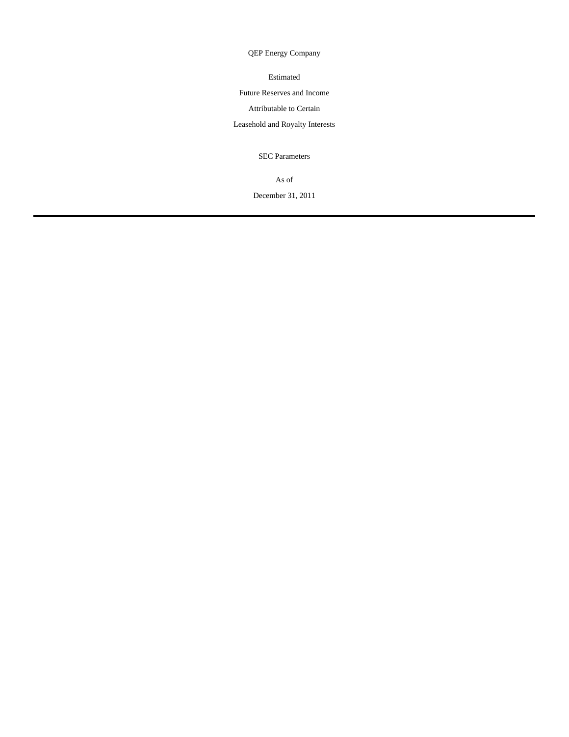QEP Energy Company

Estimated

Future Reserves and Income

Attributable to Certain

Leasehold and Royalty Interests

SEC Parameters

As of

December 31, 2011

---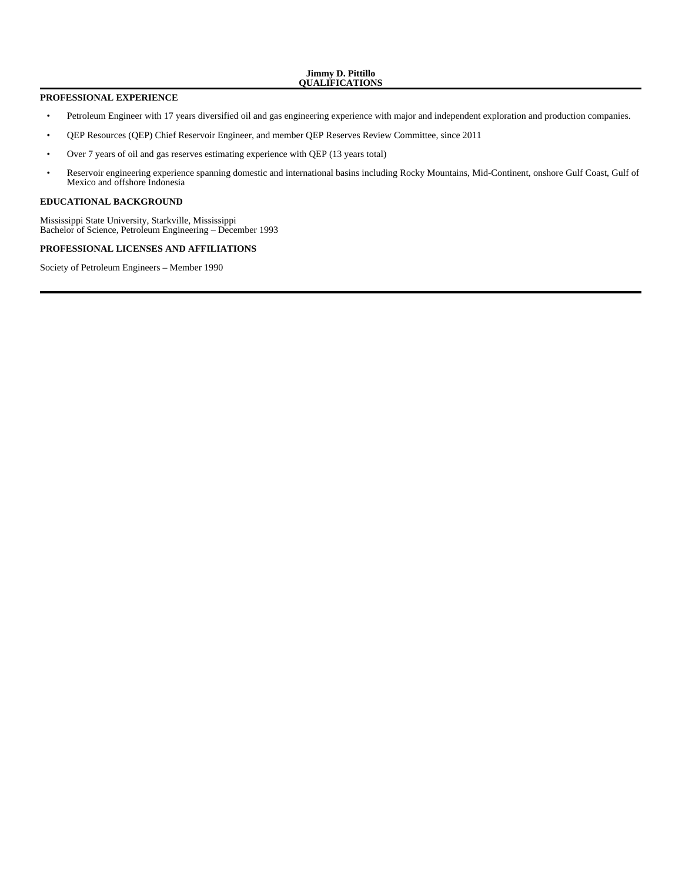**Jimmy D. Pittillo**
**QUALIFICATIONS**

## PROFESSIONAL EXPERIENCE

- Petroleum Engineer with 17 years diversified oil and gas engineering experience with major and independent exploration and production companies.
- QEP Resources (QEP) Chief Reservoir Engineer, and member QEP Reserves Review Committee, since 2011
- Over 7 years of oil and gas reserves estimating experience with QEP (13 years total)
- Reservoir engineering experience spanning domestic and international basins including Rocky Mountains, Mid-Continent, onshore Gulf Coast, Gulf of Mexico and offshore Indonesia

## EDUCATIONAL BACKGROUND

Mississippi State University, Starkville, Mississippi
Bachelor of Science, Petroleum Engineering – December 1993

## PROFESSIONAL LICENSES AND AFFILIATIONS

Society of Petroleum Engineers – Member 1990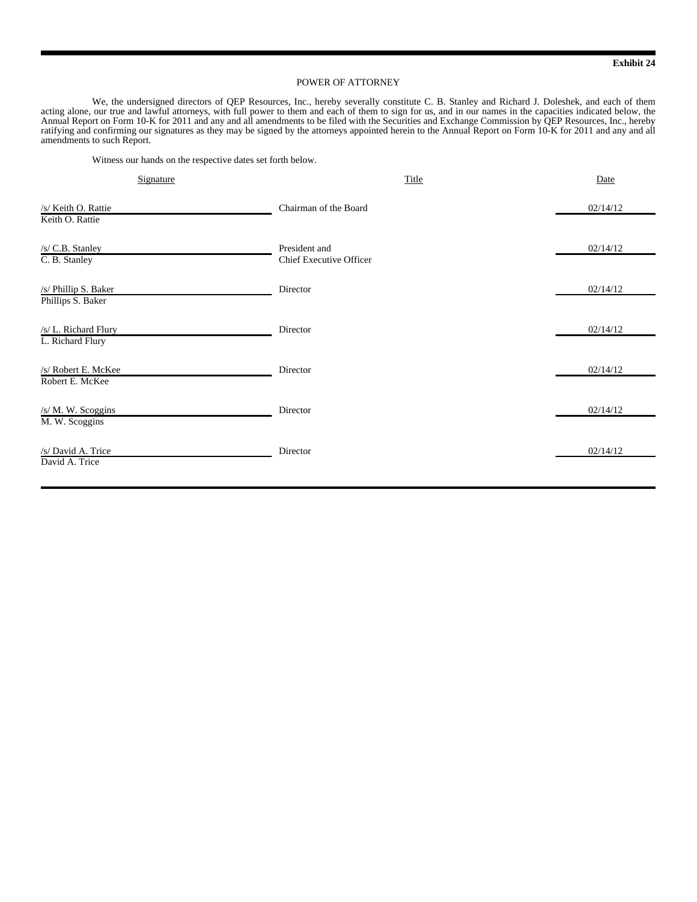**Exhibit 24**

POWER OF ATTORNEY

We, the undersigned directors of QEP Resources, Inc., hereby severally constitute C. B. Stanley and Richard J. Doleshek, and each of them acting alone, our true and lawful attorneys, with full power to them and each of them to sign for us, and in our names in the capacities indicated below, the Annual Report on Form 10-K for 2011 and any and all amendments to be filed with the Securities and Exchange Commission by QEP Resources, Inc., hereby ratifying and confirming our signatures as they may be signed by the attorneys appointed herein to the Annual Report on Form 10-K for 2011 and any and all amendments to such Report.

Witness our hands on the respective dates set forth below.

| Signature | Title | Date |
|---|---|---|
| /s/ Keith O. Rattie<br>Keith O. Rattie | Chairman of the Board | 02/14/12 |
| /s/ C.B. Stanley<br>C. B. Stanley | President and<br>Chief Executive Officer | 02/14/12 |
| /s/ Phillip S. Baker<br>Phillips S. Baker | Director | 02/14/12 |
| /s/ L. Richard Flury<br>L. Richard Flury | Director | 02/14/12 |
| /s/ Robert E. McKee<br>Robert E. McKee | Director | 02/14/12 |
| /s/ M. W. Scoggins<br>M. W. Scoggins | Director | 02/14/12 |
| /s/ David A. Trice<br>David A. Trice | Director | 02/14/12 |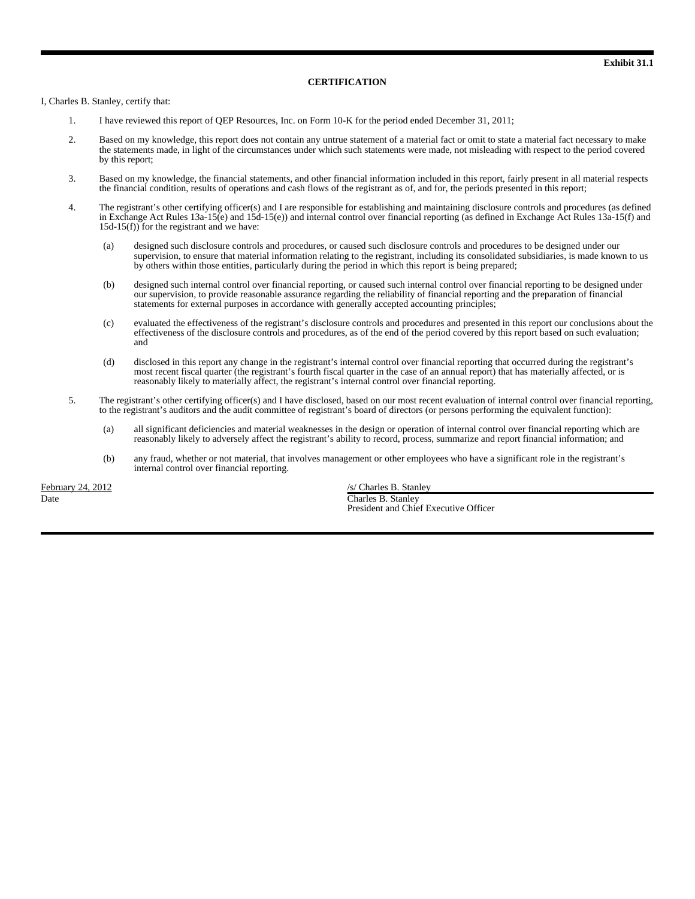**Exhibit 31.1**

**CERTIFICATION**

I, Charles B. Stanley, certify that:

1. I have reviewed this report of QEP Resources, Inc. on Form 10-K for the period ended December 31, 2011;

2. Based on my knowledge, this report does not contain any untrue statement of a material fact or omit to state a material fact necessary to make the statements made, in light of the circumstances under which such statements were made, not misleading with respect to the period covered by this report;

3. Based on my knowledge, the financial statements, and other financial information included in this report, fairly present in all material respects the financial condition, results of operations and cash flows of the registrant as of, and for, the periods presented in this report;

4. The registrant's other certifying officer(s) and I are responsible for establishing and maintaining disclosure controls and procedures (as defined in Exchange Act Rules 13a-15(e) and 15d-15(e)) and internal control over financial reporting (as defined in Exchange Act Rules 13a-15(f) and 15d-15(f)) for the registrant and we have:

   (a) designed such disclosure controls and procedures, or caused such disclosure controls and procedures to be designed under our supervision, to ensure that material information relating to the registrant, including its consolidated subsidiaries, is made known to us by others within those entities, particularly during the period in which this report is being prepared;

   (b) designed such internal control over financial reporting, or caused such internal control over financial reporting to be designed under our supervision, to provide reasonable assurance regarding the reliability of financial reporting and the preparation of financial statements for external purposes in accordance with generally accepted accounting principles;

   (c) evaluated the effectiveness of the registrant's disclosure controls and procedures and presented in this report our conclusions about the effectiveness of the disclosure controls and procedures, as of the end of the period covered by this report based on such evaluation; and

   (d) disclosed in this report any change in the registrant's internal control over financial reporting that occurred during the registrant's most recent fiscal quarter (the registrant's fourth fiscal quarter in the case of an annual report) that has materially affected, or is reasonably likely to materially affect, the registrant's internal control over financial reporting.

5. The registrant's other certifying officer(s) and I have disclosed, based on our most recent evaluation of internal control over financial reporting, to the registrant's auditors and the audit committee of registrant's board of directors (or persons performing the equivalent function):

   (a) all significant deficiencies and material weaknesses in the design or operation of internal control over financial reporting which are reasonably likely to adversely affect the registrant's ability to record, process, summarize and report financial information; and

   (b) any fraud, whether or not material, that involves management or other employees who have a significant role in the registrant's internal control over financial reporting.

February 24, 2012
Date

/s/ Charles B. Stanley
Charles B. Stanley
President and Chief Executive Officer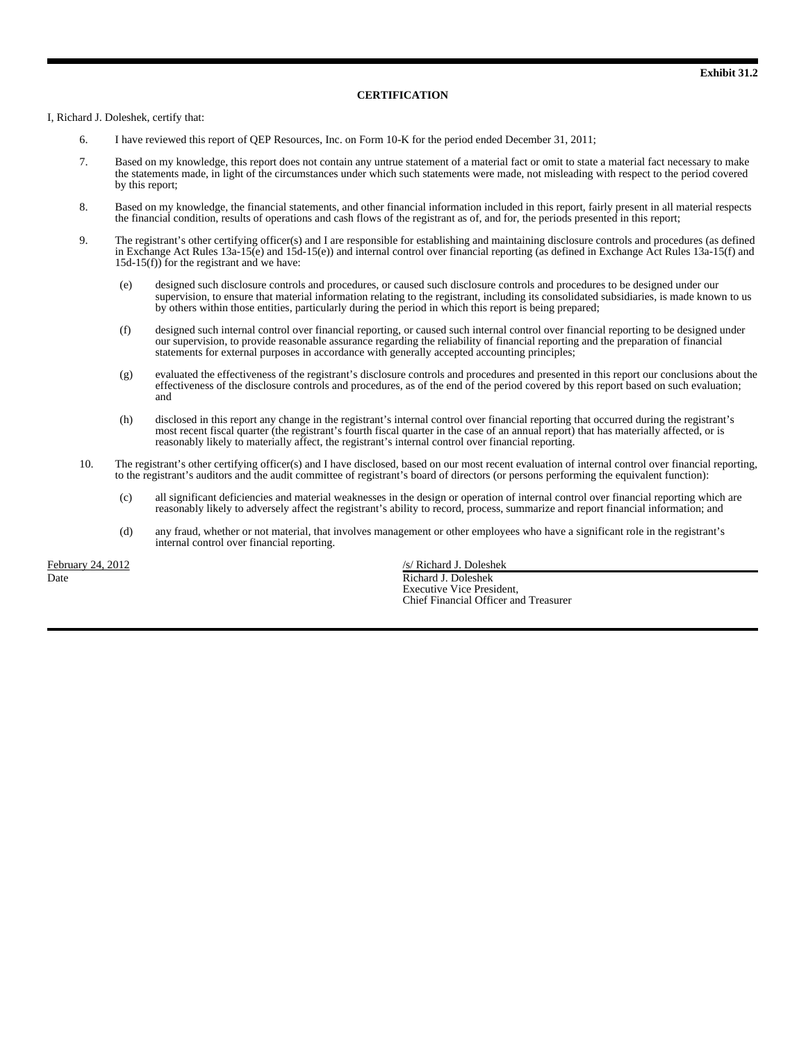**Exhibit 31.2**

**CERTIFICATION**

I, Richard J. Doleshek, certify that:

6. I have reviewed this report of QEP Resources, Inc. on Form 10-K for the period ended December 31, 2011;

7. Based on my knowledge, this report does not contain any untrue statement of a material fact or omit to state a material fact necessary to make the statements made, in light of the circumstances under which such statements were made, not misleading with respect to the period covered by this report;

8. Based on my knowledge, the financial statements, and other financial information included in this report, fairly present in all material respects the financial condition, results of operations and cash flows of the registrant as of, and for, the periods presented in this report;

9. The registrant's other certifying officer(s) and I are responsible for establishing and maintaining disclosure controls and procedures (as defined in Exchange Act Rules 13a-15(e) and 15d-15(e)) and internal control over financial reporting (as defined in Exchange Act Rules 13a-15(f) and 15d-15(f)) for the registrant and we have:

   (e) designed such disclosure controls and procedures, or caused such disclosure controls and procedures to be designed under our supervision, to ensure that material information relating to the registrant, including its consolidated subsidiaries, is made known to us by others within those entities, particularly during the period in which this report is being prepared;

   (f) designed such internal control over financial reporting, or caused such internal control over financial reporting to be designed under our supervision, to provide reasonable assurance regarding the reliability of financial reporting and the preparation of financial statements for external purposes in accordance with generally accepted accounting principles;

   (g) evaluated the effectiveness of the registrant's disclosure controls and procedures and presented in this report our conclusions about the effectiveness of the disclosure controls and procedures, as of the end of the period covered by this report based on such evaluation; and

   (h) disclosed in this report any change in the registrant's internal control over financial reporting that occurred during the registrant's most recent fiscal quarter (the registrant's fourth fiscal quarter in the case of an annual report) that has materially affected, or is reasonably likely to materially affect, the registrant's internal control over financial reporting.

10. The registrant's other certifying officer(s) and I have disclosed, based on our most recent evaluation of internal control over financial reporting, to the registrant's auditors and the audit committee of registrant's board of directors (or persons performing the equivalent function):

   (c) all significant deficiencies and material weaknesses in the design or operation of internal control over financial reporting which are reasonably likely to adversely affect the registrant's ability to record, process, summarize and report financial information; and

   (d) any fraud, whether or not material, that involves management or other employees who have a significant role in the registrant's internal control over financial reporting.

February 24, 2012
Date

/s/ Richard J. Doleshek
Richard J. Doleshek
Executive Vice President,
Chief Financial Officer and Treasurer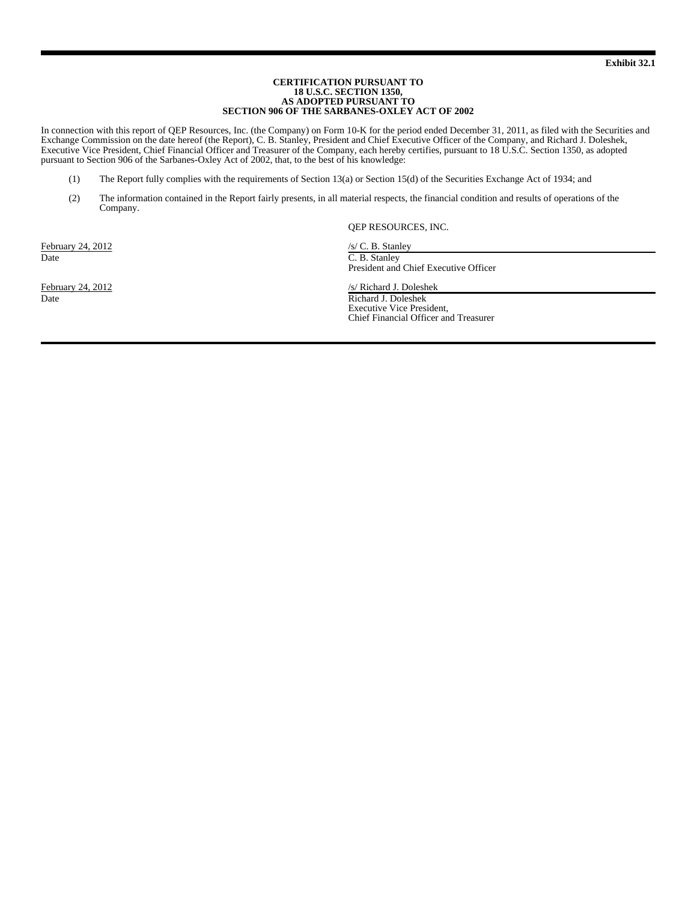**Exhibit 32.1**

**CERTIFICATION PURSUANT TO**
**18 U.S.C. SECTION 1350,**
**AS ADOPTED PURSUANT TO**
**SECTION 906 OF THE SARBANES-OXLEY ACT OF 2002**

In connection with this report of QEP Resources, Inc. (the Company) on Form 10-K for the period ended December 31, 2011, as filed with the Securities and Exchange Commission on the date hereof (the Report), C. B. Stanley, President and Chief Executive Officer of the Company, and Richard J. Doleshek, Executive Vice President, Chief Financial Officer and Treasurer of the Company, each hereby certifies, pursuant to 18 U.S.C. Section 1350, as adopted pursuant to Section 906 of the Sarbanes-Oxley Act of 2002, that, to the best of his knowledge:

(1) The Report fully complies with the requirements of Section 13(a) or Section 15(d) of the Securities Exchange Act of 1934; and

(2) The information contained in the Report fairly presents, in all material respects, the financial condition and results of operations of the Company.

QEP RESOURCES, INC.

February 24, 2012
Date

/s/ C. B. Stanley
C. B. Stanley
President and Chief Executive Officer

February 24, 2012
Date

/s/ Richard J. Doleshek
Richard J. Doleshek
Executive Vice President,
Chief Financial Officer and Treasurer